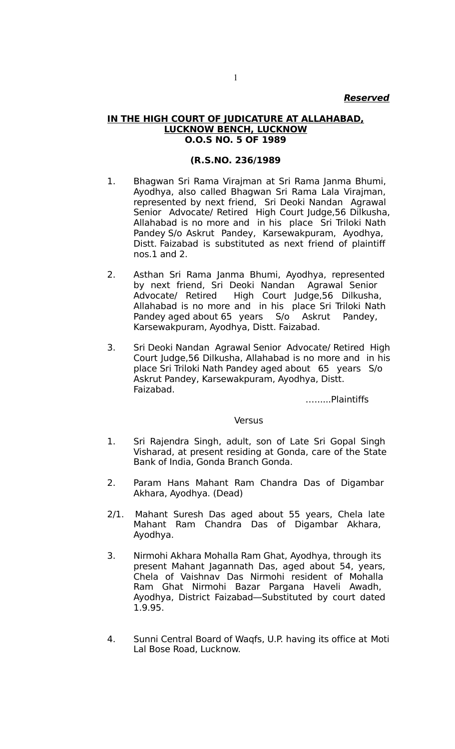***Reserved***

**IN THE HIGH COURT OF JUDICATURE AT ALLAHABAD, LUCKNOW BENCH, LUCKNOW**
**O.O.S NO. 5 OF 1989**

**(R.S.NO. 236/1989**

1. Bhagwan Sri Rama Virajman at Sri Rama Janma Bhumi, Ayodhya, also called Bhagwan Sri Rama Lala Virajman, represented by next friend, Sri Deoki Nandan Agrawal Senior Advocate/ Retired High Court Judge,56 Dilkusha, Allahabad is no more and in his place Sri Triloki Nath Pandey S/o Askrut Pandey, Karsewakpuram, Ayodhya, Distt. Faizabad is substituted as next friend of plaintiff nos.1 and 2.

2. Asthan Sri Rama Janma Bhumi, Ayodhya, represented by next friend, Sri Deoki Nandan Agrawal Senior Advocate/ Retired High Court Judge,56 Dilkusha, Allahabad is no more and in his place Sri Triloki Nath Pandey aged about 65 years S/o Askrut Pandey, Karsewakpuram, Ayodhya, Distt. Faizabad.

3. Sri Deoki Nandan Agrawal Senior Advocate/ Retired High Court Judge,56 Dilkusha, Allahabad is no more and in his place Sri Triloki Nath Pandey aged about 65 years S/o Askrut Pandey, Karsewakpuram, Ayodhya, Distt. Faizabad.

……...Plaintiffs

Versus

1. Sri Rajendra Singh, adult, son of Late Sri Gopal Singh Visharad, at present residing at Gonda, care of the State Bank of India, Gonda Branch Gonda.

2. Param Hans Mahant Ram Chandra Das of Digambar Akhara, Ayodhya. (Dead)

2/1. Mahant Suresh Das aged about 55 years, Chela late Mahant Ram Chandra Das of Digambar Akhara, Ayodhya.

3. Nirmohi Akhara Mohalla Ram Ghat, Ayodhya, through its present Mahant Jagannath Das, aged about 54, years, Chela of Vaishnav Das Nirmohi resident of Mohalla Ram Ghat Nirmohi Bazar Pargana Haveli Awadh, Ayodhya, District Faizabad—Substituted by court dated 1.9.95.

4. Sunni Central Board of Waqfs, U.P. having its office at Moti Lal Bose Road, Lucknow.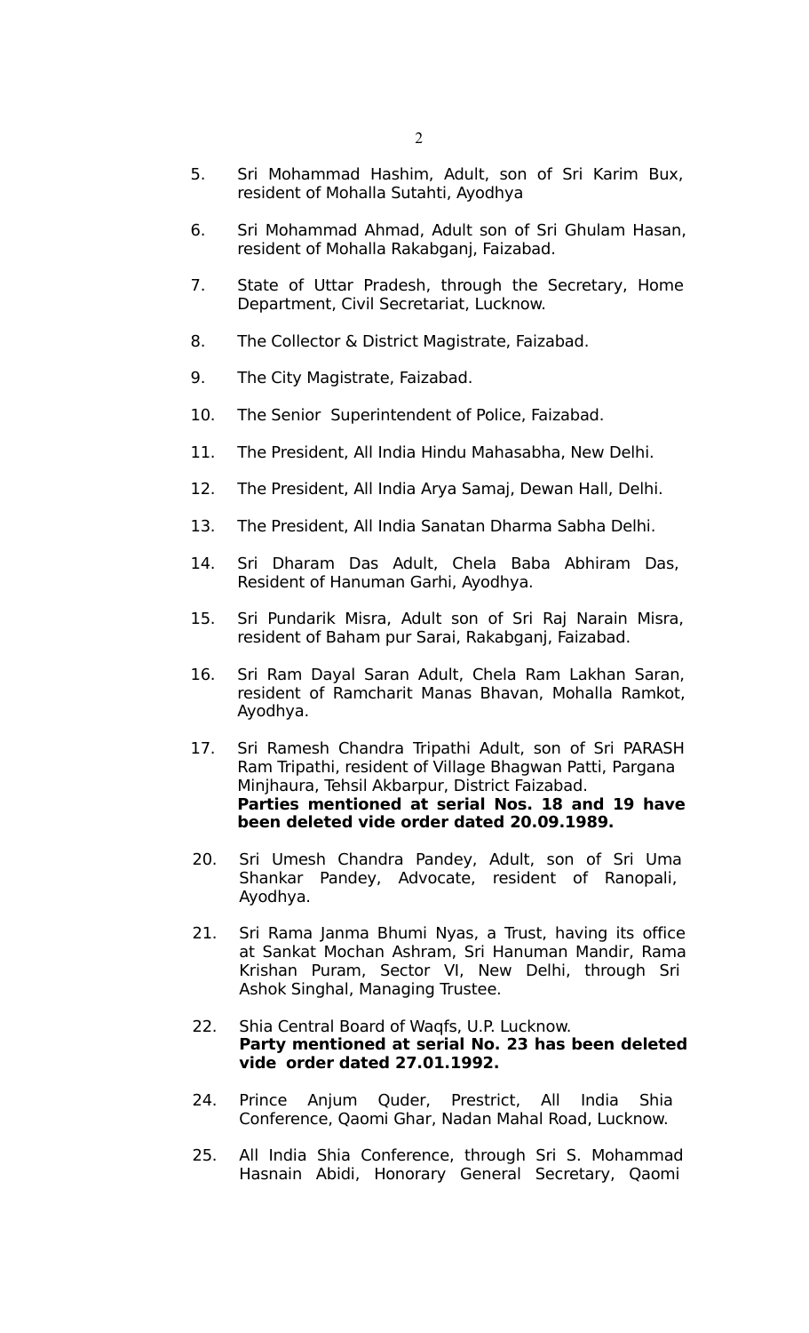5. Sri Mohammad Hashim, Adult, son of Sri Karim Bux, resident of Mohalla Sutahti, Ayodhya

6. Sri Mohammad Ahmad, Adult son of Sri Ghulam Hasan, resident of Mohalla Rakabganj, Faizabad.

7. State of Uttar Pradesh, through the Secretary, Home Department, Civil Secretariat, Lucknow.

8. The Collector & District Magistrate, Faizabad.

9. The City Magistrate, Faizabad.

10. The Senior Superintendent of Police, Faizabad.

11. The President, All India Hindu Mahasabha, New Delhi.

12. The President, All India Arya Samaj, Dewan Hall, Delhi.

13. The President, All India Sanatan Dharma Sabha Delhi.

14. Sri Dharam Das Adult, Chela Baba Abhiram Das, Resident of Hanuman Garhi, Ayodhya.

15. Sri Pundarik Misra, Adult son of Sri Raj Narain Misra, resident of Baham pur Sarai, Rakabganj, Faizabad.

16. Sri Ram Dayal Saran Adult, Chela Ram Lakhan Saran, resident of Ramcharit Manas Bhavan, Mohalla Ramkot, Ayodhya.

17. Sri Ramesh Chandra Tripathi Adult, son of Sri PARASH Ram Tripathi, resident of Village Bhagwan Patti, Pargana Minjhaura, Tehsil Akbarpur, District Faizabad.
**Parties mentioned at serial Nos. 18 and 19 have been deleted vide order dated 20.09.1989.**

20. Sri Umesh Chandra Pandey, Adult, son of Sri Uma Shankar Pandey, Advocate, resident of Ranopali, Ayodhya.

21. Sri Rama Janma Bhumi Nyas, a Trust, having its office at Sankat Mochan Ashram, Sri Hanuman Mandir, Rama Krishan Puram, Sector VI, New Delhi, through Sri Ashok Singhal, Managing Trustee.

22. Shia Central Board of Waqfs, U.P. Lucknow.
**Party mentioned at serial No. 23 has been deleted vide order dated 27.01.1992.**

24. Prince Anjum Quder, Prestrict, All India Shia Conference, Qaomi Ghar, Nadan Mahal Road, Lucknow.

25. All India Shia Conference, through Sri S. Mohammad Hasnain Abidi, Honorary General Secretary, Qaomi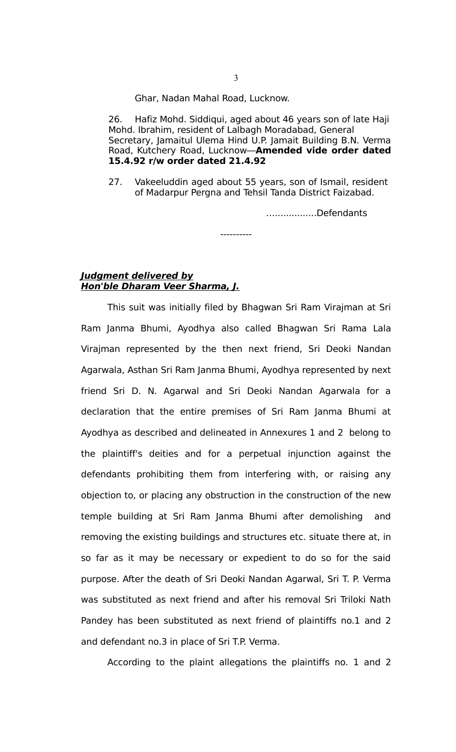Ghar, Nadan Mahal Road, Lucknow.

26. Hafiz Mohd. Siddiqui, aged about 46 years son of late Haji Mohd. Ibrahim, resident of Lalbagh Moradabad, General Secretary, Jamaitul Ulema Hind U.P. Jamait Building B.N. Verma Road, Kutchery Road, Lucknow—**Amended vide order dated 15.4.92 r/w order dated 21.4.92**

27. Vakeeluddin aged about 55 years, son of Ismail, resident of Madarpur Pergna and Tehsil Tanda District Faizabad.

……………..Defendants

----------

***Judgment delivered by***
***Hon'ble Dharam Veer Sharma, J.***

This suit was initially filed by Bhagwan Sri Ram Virajman at Sri Ram Janma Bhumi, Ayodhya also called Bhagwan Sri Rama Lala Virajman represented by the then next friend, Sri Deoki Nandan Agarwala, Asthan Sri Ram Janma Bhumi, Ayodhya represented by next friend Sri D. N. Agarwal and Sri Deoki Nandan Agarwala for a declaration that the entire premises of Sri Ram Janma Bhumi at Ayodhya as described and delineated in Annexures 1 and 2 belong to the plaintiff's deities and for a perpetual injunction against the defendants prohibiting them from interfering with, or raising any objection to, or placing any obstruction in the construction of the new temple building at Sri Ram Janma Bhumi after demolishing and removing the existing buildings and structures etc. situate there at, in so far as it may be necessary or expedient to do so for the said purpose. After the death of Sri Deoki Nandan Agarwal, Sri T. P. Verma was substituted as next friend and after his removal Sri Triloki Nath Pandey has been substituted as next friend of plaintiffs no.1 and 2 and defendant no.3 in place of Sri T.P. Verma.

According to the plaint allegations the plaintiffs no. 1 and 2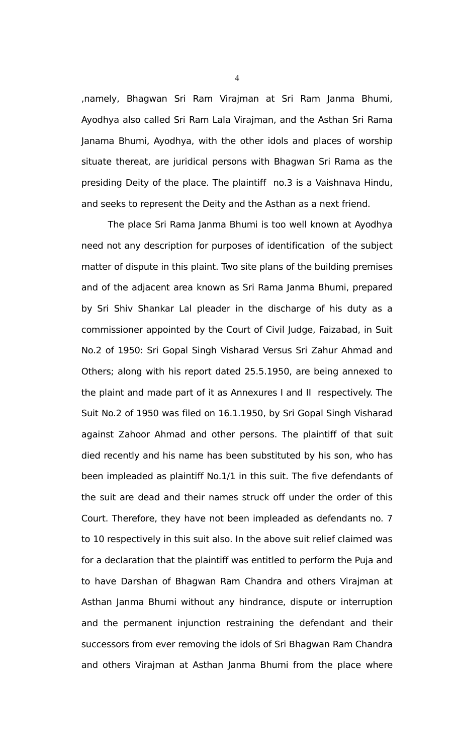,namely, Bhagwan Sri Ram Virajman at Sri Ram Janma Bhumi, Ayodhya also called Sri Ram Lala Virajman, and the Asthan Sri Rama Janama Bhumi, Ayodhya, with the other idols and places of worship situate thereat, are juridical persons with Bhagwan Sri Rama as the presiding Deity of the place. The plaintiff no.3 is a Vaishnava Hindu, and seeks to represent the Deity and the Asthan as a next friend.

The place Sri Rama Janma Bhumi is too well known at Ayodhya need not any description for purposes of identification of the subject matter of dispute in this plaint. Two site plans of the building premises and of the adjacent area known as Sri Rama Janma Bhumi, prepared by Sri Shiv Shankar Lal pleader in the discharge of his duty as a commissioner appointed by the Court of Civil Judge, Faizabad, in Suit No.2 of 1950: Sri Gopal Singh Visharad Versus Sri Zahur Ahmad and Others; along with his report dated 25.5.1950, are being annexed to the plaint and made part of it as Annexures I and II respectively. The Suit No.2 of 1950 was filed on 16.1.1950, by Sri Gopal Singh Visharad against Zahoor Ahmad and other persons. The plaintiff of that suit died recently and his name has been substituted by his son, who has been impleaded as plaintiff No.1/1 in this suit. The five defendants of the suit are dead and their names struck off under the order of this Court. Therefore, they have not been impleaded as defendants no. 7 to 10 respectively in this suit also. In the above suit relief claimed was for a declaration that the plaintiff was entitled to perform the Puja and to have Darshan of Bhagwan Ram Chandra and others Virajman at Asthan Janma Bhumi without any hindrance, dispute or interruption and the permanent injunction restraining the defendant and their successors from ever removing the idols of Sri Bhagwan Ram Chandra and others Virajman at Asthan Janma Bhumi from the place where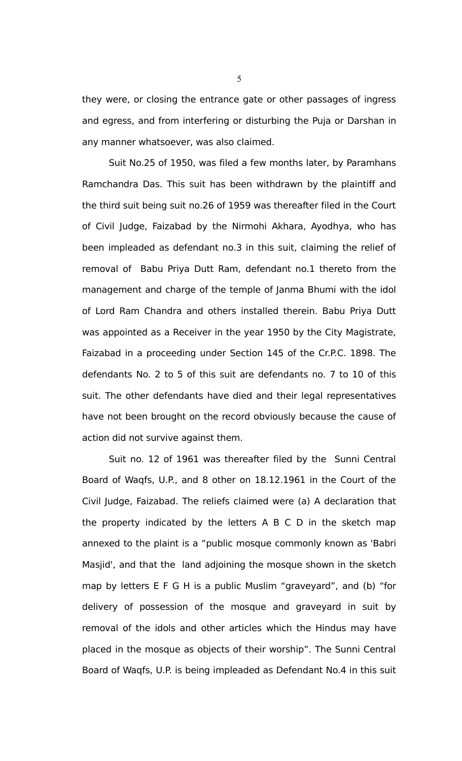they were, or closing the entrance gate or other passages of ingress and egress, and from interfering or disturbing the Puja or Darshan in any manner whatsoever, was also claimed.

Suit No.25 of 1950, was filed a few months later, by Paramhans Ramchandra Das. This suit has been withdrawn by the plaintiff and the third suit being suit no.26 of 1959 was thereafter filed in the Court of Civil Judge, Faizabad by the Nirmohi Akhara, Ayodhya, who has been impleaded as defendant no.3 in this suit, claiming the relief of removal of  Babu Priya Dutt Ram, defendant no.1 thereto from the management and charge of the temple of Janma Bhumi with the idol of Lord Ram Chandra and others installed therein. Babu Priya Dutt was appointed as a Receiver in the year 1950 by the City Magistrate, Faizabad in a proceeding under Section 145 of the Cr.P.C. 1898. The defendants No. 2 to 5 of this suit are defendants no. 7 to 10 of this suit. The other defendants have died and their legal representatives have not been brought on the record obviously because the cause of action did not survive against them.

Suit no. 12 of 1961 was thereafter filed by the  Sunni Central Board of Waqfs, U.P., and 8 other on 18.12.1961 in the Court of the Civil Judge, Faizabad. The reliefs claimed were (a) A declaration that the property indicated by the letters A B C D in the sketch map annexed to the plaint is a "public mosque commonly known as 'Babri Masjid', and that the  land adjoining the mosque shown in the sketch map by letters E F G H is a public Muslim "graveyard", and (b) "for delivery of possession of the mosque and graveyard in suit by removal of the idols and other articles which the Hindus may have placed in the mosque as objects of their worship". The Sunni Central Board of Waqfs, U.P. is being impleaded as Defendant No.4 in this suit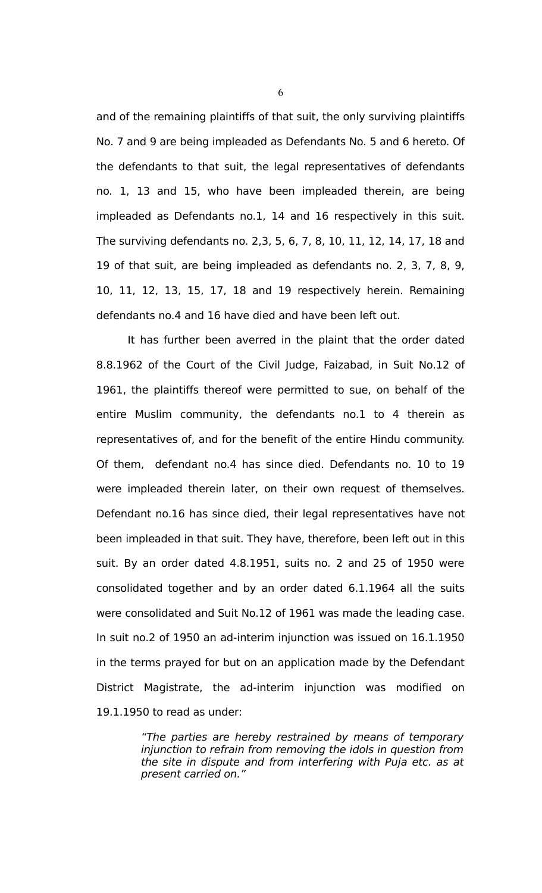and of the remaining plaintiffs of that suit, the only surviving plaintiffs No. 7 and 9 are being impleaded as Defendants No. 5 and 6 hereto. Of the defendants to that suit, the legal representatives of defendants no. 1, 13 and 15, who have been impleaded therein, are being impleaded as Defendants no.1, 14 and 16 respectively in this suit. The surviving defendants no. 2,3, 5, 6, 7, 8, 10, 11, 12, 14, 17, 18 and 19 of that suit, are being impleaded as defendants no. 2, 3, 7, 8, 9, 10, 11, 12, 13, 15, 17, 18 and 19 respectively herein. Remaining defendants no.4 and 16 have died and have been left out.

It has further been averred in the plaint that the order dated 8.8.1962 of the Court of the Civil Judge, Faizabad, in Suit No.12 of 1961, the plaintiffs thereof were permitted to sue, on behalf of the entire Muslim community, the defendants no.1 to 4 therein as representatives of, and for the benefit of the entire Hindu community. Of them, defendant no.4 has since died. Defendants no. 10 to 19 were impleaded therein later, on their own request of themselves. Defendant no.16 has since died, their legal representatives have not been impleaded in that suit. They have, therefore, been left out in this suit. By an order dated 4.8.1951, suits no. 2 and 25 of 1950 were consolidated together and by an order dated 6.1.1964 all the suits were consolidated and Suit No.12 of 1961 was made the leading case. In suit no.2 of 1950 an ad-interim injunction was issued on 16.1.1950 in the terms prayed for but on an application made by the Defendant District Magistrate, the ad-interim injunction was modified on 19.1.1950 to read as under:

> *"The parties are hereby restrained by means of temporary injunction to refrain from removing the idols in question from the site in dispute and from interfering with Puja etc. as at present carried on."*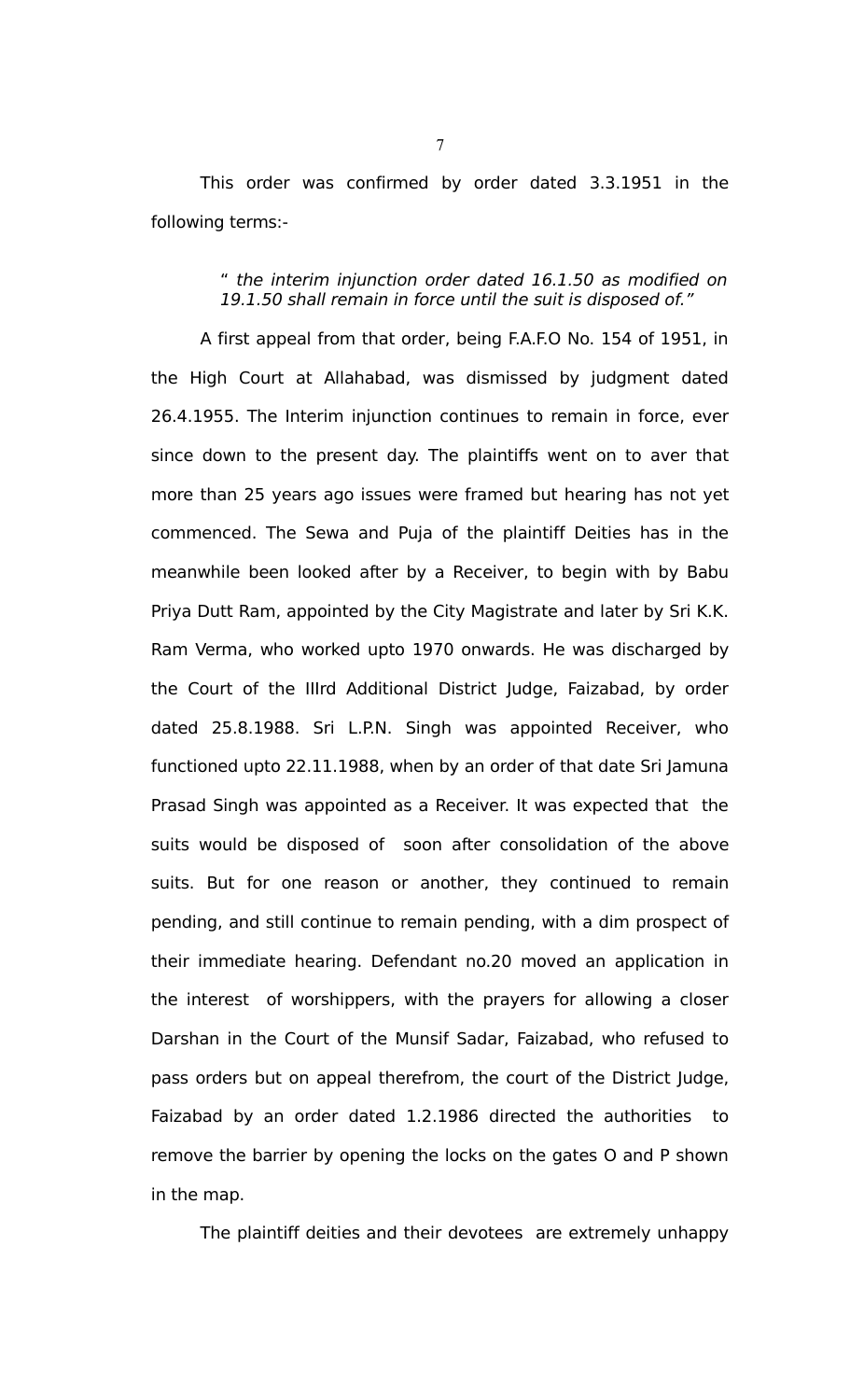This order was confirmed by order dated 3.3.1951 in the following terms:-

> " *the interim injunction order dated 16.1.50 as modified on 19.1.50 shall remain in force until the suit is disposed of.*"

A first appeal from that order, being F.A.F.O No. 154 of 1951, in the High Court at Allahabad, was dismissed by judgment dated 26.4.1955. The Interim injunction continues to remain in force, ever since down to the present day. The plaintiffs went on to aver that more than 25 years ago issues were framed but hearing has not yet commenced. The Sewa and Puja of the plaintiff Deities has in the meanwhile been looked after by a Receiver, to begin with by Babu Priya Dutt Ram, appointed by the City Magistrate and later by Sri K.K. Ram Verma, who worked upto 1970 onwards. He was discharged by the Court of the IIIrd Additional District Judge, Faizabad, by order dated 25.8.1988. Sri L.P.N. Singh was appointed Receiver, who functioned upto 22.11.1988, when by an order of that date Sri Jamuna Prasad Singh was appointed as a Receiver. It was expected that the suits would be disposed of soon after consolidation of the above suits. But for one reason or another, they continued to remain pending, and still continue to remain pending, with a dim prospect of their immediate hearing. Defendant no.20 moved an application in the interest of worshippers, with the prayers for allowing a closer Darshan in the Court of the Munsif Sadar, Faizabad, who refused to pass orders but on appeal therefrom, the court of the District Judge, Faizabad by an order dated 1.2.1986 directed the authorities to remove the barrier by opening the locks on the gates O and P shown in the map.

The plaintiff deities and their devotees are extremely unhappy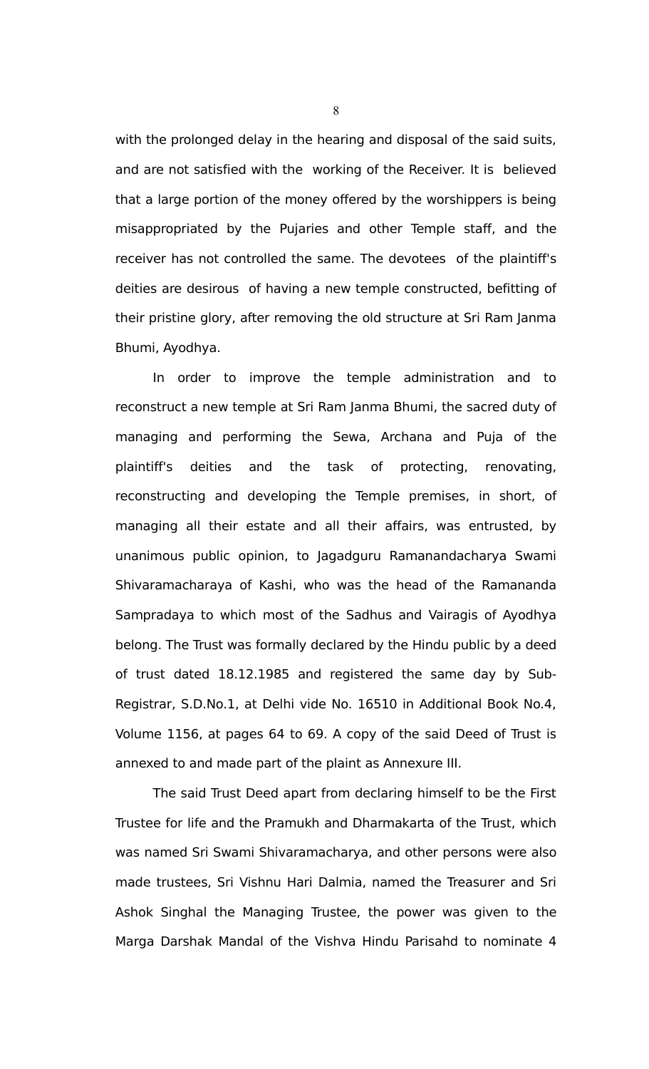with the prolonged delay in the hearing and disposal of the said suits, and are not satisfied with the working of the Receiver. It is believed that a large portion of the money offered by the worshippers is being misappropriated by the Pujaries and other Temple staff, and the receiver has not controlled the same. The devotees of the plaintiff's deities are desirous of having a new temple constructed, befitting of their pristine glory, after removing the old structure at Sri Ram Janma Bhumi, Ayodhya.

In order to improve the temple administration and to reconstruct a new temple at Sri Ram Janma Bhumi, the sacred duty of managing and performing the Sewa, Archana and Puja of the plaintiff's deities and the task of protecting, renovating, reconstructing and developing the Temple premises, in short, of managing all their estate and all their affairs, was entrusted, by unanimous public opinion, to Jagadguru Ramanandacharya Swami Shivaramacharaya of Kashi, who was the head of the Ramananda Sampradaya to which most of the Sadhus and Vairagis of Ayodhya belong. The Trust was formally declared by the Hindu public by a deed of trust dated 18.12.1985 and registered the same day by Sub-Registrar, S.D.No.1, at Delhi vide No. 16510 in Additional Book No.4, Volume 1156, at pages 64 to 69. A copy of the said Deed of Trust is annexed to and made part of the plaint as Annexure III.

The said Trust Deed apart from declaring himself to be the First Trustee for life and the Pramukh and Dharmakarta of the Trust, which was named Sri Swami Shivaramacharya, and other persons were also made trustees, Sri Vishnu Hari Dalmia, named the Treasurer and Sri Ashok Singhal the Managing Trustee, the power was given to the Marga Darshak Mandal of the Vishva Hindu Parisahd to nominate 4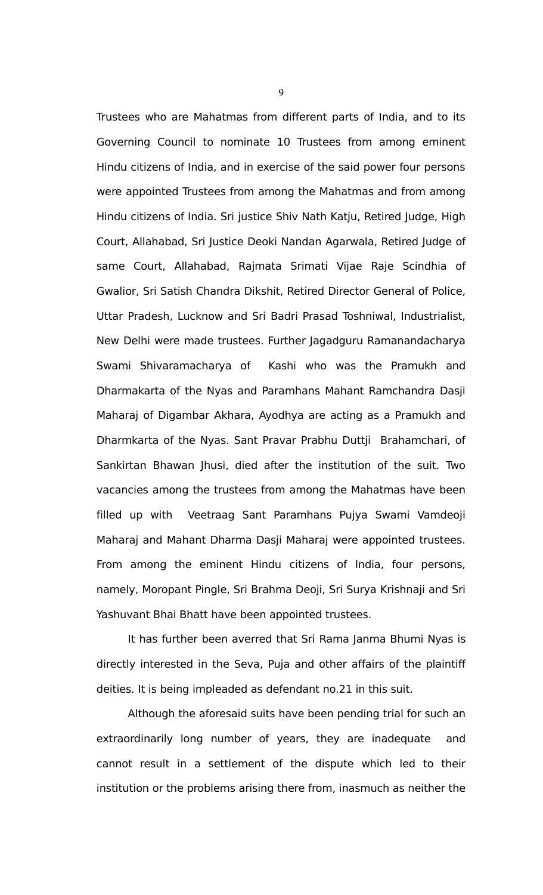Trustees who are Mahatmas from different parts of India, and to its Governing Council to nominate 10 Trustees from among eminent Hindu citizens of India, and in exercise of the said power four persons were appointed Trustees from among the Mahatmas and from among Hindu citizens of India. Sri justice Shiv Nath Katju, Retired Judge, High Court, Allahabad, Sri Justice Deoki Nandan Agarwala, Retired Judge of same Court, Allahabad, Rajmata Srimati Vijae Raje Scindhia of Gwalior, Sri Satish Chandra Dikshit, Retired Director General of Police, Uttar Pradesh, Lucknow and Sri Badri Prasad Toshniwal, Industrialist, New Delhi were made trustees. Further Jagadguru Ramanandacharya Swami Shivaramacharya of Kashi who was the Pramukh and Dharmakarta of the Nyas and Paramhans Mahant Ramchandra Dasji Maharaj of Digambar Akhara, Ayodhya are acting as a Pramukh and Dharmkarta of the Nyas. Sant Pravar Prabhu Duttji Brahamchari, of Sankirtan Bhawan Jhusi, died after the institution of the suit. Two vacancies among the trustees from among the Mahatmas have been filled up with Veetraag Sant Paramhans Pujya Swami Vamdeoji Maharaj and Mahant Dharma Dasji Maharaj were appointed trustees. From among the eminent Hindu citizens of India, four persons, namely, Moropant Pingle, Sri Brahma Deoji, Sri Surya Krishnaji and Sri Yashuvant Bhai Bhatt have been appointed trustees.

It has further been averred that Sri Rama Janma Bhumi Nyas is directly interested in the Seva, Puja and other affairs of the plaintiff deities. It is being impleaded as defendant no.21 in this suit.

Although the aforesaid suits have been pending trial for such an extraordinarily long number of years, they are inadequate and cannot result in a settlement of the dispute which led to their institution or the problems arising there from, inasmuch as neither the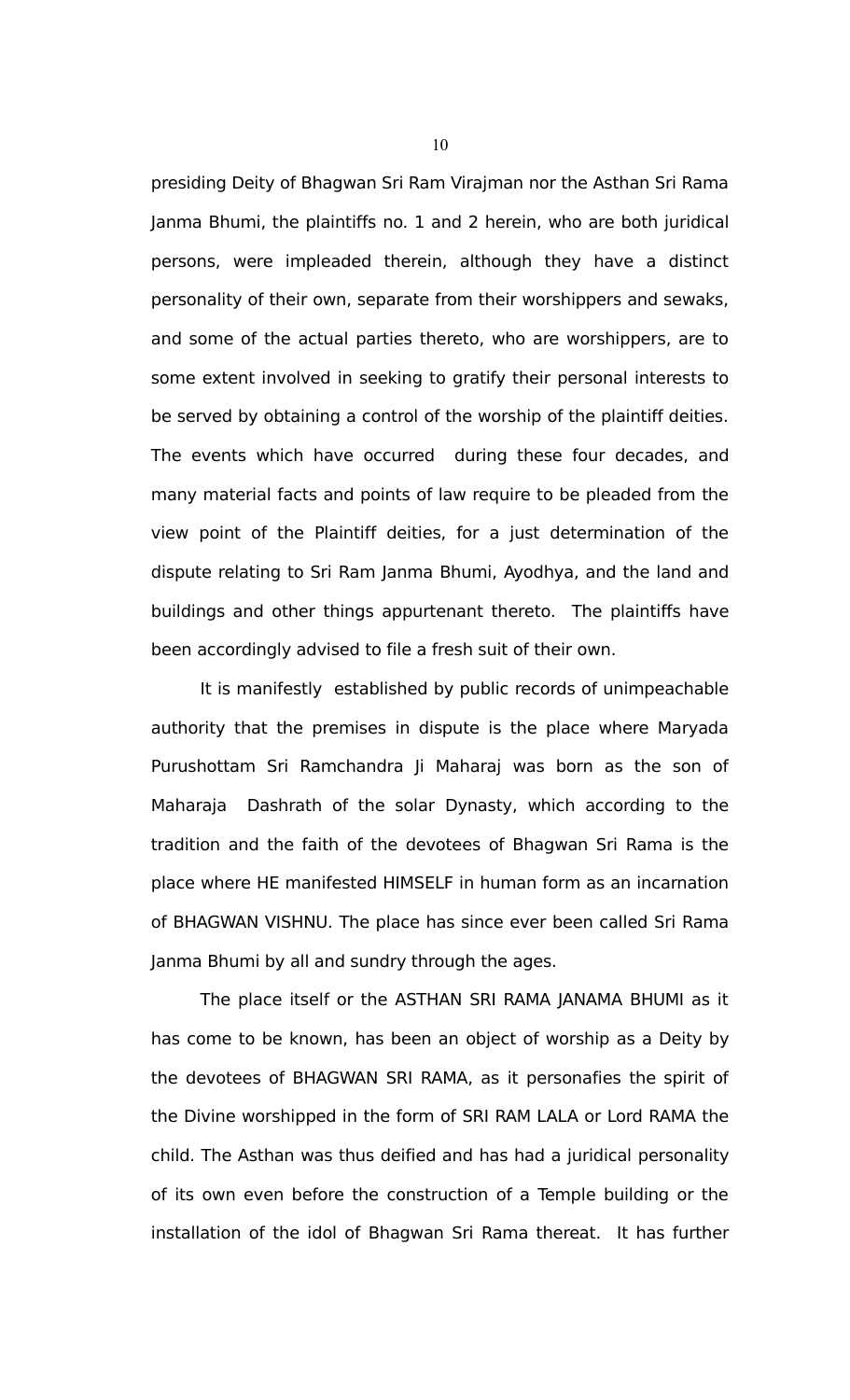presiding Deity of Bhagwan Sri Ram Virajman nor the Asthan Sri Rama Janma Bhumi, the plaintiffs no. 1 and 2 herein, who are both juridical persons, were impleaded therein, although they have a distinct personality of their own, separate from their worshippers and sewaks, and some of the actual parties thereto, who are worshippers, are to some extent involved in seeking to gratify their personal interests to be served by obtaining a control of the worship of the plaintiff deities. The events which have occurred during these four decades, and many material facts and points of law require to be pleaded from the view point of the Plaintiff deities, for a just determination of the dispute relating to Sri Ram Janma Bhumi, Ayodhya, and the land and buildings and other things appurtenant thereto. The plaintiffs have been accordingly advised to file a fresh suit of their own.

It is manifestly established by public records of unimpeachable authority that the premises in dispute is the place where Maryada Purushottam Sri Ramchandra Ji Maharaj was born as the son of Maharaja Dashrath of the solar Dynasty, which according to the tradition and the faith of the devotees of Bhagwan Sri Rama is the place where HE manifested HIMSELF in human form as an incarnation of BHAGWAN VISHNU. The place has since ever been called Sri Rama Janma Bhumi by all and sundry through the ages.

The place itself or the ASTHAN SRI RAMA JANAMA BHUMI as it has come to be known, has been an object of worship as a Deity by the devotees of BHAGWAN SRI RAMA, as it personafies the spirit of the Divine worshipped in the form of SRI RAM LALA or Lord RAMA the child. The Asthan was thus deified and has had a juridical personality of its own even before the construction of a Temple building or the installation of the idol of Bhagwan Sri Rama thereat. It has further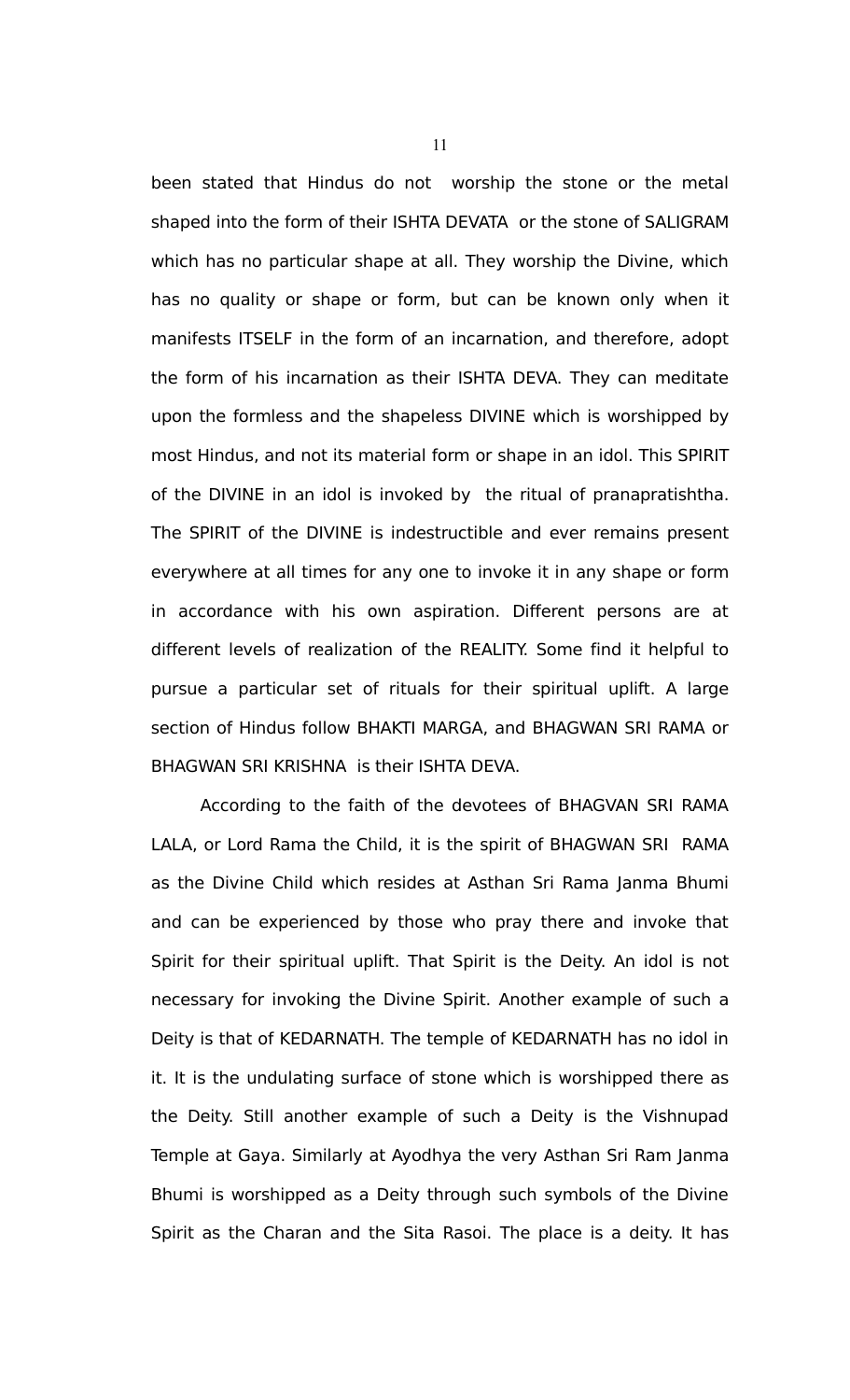been stated that Hindus do not worship the stone or the metal shaped into the form of their ISHTA DEVATA or the stone of SALIGRAM which has no particular shape at all. They worship the Divine, which has no quality or shape or form, but can be known only when it manifests ITSELF in the form of an incarnation, and therefore, adopt the form of his incarnation as their ISHTA DEVA. They can meditate upon the formless and the shapeless DIVINE which is worshipped by most Hindus, and not its material form or shape in an idol. This SPIRIT of the DIVINE in an idol is invoked by the ritual of pranapratishtha. The SPIRIT of the DIVINE is indestructible and ever remains present everywhere at all times for any one to invoke it in any shape or form in accordance with his own aspiration. Different persons are at different levels of realization of the REALITY. Some find it helpful to pursue a particular set of rituals for their spiritual uplift. A large section of Hindus follow BHAKTI MARGA, and BHAGWAN SRI RAMA or BHAGWAN SRI KRISHNA is their ISHTA DEVA.

According to the faith of the devotees of BHAGVAN SRI RAMA LALA, or Lord Rama the Child, it is the spirit of BHAGWAN SRI RAMA as the Divine Child which resides at Asthan Sri Rama Janma Bhumi and can be experienced by those who pray there and invoke that Spirit for their spiritual uplift. That Spirit is the Deity. An idol is not necessary for invoking the Divine Spirit. Another example of such a Deity is that of KEDARNATH. The temple of KEDARNATH has no idol in it. It is the undulating surface of stone which is worshipped there as the Deity. Still another example of such a Deity is the Vishnupad Temple at Gaya. Similarly at Ayodhya the very Asthan Sri Ram Janma Bhumi is worshipped as a Deity through such symbols of the Divine Spirit as the Charan and the Sita Rasoi. The place is a deity. It has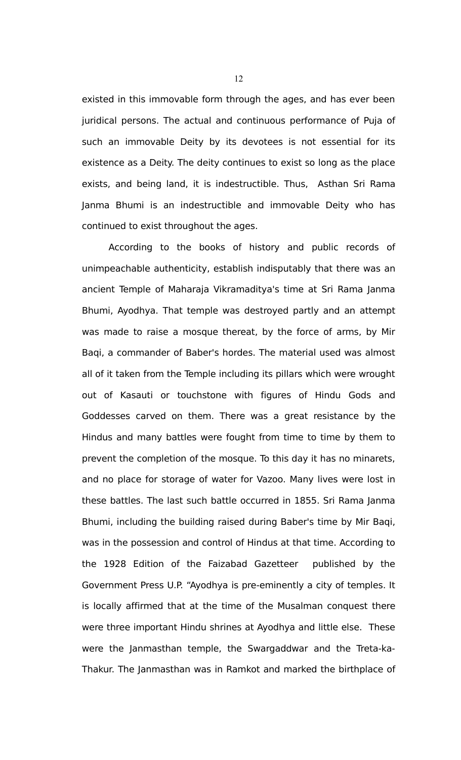existed in this immovable form through the ages, and has ever been juridical persons. The actual and continuous performance of Puja of such an immovable Deity by its devotees is not essential for its existence as a Deity. The deity continues to exist so long as the place exists, and being land, it is indestructible. Thus, Asthan Sri Rama Janma Bhumi is an indestructible and immovable Deity who has continued to exist throughout the ages.

According to the books of history and public records of unimpeachable authenticity, establish indisputably that there was an ancient Temple of Maharaja Vikramaditya's time at Sri Rama Janma Bhumi, Ayodhya. That temple was destroyed partly and an attempt was made to raise a mosque thereat, by the force of arms, by Mir Baqi, a commander of Baber's hordes. The material used was almost all of it taken from the Temple including its pillars which were wrought out of Kasauti or touchstone with figures of Hindu Gods and Goddesses carved on them. There was a great resistance by the Hindus and many battles were fought from time to time by them to prevent the completion of the mosque. To this day it has no minarets, and no place for storage of water for Vazoo. Many lives were lost in these battles. The last such battle occurred in 1855. Sri Rama Janma Bhumi, including the building raised during Baber's time by Mir Baqi, was in the possession and control of Hindus at that time. According to the 1928 Edition of the Faizabad Gazetteer published by the Government Press U.P. "Ayodhya is pre-eminently a city of temples. It is locally affirmed that at the time of the Musalman conquest there were three important Hindu shrines at Ayodhya and little else. These were the Janmasthan temple, the Swargaddwar and the Treta-ka-Thakur. The Janmasthan was in Ramkot and marked the birthplace of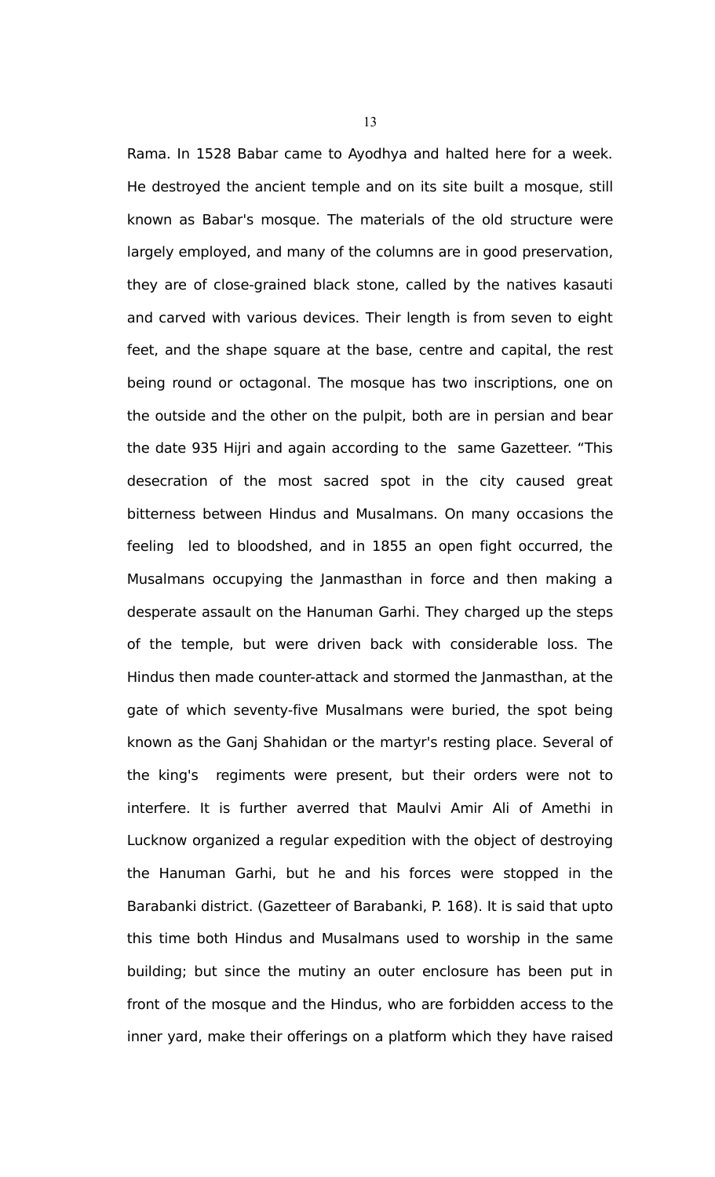Rama. In 1528 Babar came to Ayodhya and halted here for a week. He destroyed the ancient temple and on its site built a mosque, still known as Babar's mosque. The materials of the old structure were largely employed, and many of the columns are in good preservation, they are of close-grained black stone, called by the natives kasauti and carved with various devices. Their length is from seven to eight feet, and the shape square at the base, centre and capital, the rest being round or octagonal. The mosque has two inscriptions, one on the outside and the other on the pulpit, both are in persian and bear the date 935 Hijri and again according to the same Gazetteer. "This desecration of the most sacred spot in the city caused great bitterness between Hindus and Musalmans. On many occasions the feeling led to bloodshed, and in 1855 an open fight occurred, the Musalmans occupying the Janmasthan in force and then making a desperate assault on the Hanuman Garhi. They charged up the steps of the temple, but were driven back with considerable loss. The Hindus then made counter-attack and stormed the Janmasthan, at the gate of which seventy-five Musalmans were buried, the spot being known as the Ganj Shahidan or the martyr's resting place. Several of the king's regiments were present, but their orders were not to interfere. It is further averred that Maulvi Amir Ali of Amethi in Lucknow organized a regular expedition with the object of destroying the Hanuman Garhi, but he and his forces were stopped in the Barabanki district. (Gazetteer of Barabanki, P. 168). It is said that upto this time both Hindus and Musalmans used to worship in the same building; but since the mutiny an outer enclosure has been put in front of the mosque and the Hindus, who are forbidden access to the inner yard, make their offerings on a platform which they have raised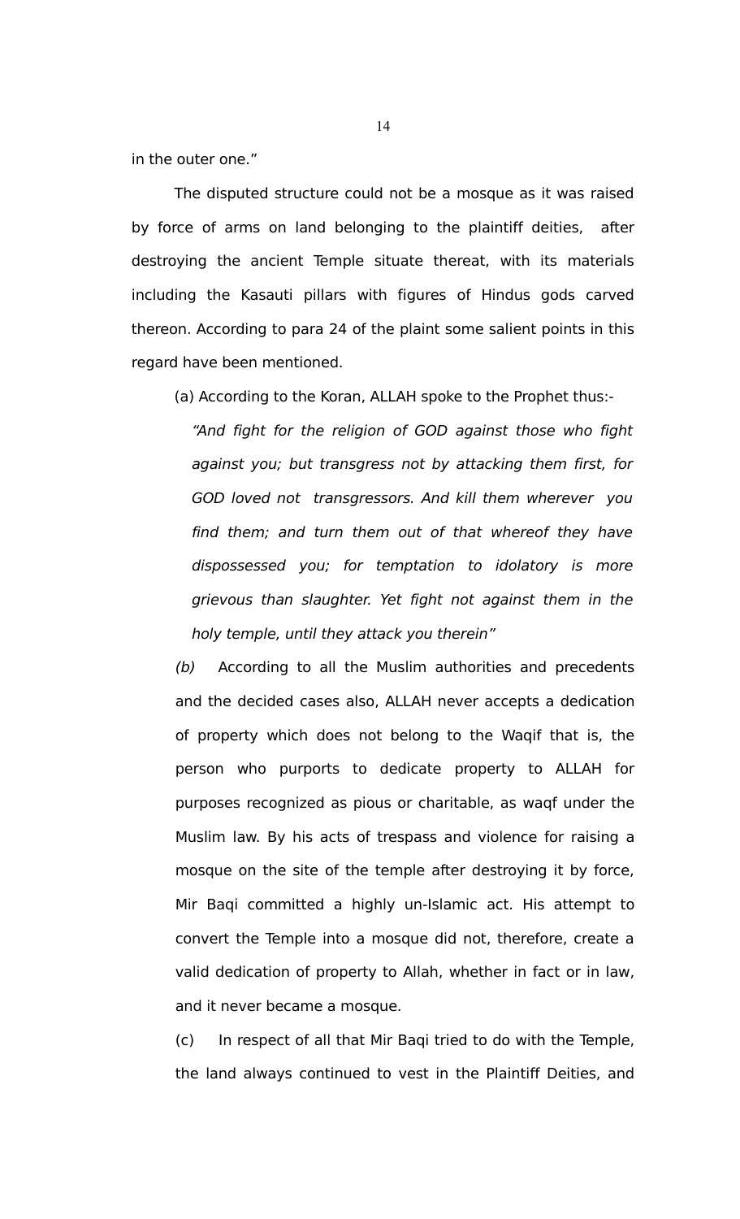in the outer one."

The disputed structure could not be a mosque as it was raised by force of arms on land belonging to the plaintiff deities, after destroying the ancient Temple situate thereat, with its materials including the Kasauti pillars with figures of Hindus gods carved thereon. According to para 24 of the plaint some salient points in this regard have been mentioned.

(a) According to the Koran, ALLAH spoke to the Prophet thus:-

> *"And fight for the religion of GOD against those who fight against you; but transgress not by attacking them first, for GOD loved not transgressors. And kill them wherever you find them; and turn them out of that whereof they have dispossessed you; for temptation to idolatory is more grievous than slaughter. Yet fight not against them in the holy temple, until they attack you therein"*

*(b)* According to all the Muslim authorities and precedents and the decided cases also, ALLAH never accepts a dedication of property which does not belong to the Waqif that is, the person who purports to dedicate property to ALLAH for purposes recognized as pious or charitable, as waqf under the Muslim law. By his acts of trespass and violence for raising a mosque on the site of the temple after destroying it by force, Mir Baqi committed a highly un-Islamic act. His attempt to convert the Temple into a mosque did not, therefore, create a valid dedication of property to Allah, whether in fact or in law, and it never became a mosque.

(c) In respect of all that Mir Baqi tried to do with the Temple, the land always continued to vest in the Plaintiff Deities, and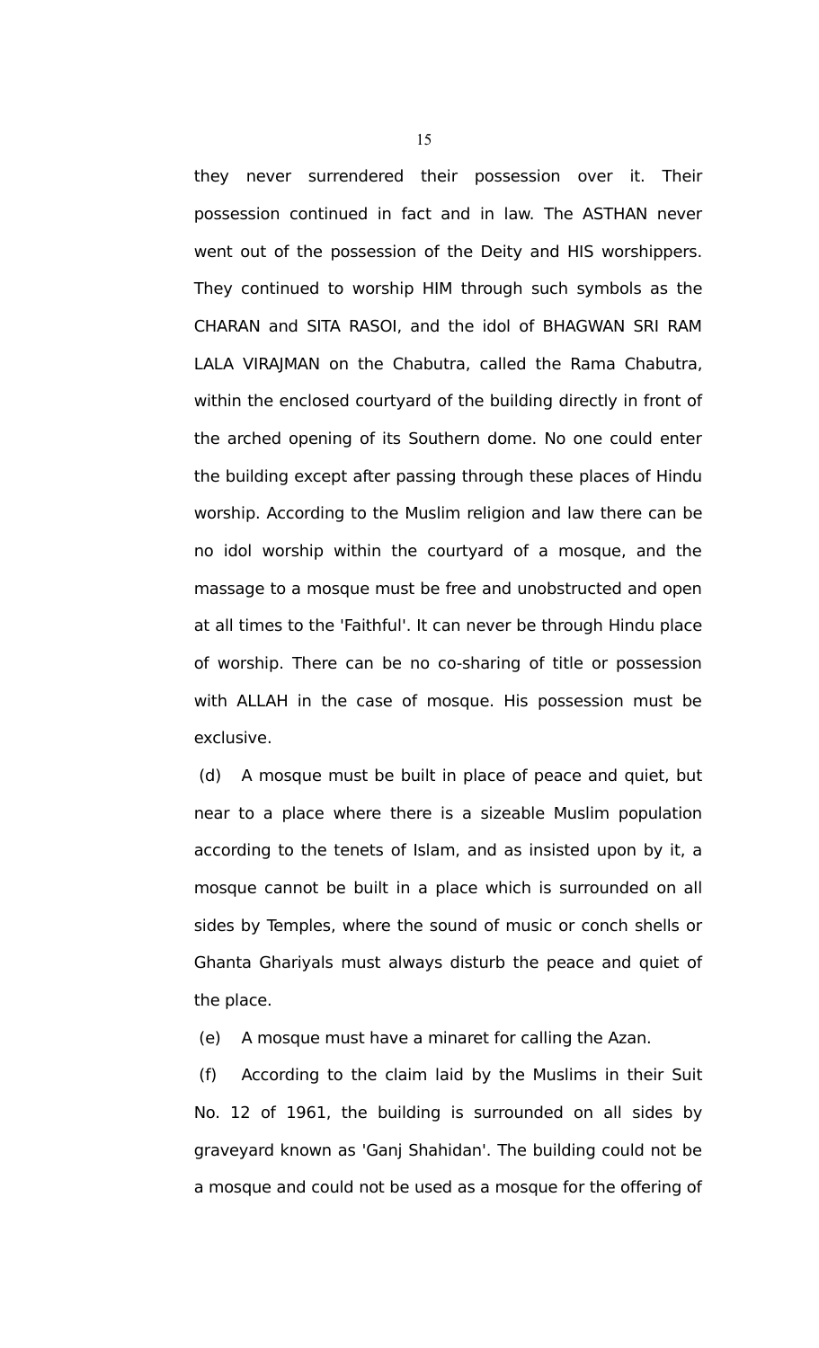they never surrendered their possession over it. Their possession continued in fact and in law. The ASTHAN never went out of the possession of the Deity and HIS worshippers. They continued to worship HIM through such symbols as the CHARAN and SITA RASOI, and the idol of BHAGWAN SRI RAM LALA VIRAJMAN on the Chabutra, called the Rama Chabutra, within the enclosed courtyard of the building directly in front of the arched opening of its Southern dome. No one could enter the building except after passing through these places of Hindu worship. According to the Muslim religion and law there can be no idol worship within the courtyard of a mosque, and the massage to a mosque must be free and unobstructed and open at all times to the 'Faithful'. It can never be through Hindu place of worship. There can be no co-sharing of title or possession with ALLAH in the case of mosque. His possession must be exclusive.

(d) A mosque must be built in place of peace and quiet, but near to a place where there is a sizeable Muslim population according to the tenets of Islam, and as insisted upon by it, a mosque cannot be built in a place which is surrounded on all sides by Temples, where the sound of music or conch shells or Ghanta Ghariyals must always disturb the peace and quiet of the place.

(e) A mosque must have a minaret for calling the Azan.

(f) According to the claim laid by the Muslims in their Suit No. 12 of 1961, the building is surrounded on all sides by graveyard known as 'Ganj Shahidan'. The building could not be a mosque and could not be used as a mosque for the offering of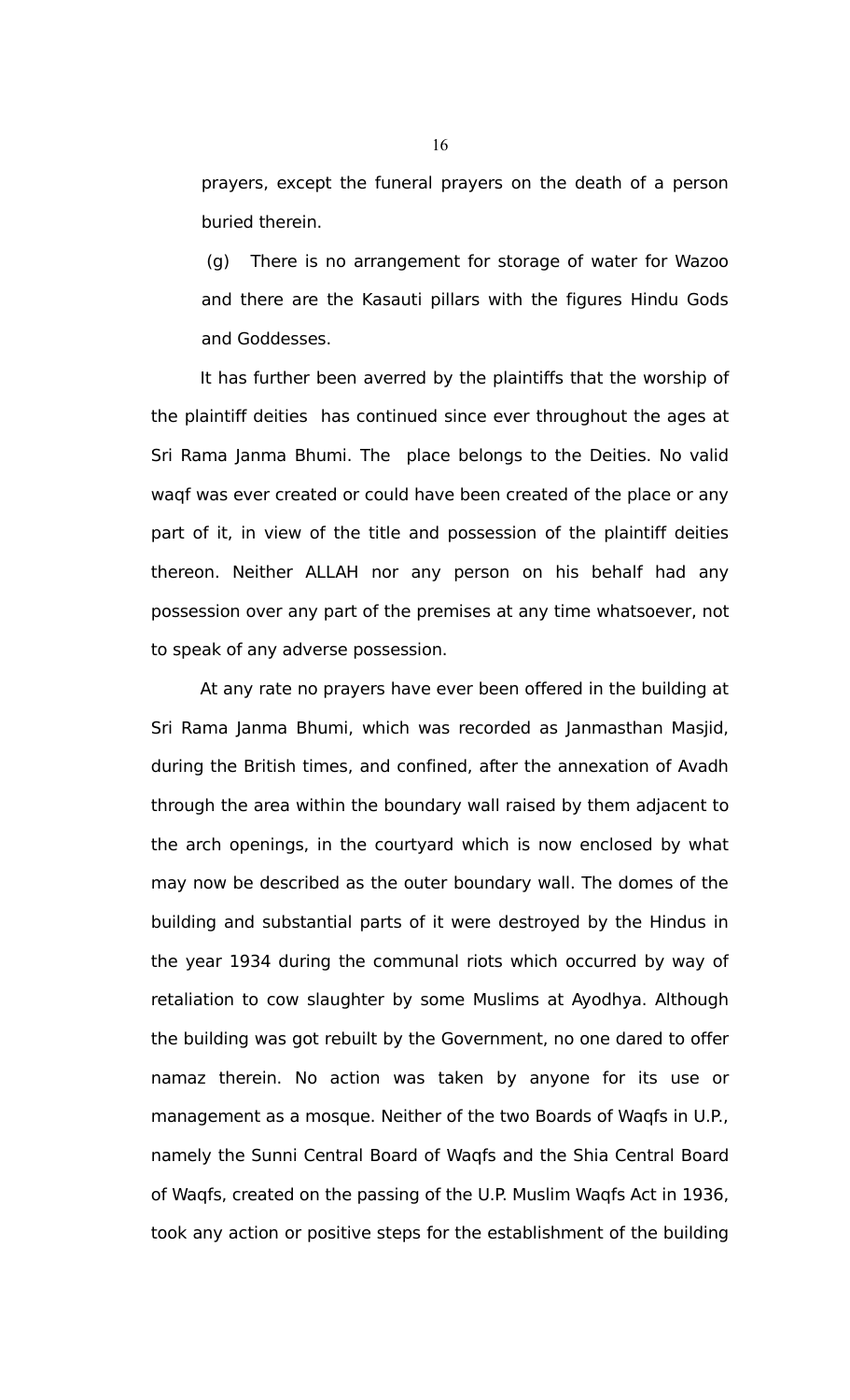prayers, except the funeral prayers on the death of a person buried therein.

(g) There is no arrangement for storage of water for Wazoo and there are the Kasauti pillars with the figures Hindu Gods and Goddesses.

It has further been averred by the plaintiffs that the worship of the plaintiff deities has continued since ever throughout the ages at Sri Rama Janma Bhumi. The place belongs to the Deities. No valid waqf was ever created or could have been created of the place or any part of it, in view of the title and possession of the plaintiff deities thereon. Neither ALLAH nor any person on his behalf had any possession over any part of the premises at any time whatsoever, not to speak of any adverse possession.

At any rate no prayers have ever been offered in the building at Sri Rama Janma Bhumi, which was recorded as Janmasthan Masjid, during the British times, and confined, after the annexation of Avadh through the area within the boundary wall raised by them adjacent to the arch openings, in the courtyard which is now enclosed by what may now be described as the outer boundary wall. The domes of the building and substantial parts of it were destroyed by the Hindus in the year 1934 during the communal riots which occurred by way of retaliation to cow slaughter by some Muslims at Ayodhya. Although the building was got rebuilt by the Government, no one dared to offer namaz therein. No action was taken by anyone for its use or management as a mosque. Neither of the two Boards of Waqfs in U.P., namely the Sunni Central Board of Waqfs and the Shia Central Board of Waqfs, created on the passing of the U.P. Muslim Waqfs Act in 1936, took any action or positive steps for the establishment of the building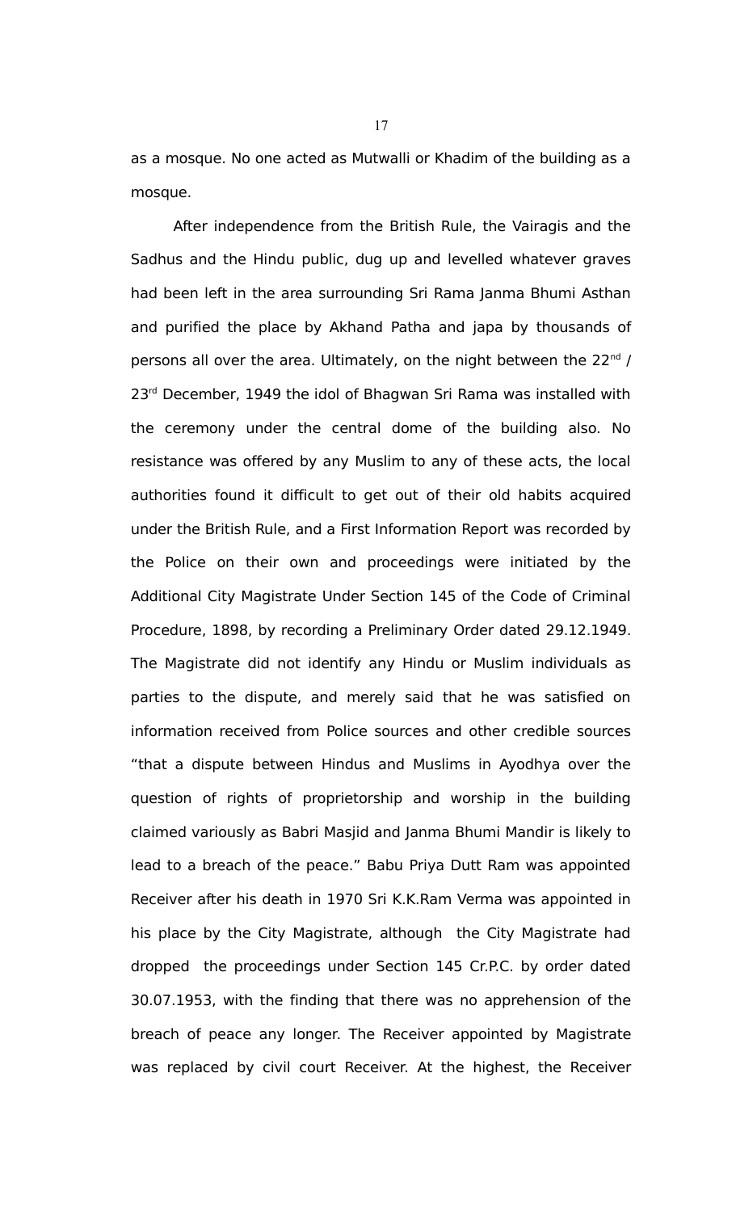as a mosque. No one acted as Mutwalli or Khadim of the building as a mosque.

After independence from the British Rule, the Vairagis and the Sadhus and the Hindu public, dug up and levelled whatever graves had been left in the area surrounding Sri Rama Janma Bhumi Asthan and purified the place by Akhand Patha and japa by thousands of persons all over the area. Ultimately, on the night between the 22nd / 23rd December, 1949 the idol of Bhagwan Sri Rama was installed with the ceremony under the central dome of the building also. No resistance was offered by any Muslim to any of these acts, the local authorities found it difficult to get out of their old habits acquired under the British Rule, and a First Information Report was recorded by the Police on their own and proceedings were initiated by the Additional City Magistrate Under Section 145 of the Code of Criminal Procedure, 1898, by recording a Preliminary Order dated 29.12.1949. The Magistrate did not identify any Hindu or Muslim individuals as parties to the dispute, and merely said that he was satisfied on information received from Police sources and other credible sources "that a dispute between Hindus and Muslims in Ayodhya over the question of rights of proprietorship and worship in the building claimed variously as Babri Masjid and Janma Bhumi Mandir is likely to lead to a breach of the peace." Babu Priya Dutt Ram was appointed Receiver after his death in 1970 Sri K.K.Ram Verma was appointed in his place by the City Magistrate, although the City Magistrate had dropped the proceedings under Section 145 Cr.P.C. by order dated 30.07.1953, with the finding that there was no apprehension of the breach of peace any longer. The Receiver appointed by Magistrate was replaced by civil court Receiver. At the highest, the Receiver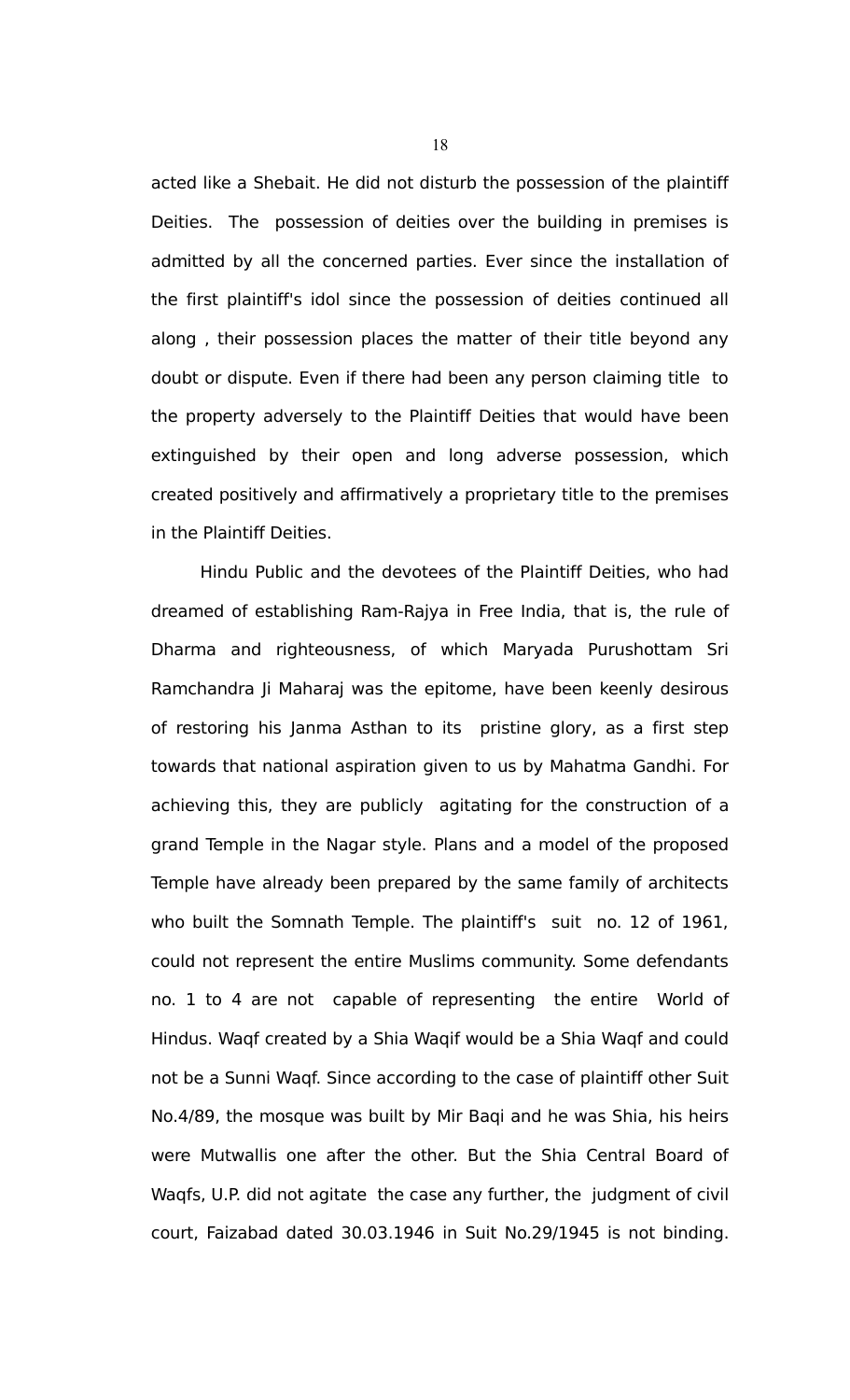acted like a Shebait. He did not disturb the possession of the plaintiff Deities. The possession of deities over the building in premises is admitted by all the concerned parties. Ever since the installation of the first plaintiff's idol since the possession of deities continued all along , their possession places the matter of their title beyond any doubt or dispute. Even if there had been any person claiming title to the property adversely to the Plaintiff Deities that would have been extinguished by their open and long adverse possession, which created positively and affirmatively a proprietary title to the premises in the Plaintiff Deities.

Hindu Public and the devotees of the Plaintiff Deities, who had dreamed of establishing Ram-Rajya in Free India, that is, the rule of Dharma and righteousness, of which Maryada Purushottam Sri Ramchandra Ji Maharaj was the epitome, have been keenly desirous of restoring his Janma Asthan to its pristine glory, as a first step towards that national aspiration given to us by Mahatma Gandhi. For achieving this, they are publicly agitating for the construction of a grand Temple in the Nagar style. Plans and a model of the proposed Temple have already been prepared by the same family of architects who built the Somnath Temple. The plaintiff's suit no. 12 of 1961, could not represent the entire Muslims community. Some defendants no. 1 to 4 are not capable of representing the entire World of Hindus. Waqf created by a Shia Waqif would be a Shia Waqf and could not be a Sunni Waqf. Since according to the case of plaintiff other Suit No.4/89, the mosque was built by Mir Baqi and he was Shia, his heirs were Mutwallis one after the other. But the Shia Central Board of Waqfs, U.P. did not agitate the case any further, the judgment of civil court, Faizabad dated 30.03.1946 in Suit No.29/1945 is not binding.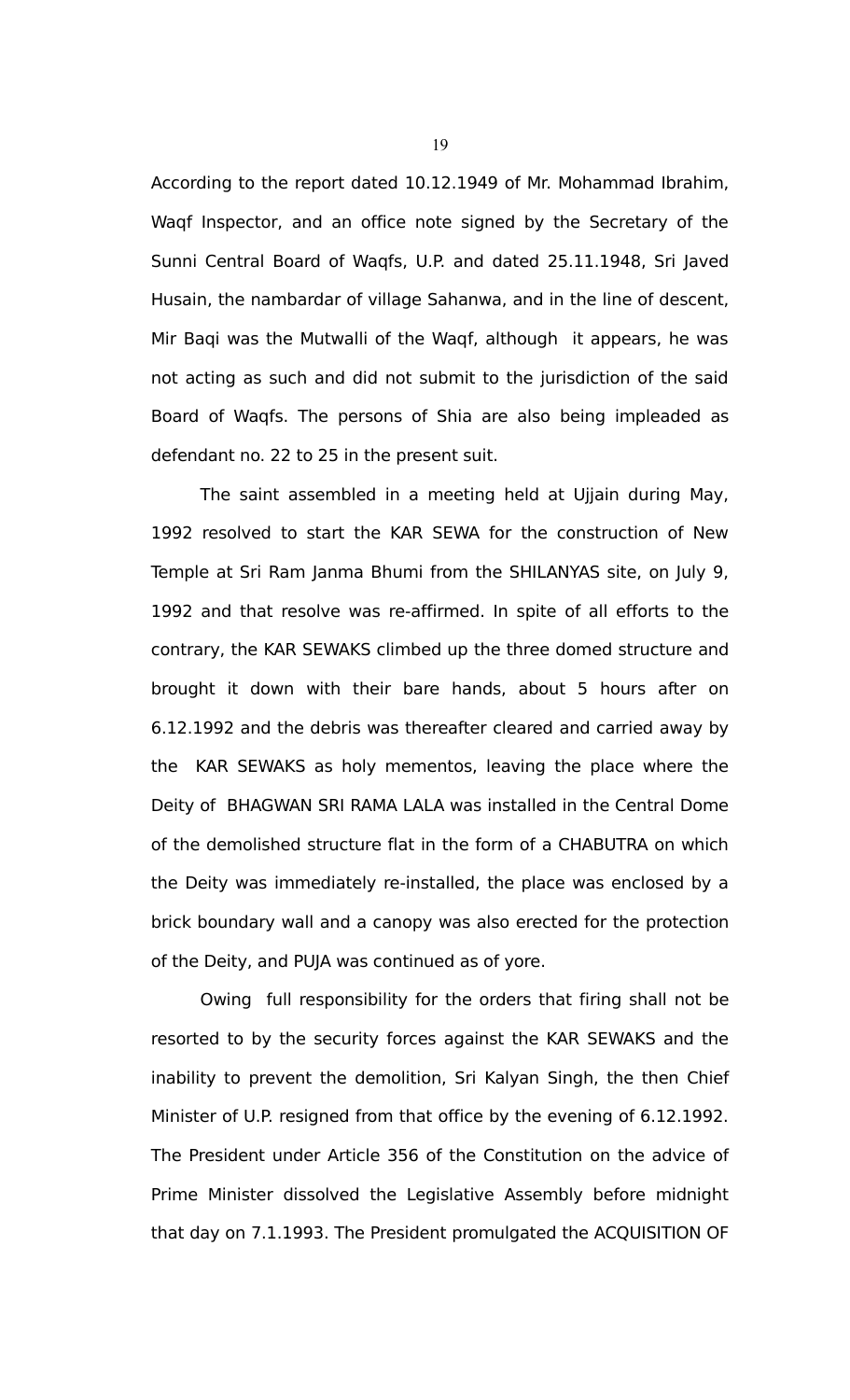According to the report dated 10.12.1949 of Mr. Mohammad Ibrahim, Waqf Inspector, and an office note signed by the Secretary of the Sunni Central Board of Waqfs, U.P. and dated 25.11.1948, Sri Javed Husain, the nambardar of village Sahanwa, and in the line of descent, Mir Baqi was the Mutwalli of the Waqf, although it appears, he was not acting as such and did not submit to the jurisdiction of the said Board of Waqfs. The persons of Shia are also being impleaded as defendant no. 22 to 25 in the present suit.

The saint assembled in a meeting held at Ujjain during May, 1992 resolved to start the KAR SEWA for the construction of New Temple at Sri Ram Janma Bhumi from the SHILANYAS site, on July 9, 1992 and that resolve was re-affirmed. In spite of all efforts to the contrary, the KAR SEWAKS climbed up the three domed structure and brought it down with their bare hands, about 5 hours after on 6.12.1992 and the debris was thereafter cleared and carried away by the KAR SEWAKS as holy mementos, leaving the place where the Deity of BHAGWAN SRI RAMA LALA was installed in the Central Dome of the demolished structure flat in the form of a CHABUTRA on which the Deity was immediately re-installed, the place was enclosed by a brick boundary wall and a canopy was also erected for the protection of the Deity, and PUJA was continued as of yore.

Owing full responsibility for the orders that firing shall not be resorted to by the security forces against the KAR SEWAKS and the inability to prevent the demolition, Sri Kalyan Singh, the then Chief Minister of U.P. resigned from that office by the evening of 6.12.1992. The President under Article 356 of the Constitution on the advice of Prime Minister dissolved the Legislative Assembly before midnight that day on 7.1.1993. The President promulgated the ACQUISITION OF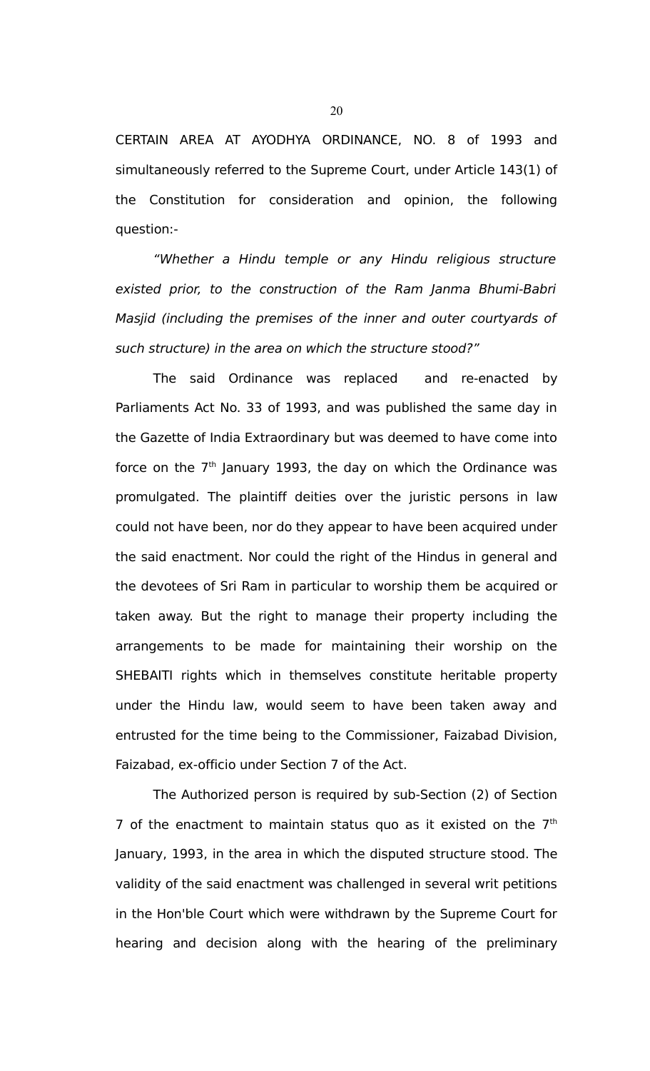CERTAIN AREA AT AYODHYA ORDINANCE, NO. 8 of 1993 and simultaneously referred to the Supreme Court, under Article 143(1) of the Constitution for consideration and opinion, the following question:-

*"Whether a Hindu temple or any Hindu religious structure existed prior, to the construction of the Ram Janma Bhumi-Babri Masjid (including the premises of the inner and outer courtyards of such structure) in the area on which the structure stood?"*

The said Ordinance was replaced and re-enacted by Parliaments Act No. 33 of 1993, and was published the same day in the Gazette of India Extraordinary but was deemed to have come into force on the 7th January 1993, the day on which the Ordinance was promulgated. The plaintiff deities over the juristic persons in law could not have been, nor do they appear to have been acquired under the said enactment. Nor could the right of the Hindus in general and the devotees of Sri Ram in particular to worship them be acquired or taken away. But the right to manage their property including the arrangements to be made for maintaining their worship on the SHEBAITI rights which in themselves constitute heritable property under the Hindu law, would seem to have been taken away and entrusted for the time being to the Commissioner, Faizabad Division, Faizabad, ex-officio under Section 7 of the Act.

The Authorized person is required by sub-Section (2) of Section 7 of the enactment to maintain status quo as it existed on the 7th January, 1993, in the area in which the disputed structure stood. The validity of the said enactment was challenged in several writ petitions in the Hon'ble Court which were withdrawn by the Supreme Court for hearing and decision along with the hearing of the preliminary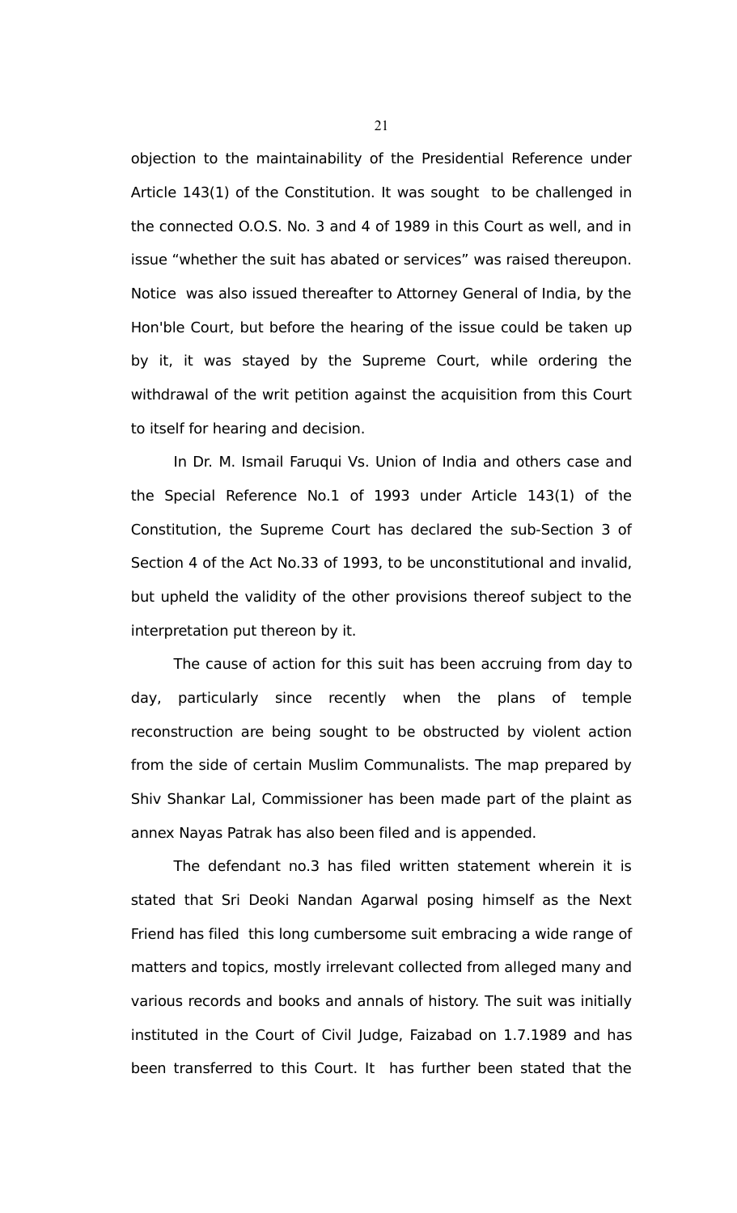objection to the maintainability of the Presidential Reference under Article 143(1) of the Constitution. It was sought to be challenged in the connected O.O.S. No. 3 and 4 of 1989 in this Court as well, and in issue "whether the suit has abated or services" was raised thereupon. Notice was also issued thereafter to Attorney General of India, by the Hon'ble Court, but before the hearing of the issue could be taken up by it, it was stayed by the Supreme Court, while ordering the withdrawal of the writ petition against the acquisition from this Court to itself for hearing and decision.

In Dr. M. Ismail Faruqui Vs. Union of India and others case and the Special Reference No.1 of 1993 under Article 143(1) of the Constitution, the Supreme Court has declared the sub-Section 3 of Section 4 of the Act No.33 of 1993, to be unconstitutional and invalid, but upheld the validity of the other provisions thereof subject to the interpretation put thereon by it.

The cause of action for this suit has been accruing from day to day, particularly since recently when the plans of temple reconstruction are being sought to be obstructed by violent action from the side of certain Muslim Communalists. The map prepared by Shiv Shankar Lal, Commissioner has been made part of the plaint as annex Nayas Patrak has also been filed and is appended.

The defendant no.3 has filed written statement wherein it is stated that Sri Deoki Nandan Agarwal posing himself as the Next Friend has filed this long cumbersome suit embracing a wide range of matters and topics, mostly irrelevant collected from alleged many and various records and books and annals of history. The suit was initially instituted in the Court of Civil Judge, Faizabad on 1.7.1989 and has been transferred to this Court. It has further been stated that the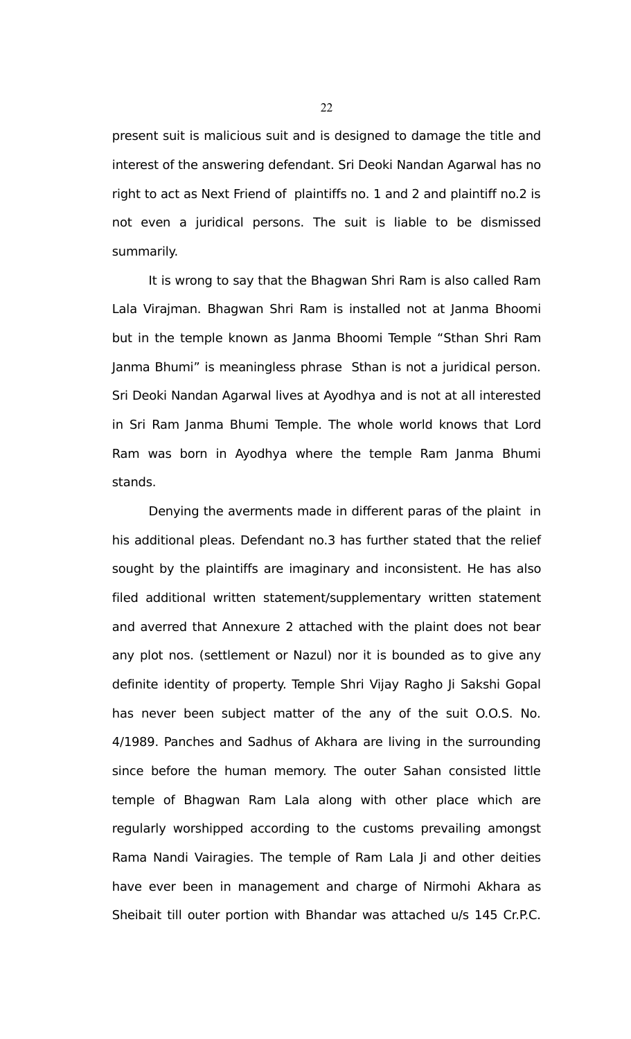present suit is malicious suit and is designed to damage the title and interest of the answering defendant. Sri Deoki Nandan Agarwal has no right to act as Next Friend of plaintiffs no. 1 and 2 and plaintiff no.2 is not even a juridical persons. The suit is liable to be dismissed summarily.

It is wrong to say that the Bhagwan Shri Ram is also called Ram Lala Virajman. Bhagwan Shri Ram is installed not at Janma Bhoomi but in the temple known as Janma Bhoomi Temple "Sthan Shri Ram Janma Bhumi" is meaningless phrase Sthan is not a juridical person. Sri Deoki Nandan Agarwal lives at Ayodhya and is not at all interested in Sri Ram Janma Bhumi Temple. The whole world knows that Lord Ram was born in Ayodhya where the temple Ram Janma Bhumi stands.

Denying the averments made in different paras of the plaint in his additional pleas. Defendant no.3 has further stated that the relief sought by the plaintiffs are imaginary and inconsistent. He has also filed additional written statement/supplementary written statement and averred that Annexure 2 attached with the plaint does not bear any plot nos. (settlement or Nazul) nor it is bounded as to give any definite identity of property. Temple Shri Vijay Ragho Ji Sakshi Gopal has never been subject matter of the any of the suit O.O.S. No. 4/1989. Panches and Sadhus of Akhara are living in the surrounding since before the human memory. The outer Sahan consisted little temple of Bhagwan Ram Lala along with other place which are regularly worshipped according to the customs prevailing amongst Rama Nandi Vairagies. The temple of Ram Lala Ji and other deities have ever been in management and charge of Nirmohi Akhara as Sheibait till outer portion with Bhandar was attached u/s 145 Cr.P.C.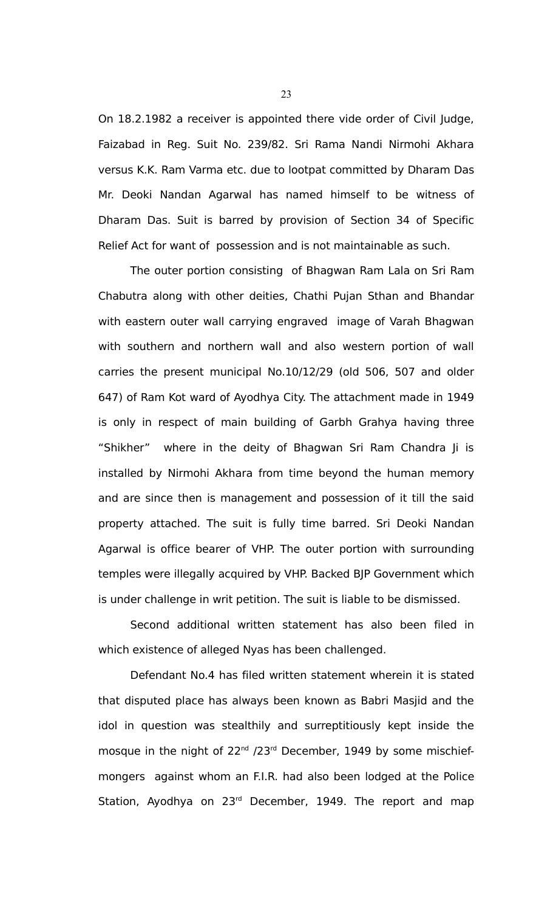On 18.2.1982 a receiver is appointed there vide order of Civil Judge, Faizabad in Reg. Suit No. 239/82. Sri Rama Nandi Nirmohi Akhara versus K.K. Ram Varma etc. due to lootpat committed by Dharam Das Mr. Deoki Nandan Agarwal has named himself to be witness of Dharam Das. Suit is barred by provision of Section 34 of Specific Relief Act for want of possession and is not maintainable as such.

The outer portion consisting of Bhagwan Ram Lala on Sri Ram Chabutra along with other deities, Chathi Pujan Sthan and Bhandar with eastern outer wall carrying engraved image of Varah Bhagwan with southern and northern wall and also western portion of wall carries the present municipal No.10/12/29 (old 506, 507 and older 647) of Ram Kot ward of Ayodhya City. The attachment made in 1949 is only in respect of main building of Garbh Grahya having three "Shikher" where in the deity of Bhagwan Sri Ram Chandra Ji is installed by Nirmohi Akhara from time beyond the human memory and are since then is management and possession of it till the said property attached. The suit is fully time barred. Sri Deoki Nandan Agarwal is office bearer of VHP. The outer portion with surrounding temples were illegally acquired by VHP. Backed BJP Government which is under challenge in writ petition. The suit is liable to be dismissed.

Second additional written statement has also been filed in which existence of alleged Nyas has been challenged.

Defendant No.4 has filed written statement wherein it is stated that disputed place has always been known as Babri Masjid and the idol in question was stealthily and surreptitiously kept inside the mosque in the night of 22nd /23rd December, 1949 by some mischief-mongers against whom an F.I.R. had also been lodged at the Police Station, Ayodhya on 23rd December, 1949. The report and map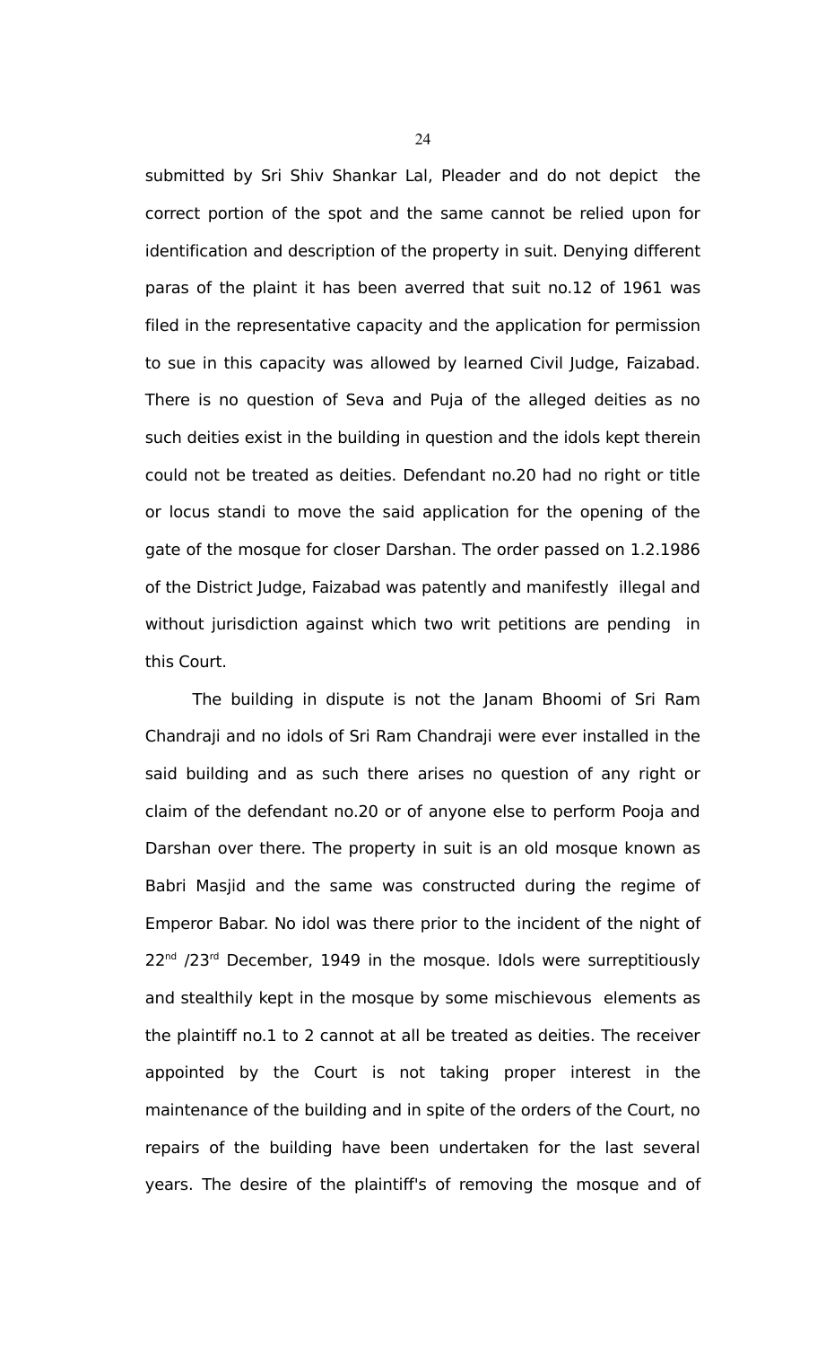submitted by Sri Shiv Shankar Lal, Pleader and do not depict the correct portion of the spot and the same cannot be relied upon for identification and description of the property in suit. Denying different paras of the plaint it has been averred that suit no.12 of 1961 was filed in the representative capacity and the application for permission to sue in this capacity was allowed by learned Civil Judge, Faizabad. There is no question of Seva and Puja of the alleged deities as no such deities exist in the building in question and the idols kept therein could not be treated as deities. Defendant no.20 had no right or title or locus standi to move the said application for the opening of the gate of the mosque for closer Darshan. The order passed on 1.2.1986 of the District Judge, Faizabad was patently and manifestly illegal and without jurisdiction against which two writ petitions are pending in this Court.

The building in dispute is not the Janam Bhoomi of Sri Ram Chandraji and no idols of Sri Ram Chandraji were ever installed in the said building and as such there arises no question of any right or claim of the defendant no.20 or of anyone else to perform Pooja and Darshan over there. The property in suit is an old mosque known as Babri Masjid and the same was constructed during the regime of Emperor Babar. No idol was there prior to the incident of the night of 22nd /23rd December, 1949 in the mosque. Idols were surreptitiously and stealthily kept in the mosque by some mischievous elements as the plaintiff no.1 to 2 cannot at all be treated as deities. The receiver appointed by the Court is not taking proper interest in the maintenance of the building and in spite of the orders of the Court, no repairs of the building have been undertaken for the last several years. The desire of the plaintiff's of removing the mosque and of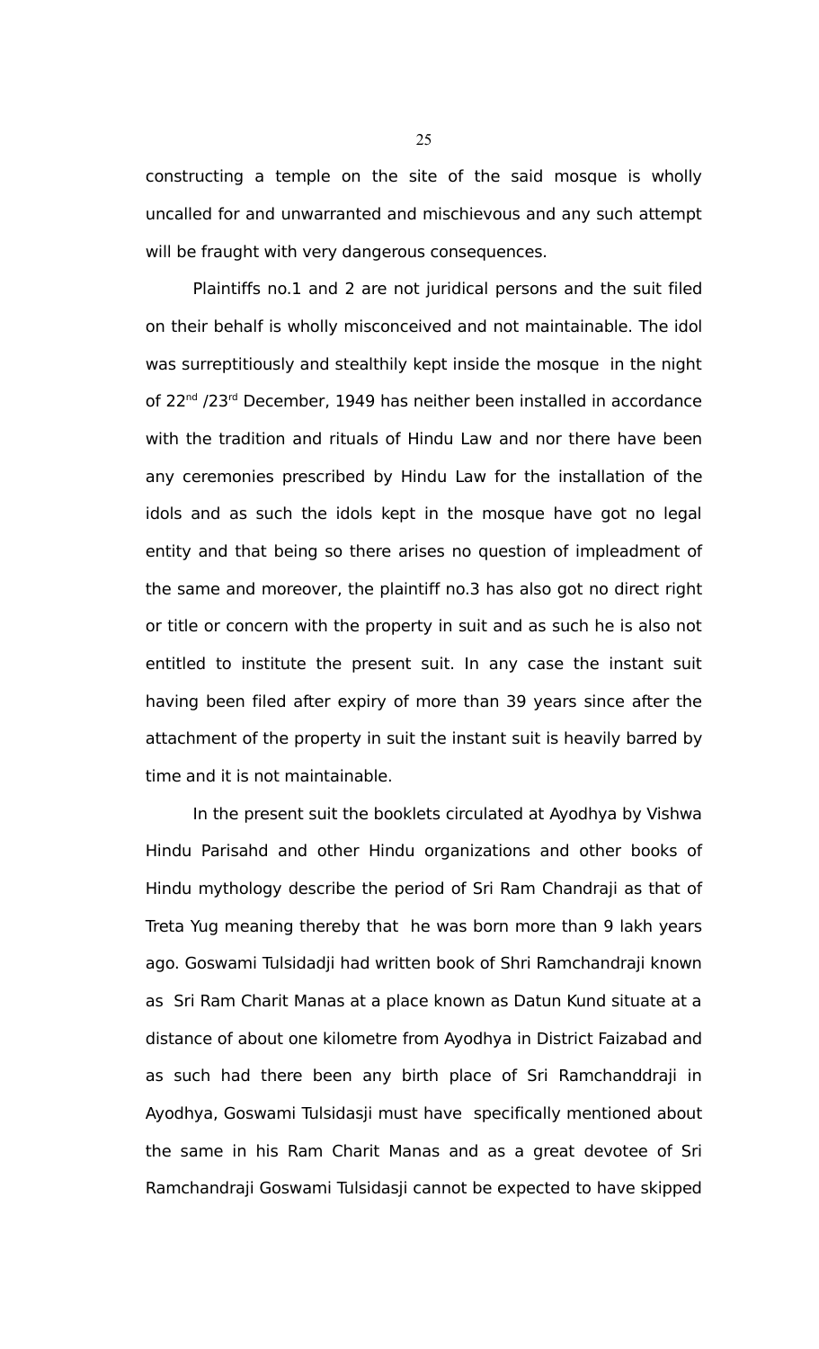constructing a temple on the site of the said mosque is wholly uncalled for and unwarranted and mischievous and any such attempt will be fraught with very dangerous consequences.

Plaintiffs no.1 and 2 are not juridical persons and the suit filed on their behalf is wholly misconceived and not maintainable. The idol was surreptitiously and stealthily kept inside the mosque in the night of 22nd /23rd December, 1949 has neither been installed in accordance with the tradition and rituals of Hindu Law and nor there have been any ceremonies prescribed by Hindu Law for the installation of the idols and as such the idols kept in the mosque have got no legal entity and that being so there arises no question of impleadment of the same and moreover, the plaintiff no.3 has also got no direct right or title or concern with the property in suit and as such he is also not entitled to institute the present suit. In any case the instant suit having been filed after expiry of more than 39 years since after the attachment of the property in suit the instant suit is heavily barred by time and it is not maintainable.

In the present suit the booklets circulated at Ayodhya by Vishwa Hindu Parisahd and other Hindu organizations and other books of Hindu mythology describe the period of Sri Ram Chandraji as that of Treta Yug meaning thereby that he was born more than 9 lakh years ago. Goswami Tulsidadji had written book of Shri Ramchandraji known as Sri Ram Charit Manas at a place known as Datun Kund situate at a distance of about one kilometre from Ayodhya in District Faizabad and as such had there been any birth place of Sri Ramchanddraji in Ayodhya, Goswami Tulsidasji must have specifically mentioned about the same in his Ram Charit Manas and as a great devotee of Sri Ramchandraji Goswami Tulsidasji cannot be expected to have skipped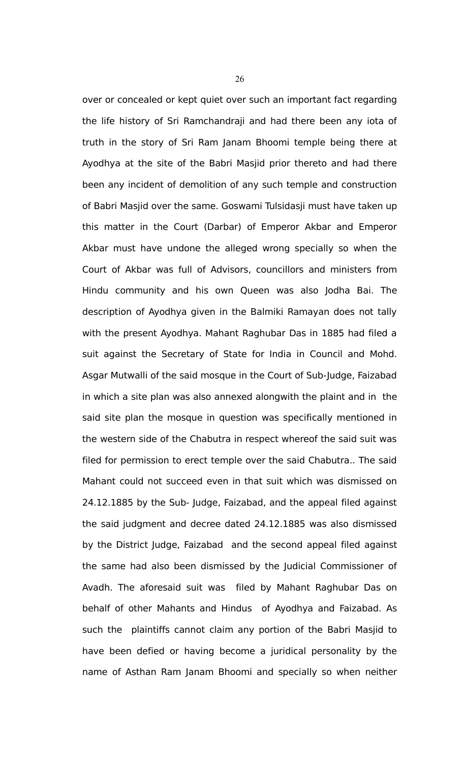over or concealed or kept quiet over such an important fact regarding the life history of Sri Ramchandraji and had there been any iota of truth in the story of Sri Ram Janam Bhoomi temple being there at Ayodhya at the site of the Babri Masjid prior thereto and had there been any incident of demolition of any such temple and construction of Babri Masjid over the same. Goswami Tulsidasji must have taken up this matter in the Court (Darbar) of Emperor Akbar and Emperor Akbar must have undone the alleged wrong specially so when the Court of Akbar was full of Advisors, councillors and ministers from Hindu community and his own Queen was also Jodha Bai. The description of Ayodhya given in the Balmiki Ramayan does not tally with the present Ayodhya. Mahant Raghubar Das in 1885 had filed a suit against the Secretary of State for India in Council and Mohd. Asgar Mutwalli of the said mosque in the Court of Sub-Judge, Faizabad in which a site plan was also annexed alongwith the plaint and in the said site plan the mosque in question was specifically mentioned in the western side of the Chabutra in respect whereof the said suit was filed for permission to erect temple over the said Chabutra.. The said Mahant could not succeed even in that suit which was dismissed on 24.12.1885 by the Sub- Judge, Faizabad, and the appeal filed against the said judgment and decree dated 24.12.1885 was also dismissed by the District Judge, Faizabad and the second appeal filed against the same had also been dismissed by the Judicial Commissioner of Avadh. The aforesaid suit was filed by Mahant Raghubar Das on behalf of other Mahants and Hindus of Ayodhya and Faizabad. As such the plaintiffs cannot claim any portion of the Babri Masjid to have been defied or having become a juridical personality by the name of Asthan Ram Janam Bhoomi and specially so when neither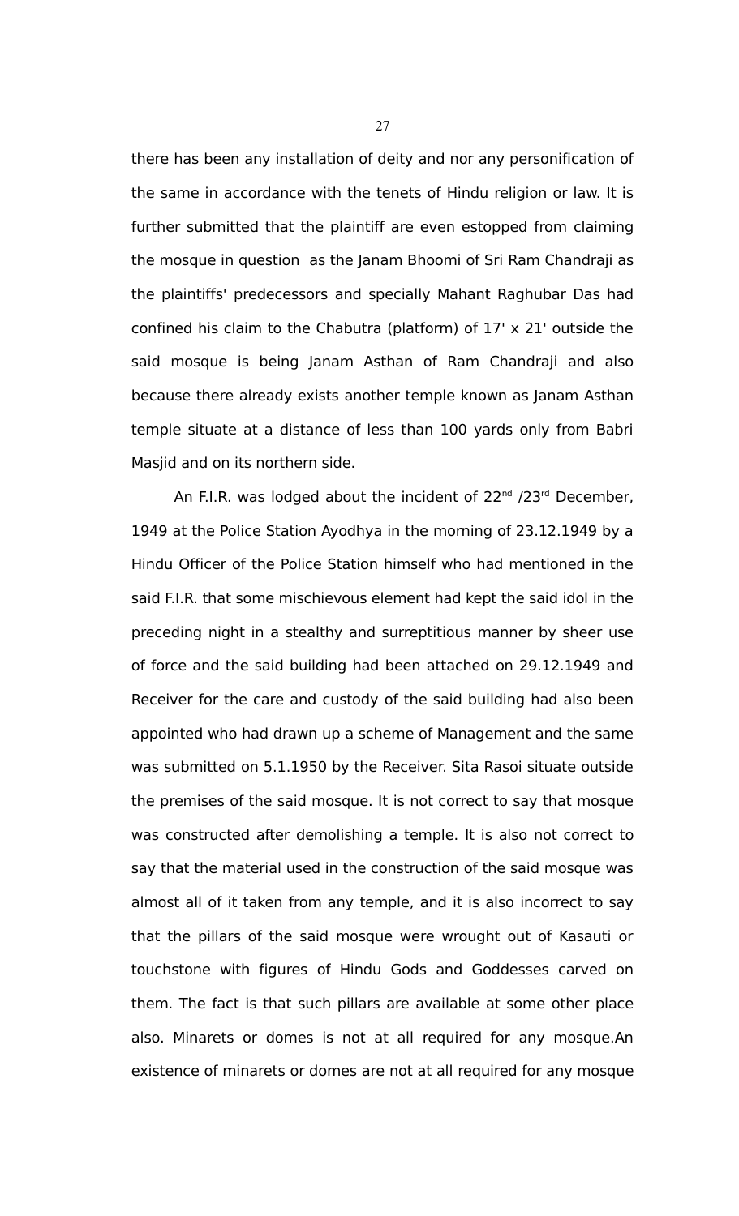there has been any installation of deity and nor any personification of the same in accordance with the tenets of Hindu religion or law. It is further submitted that the plaintiff are even estopped from claiming the mosque in question as the Janam Bhoomi of Sri Ram Chandraji as the plaintiffs' predecessors and specially Mahant Raghubar Das had confined his claim to the Chabutra (platform) of 17' x 21' outside the said mosque is being Janam Asthan of Ram Chandraji and also because there already exists another temple known as Janam Asthan temple situate at a distance of less than 100 yards only from Babri Masjid and on its northern side.

An F.I.R. was lodged about the incident of 22nd /23rd December, 1949 at the Police Station Ayodhya in the morning of 23.12.1949 by a Hindu Officer of the Police Station himself who had mentioned in the said F.I.R. that some mischievous element had kept the said idol in the preceding night in a stealthy and surreptitious manner by sheer use of force and the said building had been attached on 29.12.1949 and Receiver for the care and custody of the said building had also been appointed who had drawn up a scheme of Management and the same was submitted on 5.1.1950 by the Receiver. Sita Rasoi situate outside the premises of the said mosque. It is not correct to say that mosque was constructed after demolishing a temple. It is also not correct to say that the material used in the construction of the said mosque was almost all of it taken from any temple, and it is also incorrect to say that the pillars of the said mosque were wrought out of Kasauti or touchstone with figures of Hindu Gods and Goddesses carved on them. The fact is that such pillars are available at some other place also. Minarets or domes is not at all required for any mosque.An existence of minarets or domes are not at all required for any mosque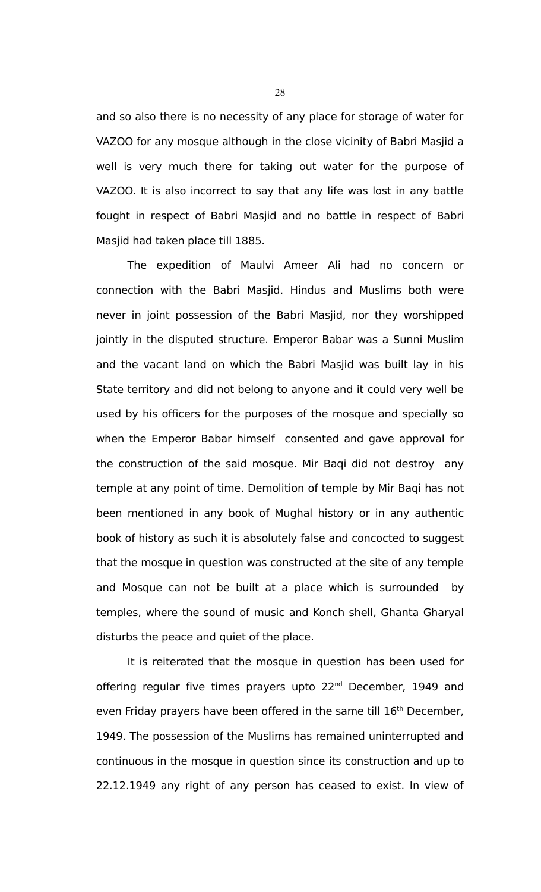and so also there is no necessity of any place for storage of water for VAZOO for any mosque although in the close vicinity of Babri Masjid a well is very much there for taking out water for the purpose of VAZOO. It is also incorrect to say that any life was lost in any battle fought in respect of Babri Masjid and no battle in respect of Babri Masjid had taken place till 1885.

The expedition of Maulvi Ameer Ali had no concern or connection with the Babri Masjid. Hindus and Muslims both were never in joint possession of the Babri Masjid, nor they worshipped jointly in the disputed structure. Emperor Babar was a Sunni Muslim and the vacant land on which the Babri Masjid was built lay in his State territory and did not belong to anyone and it could very well be used by his officers for the purposes of the mosque and specially so when the Emperor Babar himself consented and gave approval for the construction of the said mosque. Mir Baqi did not destroy any temple at any point of time. Demolition of temple by Mir Baqi has not been mentioned in any book of Mughal history or in any authentic book of history as such it is absolutely false and concocted to suggest that the mosque in question was constructed at the site of any temple and Mosque can not be built at a place which is surrounded by temples, where the sound of music and Konch shell, Ghanta Gharyal disturbs the peace and quiet of the place.

It is reiterated that the mosque in question has been used for offering regular five times prayers upto 22nd December, 1949 and even Friday prayers have been offered in the same till 16th December, 1949. The possession of the Muslims has remained uninterrupted and continuous in the mosque in question since its construction and up to 22.12.1949 any right of any person has ceased to exist. In view of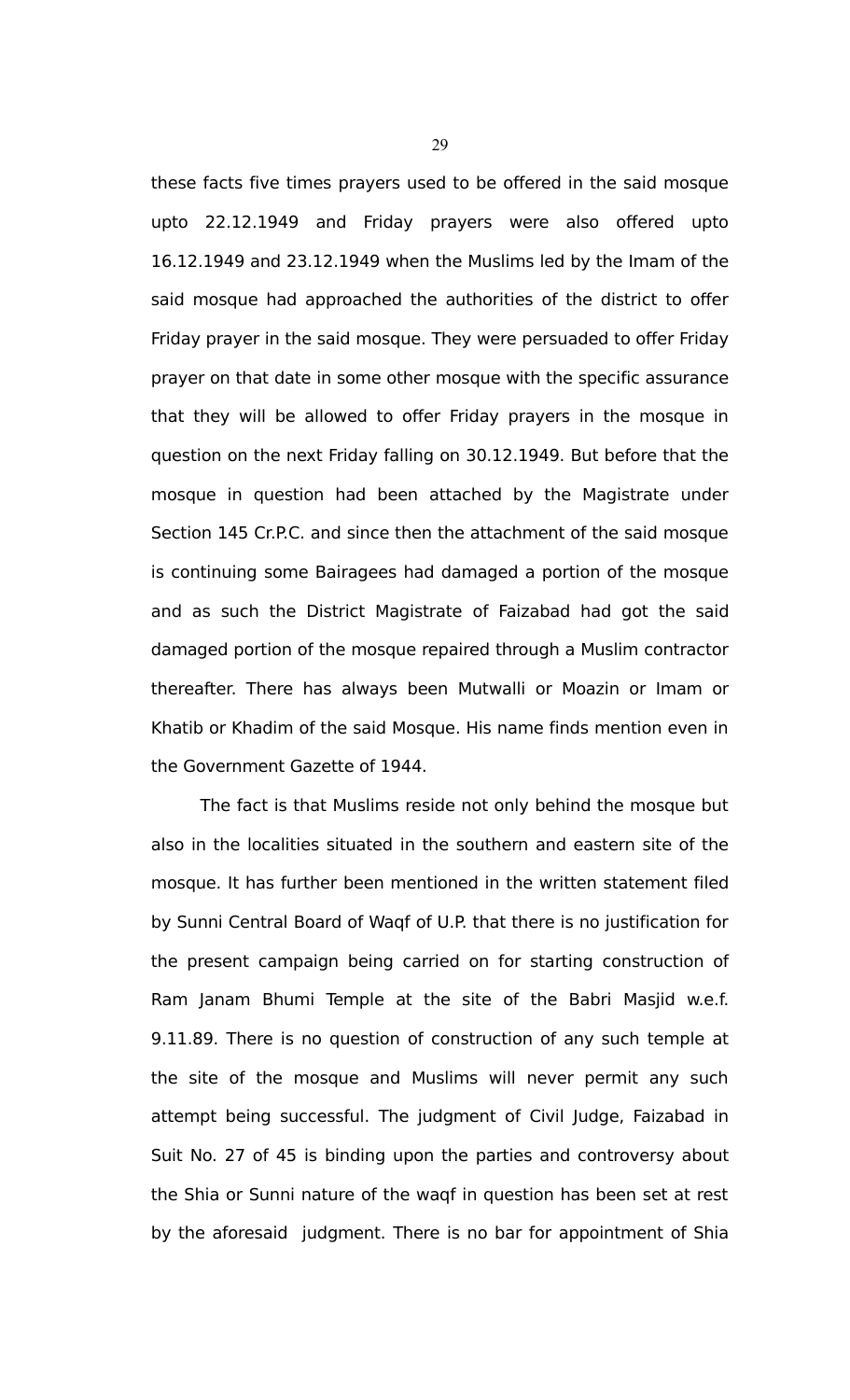these facts five times prayers used to be offered in the said mosque upto 22.12.1949 and Friday prayers were also offered upto 16.12.1949 and 23.12.1949 when the Muslims led by the Imam of the said mosque had approached the authorities of the district to offer Friday prayer in the said mosque. They were persuaded to offer Friday prayer on that date in some other mosque with the specific assurance that they will be allowed to offer Friday prayers in the mosque in question on the next Friday falling on 30.12.1949. But before that the mosque in question had been attached by the Magistrate under Section 145 Cr.P.C. and since then the attachment of the said mosque is continuing some Bairagees had damaged a portion of the mosque and as such the District Magistrate of Faizabad had got the said damaged portion of the mosque repaired through a Muslim contractor thereafter. There has always been Mutwalli or Moazin or Imam or Khatib or Khadim of the said Mosque. His name finds mention even in the Government Gazette of 1944.

The fact is that Muslims reside not only behind the mosque but also in the localities situated in the southern and eastern site of the mosque. It has further been mentioned in the written statement filed by Sunni Central Board of Waqf of U.P. that there is no justification for the present campaign being carried on for starting construction of Ram Janam Bhumi Temple at the site of the Babri Masjid w.e.f. 9.11.89. There is no question of construction of any such temple at the site of the mosque and Muslims will never permit any such attempt being successful. The judgment of Civil Judge, Faizabad in Suit No. 27 of 45 is binding upon the parties and controversy about the Shia or Sunni nature of the waqf in question has been set at rest by the aforesaid judgment. There is no bar for appointment of Shia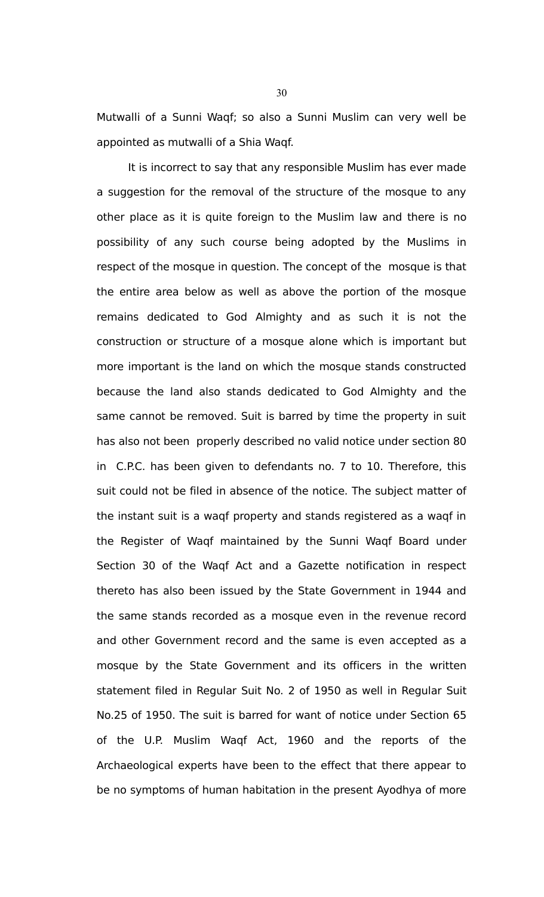Mutwalli of a Sunni Waqf; so also a Sunni Muslim can very well be appointed as mutwalli of a Shia Waqf.

It is incorrect to say that any responsible Muslim has ever made a suggestion for the removal of the structure of the mosque to any other place as it is quite foreign to the Muslim law and there is no possibility of any such course being adopted by the Muslims in respect of the mosque in question. The concept of the mosque is that the entire area below as well as above the portion of the mosque remains dedicated to God Almighty and as such it is not the construction or structure of a mosque alone which is important but more important is the land on which the mosque stands constructed because the land also stands dedicated to God Almighty and the same cannot be removed. Suit is barred by time the property in suit has also not been properly described no valid notice under section 80 in C.P.C. has been given to defendants no. 7 to 10. Therefore, this suit could not be filed in absence of the notice. The subject matter of the instant suit is a waqf property and stands registered as a waqf in the Register of Waqf maintained by the Sunni Waqf Board under Section 30 of the Waqf Act and a Gazette notification in respect thereto has also been issued by the State Government in 1944 and the same stands recorded as a mosque even in the revenue record and other Government record and the same is even accepted as a mosque by the State Government and its officers in the written statement filed in Regular Suit No. 2 of 1950 as well in Regular Suit No.25 of 1950. The suit is barred for want of notice under Section 65 of the U.P. Muslim Waqf Act, 1960 and the reports of the Archaeological experts have been to the effect that there appear to be no symptoms of human habitation in the present Ayodhya of more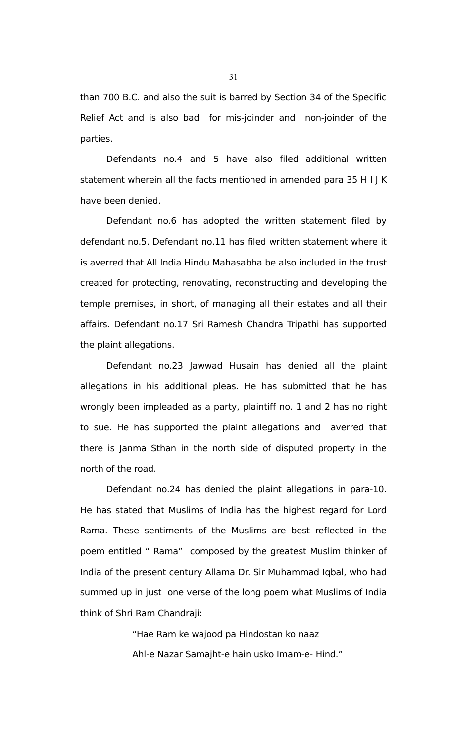than 700 B.C. and also the suit is barred by Section 34 of the Specific Relief Act and is also bad for mis-joinder and non-joinder of the parties.

Defendants no.4 and 5 have also filed additional written statement wherein all the facts mentioned in amended para 35 H I J K have been denied.

Defendant no.6 has adopted the written statement filed by defendant no.5. Defendant no.11 has filed written statement where it is averred that All India Hindu Mahasabha be also included in the trust created for protecting, renovating, reconstructing and developing the temple premises, in short, of managing all their estates and all their affairs. Defendant no.17 Sri Ramesh Chandra Tripathi has supported the plaint allegations.

Defendant no.23 Jawwad Husain has denied all the plaint allegations in his additional pleas. He has submitted that he has wrongly been impleaded as a party, plaintiff no. 1 and 2 has no right to sue. He has supported the plaint allegations and averred that there is Janma Sthan in the north side of disputed property in the north of the road.

Defendant no.24 has denied the plaint allegations in para-10. He has stated that Muslims of India has the highest regard for Lord Rama. These sentiments of the Muslims are best reflected in the poem entitled " Rama" composed by the greatest Muslim thinker of India of the present century Allama Dr. Sir Muhammad Iqbal, who had summed up in just one verse of the long poem what Muslims of India think of Shri Ram Chandraji:

> "Hae Ram ke wajood pa Hindostan ko naaz
> Ahl-e Nazar Samajht-e hain usko Imam-e- Hind."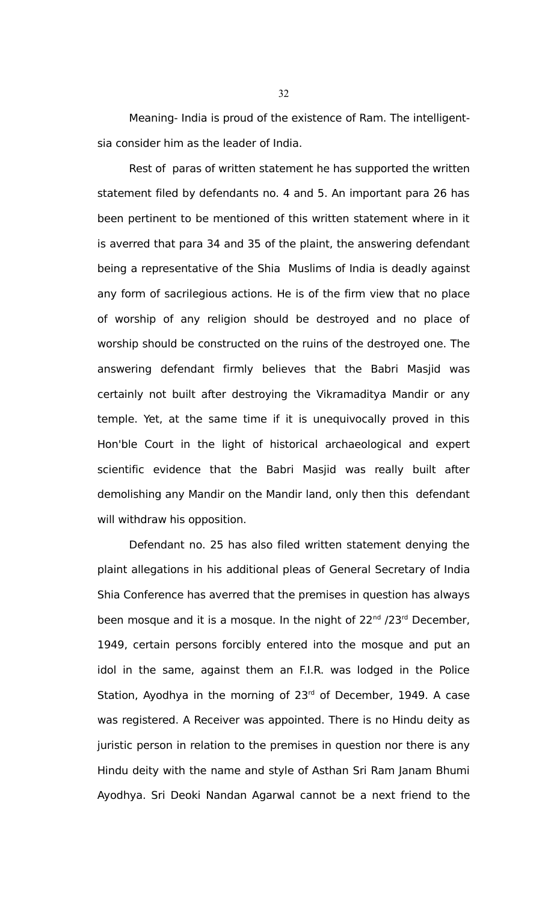Meaning- India is proud of the existence of Ram. The intelligentsia consider him as the leader of India.

Rest of paras of written statement he has supported the written statement filed by defendants no. 4 and 5. An important para 26 has been pertinent to be mentioned of this written statement where in it is averred that para 34 and 35 of the plaint, the answering defendant being a representative of the Shia Muslims of India is deadly against any form of sacrilegious actions. He is of the firm view that no place of worship of any religion should be destroyed and no place of worship should be constructed on the ruins of the destroyed one. The answering defendant firmly believes that the Babri Masjid was certainly not built after destroying the Vikramaditya Mandir or any temple. Yet, at the same time if it is unequivocally proved in this Hon'ble Court in the light of historical archaeological and expert scientific evidence that the Babri Masjid was really built after demolishing any Mandir on the Mandir land, only then this defendant will withdraw his opposition.

Defendant no. 25 has also filed written statement denying the plaint allegations in his additional pleas of General Secretary of India Shia Conference has averred that the premises in question has always been mosque and it is a mosque. In the night of 22nd /23rd December, 1949, certain persons forcibly entered into the mosque and put an idol in the same, against them an F.I.R. was lodged in the Police Station, Ayodhya in the morning of 23rd of December, 1949. A case was registered. A Receiver was appointed. There is no Hindu deity as juristic person in relation to the premises in question nor there is any Hindu deity with the name and style of Asthan Sri Ram Janam Bhumi Ayodhya. Sri Deoki Nandan Agarwal cannot be a next friend to the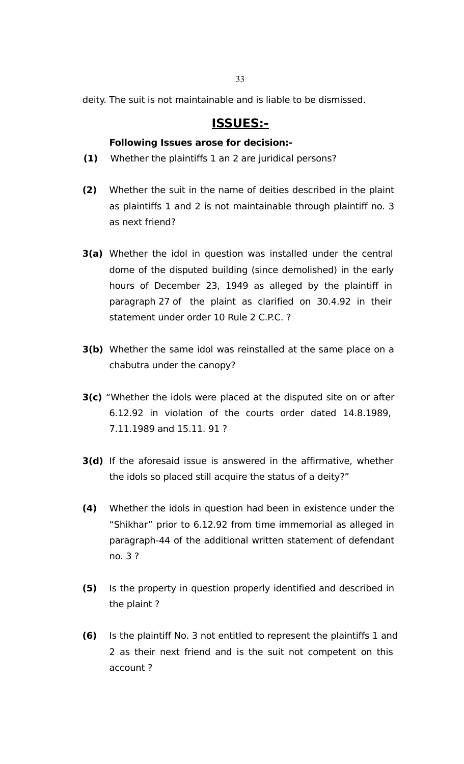deity. The suit is not maintainable and is liable to be dismissed.

## ISSUES:-

**Following Issues arose for decision:-**

**(1)** Whether the plaintiffs 1 an 2 are juridical persons?

**(2)** Whether the suit in the name of deities described in the plaint as plaintiffs 1 and 2 is not maintainable through plaintiff no. 3 as next friend?

**3(a)** Whether the idol in question was installed under the central dome of the disputed building (since demolished) in the early hours of December 23, 1949 as alleged by the plaintiff in paragraph 27 of the plaint as clarified on 30.4.92 in their statement under order 10 Rule 2 C.P.C. ?

**3(b)** Whether the same idol was reinstalled at the same place on a chabutra under the canopy?

**3(c)** "Whether the idols were placed at the disputed site on or after 6.12.92 in violation of the courts order dated 14.8.1989, 7.11.1989 and 15.11. 91 ?

**3(d)** If the aforesaid issue is answered in the affirmative, whether the idols so placed still acquire the status of a deity?"

**(4)** Whether the idols in question had been in existence under the "Shikhar" prior to 6.12.92 from time immemorial as alleged in paragraph-44 of the additional written statement of defendant no. 3 ?

**(5)** Is the property in question properly identified and described in the plaint ?

**(6)** Is the plaintiff No. 3 not entitled to represent the plaintiffs 1 and 2 as their next friend and is the suit not competent on this account ?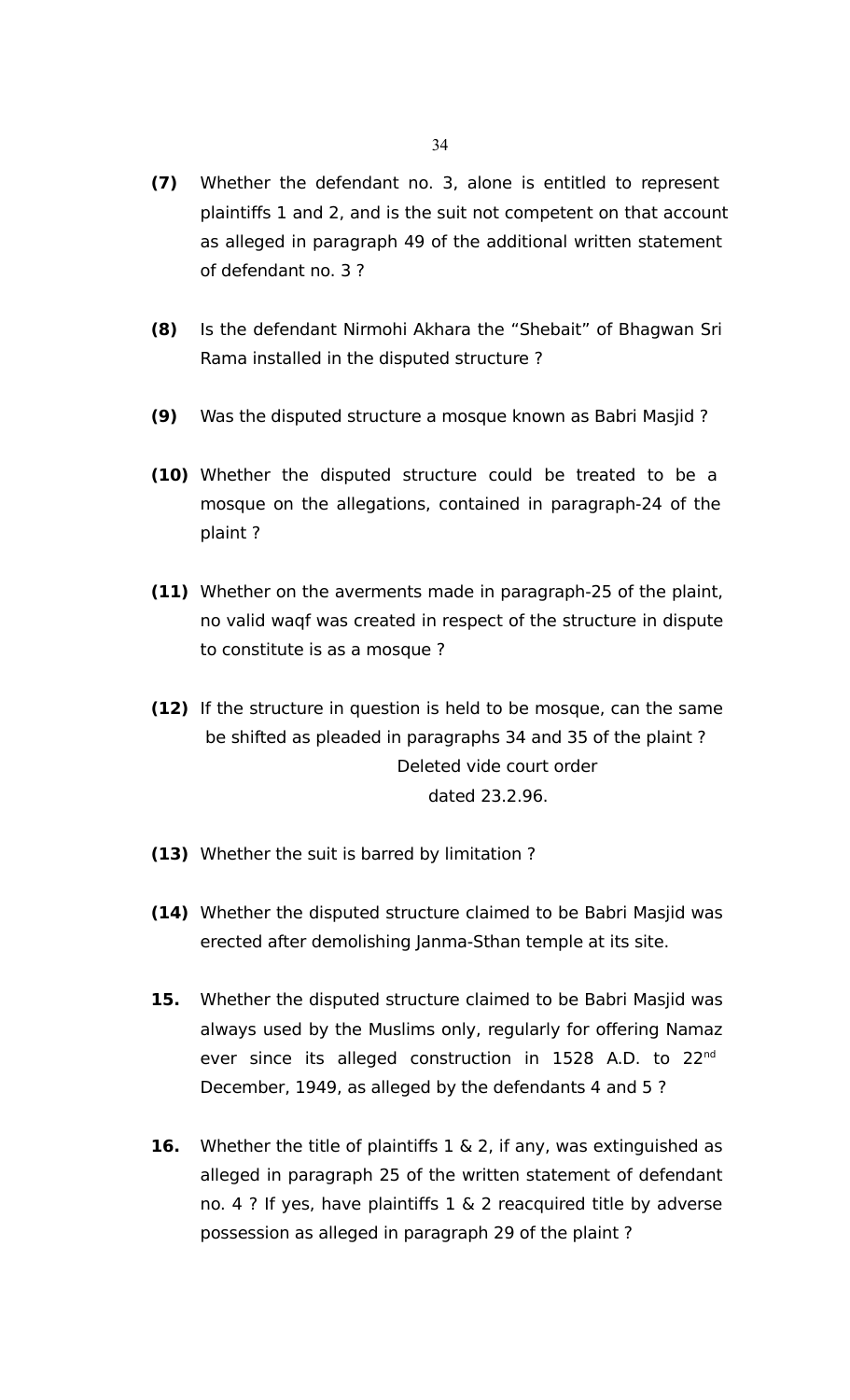**(7)** Whether the defendant no. 3, alone is entitled to represent plaintiffs 1 and 2, and is the suit not competent on that account as alleged in paragraph 49 of the additional written statement of defendant no. 3 ?

**(8)** Is the defendant Nirmohi Akhara the "Shebait" of Bhagwan Sri Rama installed in the disputed structure ?

**(9)** Was the disputed structure a mosque known as Babri Masjid ?

**(10)** Whether the disputed structure could be treated to be a mosque on the allegations, contained in paragraph-24 of the plaint ?

**(11)** Whether on the averments made in paragraph-25 of the plaint, no valid waqf was created in respect of the structure in dispute to constitute is as a mosque ?

**(12)** If the structure in question is held to be mosque, can the same be shifted as pleaded in paragraphs 34 and 35 of the plaint ?

Deleted vide court order dated 23.2.96.

**(13)** Whether the suit is barred by limitation ?

**(14)** Whether the disputed structure claimed to be Babri Masjid was erected after demolishing Janma-Sthan temple at its site.

**15.** Whether the disputed structure claimed to be Babri Masjid was always used by the Muslims only, regularly for offering Namaz ever since its alleged construction in 1528 A.D. to 22nd December, 1949, as alleged by the defendants 4 and 5 ?

**16.** Whether the title of plaintiffs 1 & 2, if any, was extinguished as alleged in paragraph 25 of the written statement of defendant no. 4 ? If yes, have plaintiffs 1 & 2 reacquired title by adverse possession as alleged in paragraph 29 of the plaint ?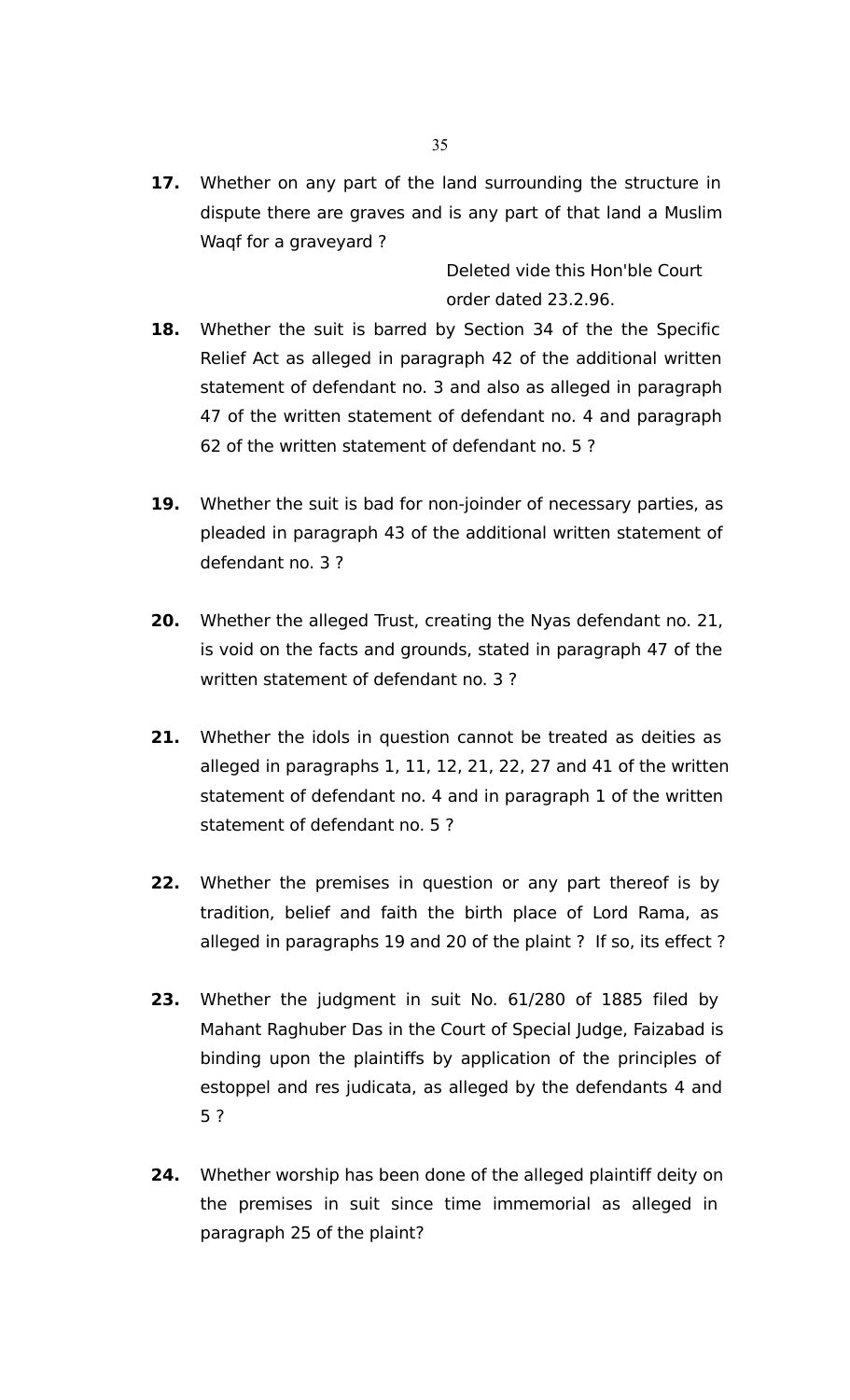**17.** Whether on any part of the land surrounding the structure in dispute there are graves and is any part of that land a Muslim Waqf for a graveyard ?

Deleted vide this Hon'ble Court order dated 23.2.96.

**18.** Whether the suit is barred by Section 34 of the the Specific Relief Act as alleged in paragraph 42 of the additional written statement of defendant no. 3 and also as alleged in paragraph 47 of the written statement of defendant no. 4 and paragraph 62 of the written statement of defendant no. 5 ?

**19.** Whether the suit is bad for non-joinder of necessary parties, as pleaded in paragraph 43 of the additional written statement of defendant no. 3 ?

**20.** Whether the alleged Trust, creating the Nyas defendant no. 21, is void on the facts and grounds, stated in paragraph 47 of the written statement of defendant no. 3 ?

**21.** Whether the idols in question cannot be treated as deities as alleged in paragraphs 1, 11, 12, 21, 22, 27 and 41 of the written statement of defendant no. 4 and in paragraph 1 of the written statement of defendant no. 5 ?

**22.** Whether the premises in question or any part thereof is by tradition, belief and faith the birth place of Lord Rama, as alleged in paragraphs 19 and 20 of the plaint ? If so, its effect ?

**23.** Whether the judgment in suit No. 61/280 of 1885 filed by Mahant Raghuber Das in the Court of Special Judge, Faizabad is binding upon the plaintiffs by application of the principles of estoppel and res judicata, as alleged by the defendants 4 and 5 ?

**24.** Whether worship has been done of the alleged plaintiff deity on the premises in suit since time immemorial as alleged in paragraph 25 of the plaint?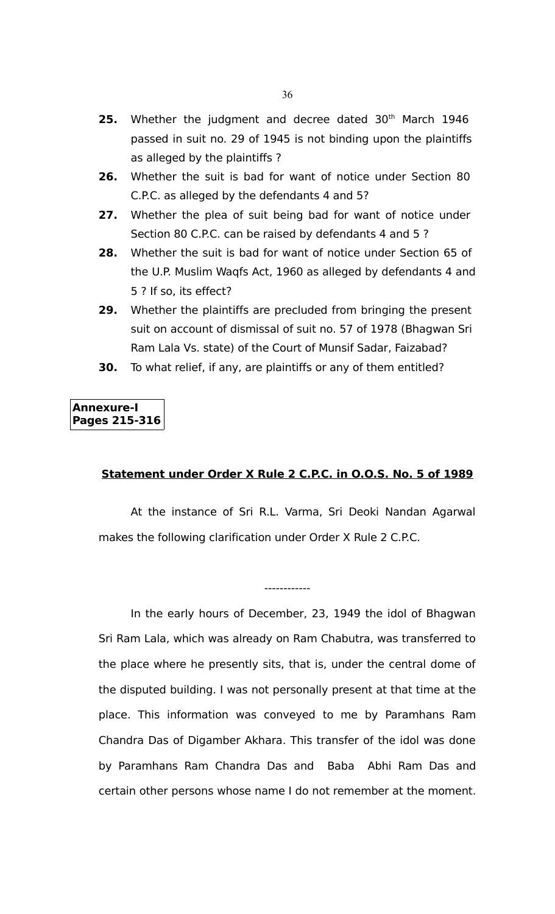**25.** Whether the judgment and decree dated 30th March 1946 passed in suit no. 29 of 1945 is not binding upon the plaintiffs as alleged by the plaintiffs ?

**26.** Whether the suit is bad for want of notice under Section 80 C.P.C. as alleged by the defendants 4 and 5?

**27.** Whether the plea of suit being bad for want of notice under Section 80 C.P.C. can be raised by defendants 4 and 5 ?

**28.** Whether the suit is bad for want of notice under Section 65 of the U.P. Muslim Waqfs Act, 1960 as alleged by defendants 4 and 5 ? If so, its effect?

**29.** Whether the plaintiffs are precluded from bringing the present suit on account of dismissal of suit no. 57 of 1978 (Bhagwan Sri Ram Lala Vs. state) of the Court of Munsif Sadar, Faizabad?

**30.** To what relief, if any, are plaintiffs or any of them entitled?

**Annexure-I**
**Pages 215-316**

**<u>Statement under Order X Rule 2 C.P.C. in O.O.S. No. 5 of 1989</u>**

At the instance of Sri R.L. Varma, Sri Deoki Nandan Agarwal makes the following clarification under Order X Rule 2 C.P.C.

------------

In the early hours of December, 23, 1949 the idol of Bhagwan Sri Ram Lala, which was already on Ram Chabutra, was transferred to the place where he presently sits, that is, under the central dome of the disputed building. I was not personally present at that time at the place. This information was conveyed to me by Paramhans Ram Chandra Das of Digamber Akhara. This transfer of the idol was done by Paramhans Ram Chandra Das and Baba Abhi Ram Das and certain other persons whose name I do not remember at the moment.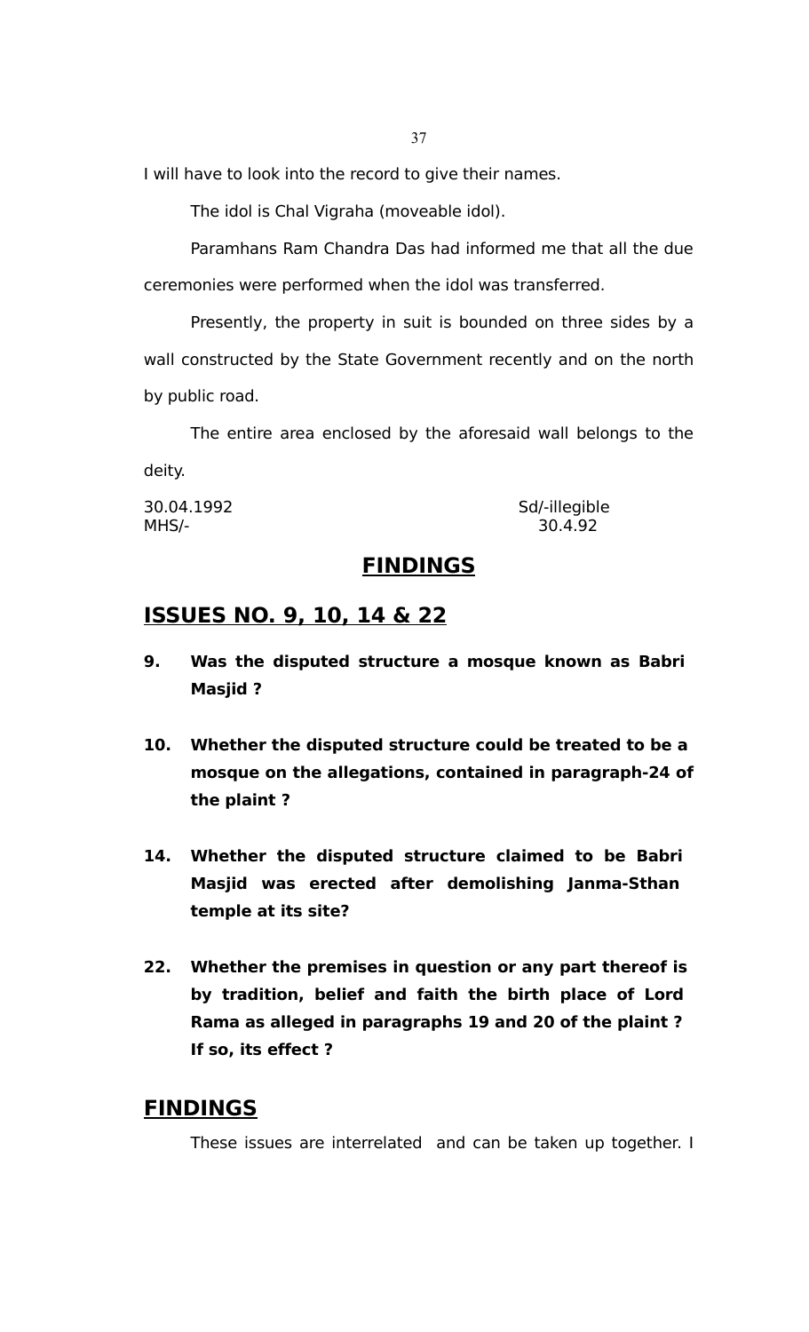I will have to look into the record to give their names.

The idol is Chal Vigraha (moveable idol).

Paramhans Ram Chandra Das had informed me that all the due ceremonies were performed when the idol was transferred.

Presently, the property in suit is bounded on three sides by a wall constructed by the State Government recently and on the north by public road.

The entire area enclosed by the aforesaid wall belongs to the deity.

30.04.1992 Sd/-illegible
MHS/- 30.4.92

## FINDINGS

## ISSUES NO. 9, 10, 14 & 22

**9. Was the disputed structure a mosque known as Babri Masjid ?**

**10. Whether the disputed structure could be treated to be a mosque on the allegations, contained in paragraph-24 of the plaint ?**

**14. Whether the disputed structure claimed to be Babri Masjid was erected after demolishing Janma-Sthan temple at its site?**

**22. Whether the premises in question or any part thereof is by tradition, belief and faith the birth place of Lord Rama as alleged in paragraphs 19 and 20 of the plaint ? If so, its effect ?**

## FINDINGS

These issues are interrelated and can be taken up together. I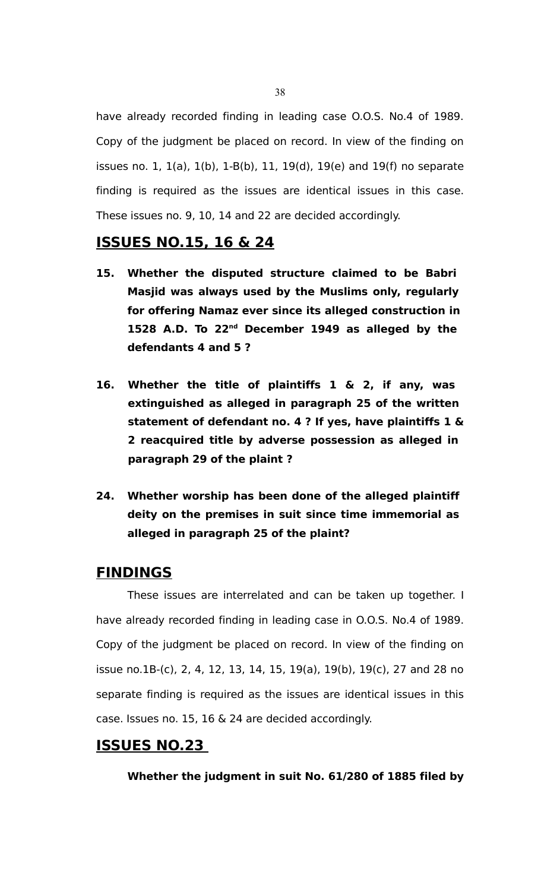have already recorded finding in leading case O.O.S. No.4 of 1989. Copy of the judgment be placed on record. In view of the finding on issues no. 1, 1(a), 1(b), 1-B(b), 11, 19(d), 19(e) and 19(f) no separate finding is required as the issues are identical issues in this case. These issues no. 9, 10, 14 and 22 are decided accordingly.

## ISSUES NO.15, 16 & 24

**15. Whether the disputed structure claimed to be Babri Masjid was always used by the Muslims only, regularly for offering Namaz ever since its alleged construction in 1528 A.D. To 22nd December 1949 as alleged by the defendants 4 and 5 ?**

**16. Whether the title of plaintiffs 1 & 2, if any, was extinguished as alleged in paragraph 25 of the written statement of defendant no. 4 ? If yes, have plaintiffs 1 & 2 reacquired title by adverse possession as alleged in paragraph 29 of the plaint ?**

**24. Whether worship has been done of the alleged plaintiff deity on the premises in suit since time immemorial as alleged in paragraph 25 of the plaint?**

## FINDINGS

These issues are interrelated and can be taken up together. I have already recorded finding in leading case in O.O.S. No.4 of 1989. Copy of the judgment be placed on record. In view of the finding on issue no.1B-(c), 2, 4, 12, 13, 14, 15, 19(a), 19(b), 19(c), 27 and 28 no separate finding is required as the issues are identical issues in this case. Issues no. 15, 16 & 24 are decided accordingly.

## ISSUES NO.23

**Whether the judgment in suit No. 61/280 of 1885 filed by**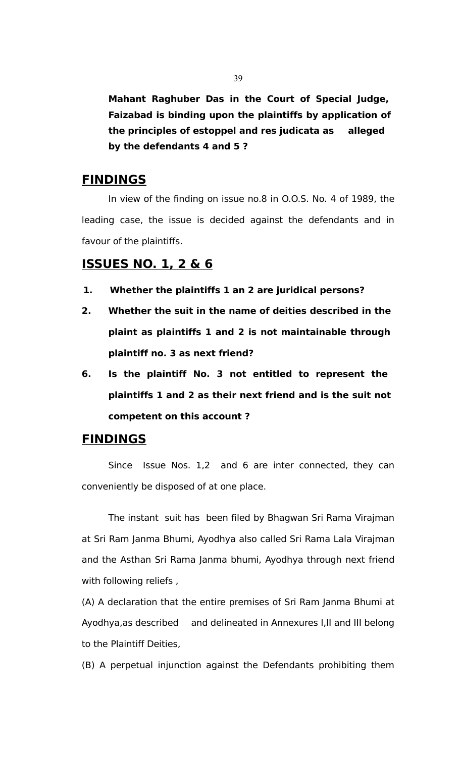**Mahant Raghuber Das in the Court of Special Judge, Faizabad is binding upon the plaintiffs by application of the principles of estoppel and res judicata as alleged by the defendants 4 and 5 ?**

## FINDINGS

In view of the finding on issue no.8 in O.O.S. No. 4 of 1989, the leading case, the issue is decided against the defendants and in favour of the plaintiffs.

## ISSUES NO. 1, 2 & 6

1. **Whether the plaintiffs 1 an 2 are juridical persons?**
2. **Whether the suit in the name of deities described in the plaint as plaintiffs 1 and 2 is not maintainable through plaintiff no. 3 as next friend?**
6. **Is the plaintiff No. 3 not entitled to represent the plaintiffs 1 and 2 as their next friend and is the suit not competent on this account ?**

## FINDINGS

Since Issue Nos. 1,2 and 6 are inter connected, they can conveniently be disposed of at one place.

The instant suit has been filed by Bhagwan Sri Rama Virajman at Sri Ram Janma Bhumi, Ayodhya also called Sri Rama Lala Virajman and the Asthan Sri Rama Janma bhumi, Ayodhya through next friend with following reliefs ,

(A) A declaration that the entire premises of Sri Ram Janma Bhumi at Ayodhya,as described and delineated in Annexures I,II and III belong to the Plaintiff Deities,

(B) A perpetual injunction against the Defendants prohibiting them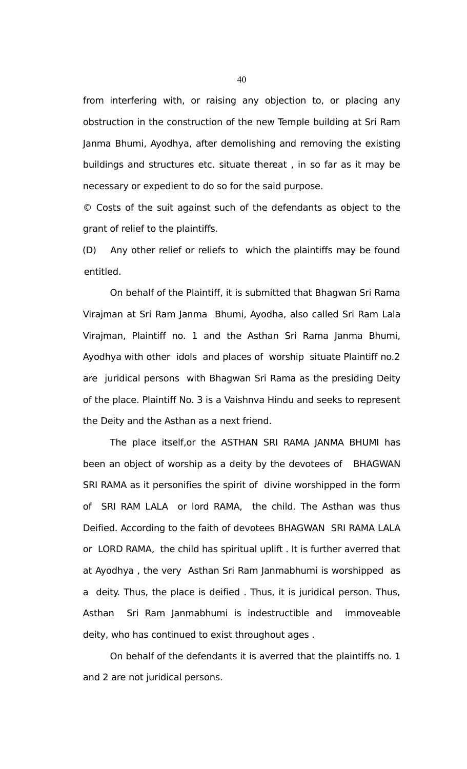from interfering with, or raising any objection to, or placing any obstruction in the construction of the new Temple building at Sri Ram Janma Bhumi, Ayodhya, after demolishing and removing the existing buildings and structures etc. situate thereat , in so far as it may be necessary or expedient to do so for the said purpose.

© Costs of the suit against such of the defendants as object to the grant of relief to the plaintiffs.

(D) Any other relief or reliefs to which the plaintiffs may be found entitled.

On behalf of the Plaintiff, it is submitted that Bhagwan Sri Rama Virajman at Sri Ram Janma Bhumi, Ayodha, also called Sri Ram Lala Virajman, Plaintiff no. 1 and the Asthan Sri Rama Janma Bhumi, Ayodhya with other idols and places of worship situate Plaintiff no.2 are juridical persons with Bhagwan Sri Rama as the presiding Deity of the place. Plaintiff No. 3 is a Vaishnva Hindu and seeks to represent the Deity and the Asthan as a next friend.

The place itself,or the ASTHAN SRI RAMA JANMA BHUMI has been an object of worship as a deity by the devotees of BHAGWAN SRI RAMA as it personifies the spirit of divine worshipped in the form of SRI RAM LALA or lord RAMA, the child. The Asthan was thus Deified. According to the faith of devotees BHAGWAN SRI RAMA LALA or LORD RAMA, the child has spiritual uplift . It is further averred that at Ayodhya , the very Asthan Sri Ram Janmabhumi is worshipped as a deity. Thus, the place is deified . Thus, it is juridical person. Thus, Asthan Sri Ram Janmabhumi is indestructible and immoveable deity, who has continued to exist throughout ages .

On behalf of the defendants it is averred that the plaintiffs no. 1 and 2 are not juridical persons.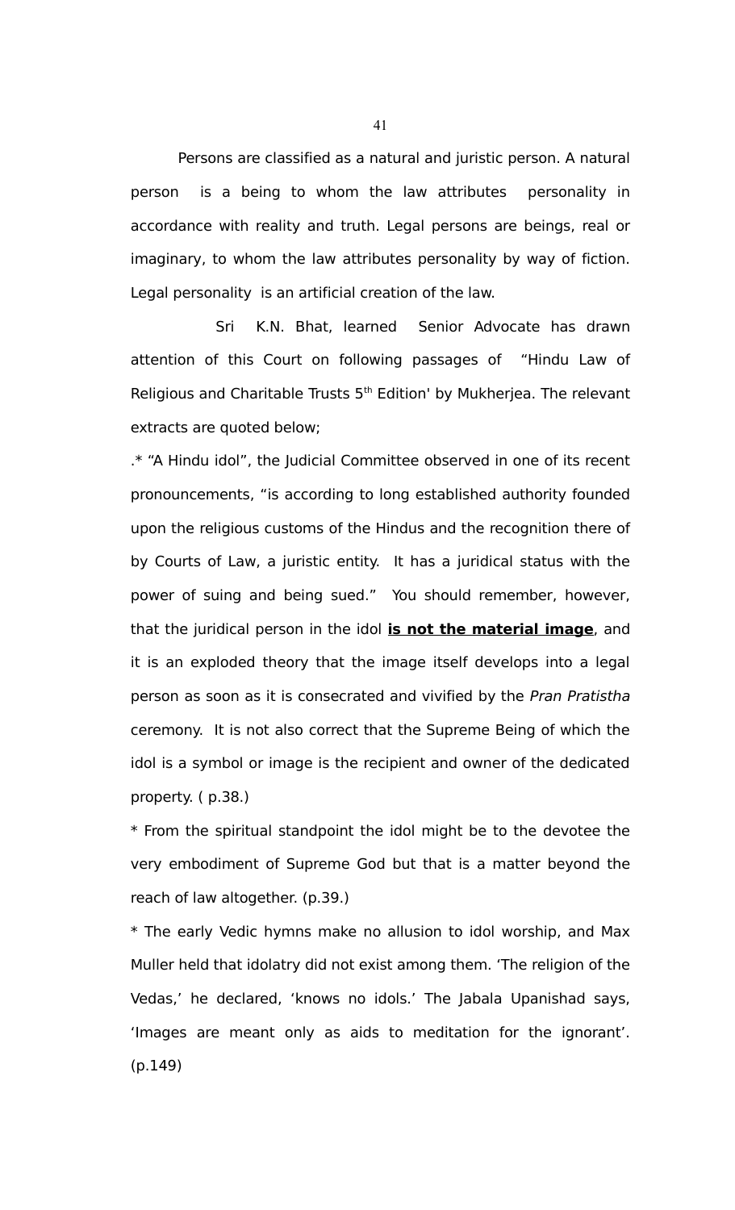Persons are classified as a natural and juristic person. A natural person is a being to whom the law attributes personality in accordance with reality and truth. Legal persons are beings, real or imaginary, to whom the law attributes personality by way of fiction. Legal personality is an artificial creation of the law.

Sri K.N. Bhat, learned Senior Advocate has drawn attention of this Court on following passages of "Hindu Law of Religious and Charitable Trusts 5th Edition' by Mukherjea. The relevant extracts are quoted below;

.* "A Hindu idol", the Judicial Committee observed in one of its recent pronouncements, "is according to long established authority founded upon the religious customs of the Hindus and the recognition there of by Courts of Law, a juristic entity. It has a juridical status with the power of suing and being sued." You should remember, however, that the juridical person in the idol **<u>is not the material image</u>**, and it is an exploded theory that the image itself develops into a legal person as soon as it is consecrated and vivified by the *Pran Pratistha* ceremony. It is not also correct that the Supreme Being of which the idol is a symbol or image is the recipient and owner of the dedicated property. ( p.38.)

* From the spiritual standpoint the idol might be to the devotee the very embodiment of Supreme God but that is a matter beyond the reach of law altogether. (p.39.)

* The early Vedic hymns make no allusion to idol worship, and Max Muller held that idolatry did not exist among them. 'The religion of the Vedas,' he declared, 'knows no idols.' The Jabala Upanishad says, 'Images are meant only as aids to meditation for the ignorant'. (p.149)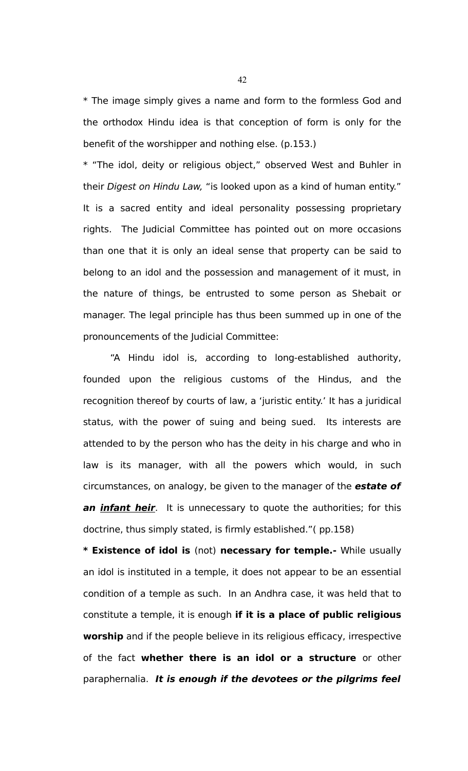* The image simply gives a name and form to the formless God and the orthodox Hindu idea is that conception of form is only for the benefit of the worshipper and nothing else. (p.153.)

* "The idol, deity or religious object," observed West and Buhler in their *Digest on Hindu Law,* "is looked upon as a kind of human entity." It is a sacred entity and ideal personality possessing proprietary rights. The Judicial Committee has pointed out on more occasions than one that it is only an ideal sense that property can be said to belong to an idol and the possession and management of it must, in the nature of things, be entrusted to some person as Shebait or manager. The legal principle has thus been summed up in one of the pronouncements of the Judicial Committee:

> "A Hindu idol is, according to long-established authority, founded upon the religious customs of the Hindus, and the recognition thereof by courts of law, a 'juristic entity.' It has a juridical status, with the power of suing and being sued. Its interests are attended to by the person who has the deity in his charge and who in law is its manager, with all the powers which would, in such circumstances, on analogy, be given to the manager of the ***estate of an <u>infant heir</u>***. It is unnecessary to quote the authorities; for this doctrine, thus simply stated, is firmly established."( pp.158)

**\* Existence of idol is** (not) **necessary for temple.-** While usually an idol is instituted in a temple, it does not appear to be an essential condition of a temple as such. In an Andhra case, it was held that to constitute a temple, it is enough **if it is a place of public religious worship** and if the people believe in its religious efficacy, irrespective of the fact **whether there is an idol or a structure** or other paraphernalia. ***It is enough if the devotees or the pilgrims feel***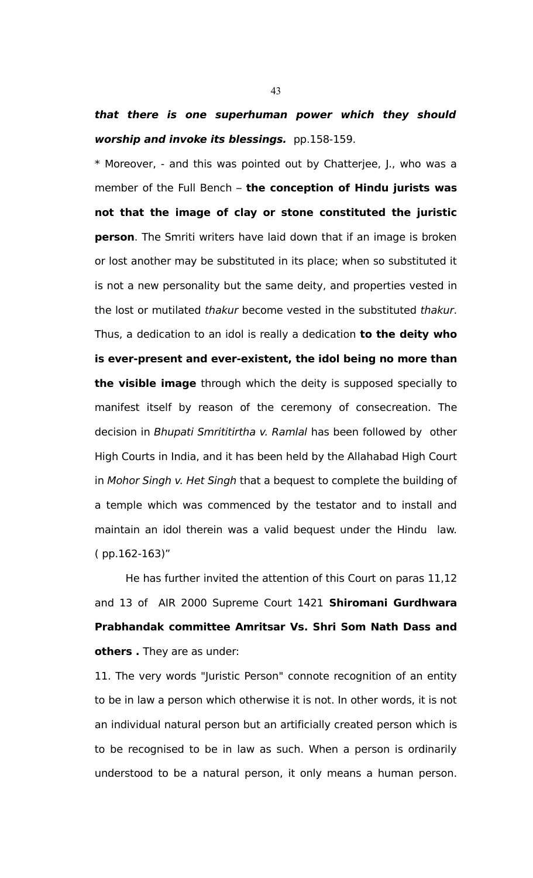***that there is one superhuman power which they should worship and invoke its blessings.*** pp.158-159.

* Moreover, - and this was pointed out by Chatterjee, J., who was a member of the Full Bench – **the conception of Hindu jurists was not that the image of clay or stone constituted the juristic person**. The Smriti writers have laid down that if an image is broken or lost another may be substituted in its place; when so substituted it is not a new personality but the same deity, and properties vested in the lost or mutilated *thakur* become vested in the substituted *thakur*. Thus, a dedication to an idol is really a dedication **to the deity who is ever-present and ever-existent, the idol being no more than the visible image** through which the deity is supposed specially to manifest itself by reason of the ceremony of consecreation. The decision in *Bhupati Smrititirtha v. Ramlal* has been followed by other High Courts in India, and it has been held by the Allahabad High Court in *Mohor Singh v. Het Singh* that a bequest to complete the building of a temple which was commenced by the testator and to install and maintain an idol therein was a valid bequest under the Hindu law. ( pp.162-163)"

He has further invited the attention of this Court on paras 11,12 and 13 of AIR 2000 Supreme Court 1421 **Shiromani Gurdhwara Prabhandak committee Amritsar Vs. Shri Som Nath Dass and others .** They are as under:

11. The very words "Juristic Person" connote recognition of an entity to be in law a person which otherwise it is not. In other words, it is not an individual natural person but an artificially created person which is to be recognised to be in law as such. When a person is ordinarily understood to be a natural person, it only means a human person.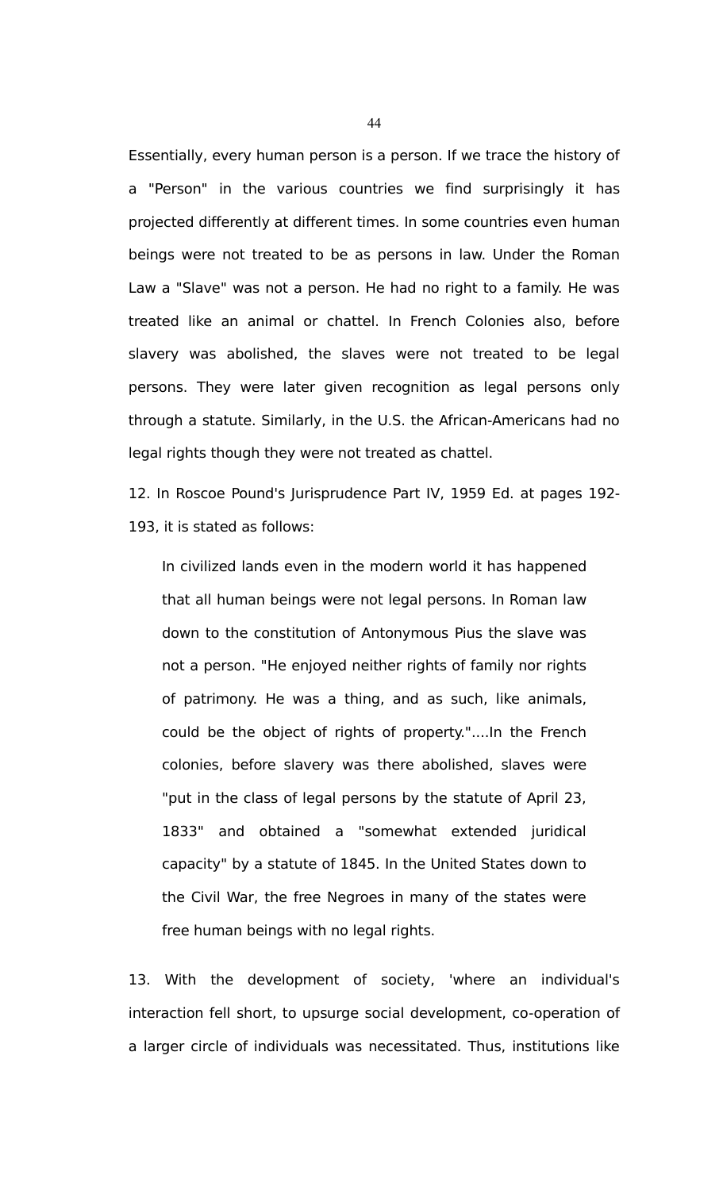Essentially, every human person is a person. If we trace the history of a "Person" in the various countries we find surprisingly it has projected differently at different times. In some countries even human beings were not treated to be as persons in law. Under the Roman Law a "Slave" was not a person. He had no right to a family. He was treated like an animal or chattel. In French Colonies also, before slavery was abolished, the slaves were not treated to be legal persons. They were later given recognition as legal persons only through a statute. Similarly, in the U.S. the African-Americans had no legal rights though they were not treated as chattel.

12. In Roscoe Pound's Jurisprudence Part IV, 1959 Ed. at pages 192-193, it is stated as follows:

> In civilized lands even in the modern world it has happened that all human beings were not legal persons. In Roman law down to the constitution of Antonymous Pius the slave was not a person. "He enjoyed neither rights of family nor rights of patrimony. He was a thing, and as such, like animals, could be the object of rights of property."....In the French colonies, before slavery was there abolished, slaves were "put in the class of legal persons by the statute of April 23, 1833" and obtained a "somewhat extended juridical capacity" by a statute of 1845. In the United States down to the Civil War, the free Negroes in many of the states were free human beings with no legal rights.

13. With the development of society, 'where an individual's interaction fell short, to upsurge social development, co-operation of a larger circle of individuals was necessitated. Thus, institutions like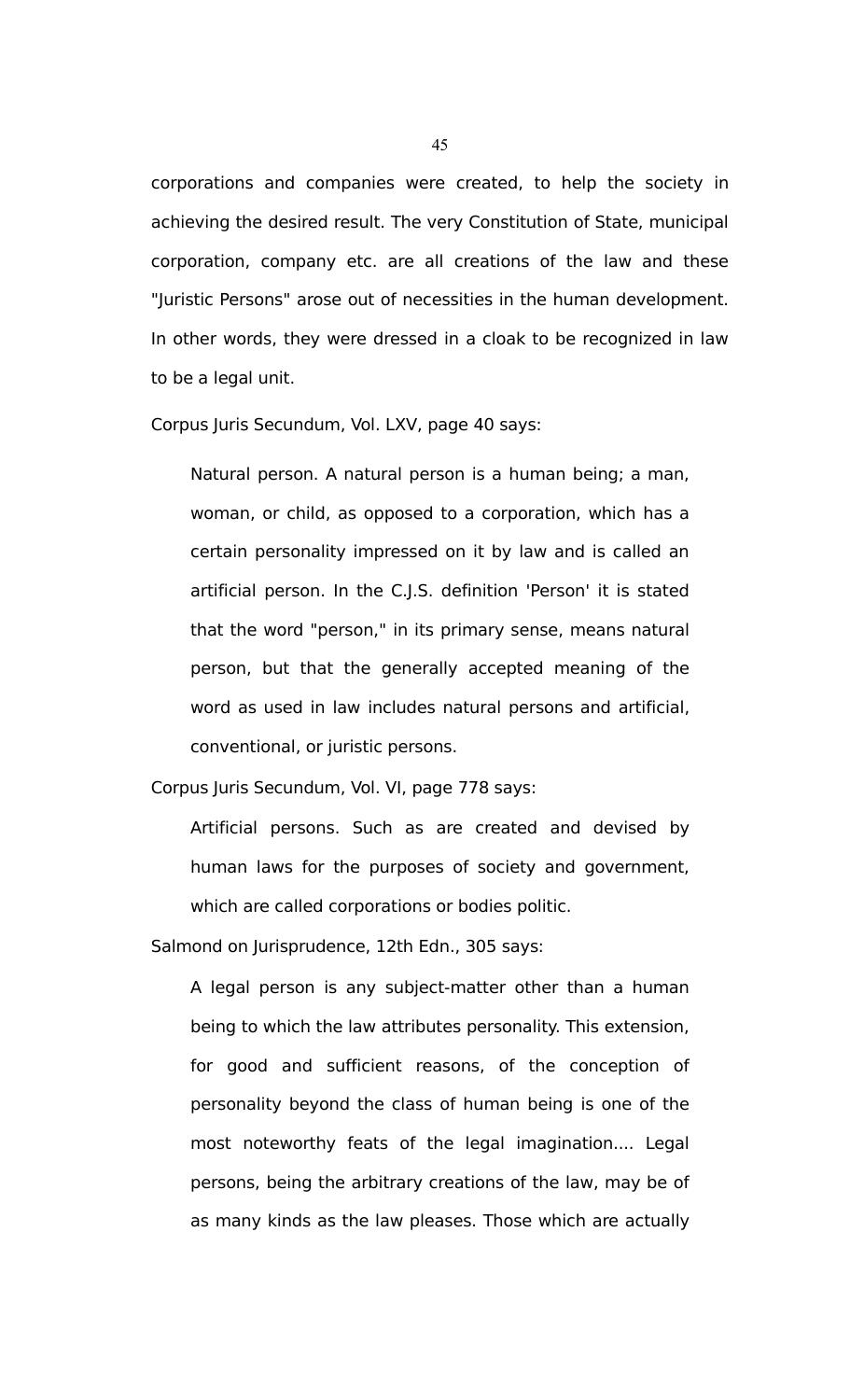corporations and companies were created, to help the society in achieving the desired result. The very Constitution of State, municipal corporation, company etc. are all creations of the law and these "Juristic Persons" arose out of necessities in the human development. In other words, they were dressed in a cloak to be recognized in law to be a legal unit.

Corpus Juris Secundum, Vol. LXV, page 40 says:

> Natural person. A natural person is a human being; a man, woman, or child, as opposed to a corporation, which has a certain personality impressed on it by law and is called an artificial person. In the C.J.S. definition 'Person' it is stated that the word "person," in its primary sense, means natural person, but that the generally accepted meaning of the word as used in law includes natural persons and artificial, conventional, or juristic persons.

Corpus Juris Secundum, Vol. VI, page 778 says:

> Artificial persons. Such as are created and devised by human laws for the purposes of society and government, which are called corporations or bodies politic.

Salmond on Jurisprudence, 12th Edn., 305 says:

> A legal person is any subject-matter other than a human being to which the law attributes personality. This extension, for good and sufficient reasons, of the conception of personality beyond the class of human being is one of the most noteworthy feats of the legal imagination.... Legal persons, being the arbitrary creations of the law, may be of as many kinds as the law pleases. Those which are actually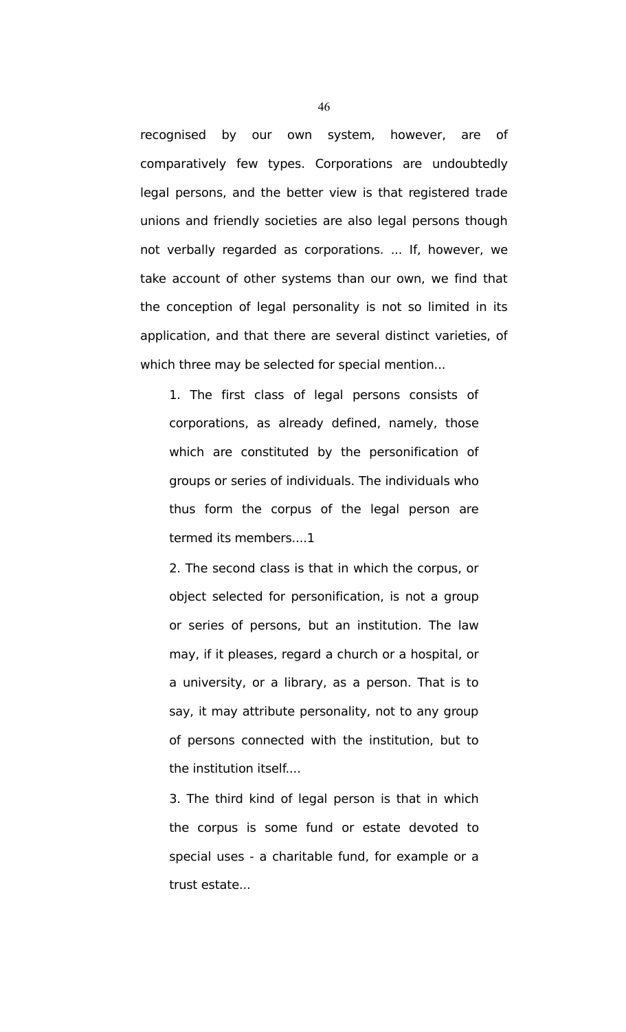recognised by our own system, however, are of comparatively few types. Corporations are undoubtedly legal persons, and the better view is that registered trade unions and friendly societies are also legal persons though not verbally regarded as corporations. ... If, however, we take account of other systems than our own, we find that the conception of legal personality is not so limited in its application, and that there are several distinct varieties, of which three may be selected for special mention...

> 1. The first class of legal persons consists of corporations, as already defined, namely, those which are constituted by the personification of groups or series of individuals. The individuals who thus form the corpus of the legal person are termed its members....1
>
> 2. The second class is that in which the corpus, or object selected for personification, is not a group or series of persons, but an institution. The law may, if it pleases, regard a church or a hospital, or a university, or a library, as a person. That is to say, it may attribute personality, not to any group of persons connected with the institution, but to the institution itself....
>
> 3. The third kind of legal person is that in which the corpus is some fund or estate devoted to special uses - a charitable fund, for example or a trust estate...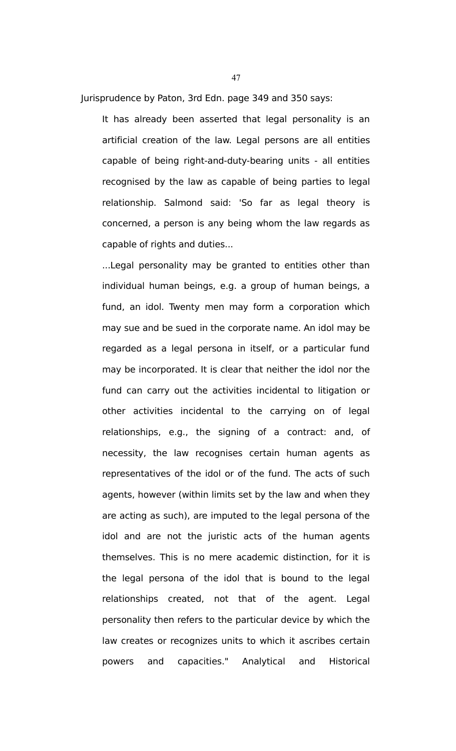Jurisprudence by Paton, 3rd Edn. page 349 and 350 says:

> It has already been asserted that legal personality is an artificial creation of the law. Legal persons are all entities capable of being right-and-duty-bearing units - all entities recognised by the law as capable of being parties to legal relationship. Salmond said: 'So far as legal theory is concerned, a person is any being whom the law regards as capable of rights and duties...
>
> ...Legal personality may be granted to entities other than individual human beings, e.g. a group of human beings, a fund, an idol. Twenty men may form a corporation which may sue and be sued in the corporate name. An idol may be regarded as a legal persona in itself, or a particular fund may be incorporated. It is clear that neither the idol nor the fund can carry out the activities incidental to litigation or other activities incidental to the carrying on of legal relationships, e.g., the signing of a contract: and, of necessity, the law recognises certain human agents as representatives of the idol or of the fund. The acts of such agents, however (within limits set by the law and when they are acting as such), are imputed to the legal persona of the idol and are not the juristic acts of the human agents themselves. This is no mere academic distinction, for it is the legal persona of the idol that is bound to the legal relationships created, not that of the agent. Legal personality then refers to the particular device by which the law creates or recognizes units to which it ascribes certain powers and capacities." Analytical and Historical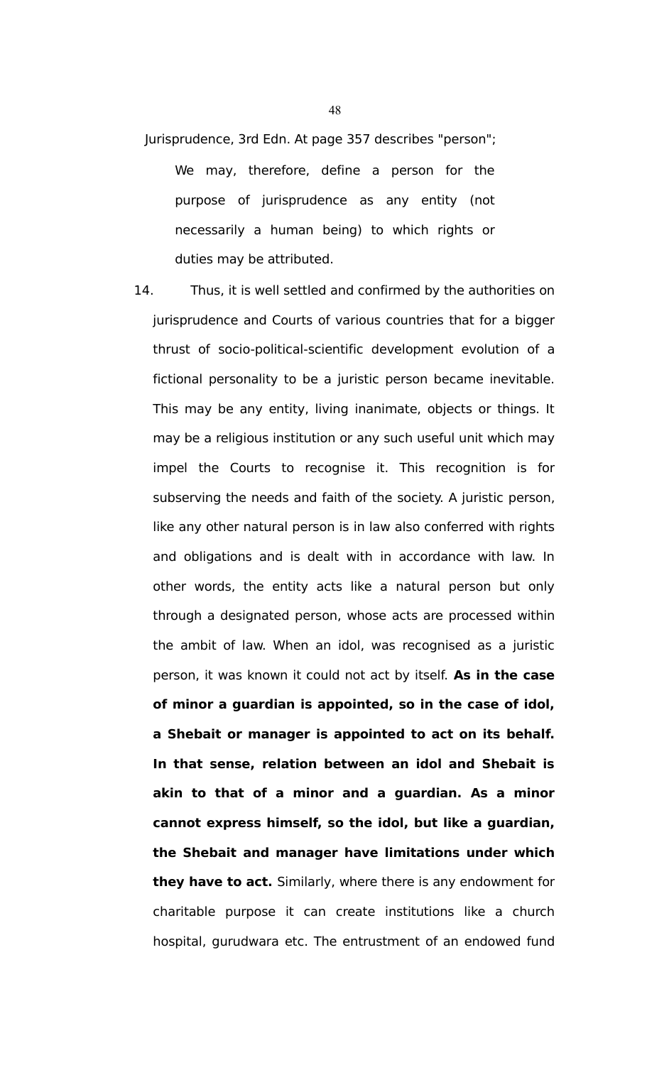Jurisprudence, 3rd Edn. At page 357 describes "person";

> We may, therefore, define a person for the purpose of jurisprudence as any entity (not necessarily a human being) to which rights or duties may be attributed.

14. Thus, it is well settled and confirmed by the authorities on jurisprudence and Courts of various countries that for a bigger thrust of socio-political-scientific development evolution of a fictional personality to be a juristic person became inevitable. This may be any entity, living inanimate, objects or things. It may be a religious institution or any such useful unit which may impel the Courts to recognise it. This recognition is for subserving the needs and faith of the society. A juristic person, like any other natural person is in law also conferred with rights and obligations and is dealt with in accordance with law. In other words, the entity acts like a natural person but only through a designated person, whose acts are processed within the ambit of law. When an idol, was recognised as a juristic person, it was known it could not act by itself. **As in the case of minor a guardian is appointed, so in the case of idol, a Shebait or manager is appointed to act on its behalf. In that sense, relation between an idol and Shebait is akin to that of a minor and a guardian. As a minor cannot express himself, so the idol, but like a guardian, the Shebait and manager have limitations under which they have to act.** Similarly, where there is any endowment for charitable purpose it can create institutions like a church hospital, gurudwara etc. The entrustment of an endowed fund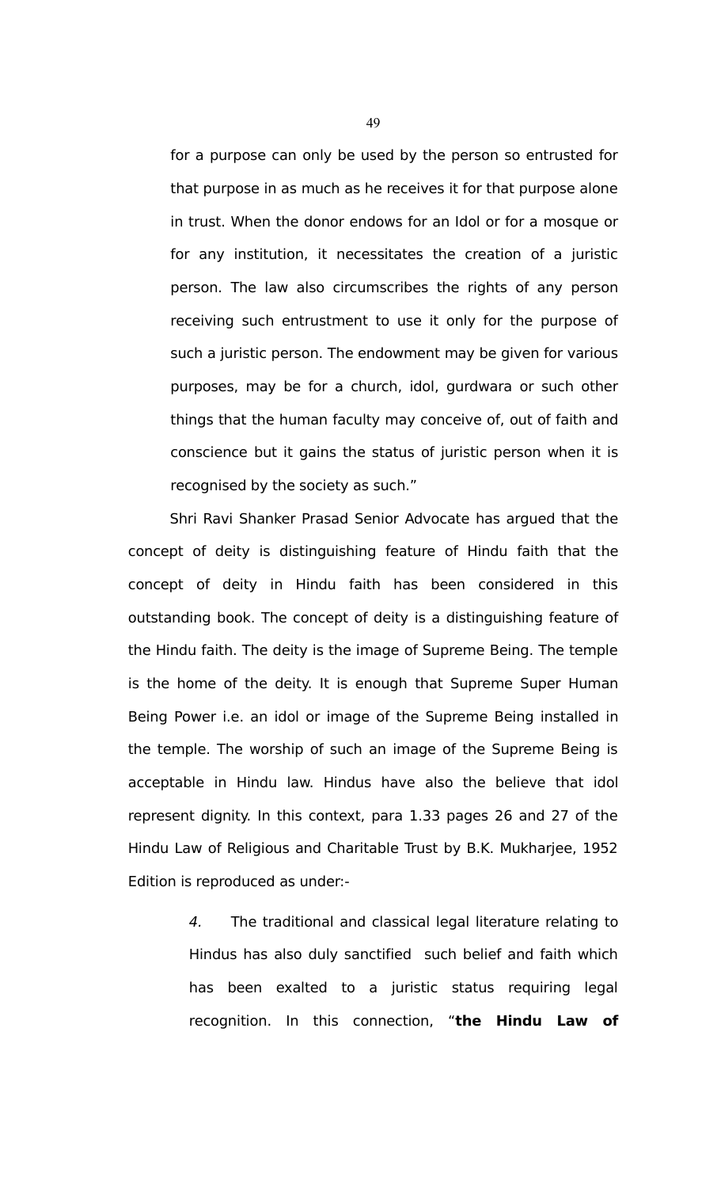for a purpose can only be used by the person so entrusted for that purpose in as much as he receives it for that purpose alone in trust. When the donor endows for an Idol or for a mosque or for any institution, it necessitates the creation of a juristic person. The law also circumscribes the rights of any person receiving such entrustment to use it only for the purpose of such a juristic person. The endowment may be given for various purposes, may be for a church, idol, gurdwara or such other things that the human faculty may conceive of, out of faith and conscience but it gains the status of juristic person when it is recognised by the society as such."

Shri Ravi Shanker Prasad Senior Advocate has argued that the concept of deity is distinguishing feature of Hindu faith that the concept of deity in Hindu faith has been considered in this outstanding book. The concept of deity is a distinguishing feature of the Hindu faith. The deity is the image of Supreme Being. The temple is the home of the deity. It is enough that Supreme Super Human Being Power i.e. an idol or image of the Supreme Being installed in the temple. The worship of such an image of the Supreme Being is acceptable in Hindu law. Hindus have also the believe that idol represent dignity. In this context, para 1.33 pages 26 and 27 of the Hindu Law of Religious and Charitable Trust by B.K. Mukharjee, 1952 Edition is reproduced as under:-

> *4.* The traditional and classical legal literature relating to Hindus has also duly sanctified such belief and faith which has been exalted to a juristic status requiring legal recognition. In this connection, "**the Hindu Law of**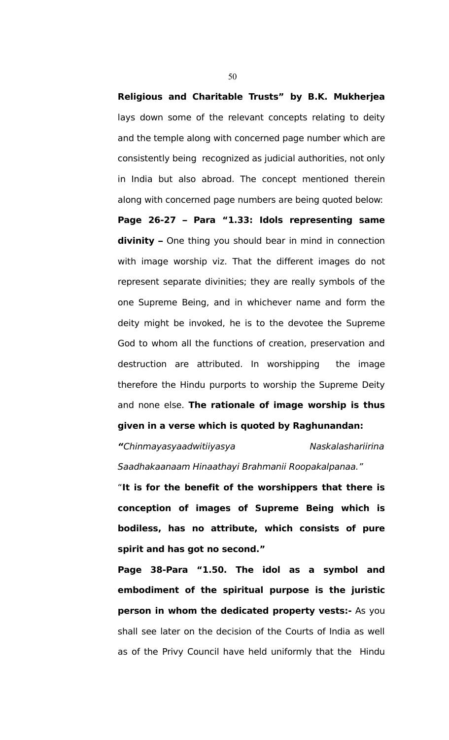**Religious and Charitable Trusts" by B.K. Mukherjea** lays down some of the relevant concepts relating to deity and the temple along with concerned page number which are consistently being recognized as judicial authorities, not only in India but also abroad. The concept mentioned therein along with concerned page numbers are being quoted below:

**Page 26-27 – Para "1.33: Idols representing same divinity –** One thing you should bear in mind in connection with image worship viz. That the different images do not represent separate divinities; they are really symbols of the one Supreme Being, and in whichever name and form the deity might be invoked, he is to the devotee the Supreme God to whom all the functions of creation, preservation and destruction are attributed. In worshipping the image therefore the Hindu purports to worship the Supreme Deity and none else. **The rationale of image worship is thus given in a verse which is quoted by Raghunandan:**

***"****Chinmayasyaadwitiiyasya Naskalashariirina Saadhakaanaam Hinaathayi Brahmanii Roopakalpanaa."*

"**It is for the benefit of the worshippers that there is conception of images of Supreme Being which is bodiless, has no attribute, which consists of pure spirit and has got no second."**

**Page 38-Para "1.50. The idol as a symbol and embodiment of the spiritual purpose is the juristic person in whom the dedicated property vests:-** As you shall see later on the decision of the Courts of India as well as of the Privy Council have held uniformly that the Hindu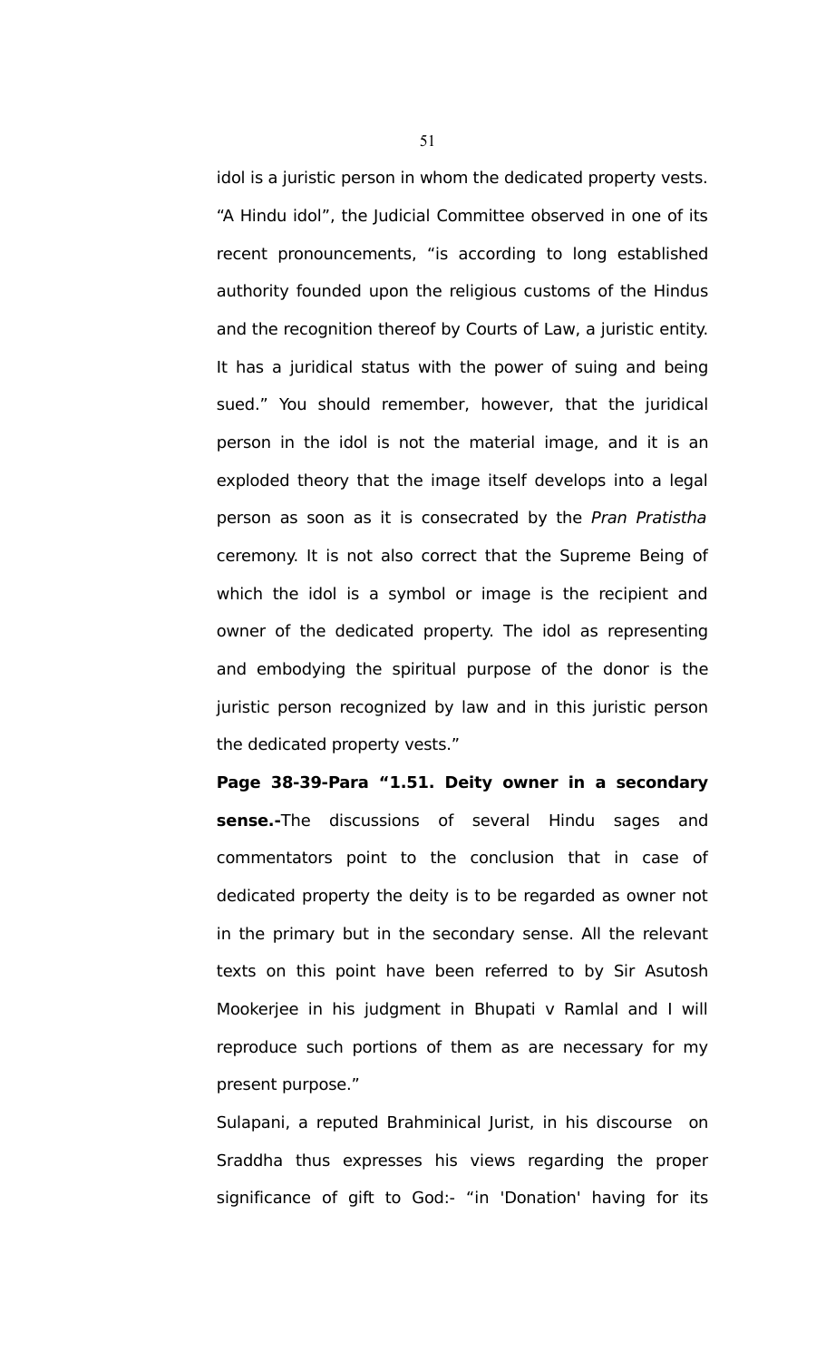idol is a juristic person in whom the dedicated property vests. “A Hindu idol”, the Judicial Committee observed in one of its recent pronouncements, “is according to long established authority founded upon the religious customs of the Hindus and the recognition thereof by Courts of Law, a juristic entity. It has a juridical status with the power of suing and being sued.” You should remember, however, that the juridical person in the idol is not the material image, and it is an exploded theory that the image itself develops into a legal person as soon as it is consecrated by the *Pran Pratistha* ceremony. It is not also correct that the Supreme Being of which the idol is a symbol or image is the recipient and owner of the dedicated property. The idol as representing and embodying the spiritual purpose of the donor is the juristic person recognized by law and in this juristic person the dedicated property vests.”

**Page 38-39-Para “1.51. Deity owner in a secondary sense.-**The discussions of several Hindu sages and commentators point to the conclusion that in case of dedicated property the deity is to be regarded as owner not in the primary but in the secondary sense. All the relevant texts on this point have been referred to by Sir Asutosh Mookerjee in his judgment in Bhupati v Ramlal and I will reproduce such portions of them as are necessary for my present purpose.”

Sulapani, a reputed Brahminical Jurist, in his discourse on Sraddha thus expresses his views regarding the proper significance of gift to God:- “in 'Donation' having for its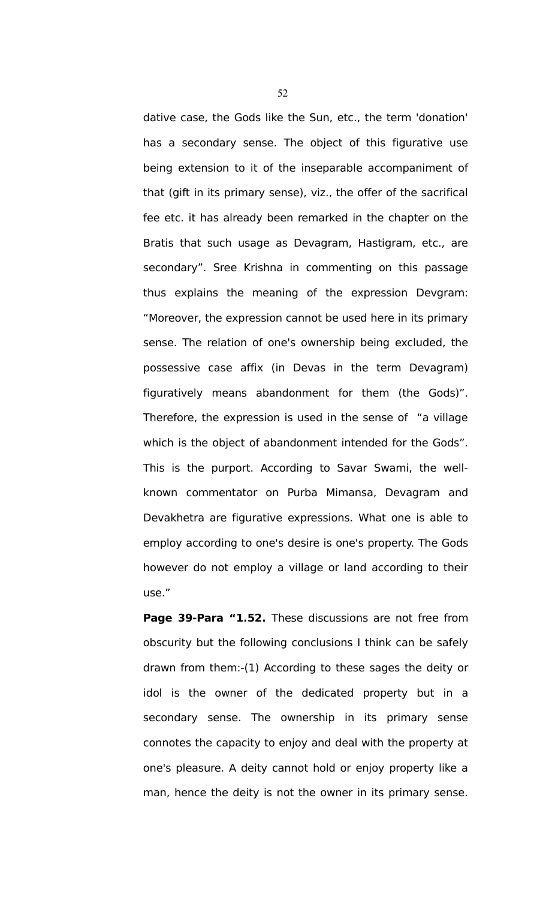dative case, the Gods like the Sun, etc., the term 'donation' has a secondary sense. The object of this figurative use being extension to it of the inseparable accompaniment of that (gift in its primary sense), viz., the offer of the sacrifical fee etc. it has already been remarked in the chapter on the Bratis that such usage as Devagram, Hastigram, etc., are secondary". Sree Krishna in commenting on this passage thus explains the meaning of the expression Devgram: "Moreover, the expression cannot be used here in its primary sense. The relation of one's ownership being excluded, the possessive case affix (in Devas in the term Devagram) figuratively means abandonment for them (the Gods)". Therefore, the expression is used in the sense of "a village which is the object of abandonment intended for the Gods". This is the purport. According to Savar Swami, the well-known commentator on Purba Mimansa, Devagram and Devakhetra are figurative expressions. What one is able to employ according to one's desire is one's property. The Gods however do not employ a village or land according to their use."

**Page 39-Para "1.52.** These discussions are not free from obscurity but the following conclusions I think can be safely drawn from them:-(1) According to these sages the deity or idol is the owner of the dedicated property but in a secondary sense. The ownership in its primary sense connotes the capacity to enjoy and deal with the property at one's pleasure. A deity cannot hold or enjoy property like a man, hence the deity is not the owner in its primary sense.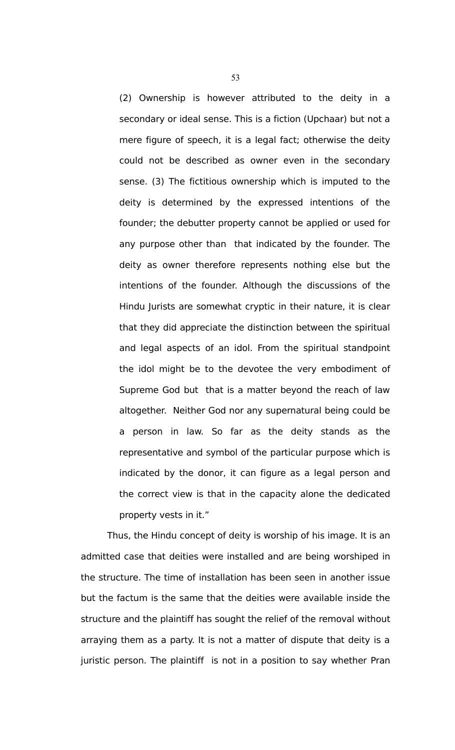(2) Ownership is however attributed to the deity in a secondary or ideal sense. This is a fiction (Upchaar) but not a mere figure of speech, it is a legal fact; otherwise the deity could not be described as owner even in the secondary sense. (3) The fictitious ownership which is imputed to the deity is determined by the expressed intentions of the founder; the debutter property cannot be applied or used for any purpose other than that indicated by the founder. The deity as owner therefore represents nothing else but the intentions of the founder. Although the discussions of the Hindu Jurists are somewhat cryptic in their nature, it is clear that they did appreciate the distinction between the spiritual and legal aspects of an idol. From the spiritual standpoint the idol might be to the devotee the very embodiment of Supreme God but that is a matter beyond the reach of law altogether. Neither God nor any supernatural being could be a person in law. So far as the deity stands as the representative and symbol of the particular purpose which is indicated by the donor, it can figure as a legal person and the correct view is that in the capacity alone the dedicated property vests in it."

Thus, the Hindu concept of deity is worship of his image. It is an admitted case that deities were installed and are being worshiped in the structure. The time of installation has been seen in another issue but the factum is the same that the deities were available inside the structure and the plaintiff has sought the relief of the removal without arraying them as a party. It is not a matter of dispute that deity is a juristic person. The plaintiff is not in a position to say whether Pran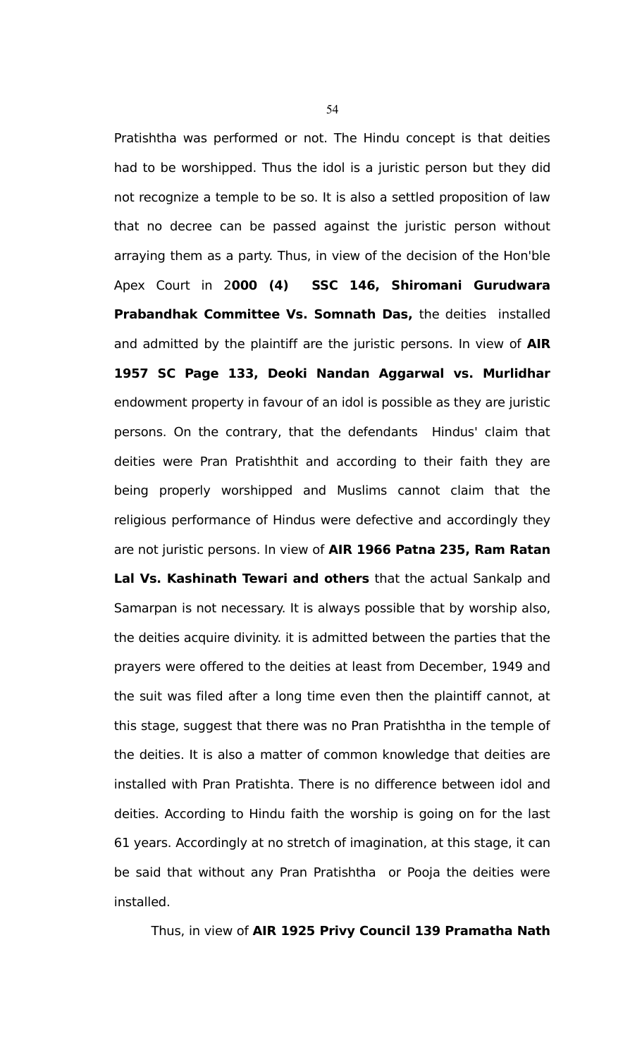Pratishtha was performed or not. The Hindu concept is that deities had to be worshipped. Thus the idol is a juristic person but they did not recognize a temple to be so. It is also a settled proposition of law that no decree can be passed against the juristic person without arraying them as a party. Thus, in view of the decision of the Hon'ble Apex Court in 2**000 (4) SSC 146, Shiromani Gurudwara Prabandhak Committee Vs. Somnath Das,** the deities installed and admitted by the plaintiff are the juristic persons. In view of **AIR 1957 SC Page 133, Deoki Nandan Aggarwal vs. Murlidhar** endowment property in favour of an idol is possible as they are juristic persons. On the contrary, that the defendants Hindus' claim that deities were Pran Pratishthit and according to their faith they are being properly worshipped and Muslims cannot claim that the religious performance of Hindus were defective and accordingly they are not juristic persons. In view of **AIR 1966 Patna 235, Ram Ratan Lal Vs. Kashinath Tewari and others** that the actual Sankalp and Samarpan is not necessary. It is always possible that by worship also, the deities acquire divinity. it is admitted between the parties that the prayers were offered to the deities at least from December, 1949 and the suit was filed after a long time even then the plaintiff cannot, at this stage, suggest that there was no Pran Pratishtha in the temple of the deities. It is also a matter of common knowledge that deities are installed with Pran Pratishta. There is no difference between idol and deities. According to Hindu faith the worship is going on for the last 61 years. Accordingly at no stretch of imagination, at this stage, it can be said that without any Pran Pratishtha or Pooja the deities were installed.

Thus, in view of **AIR 1925 Privy Council 139 Pramatha Nath**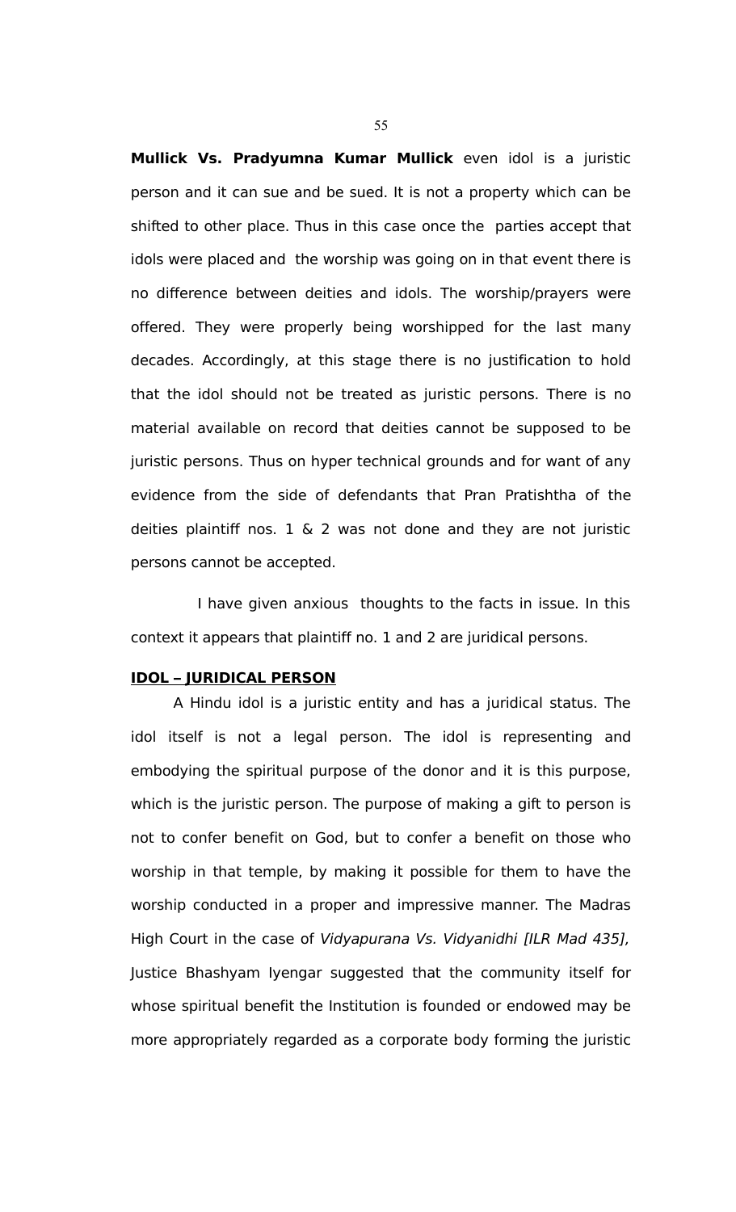**Mullick Vs. Pradyumna Kumar Mullick** even idol is a juristic person and it can sue and be sued. It is not a property which can be shifted to other place. Thus in this case once the parties accept that idols were placed and the worship was going on in that event there is no difference between deities and idols. The worship/prayers were offered. They were properly being worshipped for the last many decades. Accordingly, at this stage there is no justification to hold that the idol should not be treated as juristic persons. There is no material available on record that deities cannot be supposed to be juristic persons. Thus on hyper technical grounds and for want of any evidence from the side of defendants that Pran Pratishtha of the deities plaintiff nos. 1 & 2 was not done and they are not juristic persons cannot be accepted.

I have given anxious thoughts to the facts in issue. In this context it appears that plaintiff no. 1 and 2 are juridical persons.

**IDOL – JURIDICAL PERSON**

A Hindu idol is a juristic entity and has a juridical status. The idol itself is not a legal person. The idol is representing and embodying the spiritual purpose of the donor and it is this purpose, which is the juristic person. The purpose of making a gift to person is not to confer benefit on God, but to confer a benefit on those who worship in that temple, by making it possible for them to have the worship conducted in a proper and impressive manner. The Madras High Court in the case of *Vidyapurana Vs. Vidyanidhi [ILR Mad 435],* Justice Bhashyam Iyengar suggested that the community itself for whose spiritual benefit the Institution is founded or endowed may be more appropriately regarded as a corporate body forming the juristic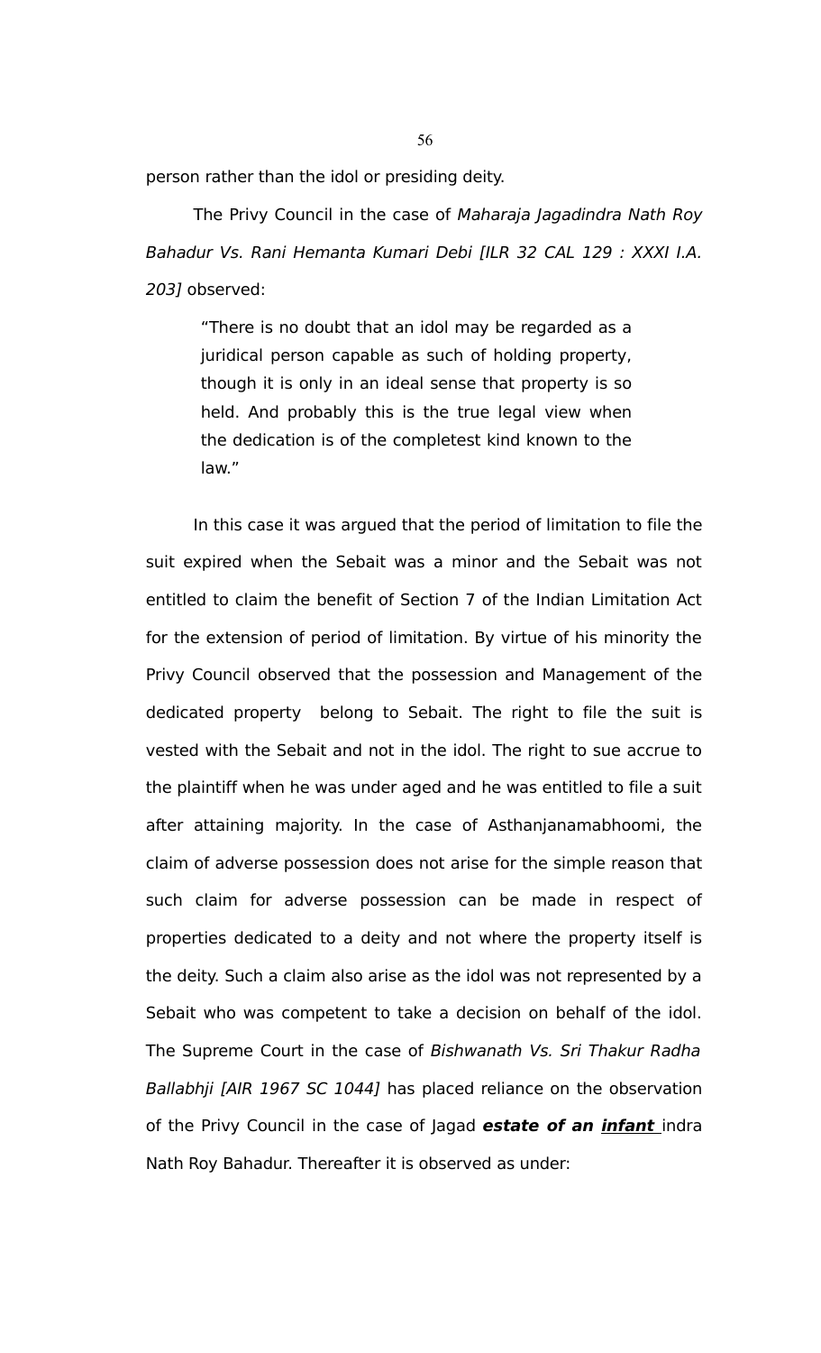person rather than the idol or presiding deity.

The Privy Council in the case of *Maharaja Jagadindra Nath Roy Bahadur Vs. Rani Hemanta Kumari Debi [ILR 32 CAL 129 : XXXI I.A. 203]* observed:

> "There is no doubt that an idol may be regarded as a juridical person capable as such of holding property, though it is only in an ideal sense that property is so held. And probably this is the true legal view when the dedication is of the completest kind known to the law."

In this case it was argued that the period of limitation to file the suit expired when the Sebait was a minor and the Sebait was not entitled to claim the benefit of Section 7 of the Indian Limitation Act for the extension of period of limitation. By virtue of his minority the Privy Council observed that the possession and Management of the dedicated property belong to Sebait. The right to file the suit is vested with the Sebait and not in the idol. The right to sue accrue to the plaintiff when he was under aged and he was entitled to file a suit after attaining majority. In the case of Asthanjanamabhoomi, the claim of adverse possession does not arise for the simple reason that such claim for adverse possession can be made in respect of properties dedicated to a deity and not where the property itself is the deity. Such a claim also arise as the idol was not represented by a Sebait who was competent to take a decision on behalf of the idol. The Supreme Court in the case of *Bishwanath Vs. Sri Thakur Radha Ballabhji [AIR 1967 SC 1044]* has placed reliance on the observation of the Privy Council in the case of Jagad ***estate of an <u>infant</u>*** indra Nath Roy Bahadur. Thereafter it is observed as under: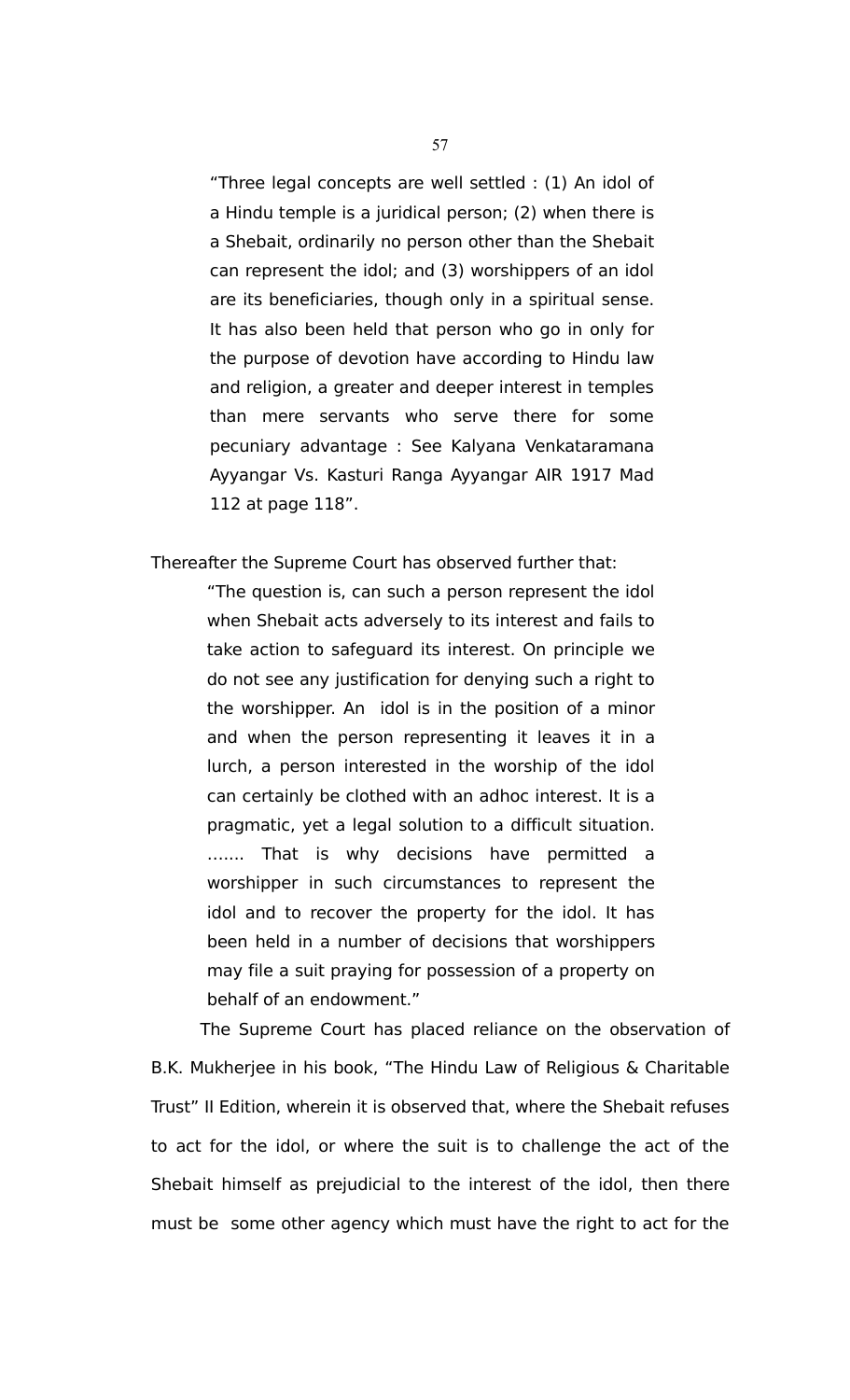> "Three legal concepts are well settled : (1) An idol of a Hindu temple is a juridical person; (2) when there is a Shebait, ordinarily no person other than the Shebait can represent the idol; and (3) worshippers of an idol are its beneficiaries, though only in a spiritual sense. It has also been held that person who go in only for the purpose of devotion have according to Hindu law and religion, a greater and deeper interest in temples than mere servants who serve there for some pecuniary advantage : See Kalyana Venkataramana Ayyangar Vs. Kasturi Ranga Ayyangar AIR 1917 Mad 112 at page 118".

Thereafter the Supreme Court has observed further that:

> "The question is, can such a person represent the idol when Shebait acts adversely to its interest and fails to take action to safeguard its interest. On principle we do not see any justification for denying such a right to the worshipper. An idol is in the position of a minor and when the person representing it leaves it in a lurch, a person interested in the worship of the idol can certainly be clothed with an adhoc interest. It is a pragmatic, yet a legal solution to a difficult situation. ....... That is why decisions have permitted a worshipper in such circumstances to represent the idol and to recover the property for the idol. It has been held in a number of decisions that worshippers may file a suit praying for possession of a property on behalf of an endowment."

The Supreme Court has placed reliance on the observation of B.K. Mukherjee in his book, "The Hindu Law of Religious & Charitable Trust" II Edition, wherein it is observed that, where the Shebait refuses to act for the idol, or where the suit is to challenge the act of the Shebait himself as prejudicial to the interest of the idol, then there must be some other agency which must have the right to act for the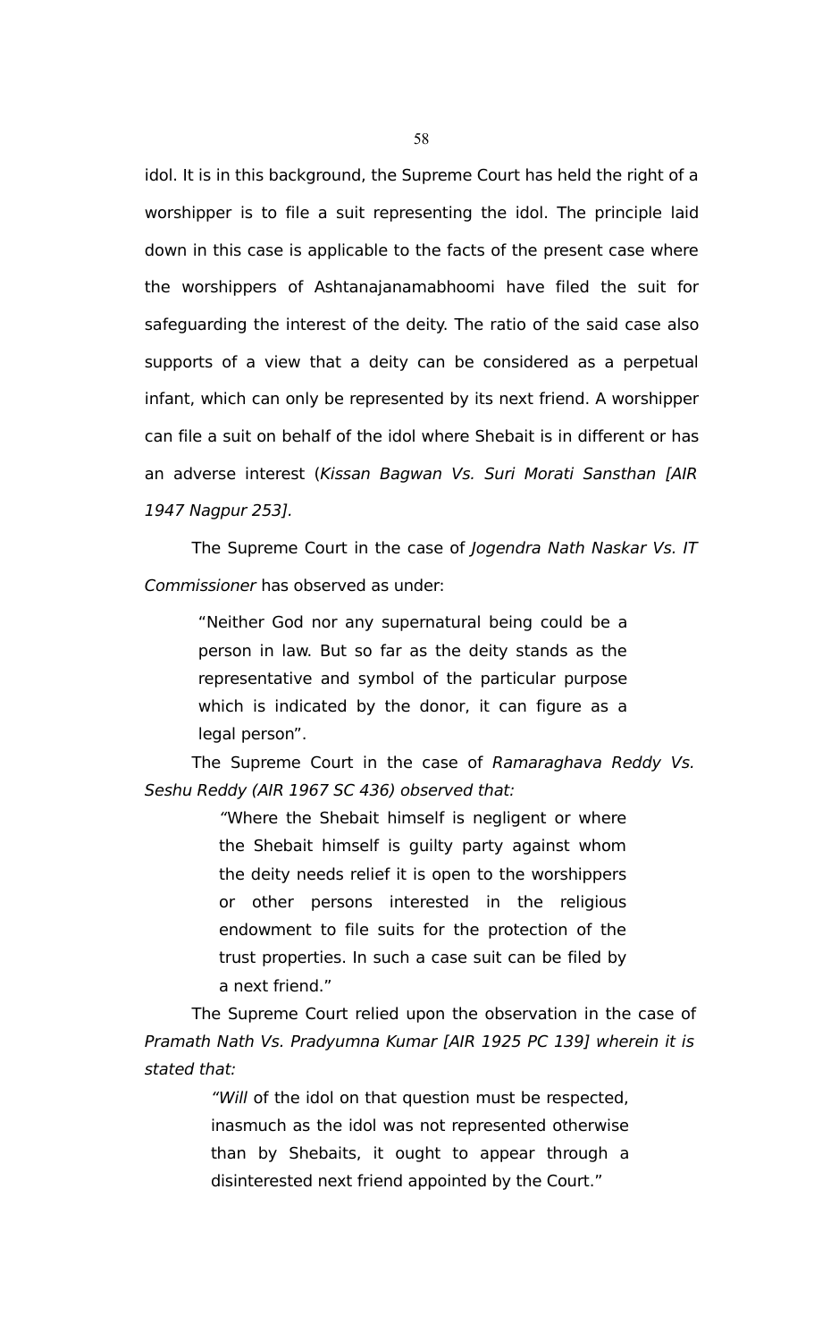idol. It is in this background, the Supreme Court has held the right of a worshipper is to file a suit representing the idol. The principle laid down in this case is applicable to the facts of the present case where the worshippers of Ashtanajanamabhoomi have filed the suit for safeguarding the interest of the deity. The ratio of the said case also supports of a view that a deity can be considered as a perpetual infant, which can only be represented by its next friend. A worshipper can file a suit on behalf of the idol where Shebait is in different or has an adverse interest (*Kissan Bagwan Vs. Suri Morati Sansthan [AIR 1947 Nagpur 253].*

The Supreme Court in the case of *Jogendra Nath Naskar Vs. IT Commissioner* has observed as under:

> "Neither God nor any supernatural being could be a person in law. But so far as the deity stands as the representative and symbol of the particular purpose which is indicated by the donor, it can figure as a legal person".

The Supreme Court in the case of *Ramaraghava Reddy Vs. Seshu Reddy (AIR 1967 SC 436) observed that:*

> *"*Where the Shebait himself is negligent or where the Shebait himself is guilty party against whom the deity needs relief it is open to the worshippers or other persons interested in the religious endowment to file suits for the protection of the trust properties. In such a case suit can be filed by a next friend."

The Supreme Court relied upon the observation in the case of *Pramath Nath Vs. Pradyumna Kumar [AIR 1925 PC 139] wherein it is stated that:*

> *"Will* of the idol on that question must be respected, inasmuch as the idol was not represented otherwise than by Shebaits, it ought to appear through a disinterested next friend appointed by the Court."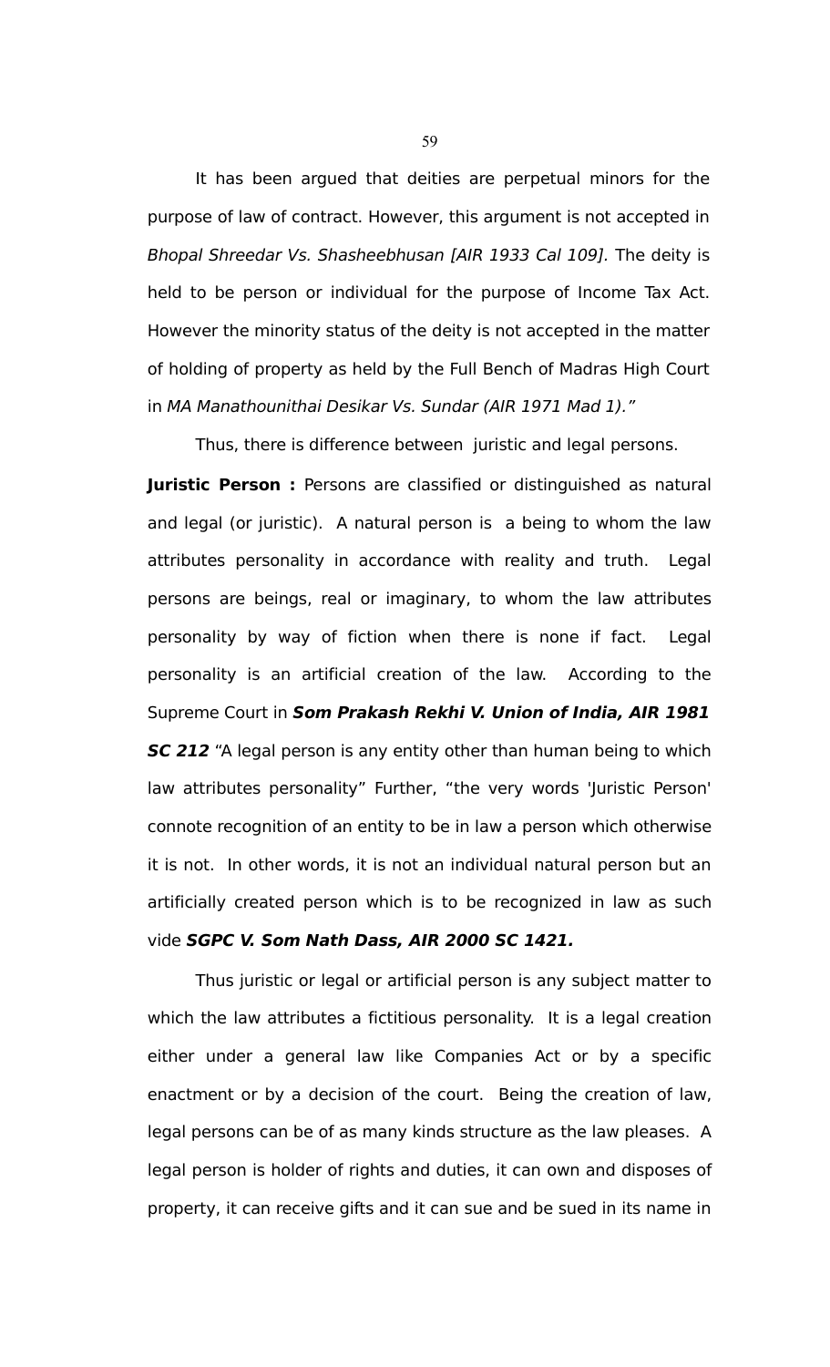It has been argued that deities are perpetual minors for the purpose of law of contract. However, this argument is not accepted in *Bhopal Shreedar Vs. Shasheebhusan [AIR 1933 Cal 109].* The deity is held to be person or individual for the purpose of Income Tax Act. However the minority status of the deity is not accepted in the matter of holding of property as held by the Full Bench of Madras High Court in *MA Manathounithai Desikar Vs. Sundar (AIR 1971 Mad 1).*"

Thus, there is difference between juristic and legal persons.

**Juristic Person :** Persons are classified or distinguished as natural and legal (or juristic). A natural person is a being to whom the law attributes personality in accordance with reality and truth. Legal persons are beings, real or imaginary, to whom the law attributes personality by way of fiction when there is none if fact. Legal personality is an artificial creation of the law. According to the Supreme Court in ***Som Prakash Rekhi V. Union of India, AIR 1981 SC 212*** "A legal person is any entity other than human being to which law attributes personality" Further, "the very words 'Juristic Person' connote recognition of an entity to be in law a person which otherwise it is not. In other words, it is not an individual natural person but an artificially created person which is to be recognized in law as such vide ***SGPC V. Som Nath Dass, AIR 2000 SC 1421.***

Thus juristic or legal or artificial person is any subject matter to which the law attributes a fictitious personality. It is a legal creation either under a general law like Companies Act or by a specific enactment or by a decision of the court. Being the creation of law, legal persons can be of as many kinds structure as the law pleases. A legal person is holder of rights and duties, it can own and disposes of property, it can receive gifts and it can sue and be sued in its name in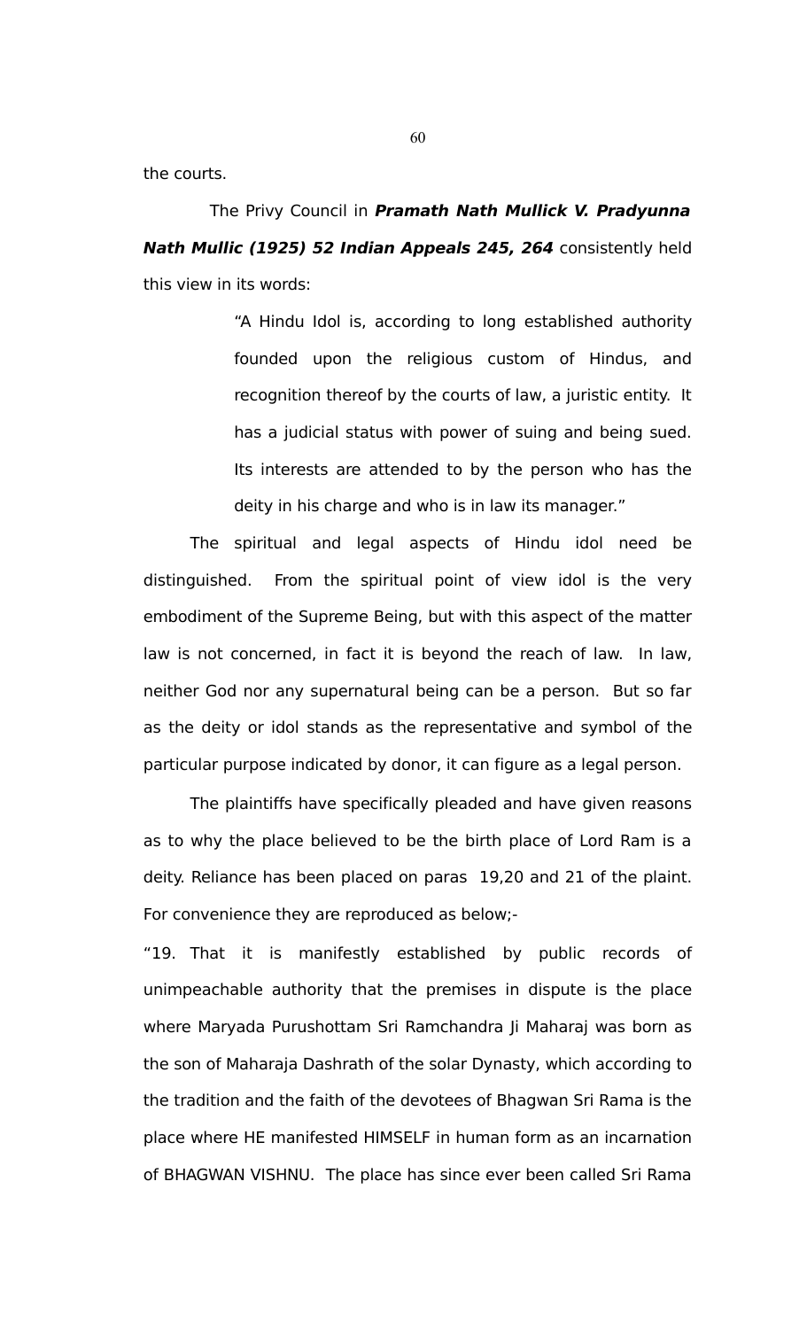the courts.

The Privy Council in ***Pramath Nath Mullick V. Pradyunna Nath Mullic (1925) 52 Indian Appeals 245, 264*** consistently held this view in its words:

> "A Hindu Idol is, according to long established authority founded upon the religious custom of Hindus, and recognition thereof by the courts of law, a juristic entity. It has a judicial status with power of suing and being sued. Its interests are attended to by the person who has the deity in his charge and who is in law its manager."

The spiritual and legal aspects of Hindu idol need be distinguished. From the spiritual point of view idol is the very embodiment of the Supreme Being, but with this aspect of the matter law is not concerned, in fact it is beyond the reach of law. In law, neither God nor any supernatural being can be a person. But so far as the deity or idol stands as the representative and symbol of the particular purpose indicated by donor, it can figure as a legal person.

The plaintiffs have specifically pleaded and have given reasons as to why the place believed to be the birth place of Lord Ram is a deity. Reliance has been placed on paras 19,20 and 21 of the plaint. For convenience they are reproduced as below;-

"19. That it is manifestly established by public records of unimpeachable authority that the premises in dispute is the place where Maryada Purushottam Sri Ramchandra Ji Maharaj was born as the son of Maharaja Dashrath of the solar Dynasty, which according to the tradition and the faith of the devotees of Bhagwan Sri Rama is the place where HE manifested HIMSELF in human form as an incarnation of BHAGWAN VISHNU. The place has since ever been called Sri Rama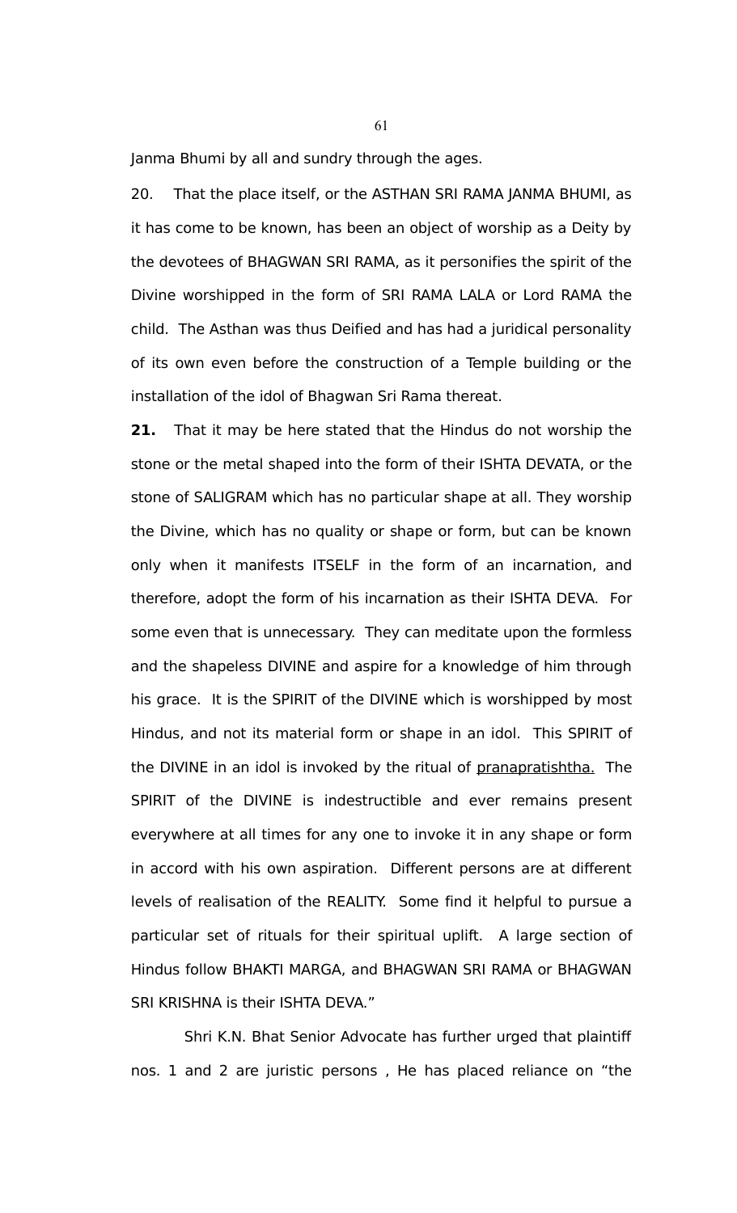Janma Bhumi by all and sundry through the ages.

20. That the place itself, or the ASTHAN SRI RAMA JANMA BHUMI, as it has come to be known, has been an object of worship as a Deity by the devotees of BHAGWAN SRI RAMA, as it personifies the spirit of the Divine worshipped in the form of SRI RAMA LALA or Lord RAMA the child. The Asthan was thus Deified and has had a juridical personality of its own even before the construction of a Temple building or the installation of the idol of Bhagwan Sri Rama thereat.

**21.** That it may be here stated that the Hindus do not worship the stone or the metal shaped into the form of their ISHTA DEVATA, or the stone of SALIGRAM which has no particular shape at all. They worship the Divine, which has no quality or shape or form, but can be known only when it manifests ITSELF in the form of an incarnation, and therefore, adopt the form of his incarnation as their ISHTA DEVA. For some even that is unnecessary. They can meditate upon the formless and the shapeless DIVINE and aspire for a knowledge of him through his grace. It is the SPIRIT of the DIVINE which is worshipped by most Hindus, and not its material form or shape in an idol. This SPIRIT of the DIVINE in an idol is invoked by the ritual of <u>pranapratishtha.</u> The SPIRIT of the DIVINE is indestructible and ever remains present everywhere at all times for any one to invoke it in any shape or form in accord with his own aspiration. Different persons are at different levels of realisation of the REALITY. Some find it helpful to pursue a particular set of rituals for their spiritual uplift. A large section of Hindus follow BHAKTI MARGA, and BHAGWAN SRI RAMA or BHAGWAN SRI KRISHNA is their ISHTA DEVA."

Shri K.N. Bhat Senior Advocate has further urged that plaintiff nos. 1 and 2 are juristic persons , He has placed reliance on "the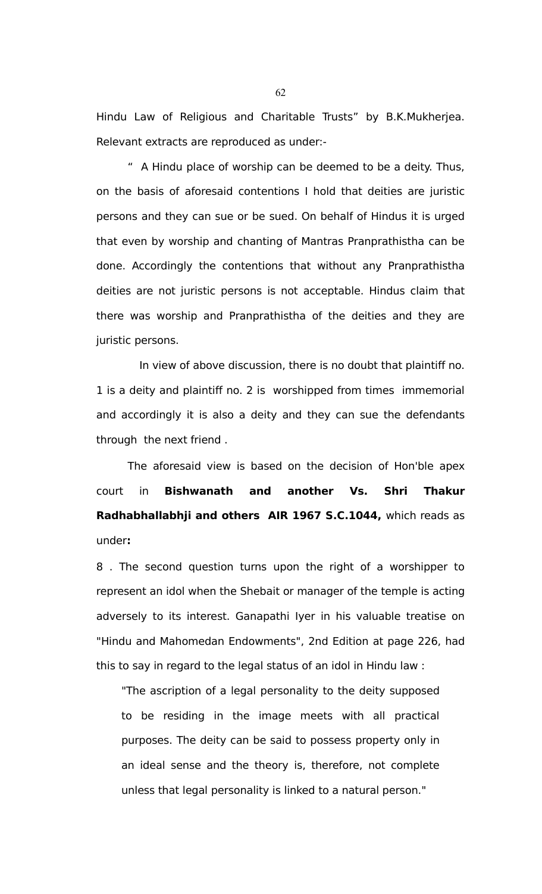Hindu Law of Religious and Charitable Trusts" by B.K.Mukherjea. Relevant extracts are reproduced as under:-

" A Hindu place of worship can be deemed to be a deity. Thus, on the basis of aforesaid contentions I hold that deities are juristic persons and they can sue or be sued. On behalf of Hindus it is urged that even by worship and chanting of Mantras Pranprathistha can be done. Accordingly the contentions that without any Pranprathistha deities are not juristic persons is not acceptable. Hindus claim that there was worship and Pranprathistha of the deities and they are juristic persons.

In view of above discussion, there is no doubt that plaintiff no. 1 is a deity and plaintiff no. 2 is worshipped from times immemorial and accordingly it is also a deity and they can sue the defendants through the next friend .

The aforesaid view is based on the decision of Hon'ble apex court in **Bishwanath and another Vs. Shri Thakur Radhabhallabhji and others AIR 1967 S.C.1044,** which reads as under**:**

8 . The second question turns upon the right of a worshipper to represent an idol when the Shebait or manager of the temple is acting adversely to its interest. Ganapathi Iyer in his valuable treatise on "Hindu and Mahomedan Endowments", 2nd Edition at page 226, had this to say in regard to the legal status of an idol in Hindu law :

> "The ascription of a legal personality to the deity supposed to be residing in the image meets with all practical purposes. The deity can be said to possess property only in an ideal sense and the theory is, therefore, not complete unless that legal personality is linked to a natural person."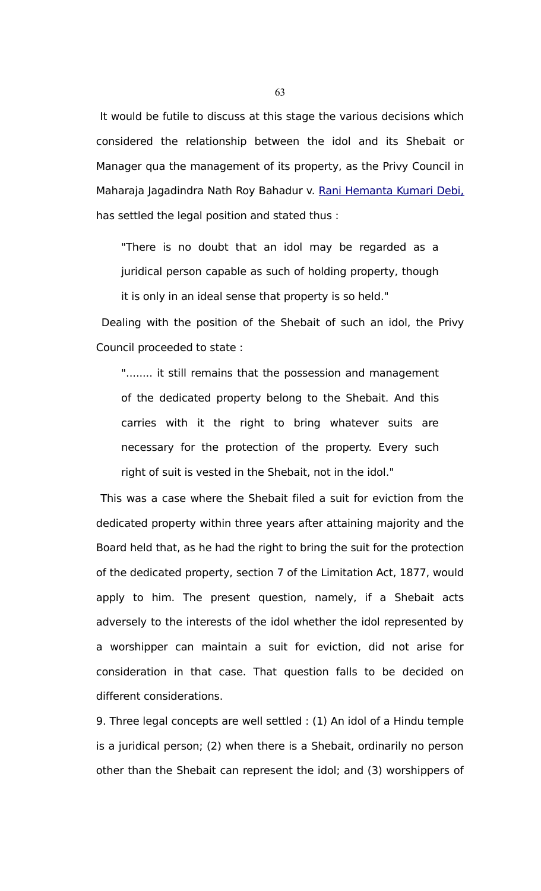It would be futile to discuss at this stage the various decisions which considered the relationship between the idol and its Shebait or Manager qua the management of its property, as the Privy Council in Maharaja Jagadindra Nath Roy Bahadur v. Rani Hemanta Kumari Debi, has settled the legal position and stated thus :

> "There is no doubt that an idol may be regarded as a juridical person capable as such of holding property, though it is only in an ideal sense that property is so held."

Dealing with the position of the Shebait of such an idol, the Privy Council proceeded to state :

> "........ it still remains that the possession and management of the dedicated property belong to the Shebait. And this carries with it the right to bring whatever suits are necessary for the protection of the property. Every such right of suit is vested in the Shebait, not in the idol."

This was a case where the Shebait filed a suit for eviction from the dedicated property within three years after attaining majority and the Board held that, as he had the right to bring the suit for the protection of the dedicated property, section 7 of the Limitation Act, 1877, would apply to him. The present question, namely, if a Shebait acts adversely to the interests of the idol whether the idol represented by a worshipper can maintain a suit for eviction, did not arise for consideration in that case. That question falls to be decided on different considerations.

9. Three legal concepts are well settled : (1) An idol of a Hindu temple is a juridical person; (2) when there is a Shebait, ordinarily no person other than the Shebait can represent the idol; and (3) worshippers of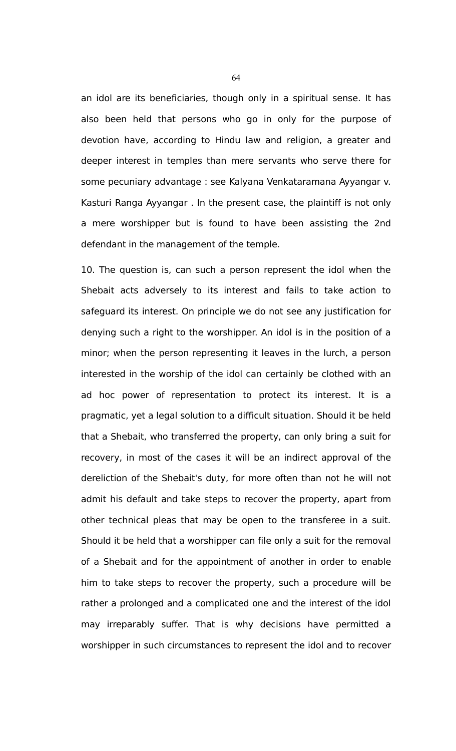an idol are its beneficiaries, though only in a spiritual sense. It has also been held that persons who go in only for the purpose of devotion have, according to Hindu law and religion, a greater and deeper interest in temples than mere servants who serve there for some pecuniary advantage : see Kalyana Venkataramana Ayyangar v. Kasturi Ranga Ayyangar . In the present case, the plaintiff is not only a mere worshipper but is found to have been assisting the 2nd defendant in the management of the temple.

10. The question is, can such a person represent the idol when the Shebait acts adversely to its interest and fails to take action to safeguard its interest. On principle we do not see any justification for denying such a right to the worshipper. An idol is in the position of a minor; when the person representing it leaves in the lurch, a person interested in the worship of the idol can certainly be clothed with an ad hoc power of representation to protect its interest. It is a pragmatic, yet a legal solution to a difficult situation. Should it be held that a Shebait, who transferred the property, can only bring a suit for recovery, in most of the cases it will be an indirect approval of the dereliction of the Shebait's duty, for more often than not he will not admit his default and take steps to recover the property, apart from other technical pleas that may be open to the transferee in a suit. Should it be held that a worshipper can file only a suit for the removal of a Shebait and for the appointment of another in order to enable him to take steps to recover the property, such a procedure will be rather a prolonged and a complicated one and the interest of the idol may irreparably suffer. That is why decisions have permitted a worshipper in such circumstances to represent the idol and to recover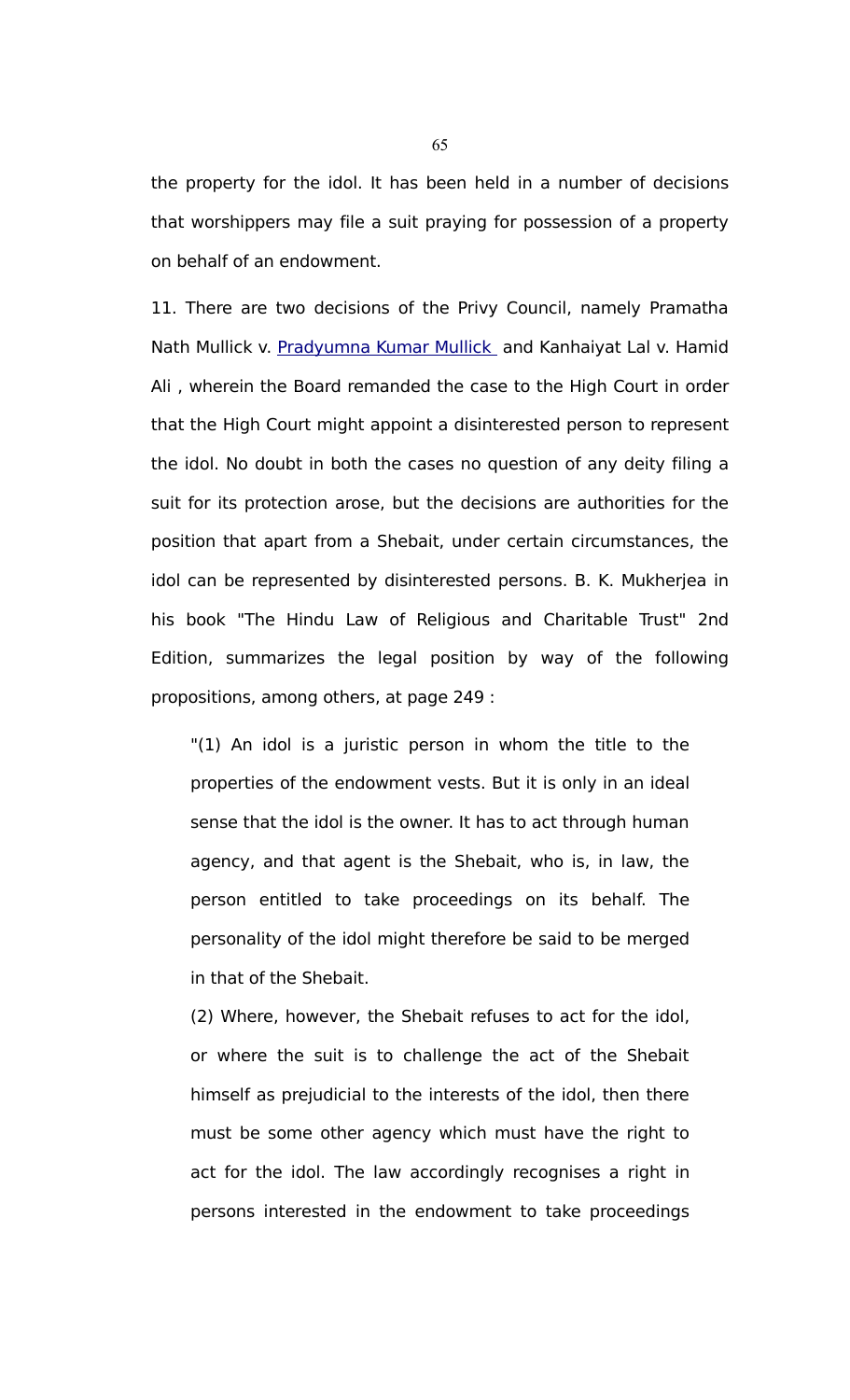the property for the idol. It has been held in a number of decisions that worshippers may file a suit praying for possession of a property on behalf of an endowment.

11. There are two decisions of the Privy Council, namely Pramatha Nath Mullick v. Pradyumna Kumar Mullick and Kanhaiyat Lal v. Hamid Ali , wherein the Board remanded the case to the High Court in order that the High Court might appoint a disinterested person to represent the idol. No doubt in both the cases no question of any deity filing a suit for its protection arose, but the decisions are authorities for the position that apart from a Shebait, under certain circumstances, the idol can be represented by disinterested persons. B. K. Mukherjea in his book "The Hindu Law of Religious and Charitable Trust" 2nd Edition, summarizes the legal position by way of the following propositions, among others, at page 249 :

> "(1) An idol is a juristic person in whom the title to the properties of the endowment vests. But it is only in an ideal sense that the idol is the owner. It has to act through human agency, and that agent is the Shebait, who is, in law, the person entitled to take proceedings on its behalf. The personality of the idol might therefore be said to be merged in that of the Shebait.
>
> (2) Where, however, the Shebait refuses to act for the idol, or where the suit is to challenge the act of the Shebait himself as prejudicial to the interests of the idol, then there must be some other agency which must have the right to act for the idol. The law accordingly recognises a right in persons interested in the endowment to take proceedings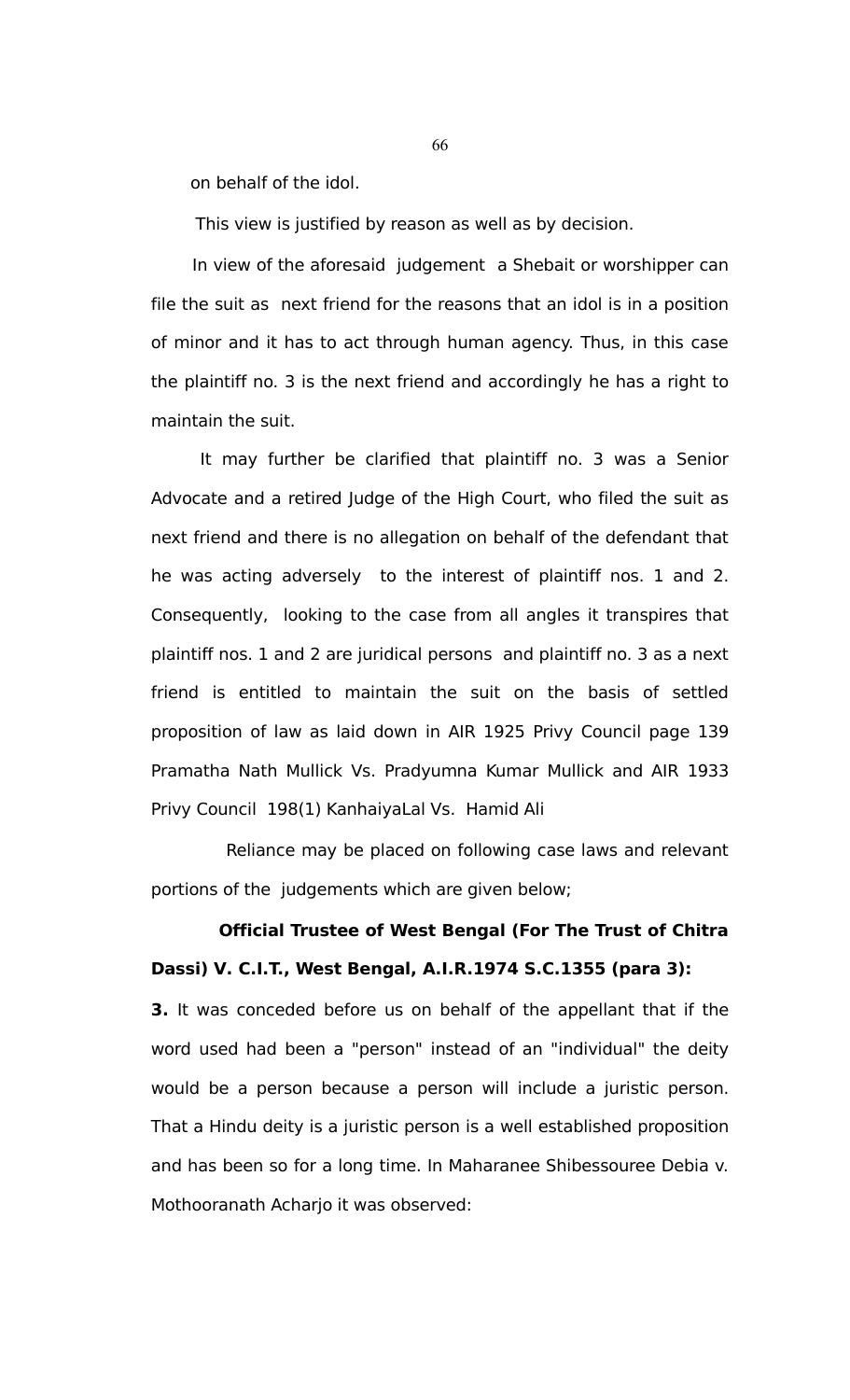on behalf of the idol.

This view is justified by reason as well as by decision.

In view of the aforesaid judgement a Shebait or worshipper can file the suit as next friend for the reasons that an idol is in a position of minor and it has to act through human agency. Thus, in this case the plaintiff no. 3 is the next friend and accordingly he has a right to maintain the suit.

It may further be clarified that plaintiff no. 3 was a Senior Advocate and a retired Judge of the High Court, who filed the suit as next friend and there is no allegation on behalf of the defendant that he was acting adversely to the interest of plaintiff nos. 1 and 2. Consequently, looking to the case from all angles it transpires that plaintiff nos. 1 and 2 are juridical persons and plaintiff no. 3 as a next friend is entitled to maintain the suit on the basis of settled proposition of law as laid down in AIR 1925 Privy Council page 139 Pramatha Nath Mullick Vs. Pradyumna Kumar Mullick and AIR 1933 Privy Council 198(1) KanhaiyaLal Vs. Hamid Ali

Reliance may be placed on following case laws and relevant portions of the judgements which are given below;

**Official Trustee of West Bengal (For The Trust of Chitra Dassi) V. C.I.T., West Bengal, A.I.R.1974 S.C.1355 (para 3):**

**3.** It was conceded before us on behalf of the appellant that if the word used had been a "person" instead of an "individual" the deity would be a person because a person will include a juristic person. That a Hindu deity is a juristic person is a well established proposition and has been so for a long time. In Maharanee Shibessouree Debia v. Mothooranath Acharjo it was observed: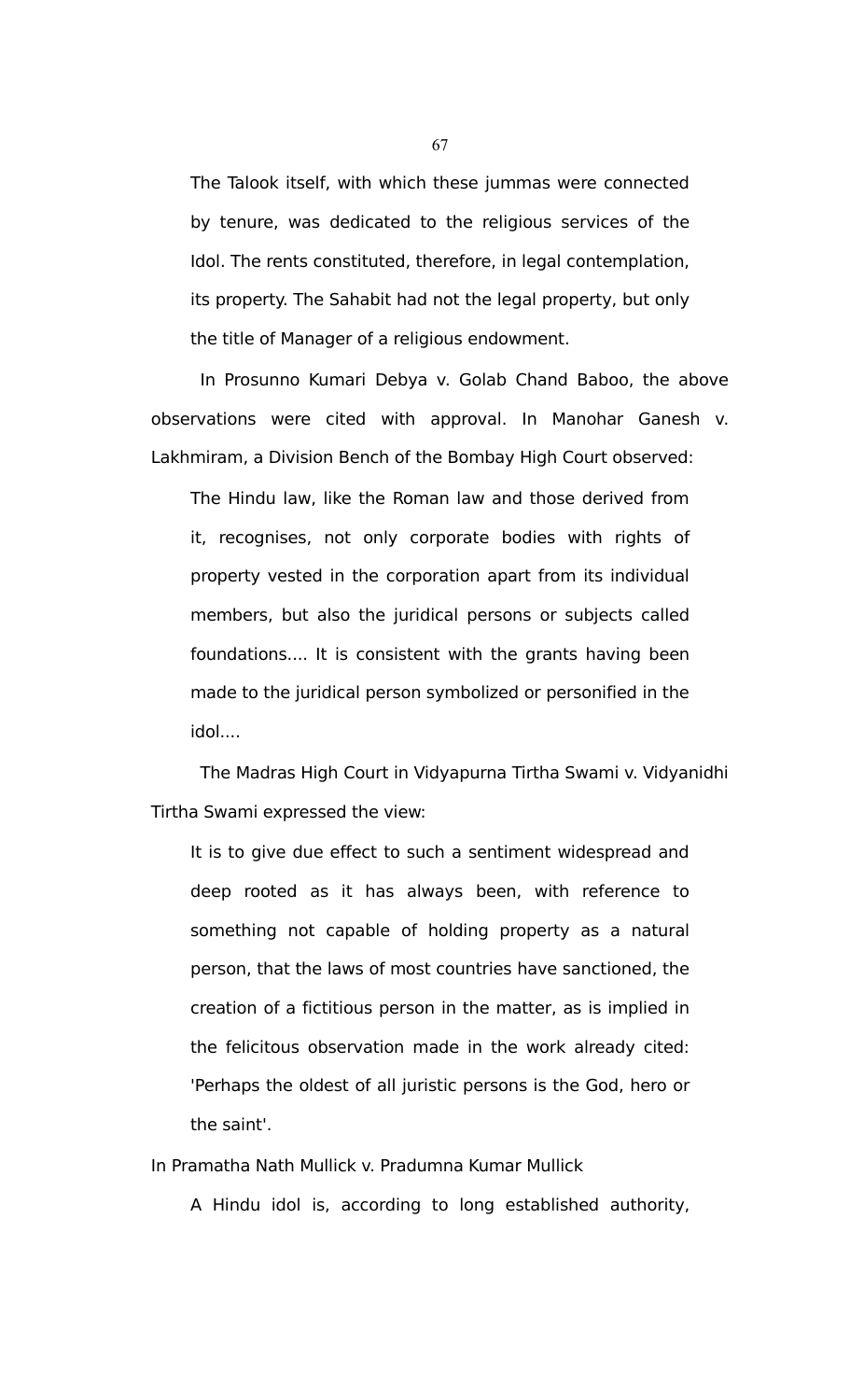> The Talook itself, with which these jummas were connected by tenure, was dedicated to the religious services of the Idol. The rents constituted, therefore, in legal contemplation, its property. The Sahabit had not the legal property, but only the title of Manager of a religious endowment.

In Prosunno Kumari Debya v. Golab Chand Baboo, the above observations were cited with approval. In Manohar Ganesh v. Lakhmiram, a Division Bench of the Bombay High Court observed:

> The Hindu law, like the Roman law and those derived from it, recognises, not only corporate bodies with rights of property vested in the corporation apart from its individual members, but also the juridical persons or subjects called foundations.... It is consistent with the grants having been made to the juridical person symbolized or personified in the idol....

The Madras High Court in Vidyapurna Tirtha Swami v. Vidyanidhi Tirtha Swami expressed the view:

> It is to give due effect to such a sentiment widespread and deep rooted as it has always been, with reference to something not capable of holding property as a natural person, that the laws of most countries have sanctioned, the creation of a fictitious person in the matter, as is implied in the felicitous observation made in the work already cited: 'Perhaps the oldest of all juristic persons is the God, hero or the saint'.

In Pramatha Nath Mullick v. Pradumna Kumar Mullick

> A Hindu idol is, according to long established authority,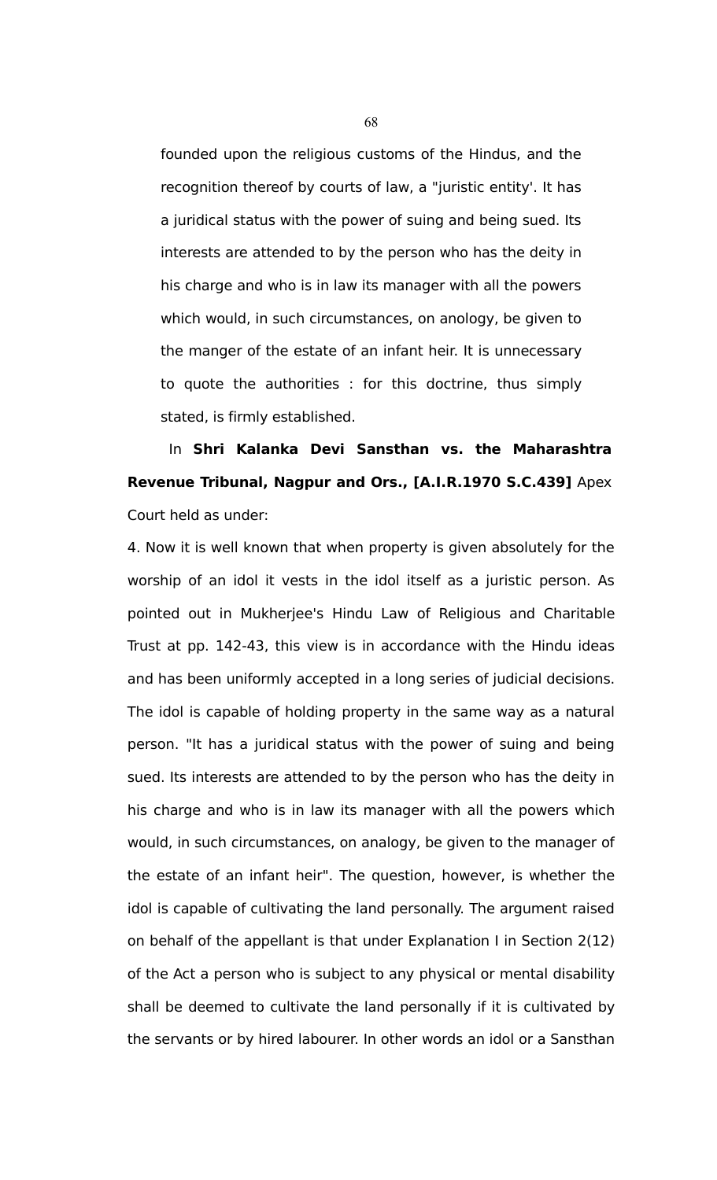founded upon the religious customs of the Hindus, and the recognition thereof by courts of law, a "juristic entity'. It has a juridical status with the power of suing and being sued. Its interests are attended to by the person who has the deity in his charge and who is in law its manager with all the powers which would, in such circumstances, on anology, be given to the manger of the estate of an infant heir. It is unnecessary to quote the authorities : for this doctrine, thus simply stated, is firmly established.

In **Shri Kalanka Devi Sansthan vs. the Maharashtra Revenue Tribunal, Nagpur and Ors., [A.I.R.1970 S.C.439]** Apex Court held as under:

4. Now it is well known that when property is given absolutely for the worship of an idol it vests in the idol itself as a juristic person. As pointed out in Mukherjee's Hindu Law of Religious and Charitable Trust at pp. 142-43, this view is in accordance with the Hindu ideas and has been uniformly accepted in a long series of judicial decisions. The idol is capable of holding property in the same way as a natural person. "It has a juridical status with the power of suing and being sued. Its interests are attended to by the person who has the deity in his charge and who is in law its manager with all the powers which would, in such circumstances, on anology, be given to the manager of the estate of an infant heir". The question, however, is whether the idol is capable of cultivating the land personally. The argument raised on behalf of the appellant is that under Explanation I in Section 2(12) of the Act a person who is subject to any physical or mental disability shall be deemed to cultivate the land personally if it is cultivated by the servants or by hired labourer. In other words an idol or a Sansthan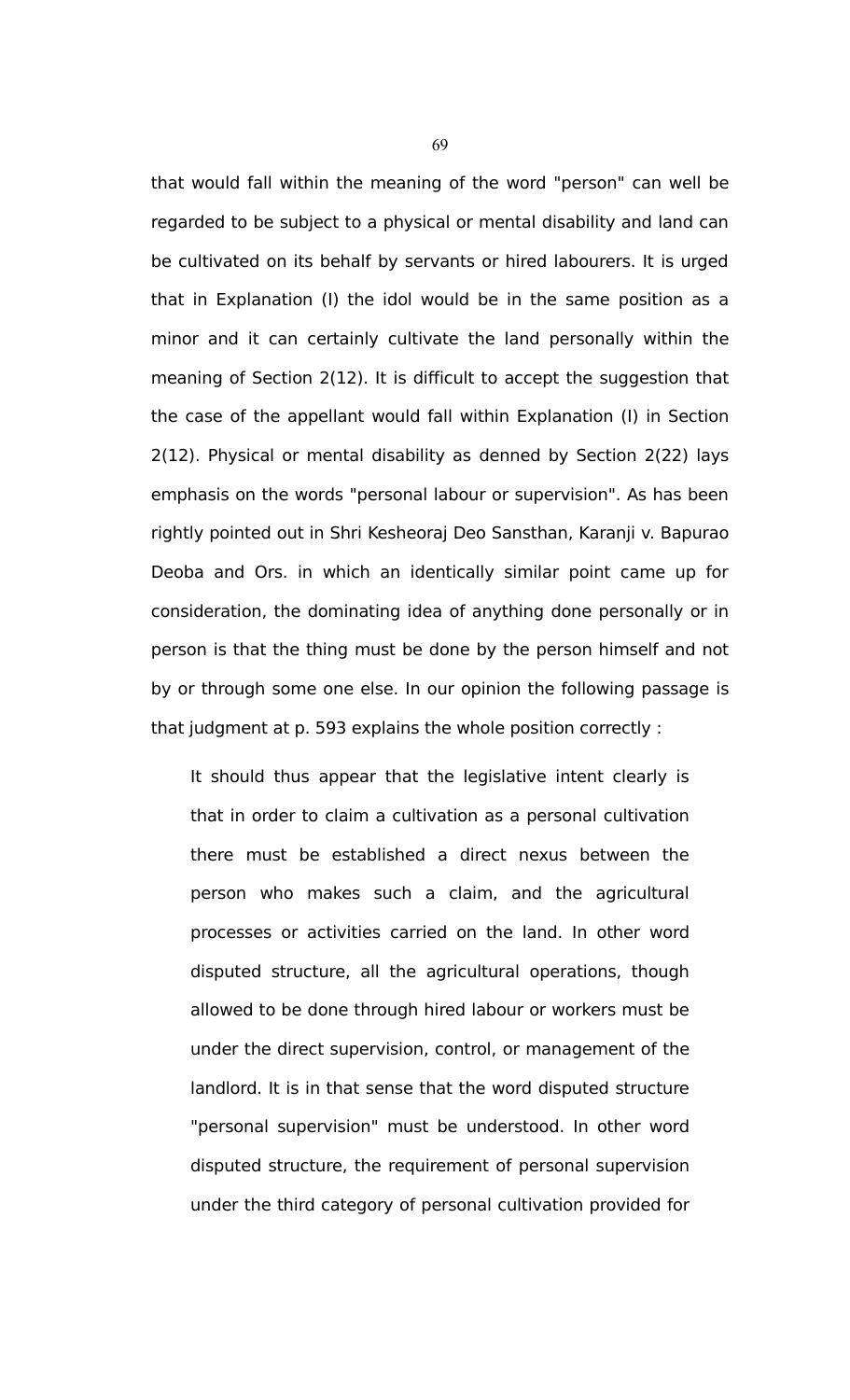that would fall within the meaning of the word "person" can well be regarded to be subject to a physical or mental disability and land can be cultivated on its behalf by servants or hired labourers. It is urged that in Explanation (I) the idol would be in the same position as a minor and it can certainly cultivate the land personally within the meaning of Section 2(12). It is difficult to accept the suggestion that the case of the appellant would fall within Explanation (I) in Section 2(12). Physical or mental disability as denned by Section 2(22) lays emphasis on the words "personal labour or supervision". As has been rightly pointed out in Shri Kesheoraj Deo Sansthan, Karanji v. Bapurao Deoba and Ors. in which an identically similar point came up for consideration, the dominating idea of anything done personally or in person is that the thing must be done by the person himself and not by or through some one else. In our opinion the following passage is that judgment at p. 593 explains the whole position correctly :

> It should thus appear that the legislative intent clearly is that in order to claim a cultivation as a personal cultivation there must be established a direct nexus between the person who makes such a claim, and the agricultural processes or activities carried on the land. In other word disputed structure, all the agricultural operations, though allowed to be done through hired labour or workers must be under the direct supervision, control, or management of the landlord. It is in that sense that the word disputed structure "personal supervision" must be understood. In other word disputed structure, the requirement of personal supervision under the third category of personal cultivation provided for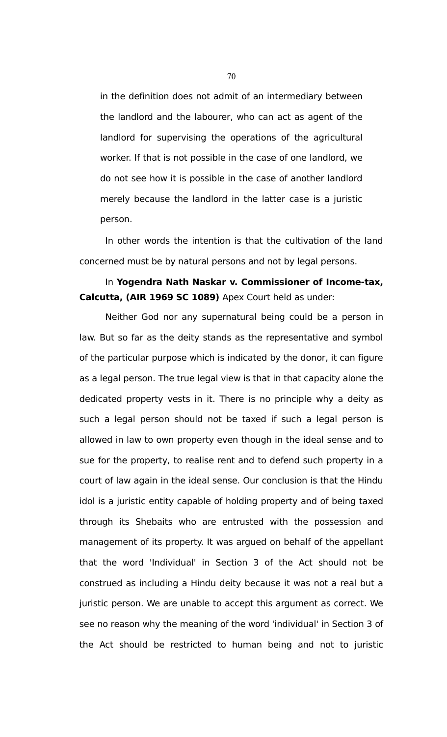in the definition does not admit of an intermediary between the landlord and the labourer, who can act as agent of the landlord for supervising the operations of the agricultural worker. If that is not possible in the case of one landlord, we do not see how it is possible in the case of another landlord merely because the landlord in the latter case is a juristic person.

In other words the intention is that the cultivation of the land concerned must be by natural persons and not by legal persons.

In **Yogendra Nath Naskar v. Commissioner of Income-tax, Calcutta, (AIR 1969 SC 1089)** Apex Court held as under:

Neither God nor any supernatural being could be a person in law. But so far as the deity stands as the representative and symbol of the particular purpose which is indicated by the donor, it can figure as a legal person. The true legal view is that in that capacity alone the dedicated property vests in it. There is no principle why a deity as such a legal person should not be taxed if such a legal person is allowed in law to own property even though in the ideal sense and to sue for the property, to realise rent and to defend such property in a court of law again in the ideal sense. Our conclusion is that the Hindu idol is a juristic entity capable of holding property and of being taxed through its Shebaits who are entrusted with the possession and management of its property. It was argued on behalf of the appellant that the word 'Individual' in Section 3 of the Act should not be construed as including a Hindu deity because it was not a real but a juristic person. We are unable to accept this argument as correct. We see no reason why the meaning of the word 'individual' in Section 3 of the Act should be restricted to human being and not to juristic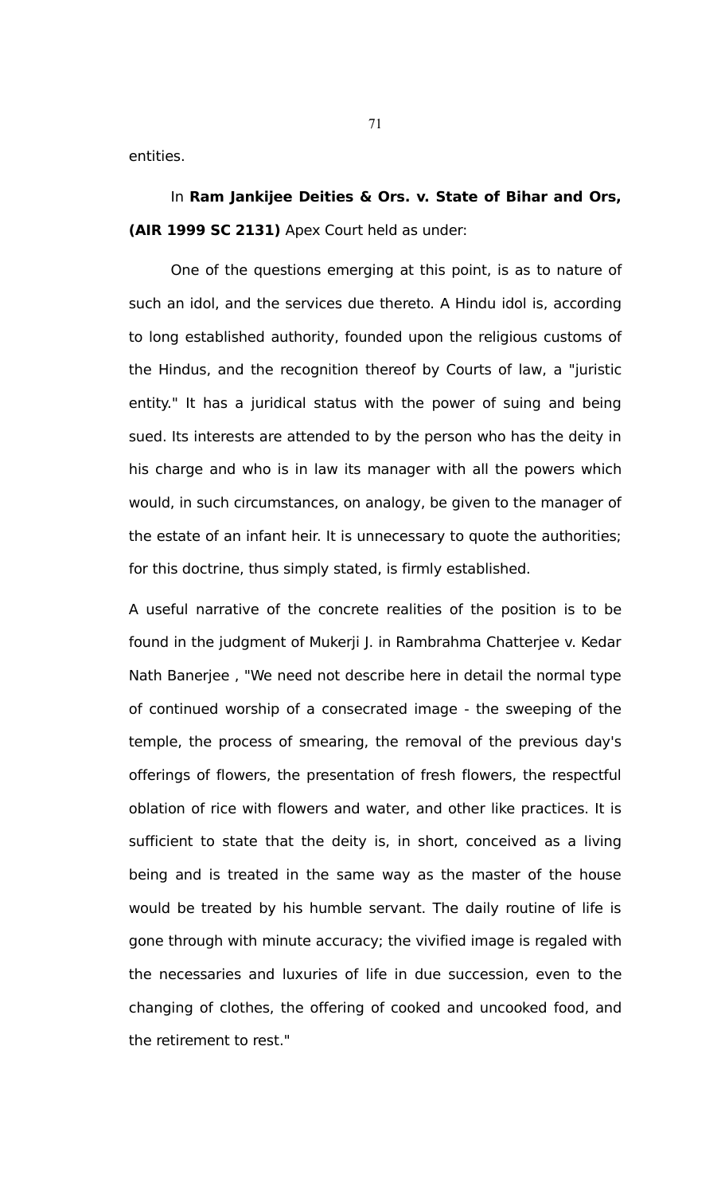entities.

In **Ram Jankijee Deities & Ors. v. State of Bihar and Ors, (AIR 1999 SC 2131)** Apex Court held as under:

One of the questions emerging at this point, is as to nature of such an idol, and the services due thereto. A Hindu idol is, according to long established authority, founded upon the religious customs of the Hindus, and the recognition thereof by Courts of law, a "juristic entity." It has a juridical status with the power of suing and being sued. Its interests are attended to by the person who has the deity in his charge and who is in law its manager with all the powers which would, in such circumstances, on analogy, be given to the manager of the estate of an infant heir. It is unnecessary to quote the authorities; for this doctrine, thus simply stated, is firmly established.

A useful narrative of the concrete realities of the position is to be found in the judgment of Mukerji J. in Rambrahma Chatterjee v. Kedar Nath Banerjee , "We need not describe here in detail the normal type of continued worship of a consecrated image - the sweeping of the temple, the process of smearing, the removal of the previous day's offerings of flowers, the presentation of fresh flowers, the respectful oblation of rice with flowers and water, and other like practices. It is sufficient to state that the deity is, in short, conceived as a living being and is treated in the same way as the master of the house would be treated by his humble servant. The daily routine of life is gone through with minute accuracy; the vivified image is regaled with the necessaries and luxuries of life in due succession, even to the changing of clothes, the offering of cooked and uncooked food, and the retirement to rest."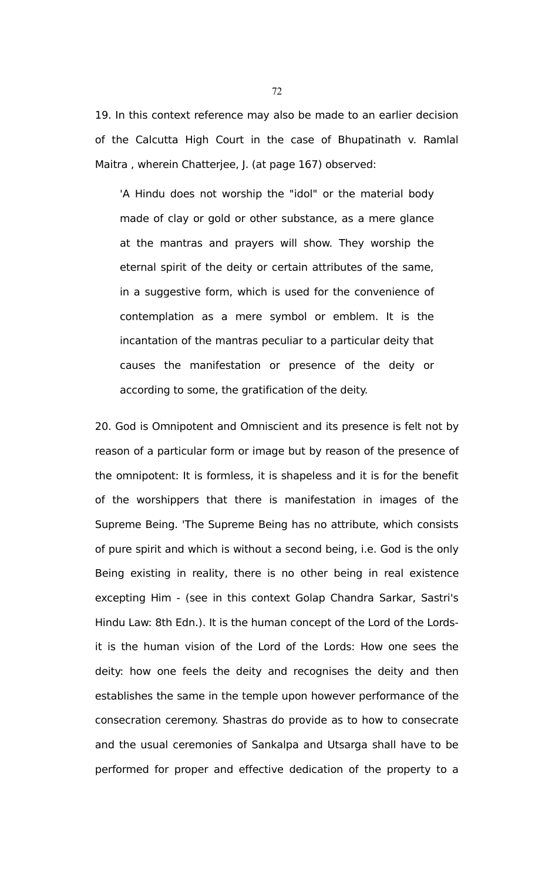19. In this context reference may also be made to an earlier decision of the Calcutta High Court in the case of Bhupatinath v. Ramlal Maitra , wherein Chatterjee, J. (at page 167) observed:

> 'A Hindu does not worship the "idol" or the material body made of clay or gold or other substance, as a mere glance at the mantras and prayers will show. They worship the eternal spirit of the deity or certain attributes of the same, in a suggestive form, which is used for the convenience of contemplation as a mere symbol or emblem. It is the incantation of the mantras peculiar to a particular deity that causes the manifestation or presence of the deity or according to some, the gratification of the deity.

20. God is Omnipotent and Omniscient and its presence is felt not by reason of a particular form or image but by reason of the presence of the omnipotent: It is formless, it is shapeless and it is for the benefit of the worshippers that there is manifestation in images of the Supreme Being. 'The Supreme Being has no attribute, which consists of pure spirit and which is without a second being, i.e. God is the only Being existing in reality, there is no other being in real existence excepting Him - (see in this context Golap Chandra Sarkar, Sastri's Hindu Law: 8th Edn.). It is the human concept of the Lord of the Lords- it is the human vision of the Lord of the Lords: How one sees the deity: how one feels the deity and recognises the deity and then establishes the same in the temple upon however performance of the consecration ceremony. Shastras do provide as to how to consecrate and the usual ceremonies of Sankalpa and Utsarga shall have to be performed for proper and effective dedication of the property to a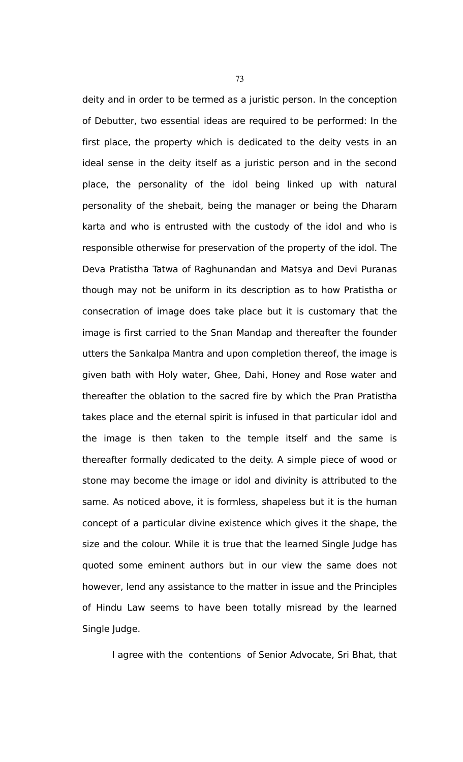deity and in order to be termed as a juristic person. In the conception of Debutter, two essential ideas are required to be performed: In the first place, the property which is dedicated to the deity vests in an ideal sense in the deity itself as a juristic person and in the second place, the personality of the idol being linked up with natural personality of the shebait, being the manager or being the Dharam karta and who is entrusted with the custody of the idol and who is responsible otherwise for preservation of the property of the idol. The Deva Pratistha Tatwa of Raghunandan and Matsya and Devi Puranas though may not be uniform in its description as to how Pratistha or consecration of image does take place but it is customary that the image is first carried to the Snan Mandap and thereafter the founder utters the Sankalpa Mantra and upon completion thereof, the image is given bath with Holy water, Ghee, Dahi, Honey and Rose water and thereafter the oblation to the sacred fire by which the Pran Pratistha takes place and the eternal spirit is infused in that particular idol and the image is then taken to the temple itself and the same is thereafter formally dedicated to the deity. A simple piece of wood or stone may become the image or idol and divinity is attributed to the same. As noticed above, it is formless, shapeless but it is the human concept of a particular divine existence which gives it the shape, the size and the colour. While it is true that the learned Single Judge has quoted some eminent authors but in our view the same does not however, lend any assistance to the matter in issue and the Principles of Hindu Law seems to have been totally misread by the learned Single Judge.

I agree with the contentions of Senior Advocate, Sri Bhat, that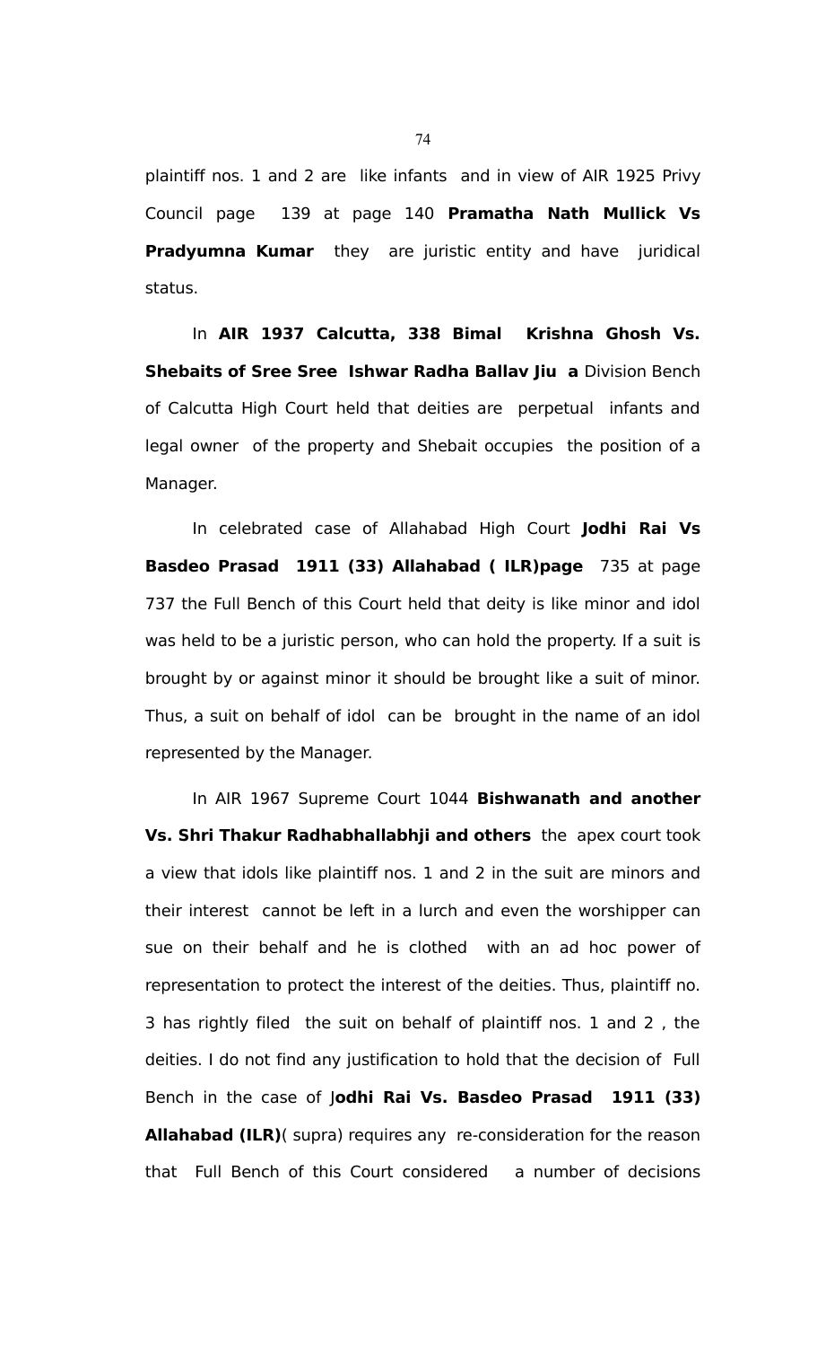plaintiff nos. 1 and 2 are like infants and in view of AIR 1925 Privy Council page 139 at page 140 **Pramatha Nath Mullick Vs Pradyumna Kumar** they are juristic entity and have juridical status.

In **AIR 1937 Calcutta, 338 Bimal Krishna Ghosh Vs. Shebaits of Sree Sree Ishwar Radha Ballav Jiu a** Division Bench of Calcutta High Court held that deities are perpetual infants and legal owner of the property and Shebait occupies the position of a Manager.

In celebrated case of Allahabad High Court **Jodhi Rai Vs Basdeo Prasad 1911 (33) Allahabad ( ILR)page** 735 at page 737 the Full Bench of this Court held that deity is like minor and idol was held to be a juristic person, who can hold the property. If a suit is brought by or against minor it should be brought like a suit of minor. Thus, a suit on behalf of idol can be brought in the name of an idol represented by the Manager.

In AIR 1967 Supreme Court 1044 **Bishwanath and another Vs. Shri Thakur Radhabhallabhji and others** the apex court took a view that idols like plaintiff nos. 1 and 2 in the suit are minors and their interest cannot be left in a lurch and even the worshipper can sue on their behalf and he is clothed with an ad hoc power of representation to protect the interest of the deities. Thus, plaintiff no. 3 has rightly filed the suit on behalf of plaintiff nos. 1 and 2 , the deities. I do not find any justification to hold that the decision of Full Bench in the case of J**odhi Rai Vs. Basdeo Prasad 1911 (33) Allahabad (ILR)**( supra) requires any re-consideration for the reason that Full Bench of this Court considered a number of decisions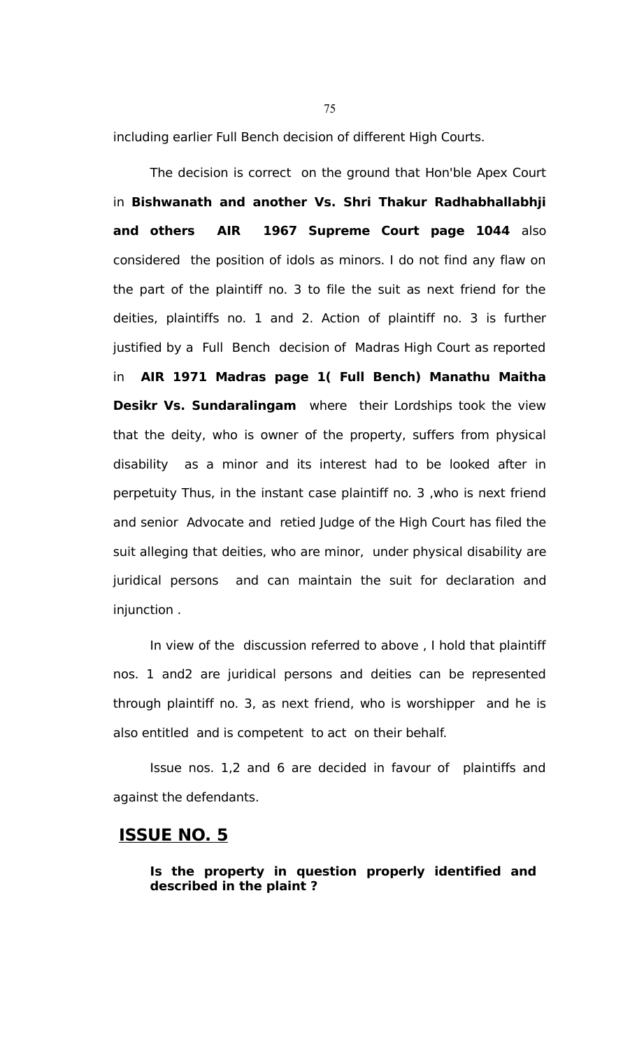including earlier Full Bench decision of different High Courts.

The decision is correct on the ground that Hon'ble Apex Court in **Bishwanath and another Vs. Shri Thakur Radhabhallabhji and others AIR 1967 Supreme Court page 1044** also considered the position of idols as minors. I do not find any flaw on the part of the plaintiff no. 3 to file the suit as next friend for the deities, plaintiffs no. 1 and 2. Action of plaintiff no. 3 is further justified by a Full Bench decision of Madras High Court as reported in **AIR 1971 Madras page 1( Full Bench) Manathu Maitha Desikr Vs. Sundaralingam** where their Lordships took the view that the deity, who is owner of the property, suffers from physical disability as a minor and its interest had to be looked after in perpetuity Thus, in the instant case plaintiff no. 3 ,who is next friend and senior Advocate and retied Judge of the High Court has filed the suit alleging that deities, who are minor, under physical disability are juridical persons and can maintain the suit for declaration and injunction .

In view of the discussion referred to above , I hold that plaintiff nos. 1 and2 are juridical persons and deities can be represented through plaintiff no. 3, as next friend, who is worshipper and he is also entitled and is competent to act on their behalf.

Issue nos. 1,2 and 6 are decided in favour of plaintiffs and against the defendants.

## ISSUE NO. 5

**Is the property in question properly identified and described in the plaint ?**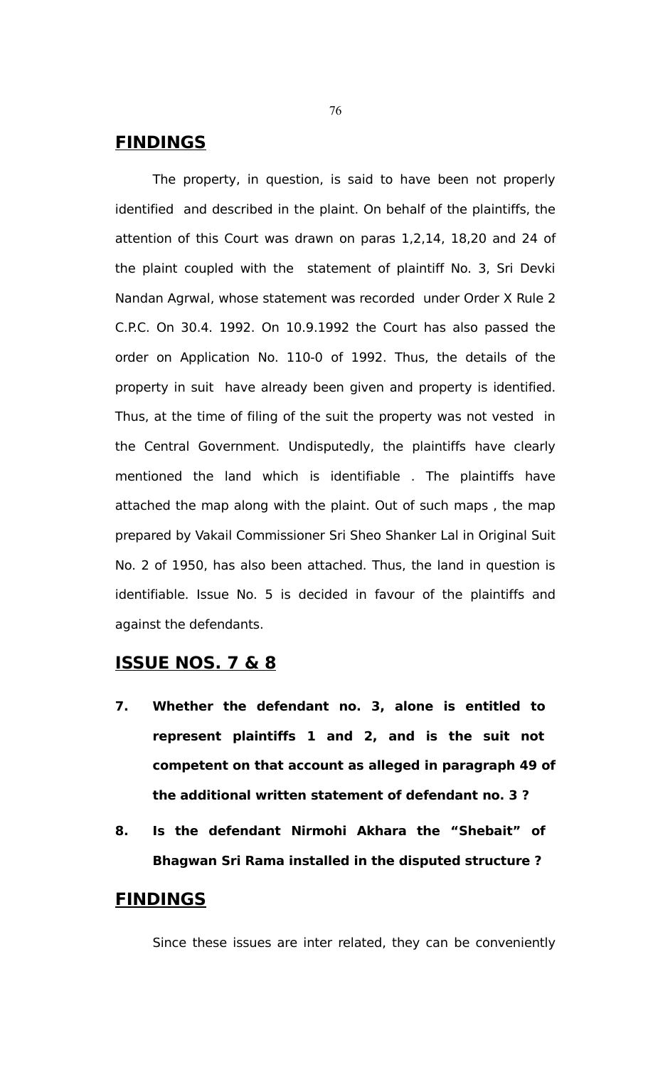## FINDINGS

The property, in question, is said to have been not properly identified and described in the plaint. On behalf of the plaintiffs, the attention of this Court was drawn on paras 1,2,14, 18,20 and 24 of the plaint coupled with the statement of plaintiff No. 3, Sri Devki Nandan Agrwal, whose statement was recorded under Order X Rule 2 C.P.C. On 30.4. 1992. On 10.9.1992 the Court has also passed the order on Application No. 110-0 of 1992. Thus, the details of the property in suit have already been given and property is identified. Thus, at the time of filing of the suit the property was not vested in the Central Government. Undisputedly, the plaintiffs have clearly mentioned the land which is identifiable . The plaintiffs have attached the map along with the plaint. Out of such maps , the map prepared by Vakail Commissioner Sri Sheo Shanker Lal in Original Suit No. 2 of 1950, has also been attached. Thus, the land in question is identifiable. Issue No. 5 is decided in favour of the plaintiffs and against the defendants.

## ISSUE NOS. 7 & 8

**7. Whether the defendant no. 3, alone is entitled to represent plaintiffs 1 and 2, and is the suit not competent on that account as alleged in paragraph 49 of the additional written statement of defendant no. 3 ?**

**8. Is the defendant Nirmohi Akhara the "Shebait" of Bhagwan Sri Rama installed in the disputed structure ?**

## FINDINGS

Since these issues are inter related, they can be conveniently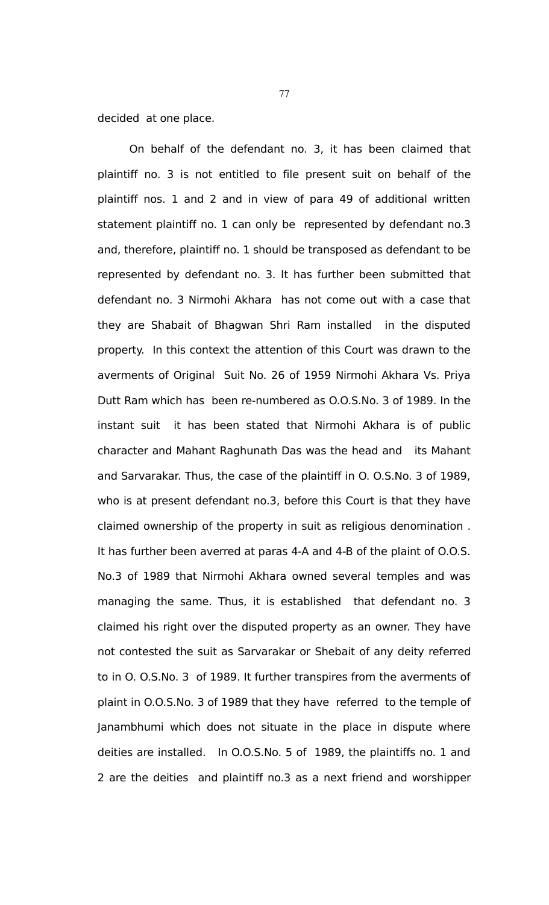decided at one place.

On behalf of the defendant no. 3, it has been claimed that plaintiff no. 3 is not entitled to file present suit on behalf of the plaintiff nos. 1 and 2 and in view of para 49 of additional written statement plaintiff no. 1 can only be represented by defendant no.3 and, therefore, plaintiff no. 1 should be transposed as defendant to be represented by defendant no. 3. It has further been submitted that defendant no. 3 Nirmohi Akhara has not come out with a case that they are Shabait of Bhagwan Shri Ram installed in the disputed property. In this context the attention of this Court was drawn to the averments of Original Suit No. 26 of 1959 Nirmohi Akhara Vs. Priya Dutt Ram which has been re-numbered as O.O.S.No. 3 of 1989. In the instant suit it has been stated that Nirmohi Akhara is of public character and Mahant Raghunath Das was the head and its Mahant and Sarvarakar. Thus, the case of the plaintiff in O. O.S.No. 3 of 1989, who is at present defendant no.3, before this Court is that they have claimed ownership of the property in suit as religious denomination . It has further been averred at paras 4-A and 4-B of the plaint of O.O.S. No.3 of 1989 that Nirmohi Akhara owned several temples and was managing the same. Thus, it is established that defendant no. 3 claimed his right over the disputed property as an owner. They have not contested the suit as Sarvarakar or Shebait of any deity referred to in O. O.S.No. 3 of 1989. It further transpires from the averments of plaint in O.O.S.No. 3 of 1989 that they have referred to the temple of Janambhumi which does not situate in the place in dispute where deities are installed. In O.O.S.No. 5 of 1989, the plaintiffs no. 1 and 2 are the deities and plaintiff no.3 as a next friend and worshipper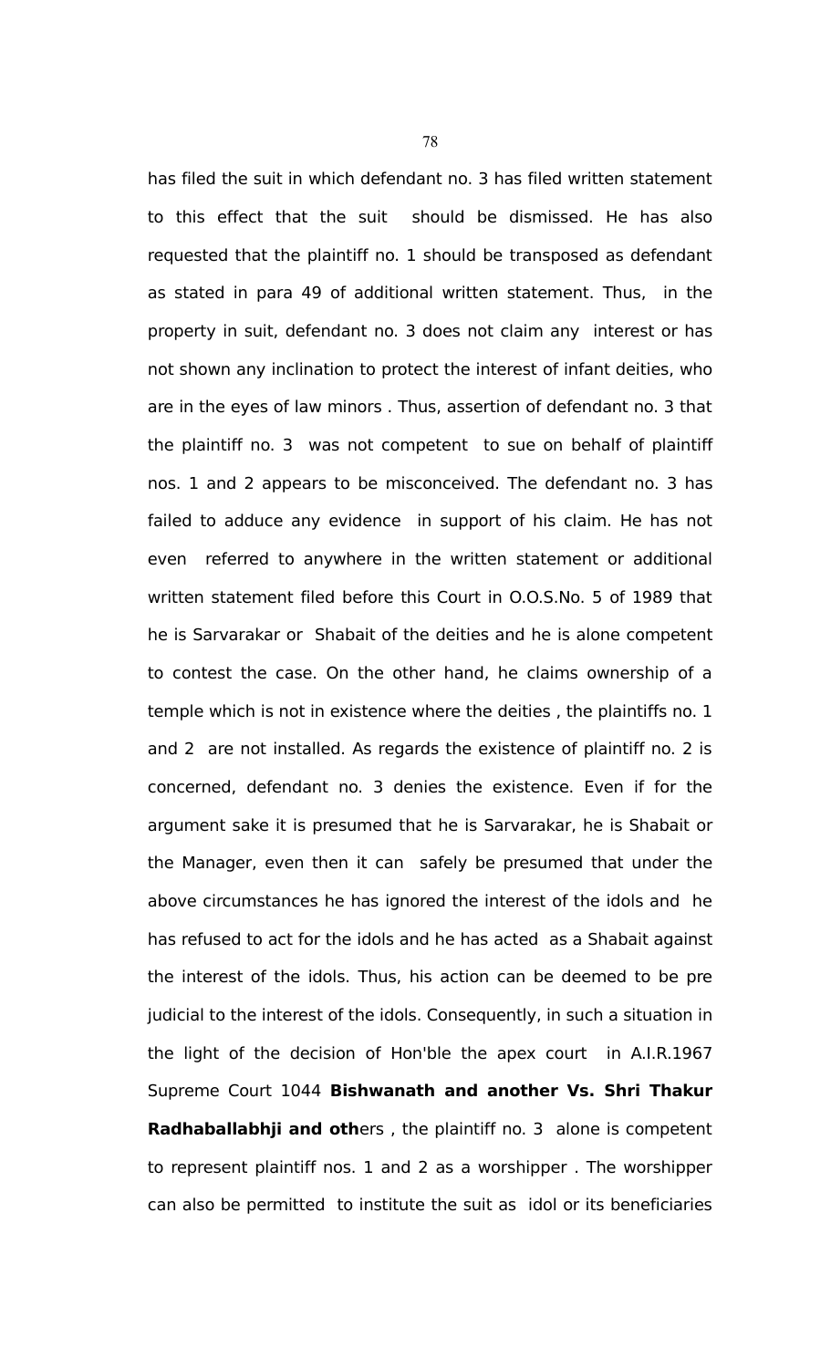has filed the suit in which defendant no. 3 has filed written statement to this effect that the suit should be dismissed. He has also requested that the plaintiff no. 1 should be transposed as defendant as stated in para 49 of additional written statement. Thus, in the property in suit, defendant no. 3 does not claim any interest or has not shown any inclination to protect the interest of infant deities, who are in the eyes of law minors . Thus, assertion of defendant no. 3 that the plaintiff no. 3 was not competent to sue on behalf of plaintiff nos. 1 and 2 appears to be misconceived. The defendant no. 3 has failed to adduce any evidence in support of his claim. He has not even referred to anywhere in the written statement or additional written statement filed before this Court in O.O.S.No. 5 of 1989 that he is Sarvarakar or Shabait of the deities and he is alone competent to contest the case. On the other hand, he claims ownership of a temple which is not in existence where the deities , the plaintiffs no. 1 and 2 are not installed. As regards the existence of plaintiff no. 2 is concerned, defendant no. 3 denies the existence. Even if for the argument sake it is presumed that he is Sarvarakar, he is Shabait or the Manager, even then it can safely be presumed that under the above circumstances he has ignored the interest of the idols and he has refused to act for the idols and he has acted as a Shabait against the interest of the idols. Thus, his action can be deemed to be pre judicial to the interest of the idols. Consequently, in such a situation in the light of the decision of Hon'ble the apex court in A.I.R.1967 Supreme Court 1044 **Bishwanath and another Vs. Shri Thakur Radhaballabhji and oth**ers , the plaintiff no. 3 alone is competent to represent plaintiff nos. 1 and 2 as a worshipper . The worshipper can also be permitted to institute the suit as idol or its beneficiaries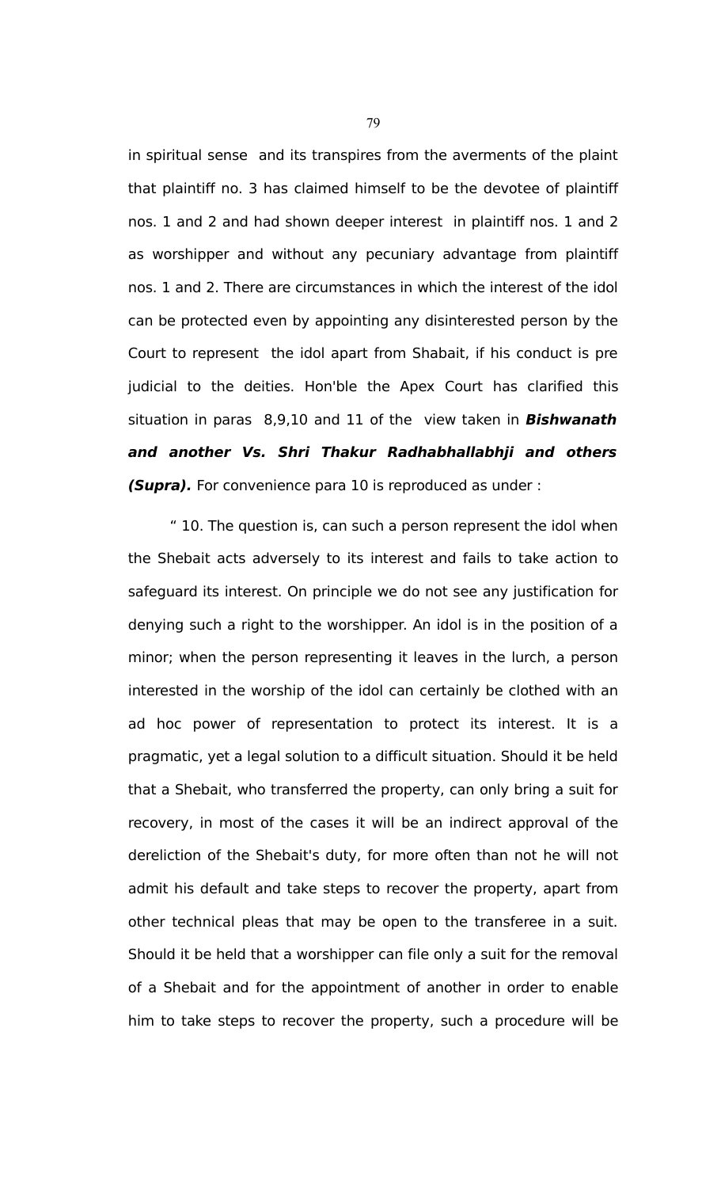in spiritual sense  and its transpires from the averments of the plaint that plaintiff no. 3 has claimed himself to be the devotee of plaintiff nos. 1 and 2 and had shown deeper interest  in plaintiff nos. 1 and 2 as worshipper and without any pecuniary advantage from plaintiff nos. 1 and 2. There are circumstances in which the interest of the idol can be protected even by appointing any disinterested person by the Court to represent  the idol apart from Shabait, if his conduct is pre judicial to the deities. Hon'ble the Apex Court has clarified this situation in paras  8,9,10 and 11 of the  view taken in ***Bishwanath and another Vs. Shri Thakur Radhabhallabhji and others (Supra).*** For convenience para 10 is reproduced as under :

" 10. The question is, can such a person represent the idol when the Shebait acts adversely to its interest and fails to take action to safeguard its interest. On principle we do not see any justification for denying such a right to the worshipper. An idol is in the position of a minor; when the person representing it leaves in the lurch, a person interested in the worship of the idol can certainly be clothed with an ad hoc power of representation to protect its interest. It is a pragmatic, yet a legal solution to a difficult situation. Should it be held that a Shebait, who transferred the property, can only bring a suit for recovery, in most of the cases it will be an indirect approval of the dereliction of the Shebait's duty, for more often than not he will not admit his default and take steps to recover the property, apart from other technical pleas that may be open to the transferee in a suit. Should it be held that a worshipper can file only a suit for the removal of a Shebait and for the appointment of another in order to enable him to take steps to recover the property, such a procedure will be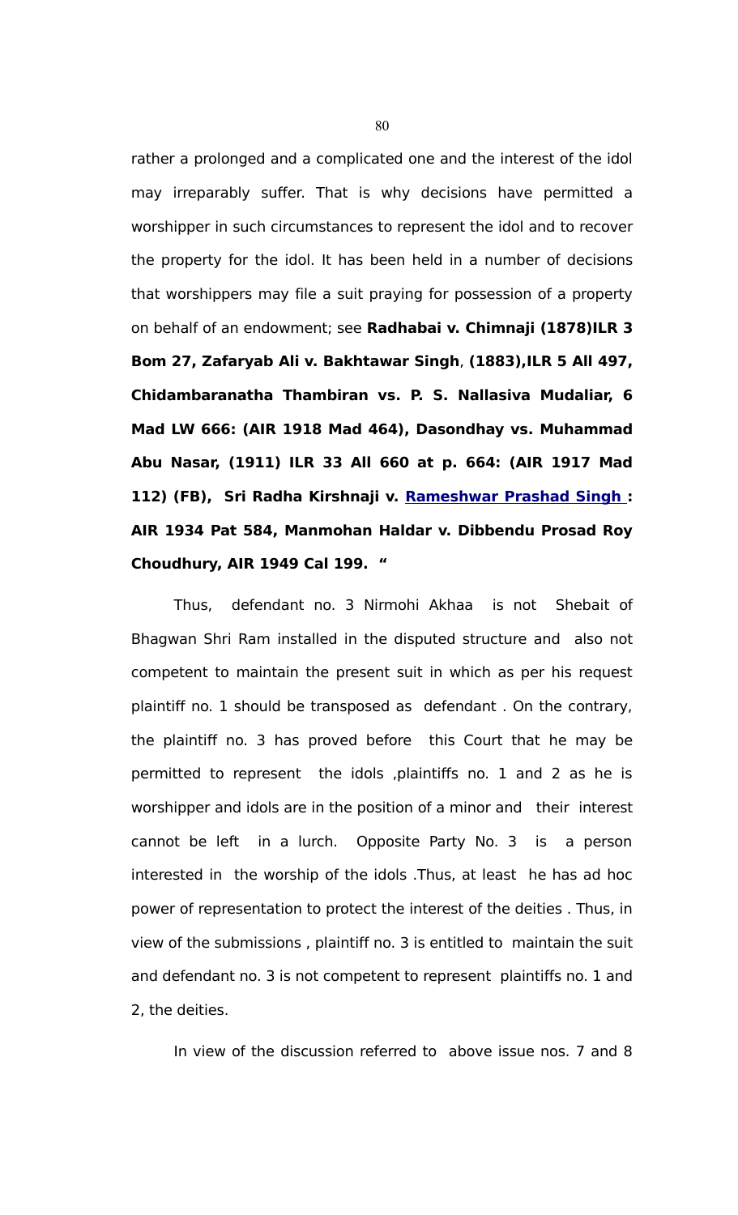rather a prolonged and a complicated one and the interest of the idol may irreparably suffer. That is why decisions have permitted a worshipper in such circumstances to represent the idol and to recover the property for the idol. It has been held in a number of decisions that worshippers may file a suit praying for possession of a property on behalf of an endowment; see **Radhabai v. Chimnaji (1878)ILR 3 Bom 27, Zafaryab Ali v. Bakhtawar Singh**, **(1883),ILR 5 All 497, Chidambaranatha Thambiran vs. P. S. Nallasiva Mudaliar, 6 Mad LW 666: (AIR 1918 Mad 464), Dasondhay vs. Muhammad Abu Nasar, (1911) ILR 33 All 660 at p. 664: (AIR 1917 Mad 112) (FB), Sri Radha Kirshnaji v. Rameshwar Prashad Singh : AIR 1934 Pat 584, Manmohan Haldar v. Dibbendu Prosad Roy Choudhury, AIR 1949 Cal 199. "**

Thus, defendant no. 3 Nirmohi Akhaa is not Shebait of Bhagwan Shri Ram installed in the disputed structure and also not competent to maintain the present suit in which as per his request plaintiff no. 1 should be transposed as defendant . On the contrary, the plaintiff no. 3 has proved before this Court that he may be permitted to represent the idols ,plaintiffs no. 1 and 2 as he is worshipper and idols are in the position of a minor and their interest cannot be left in a lurch. Opposite Party No. 3 is a person interested in the worship of the idols .Thus, at least he has ad hoc power of representation to protect the interest of the deities . Thus, in view of the submissions , plaintiff no. 3 is entitled to maintain the suit and defendant no. 3 is not competent to represent plaintiffs no. 1 and 2, the deities.

In view of the discussion referred to above issue nos. 7 and 8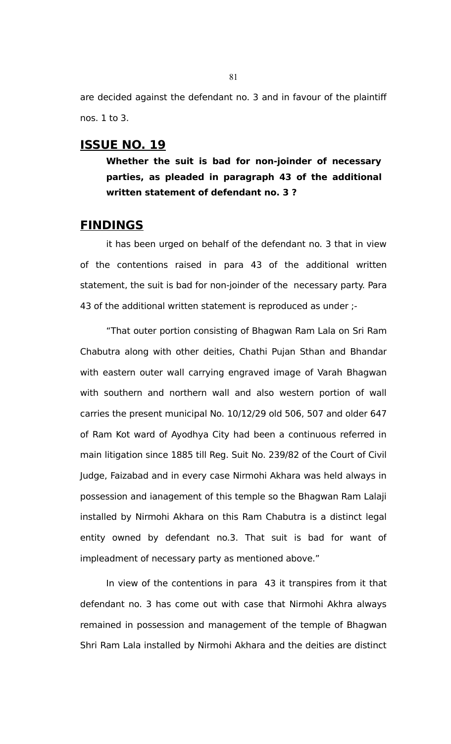are decided against the defendant no. 3 and in favour of the plaintiff nos. 1 to 3.

## ISSUE NO. 19

**Whether the suit is bad for non-joinder of necessary parties, as pleaded in paragraph 43 of the additional written statement of defendant no. 3 ?**

## FINDINGS

it has been urged on behalf of the defendant no. 3 that in view of the contentions raised in para 43 of the additional written statement, the suit is bad for non-joinder of the necessary party. Para 43 of the additional written statement is reproduced as under ;-

"That outer portion consisting of Bhagwan Ram Lala on Sri Ram Chabutra along with other deities, Chathi Pujan Sthan and Bhandar with eastern outer wall carrying engraved image of Varah Bhagwan with southern and northern wall and also western portion of wall carries the present municipal No. 10/12/29 old 506, 507 and older 647 of Ram Kot ward of Ayodhya City had been a continuous referred in main litigation since 1885 till Reg. Suit No. 239/82 of the Court of Civil Judge, Faizabad and in every case Nirmohi Akhara was held always in possession and ianagement of this temple so the Bhagwan Ram Lalaji installed by Nirmohi Akhara on this Ram Chabutra is a distinct legal entity owned by defendant no.3. That suit is bad for want of impleadment of necessary party as mentioned above."

In view of the contentions in para 43 it transpires from it that defendant no. 3 has come out with case that Nirmohi Akhra always remained in possession and management of the temple of Bhagwan Shri Ram Lala installed by Nirmohi Akhara and the deities are distinct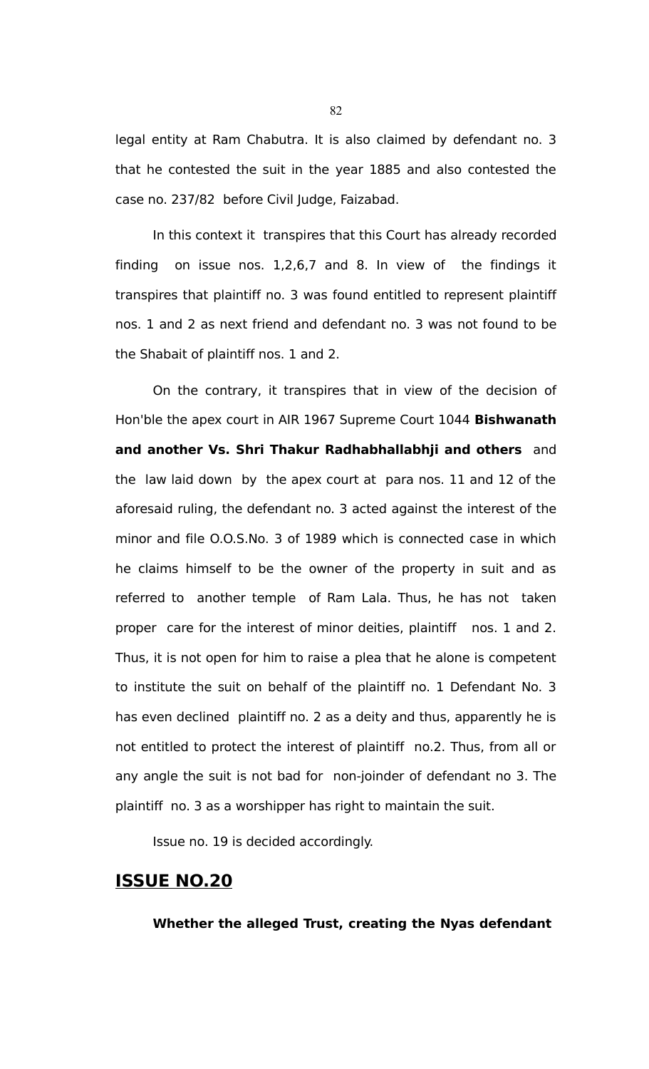legal entity at Ram Chabutra. It is also claimed by defendant no. 3 that he contested the suit in the year 1885 and also contested the case no. 237/82 before Civil Judge, Faizabad.

In this context it transpires that this Court has already recorded finding on issue nos. 1,2,6,7 and 8. In view of the findings it transpires that plaintiff no. 3 was found entitled to represent plaintiff nos. 1 and 2 as next friend and defendant no. 3 was not found to be the Shabait of plaintiff nos. 1 and 2.

On the contrary, it transpires that in view of the decision of Hon'ble the apex court in AIR 1967 Supreme Court 1044 **Bishwanath and another Vs. Shri Thakur Radhabhallabhji and others** and the law laid down by the apex court at para nos. 11 and 12 of the aforesaid ruling, the defendant no. 3 acted against the interest of the minor and file O.O.S.No. 3 of 1989 which is connected case in which he claims himself to be the owner of the property in suit and as referred to another temple of Ram Lala. Thus, he has not taken proper care for the interest of minor deities, plaintiff nos. 1 and 2. Thus, it is not open for him to raise a plea that he alone is competent to institute the suit on behalf of the plaintiff no. 1 Defendant No. 3 has even declined plaintiff no. 2 as a deity and thus, apparently he is not entitled to protect the interest of plaintiff no.2. Thus, from all or any angle the suit is not bad for non-joinder of defendant no 3. The plaintiff no. 3 as a worshipper has right to maintain the suit.

Issue no. 19 is decided accordingly.

## ISSUE NO.20

**Whether the alleged Trust, creating the Nyas defendant**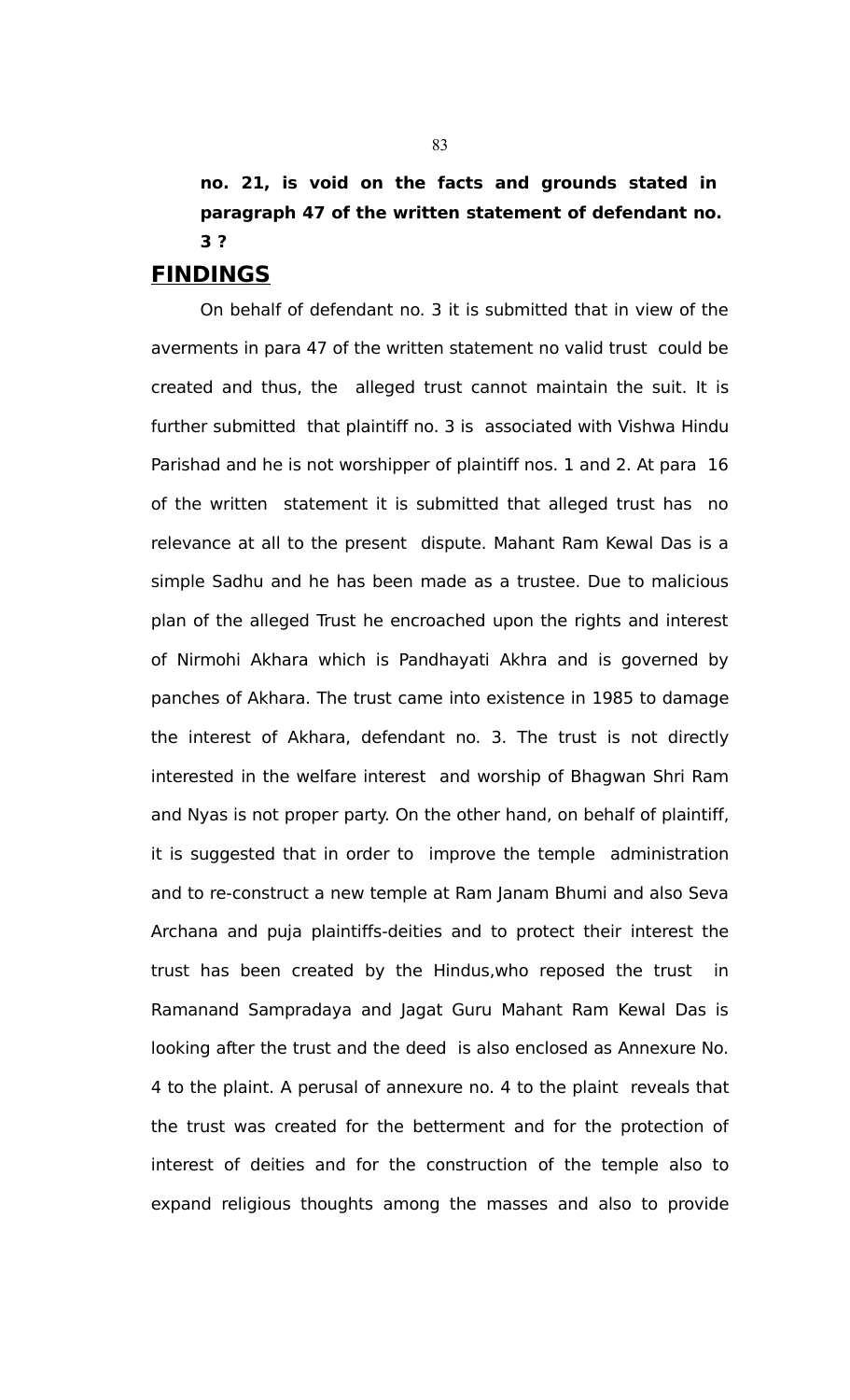**no. 21, is void on the facts and grounds stated in paragraph 47 of the written statement of defendant no. 3 ?**

## FINDINGS

On behalf of defendant no. 3 it is submitted that in view of the averments in para 47 of the written statement no valid trust could be created and thus, the alleged trust cannot maintain the suit. It is further submitted that plaintiff no. 3 is associated with Vishwa Hindu Parishad and he is not worshipper of plaintiff nos. 1 and 2. At para 16 of the written statement it is submitted that alleged trust has no relevance at all to the present dispute. Mahant Ram Kewal Das is a simple Sadhu and he has been made as a trustee. Due to malicious plan of the alleged Trust he encroached upon the rights and interest of Nirmohi Akhara which is Pandhayati Akhra and is governed by panches of Akhara. The trust came into existence in 1985 to damage the interest of Akhara, defendant no. 3. The trust is not directly interested in the welfare interest and worship of Bhagwan Shri Ram and Nyas is not proper party. On the other hand, on behalf of plaintiff, it is suggested that in order to improve the temple administration and to re-construct a new temple at Ram Janam Bhumi and also Seva Archana and puja plaintiffs-deities and to protect their interest the trust has been created by the Hindus,who reposed the trust in Ramanand Sampradaya and Jagat Guru Mahant Ram Kewal Das is looking after the trust and the deed is also enclosed as Annexure No. 4 to the plaint. A perusal of annexure no. 4 to the plaint reveals that the trust was created for the betterment and for the protection of interest of deities and for the construction of the temple also to expand religious thoughts among the masses and also to provide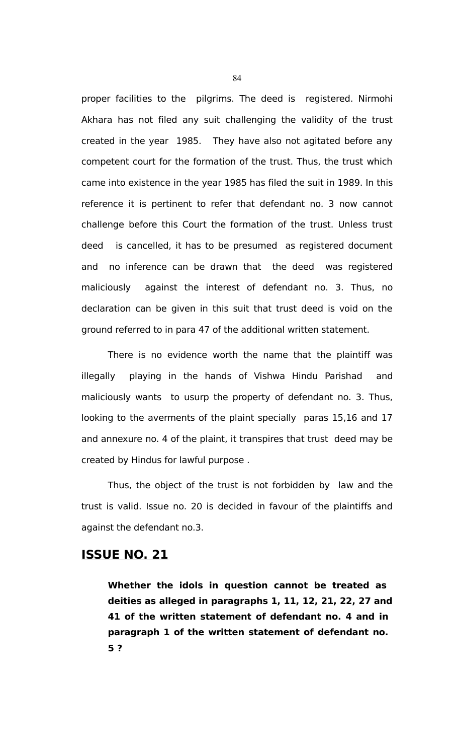proper facilities to the pilgrims. The deed is registered. Nirmohi Akhara has not filed any suit challenging the validity of the trust created in the year 1985. They have also not agitated before any competent court for the formation of the trust. Thus, the trust which came into existence in the year 1985 has filed the suit in 1989. In this reference it is pertinent to refer that defendant no. 3 now cannot challenge before this Court the formation of the trust. Unless trust deed is cancelled, it has to be presumed as registered document and no inference can be drawn that the deed was registered maliciously against the interest of defendant no. 3. Thus, no declaration can be given in this suit that trust deed is void on the ground referred to in para 47 of the additional written statement.

There is no evidence worth the name that the plaintiff was illegally playing in the hands of Vishwa Hindu Parishad and maliciously wants to usurp the property of defendant no. 3. Thus, looking to the averments of the plaint specially paras 15,16 and 17 and annexure no. 4 of the plaint, it transpires that trust deed may be created by Hindus for lawful purpose .

Thus, the object of the trust is not forbidden by law and the trust is valid. Issue no. 20 is decided in favour of the plaintiffs and against the defendant no.3.

## ISSUE NO. 21

**Whether the idols in question cannot be treated as deities as alleged in paragraphs 1, 11, 12, 21, 22, 27 and 41 of the written statement of defendant no. 4 and in paragraph 1 of the written statement of defendant no. 5 ?**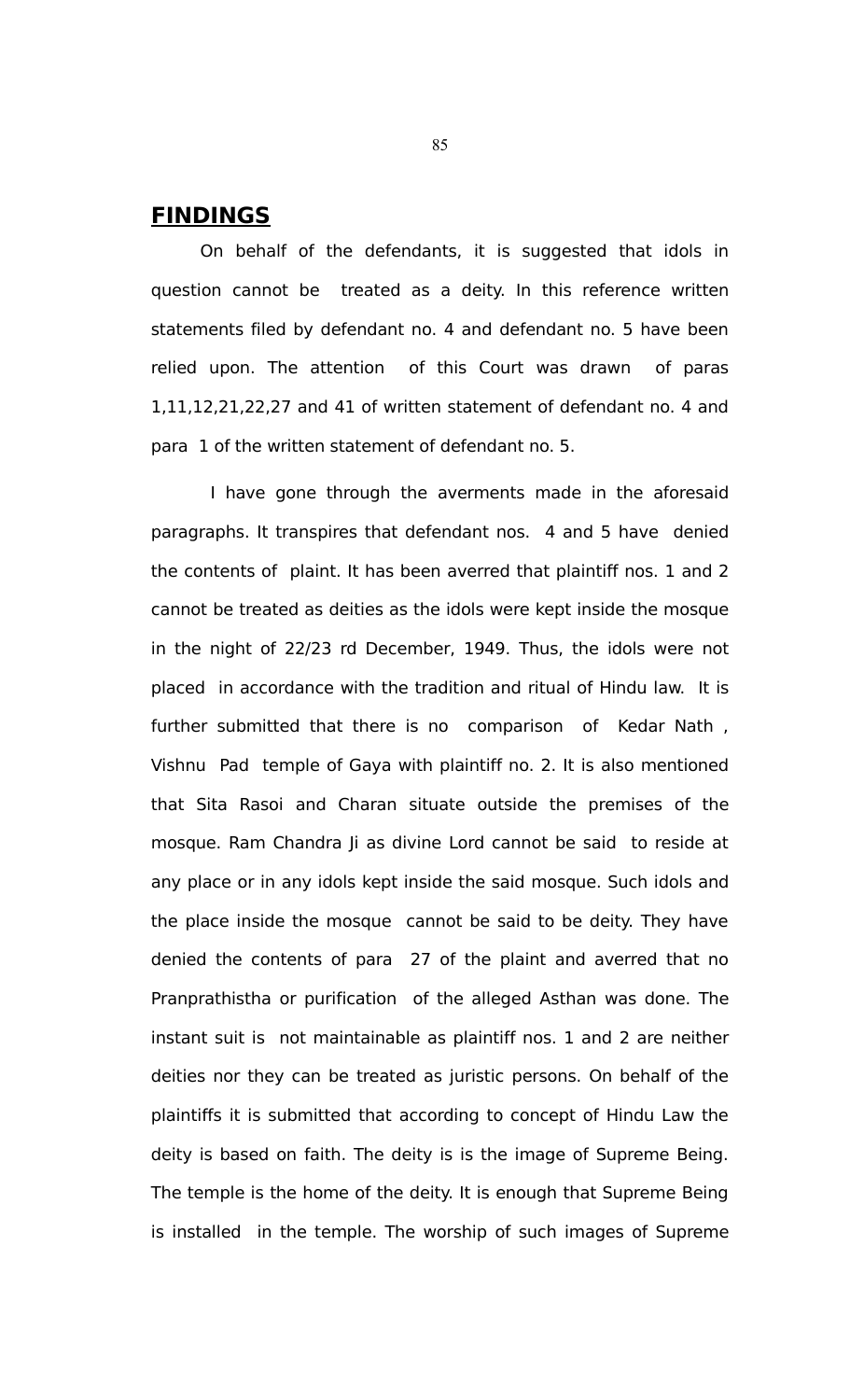## FINDINGS

On behalf of the defendants, it is suggested that idols in question cannot be treated as a deity. In this reference written statements filed by defendant no. 4 and defendant no. 5 have been relied upon. The attention of this Court was drawn of paras 1,11,12,21,22,27 and 41 of written statement of defendant no. 4 and para 1 of the written statement of defendant no. 5.

I have gone through the averments made in the aforesaid paragraphs. It transpires that defendant nos. 4 and 5 have denied the contents of plaint. It has been averred that plaintiff nos. 1 and 2 cannot be treated as deities as the idols were kept inside the mosque in the night of 22/23 rd December, 1949. Thus, the idols were not placed in accordance with the tradition and ritual of Hindu law. It is further submitted that there is no comparison of Kedar Nath , Vishnu Pad temple of Gaya with plaintiff no. 2. It is also mentioned that Sita Rasoi and Charan situate outside the premises of the mosque. Ram Chandra Ji as divine Lord cannot be said to reside at any place or in any idols kept inside the said mosque. Such idols and the place inside the mosque cannot be said to be deity. They have denied the contents of para 27 of the plaint and averred that no Pranprathistha or purification of the alleged Asthan was done. The instant suit is not maintainable as plaintiff nos. 1 and 2 are neither deities nor they can be treated as juristic persons. On behalf of the plaintiffs it is submitted that according to concept of Hindu Law the deity is based on faith. The deity is is the image of Supreme Being. The temple is the home of the deity. It is enough that Supreme Being is installed in the temple. The worship of such images of Supreme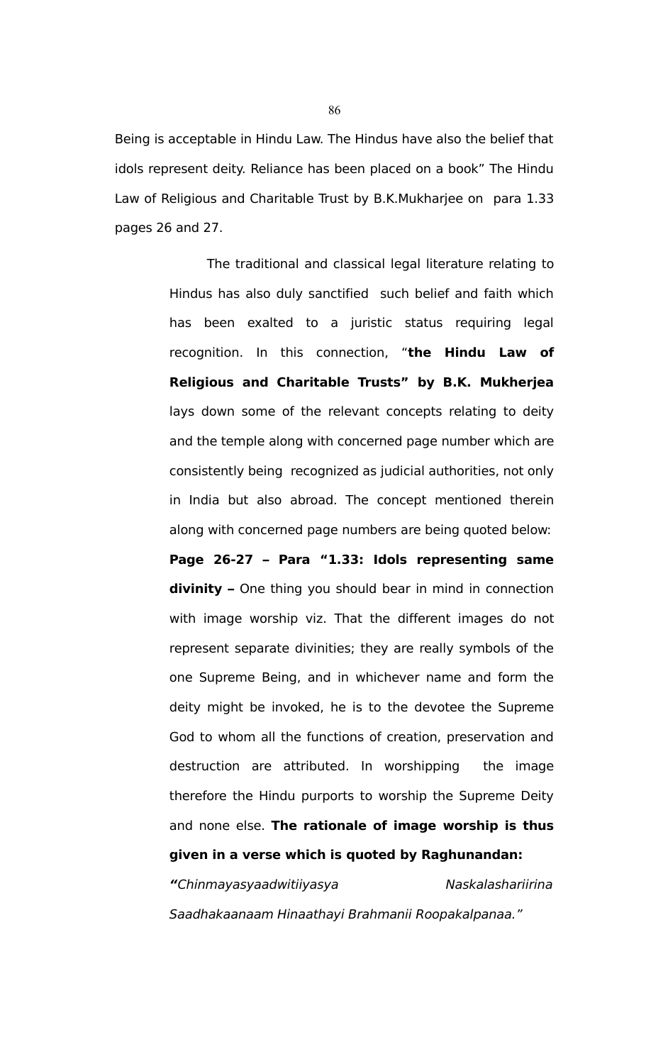Being is acceptable in Hindu Law. The Hindus have also the belief that idols represent deity. Reliance has been placed on a book" The Hindu Law of Religious and Charitable Trust by B.K.Mukharjee on para 1.33 pages 26 and 27.

> The traditional and classical legal literature relating to Hindus has also duly sanctified such belief and faith which has been exalted to a juristic status requiring legal recognition. In this connection, "**the Hindu Law of Religious and Charitable Trusts" by B.K. Mukherjea** lays down some of the relevant concepts relating to deity and the temple along with concerned page number which are consistently being recognized as judicial authorities, not only in India but also abroad. The concept mentioned therein along with concerned page numbers are being quoted below:
>
> **Page 26-27 – Para "1.33: Idols representing same divinity –** One thing you should bear in mind in connection with image worship viz. That the different images do not represent separate divinities; they are really symbols of the one Supreme Being, and in whichever name and form the deity might be invoked, he is to the devotee the Supreme God to whom all the functions of creation, preservation and destruction are attributed. In worshipping the image therefore the Hindu purports to worship the Supreme Deity and none else. **The rationale of image worship is thus given in a verse which is quoted by Raghunandan:**
>
> **"***Chinmayasyaadwitiiyasya Naskalashariirina Saadhakaanaam Hinaathayi Brahmanii Roopakalpanaa."*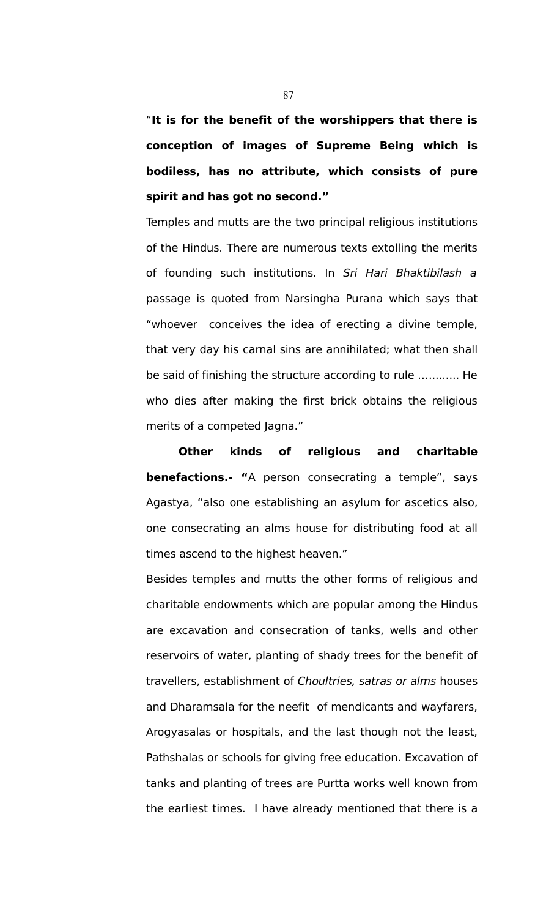"**It is for the benefit of the worshippers that there is conception of images of Supreme Being which is bodiless, has no attribute, which consists of pure spirit and has got no second."**

Temples and mutts are the two principal religious institutions of the Hindus. There are numerous texts extolling the merits of founding such institutions. In *Sri Hari Bhaktibilash a* passage is quoted from Narsingha Purana which says that "whoever conceives the idea of erecting a divine temple, that very day his carnal sins are annihilated; what then shall be said of finishing the structure according to rule ............ He who dies after making the first brick obtains the religious merits of a competed Jagna."

**Other kinds of religious and charitable benefactions.- "**A person consecrating a temple", says Agastya, "also one establishing an asylum for ascetics also, one consecrating an alms house for distributing food at all times ascend to the highest heaven."

Besides temples and mutts the other forms of religious and charitable endowments which are popular among the Hindus are excavation and consecration of tanks, wells and other reservoirs of water, planting of shady trees for the benefit of travellers, establishment of *Choultries, satras or alms* houses and Dharamsala for the neefit of mendicants and wayfarers, Arogyasalas or hospitals, and the last though not the least, Pathshalas or schools for giving free education. Excavation of tanks and planting of trees are Purtta works well known from the earliest times. I have already mentioned that there is a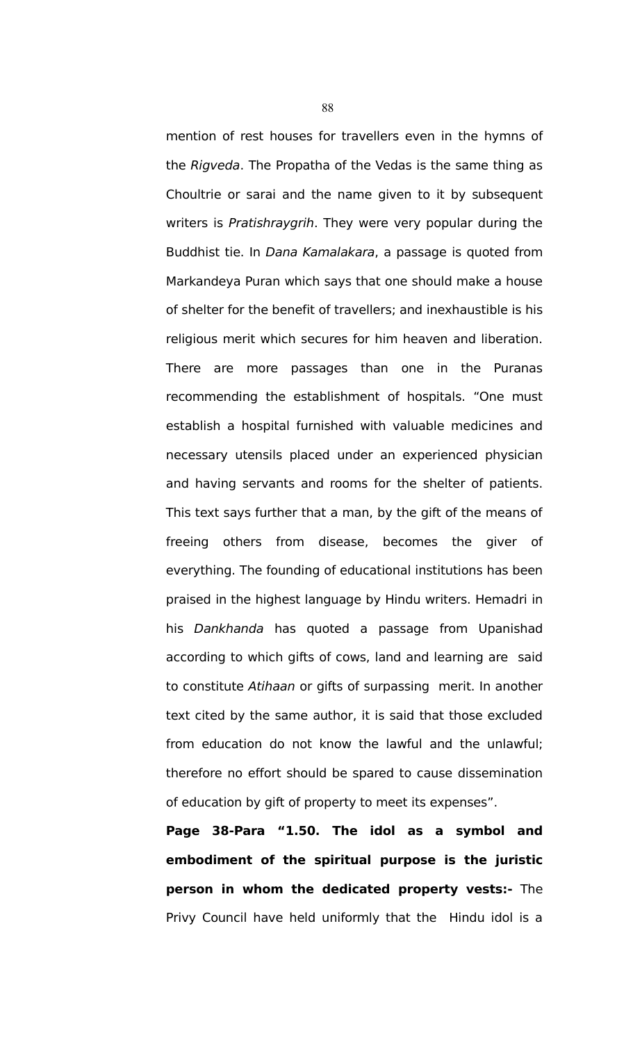mention of rest houses for travellers even in the hymns of the *Rigveda*. The Propatha of the Vedas is the same thing as Choultrie or sarai and the name given to it by subsequent writers is *Pratishraygrih*. They were very popular during the Buddhist tie. In *Dana Kamalakara*, a passage is quoted from Markandeya Puran which says that one should make a house of shelter for the benefit of travellers; and inexhaustible is his religious merit which secures for him heaven and liberation. There are more passages than one in the Puranas recommending the establishment of hospitals. "One must establish a hospital furnished with valuable medicines and necessary utensils placed under an experienced physician and having servants and rooms for the shelter of patients. This text says further that a man, by the gift of the means of freeing others from disease, becomes the giver of everything. The founding of educational institutions has been praised in the highest language by Hindu writers. Hemadri in his *Dankhanda* has quoted a passage from Upanishad according to which gifts of cows, land and learning are said to constitute *Atihaan* or gifts of surpassing merit. In another text cited by the same author, it is said that those excluded from education do not know the lawful and the unlawful; therefore no effort should be spared to cause dissemination of education by gift of property to meet its expenses".

**Page 38-Para "1.50. The idol as a symbol and embodiment of the spiritual purpose is the juristic person in whom the dedicated property vests:-** The Privy Council have held uniformly that the Hindu idol is a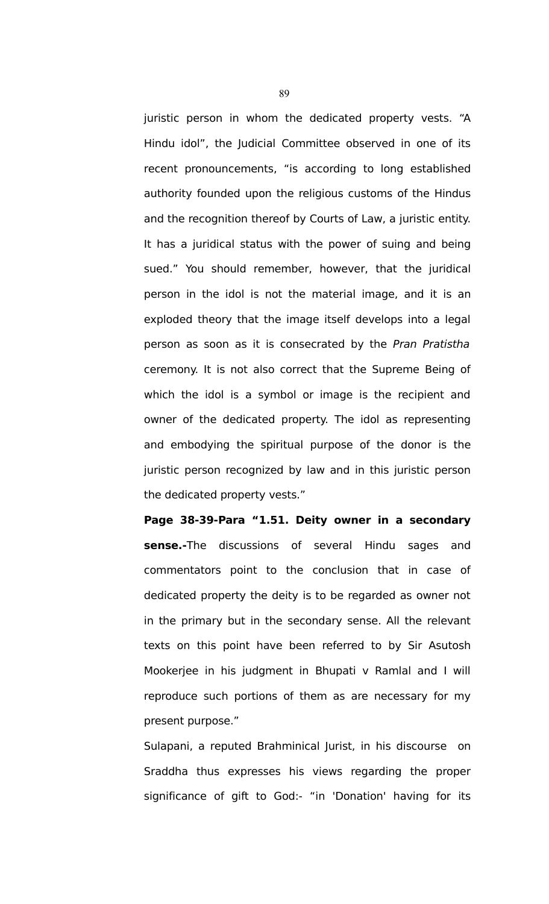juristic person in whom the dedicated property vests. "A Hindu idol", the Judicial Committee observed in one of its recent pronouncements, "is according to long established authority founded upon the religious customs of the Hindus and the recognition thereof by Courts of Law, a juristic entity. It has a juridical status with the power of suing and being sued." You should remember, however, that the juridical person in the idol is not the material image, and it is an exploded theory that the image itself develops into a legal person as soon as it is consecrated by the *Pran Pratistha* ceremony. It is not also correct that the Supreme Being of which the idol is a symbol or image is the recipient and owner of the dedicated property. The idol as representing and embodying the spiritual purpose of the donor is the juristic person recognized by law and in this juristic person the dedicated property vests."

**Page 38-39-Para "1.51. Deity owner in a secondary sense.-**The discussions of several Hindu sages and commentators point to the conclusion that in case of dedicated property the deity is to be regarded as owner not in the primary but in the secondary sense. All the relevant texts on this point have been referred to by Sir Asutosh Mookerjee in his judgment in Bhupati v Ramlal and I will reproduce such portions of them as are necessary for my present purpose."

Sulapani, a reputed Brahminical Jurist, in his discourse on Sraddha thus expresses his views regarding the proper significance of gift to God:- "in 'Donation' having for its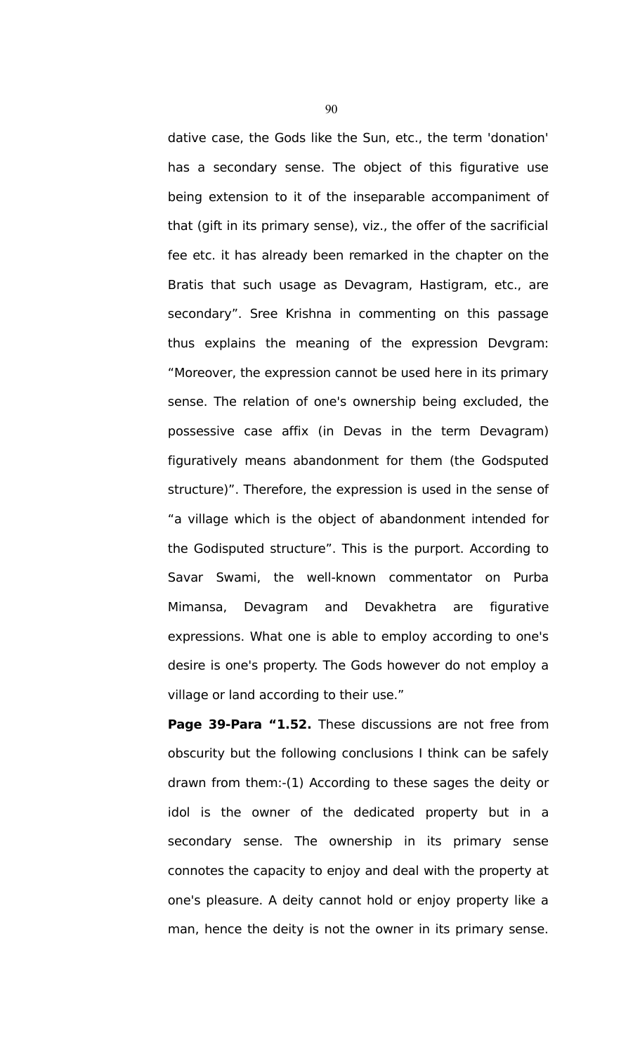dative case, the Gods like the Sun, etc., the term 'donation' has a secondary sense. The object of this figurative use being extension to it of the inseparable accompaniment of that (gift in its primary sense), viz., the offer of the sacrificial fee etc. it has already been remarked in the chapter on the Bratis that such usage as Devagram, Hastigram, etc., are secondary". Sree Krishna in commenting on this passage thus explains the meaning of the expression Devgram: "Moreover, the expression cannot be used here in its primary sense. The relation of one's ownership being excluded, the possessive case affix (in Devas in the term Devagram) figuratively means abandonment for them (the Godsputed structure)". Therefore, the expression is used in the sense of "a village which is the object of abandonment intended for the Godisputed structure". This is the purport. According to Savar Swami, the well-known commentator on Purba Mimansa, Devagram and Devakhetra are figurative expressions. What one is able to employ according to one's desire is one's property. The Gods however do not employ a village or land according to their use."

**Page 39-Para "1.52.** These discussions are not free from obscurity but the following conclusions I think can be safely drawn from them:-(1) According to these sages the deity or idol is the owner of the dedicated property but in a secondary sense. The ownership in its primary sense connotes the capacity to enjoy and deal with the property at one's pleasure. A deity cannot hold or enjoy property like a man, hence the deity is not the owner in its primary sense.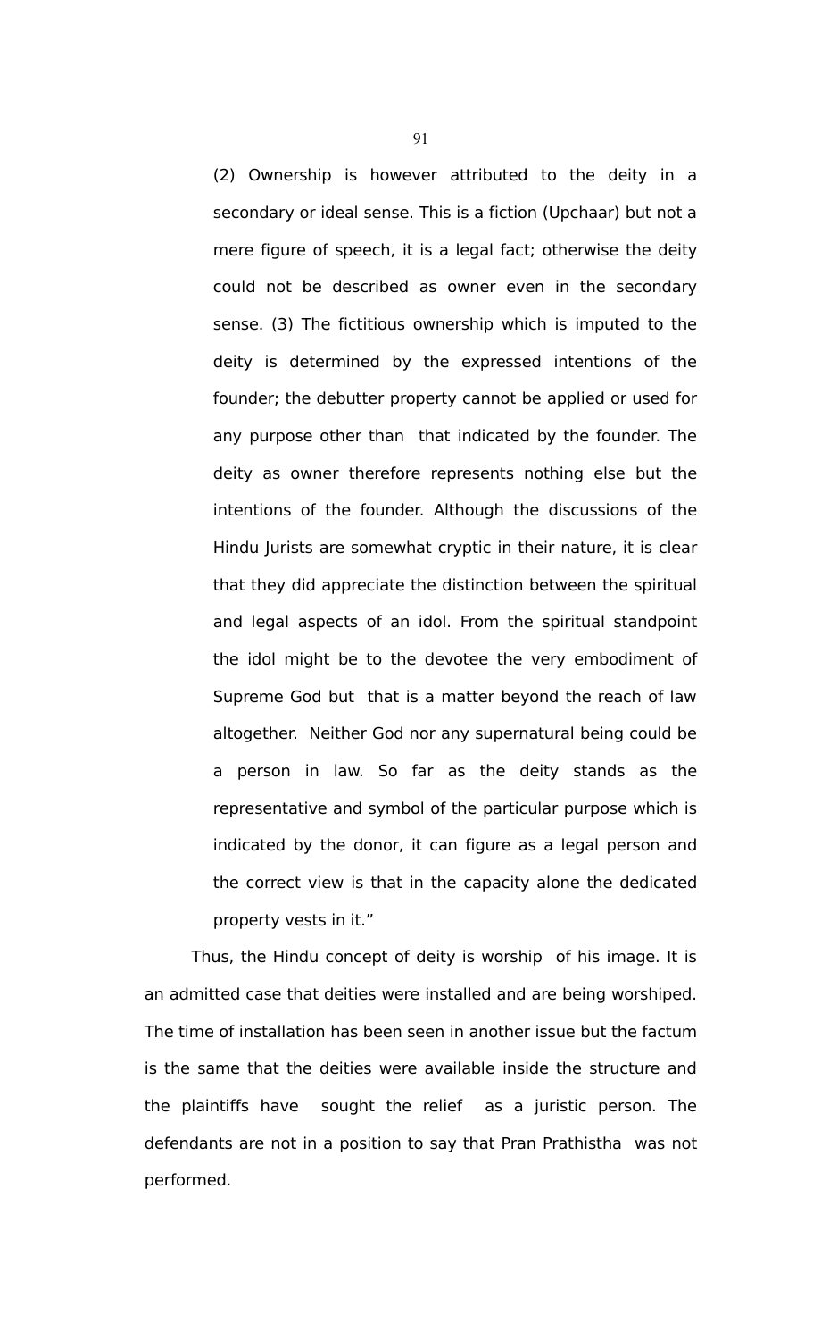> (2) Ownership is however attributed to the deity in a secondary or ideal sense. This is a fiction (Upchaar) but not a mere figure of speech, it is a legal fact; otherwise the deity could not be described as owner even in the secondary sense. (3) The fictitious ownership which is imputed to the deity is determined by the expressed intentions of the founder; the debutter property cannot be applied or used for any purpose other than that indicated by the founder. The deity as owner therefore represents nothing else but the intentions of the founder. Although the discussions of the Hindu Jurists are somewhat cryptic in their nature, it is clear that they did appreciate the distinction between the spiritual and legal aspects of an idol. From the spiritual standpoint the idol might be to the devotee the very embodiment of Supreme God but that is a matter beyond the reach of law altogether. Neither God nor any supernatural being could be a person in law. So far as the deity stands as the representative and symbol of the particular purpose which is indicated by the donor, it can figure as a legal person and the correct view is that in the capacity alone the dedicated property vests in it."

Thus, the Hindu concept of deity is worship of his image. It is an admitted case that deities were installed and are being worshiped. The time of installation has been seen in another issue but the factum is the same that the deities were available inside the structure and the plaintiffs have sought the relief as a juristic person. The defendants are not in a position to say that Pran Prathistha was not performed.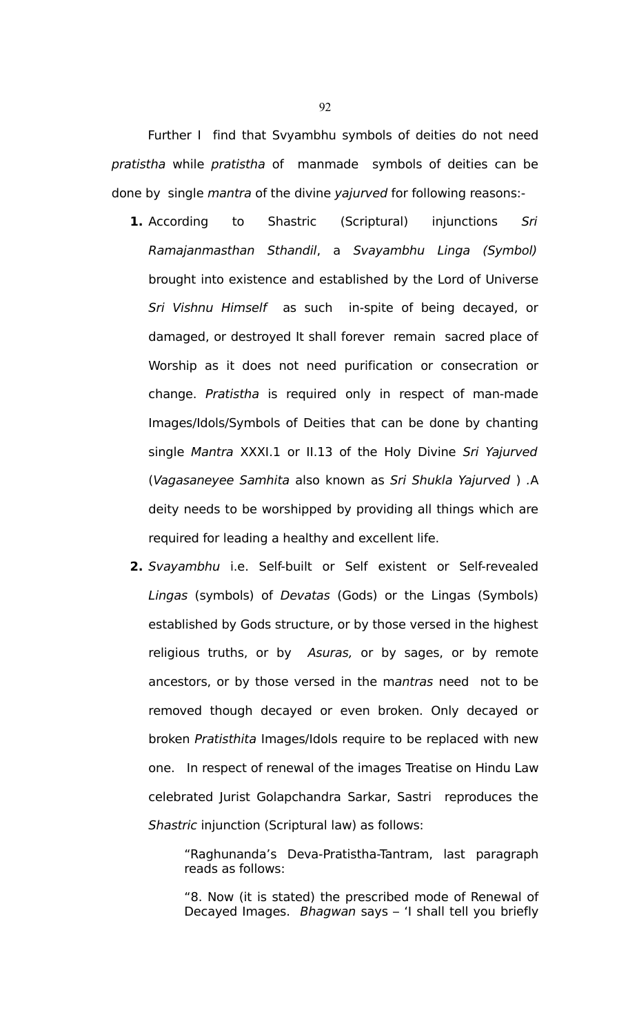Further I find that Svyambhu symbols of deities do not need *pratistha* while *pratistha* of manmade symbols of deities can be done by single *mantra* of the divine *yajurved* for following reasons:-

1. According to Shastric (Scriptural) injunctions *Sri Ramajanmasthan Sthandil*, a *Svayambhu Linga (Symbol)* brought into existence and established by the Lord of Universe *Sri Vishnu Himself* as such in-spite of being decayed, or damaged, or destroyed It shall forever remain sacred place of Worship as it does not need purification or consecration or change. *Pratistha* is required only in respect of man-made Images/Idols/Symbols of Deities that can be done by chanting single *Mantra* XXXI.1 or II.13 of the Holy Divine *Sri Yajurved* (*Vagasaneyee Samhita* also known as *Sri Shukla Yajurved* ) .A deity needs to be worshipped by providing all things which are required for leading a healthy and excellent life.

2. *Svayambhu* i.e. Self-built or Self existent or Self-revealed *Lingas* (symbols) of *Devatas* (Gods) or the Lingas (Symbols) established by Gods structure, or by those versed in the highest religious truths, or by *Asuras,* or by sages, or by remote ancestors, or by those versed in the m*antras* need not to be removed though decayed or even broken. Only decayed or broken *Pratisthita* Images/Idols require to be replaced with new one. In respect of renewal of the images Treatise on Hindu Law celebrated Jurist Golapchandra Sarkar, Sastri reproduces the *Shastric* injunction (Scriptural law) as follows:

 > "Raghunanda's Deva-Pratistha-Tantram, last paragraph reads as follows:
 >
 > "8. Now (it is stated) the prescribed mode of Renewal of Decayed Images. *Bhagwan* says – 'I shall tell you briefly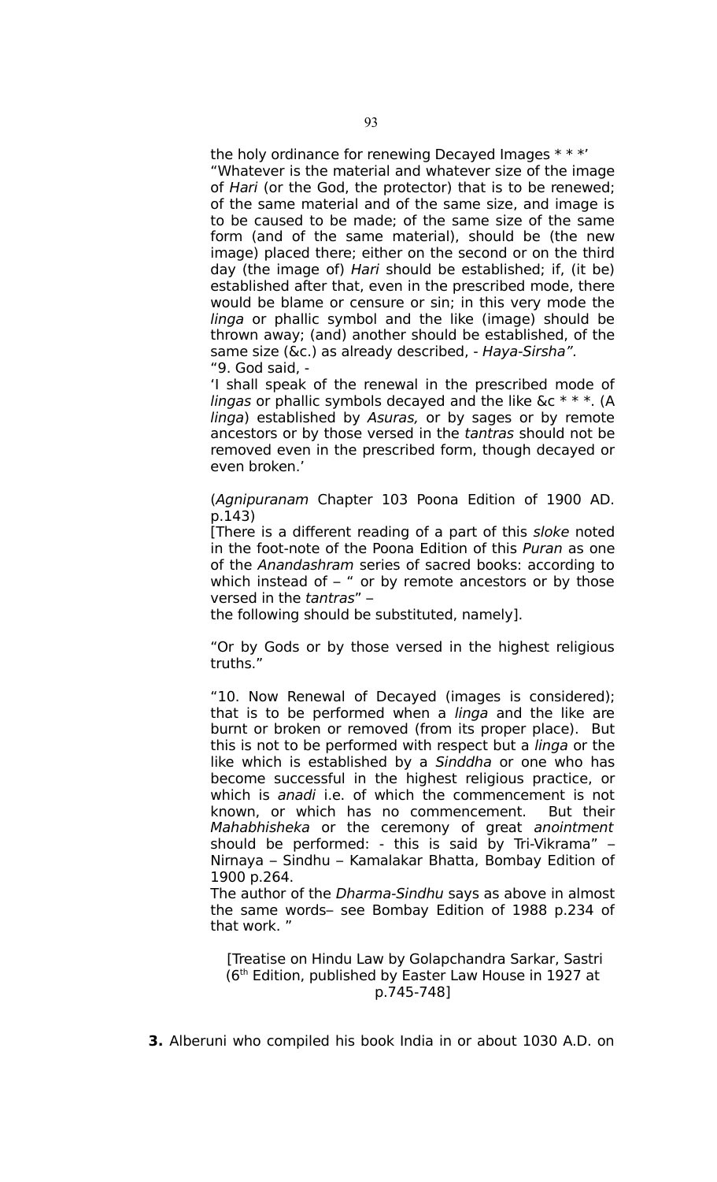the holy ordinance for renewing Decayed Images * * *'

"Whatever is the material and whatever size of the image of *Hari* (or the God, the protector) that is to be renewed; of the same material and of the same size, and image is to be caused to be made; of the same size of the same form (and of the same material), should be (the new image) placed there; either on the second or on the third day (the image of) *Hari* should be established; if, (it be) established after that, even in the prescribed mode, there would be blame or censure or sin; in this very mode the *linga* or phallic symbol and the like (image) should be thrown away; (and) another should be established, of the same size (&c.) as already described, - *Haya-Sirsha".*

"9. God said, -

'I shall speak of the renewal in the prescribed mode of *lingas* or phallic symbols decayed and the like &c * * *. (A *linga*) established by *Asuras,* or by sages or by remote ancestors or by those versed in the *tantras* should not be removed even in the prescribed form, though decayed or even broken.'

(*Agnipuranam* Chapter 103 Poona Edition of 1900 AD. p.143)

[There is a different reading of a part of this *sloke* noted in the foot-note of the Poona Edition of this *Puran* as one of the *Anandashram* series of sacred books: according to which instead of – " or by remote ancestors or by those versed in the *tantras*" –

the following should be substituted, namely].

"Or by Gods or by those versed in the highest religious truths."

"10. Now Renewal of Decayed (images is considered); that is to be performed when a *linga* and the like are burnt or broken or removed (from its proper place). But this is not to be performed with respect but a *linga* or the like which is established by a *Sinddha* or one who has become successful in the highest religious practice, or which is *anadi* i.e. of which the commencement is not known, or which has no commencement. But their *Mahabhisheka* or the ceremony of great *anointment* should be performed: - this is said by Tri-Vikrama" – Nirnaya – Sindhu – Kamalakar Bhatta, Bombay Edition of 1900 p.264.

The author of the *Dharma-Sindhu* says as above in almost the same words– see Bombay Edition of 1988 p.234 of that work. "

[Treatise on Hindu Law by Golapchandra Sarkar, Sastri (6th Edition, published by Easter Law House in 1927 at p.745-748]

**3.** Alberuni who compiled his book India in or about 1030 A.D. on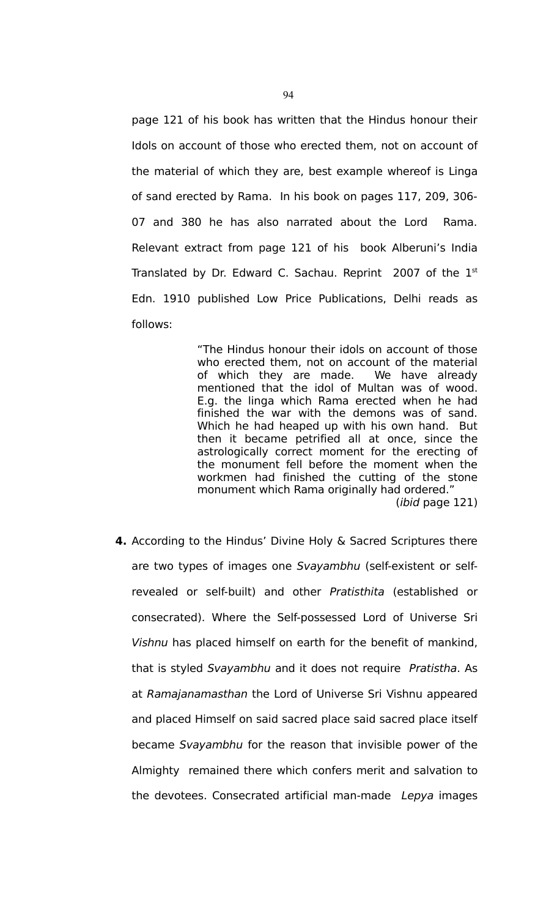page 121 of his book has written that the Hindus honour their Idols on account of those who erected them, not on account of the material of which they are, best example whereof is Linga of sand erected by Rama. In his book on pages 117, 209, 306-07 and 380 he has also narrated about the Lord Rama. Relevant extract from page 121 of his book Alberuni's India Translated by Dr. Edward C. Sachau. Reprint 2007 of the 1st Edn. 1910 published Low Price Publications, Delhi reads as follows:

> "The Hindus honour their idols on account of those who erected them, not on account of the material of which they are made. We have already mentioned that the idol of Multan was of wood. E.g. the linga which Rama erected when he had finished the war with the demons was of sand. Which he had heaped up with his own hand. But then it became petrified all at once, since the astrologically correct moment for the erecting of the monument fell before the moment when the workmen had finished the cutting of the stone monument which Rama originally had ordered."
>
> (*ibid* page 121)

**4.** According to the Hindus' Divine Holy & Sacred Scriptures there are two types of images one *Svayambhu* (self-existent or self-revealed or self-built) and other *Pratisthita* (established or consecrated). Where the Self-possessed Lord of Universe Sri *Vishnu* has placed himself on earth for the benefit of mankind, that is styled *Svayambhu* and it does not require *Pratistha*. As at *Ramajanamasthan* the Lord of Universe Sri Vishnu appeared and placed Himself on said sacred place said sacred place itself became *Svayambhu* for the reason that invisible power of the Almighty remained there which confers merit and salvation to the devotees. Consecrated artificial man-made *Lepya* images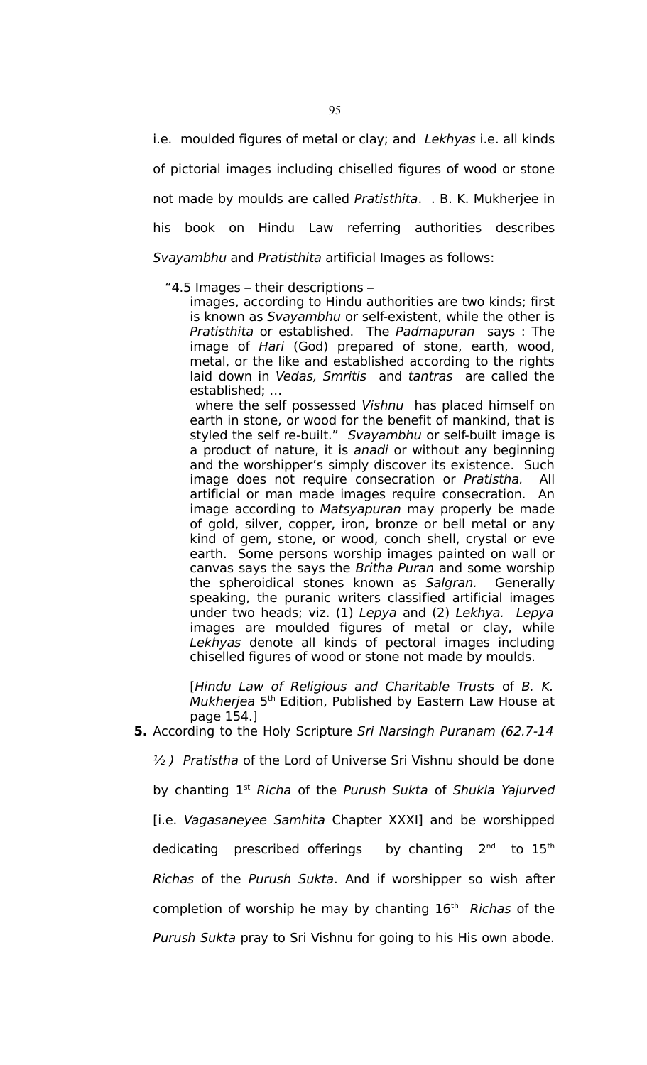i.e. moulded figures of metal or clay; and *Lekhyas* i.e. all kinds of pictorial images including chiselled figures of wood or stone not made by moulds are called *Pratisthita*. . B. K. Mukherjee in his book on Hindu Law referring authorities describes *Svayambhu* and *Pratisthita* artificial Images as follows:

> "4.5 Images – their descriptions –
>
> images, according to Hindu authorities are two kinds; first is known as *Svayambhu* or self-existent, while the other is *Pratisthita* or established. The *Padmapuran* says : The image of *Hari* (God) prepared of stone, earth, wood, metal, or the like and established according to the rights laid down in *Vedas, Smritis* and *tantras* are called the established; ...
>
> where the self possessed *Vishnu* has placed himself on earth in stone, or wood for the benefit of mankind, that is styled the self re-built." *Svayambhu* or self-built image is a product of nature, it is *anadi* or without any beginning and the worshipper's simply discover its existence. Such image does not require consecration or *Pratistha.* All artificial or man made images require consecration. An image according to *Matsyapuran* may properly be made of gold, silver, copper, iron, bronze or bell metal or any kind of gem, stone, or wood, conch shell, crystal or eve earth. Some persons worship images painted on wall or canvas says the says the *Britha Puran* and some worship the spheroidical stones known as *Salgran.* Generally speaking, the puranic writers classified artificial images under two heads; viz. (1) *Lepya* and (2) *Lekhya. Lepya* images are moulded figures of metal or clay, while *Lekhyas* denote all kinds of pectoral images including chiselled figures of wood or stone not made by moulds.
>
> [*Hindu Law of Religious and Charitable Trusts* of *B. K. Mukherjea* 5th Edition, Published by Eastern Law House at page 154.]

**5.** According to the Holy Scripture *Sri Narsingh Puranam (62.7-14 ½ ) Pratistha* of the Lord of Universe Sri Vishnu should be done by chanting 1st *Richa* of the *Purush Sukta* of *Shukla Yajurved* [i.e. *Vagasaneyee Samhita* Chapter XXXI] and be worshipped dedicating prescribed offerings by chanting 2nd to 15th *Richas* of the *Purush Sukta*. And if worshipper so wish after completion of worship he may by chanting 16th *Richas* of the *Purush Sukta* pray to Sri Vishnu for going to his His own abode.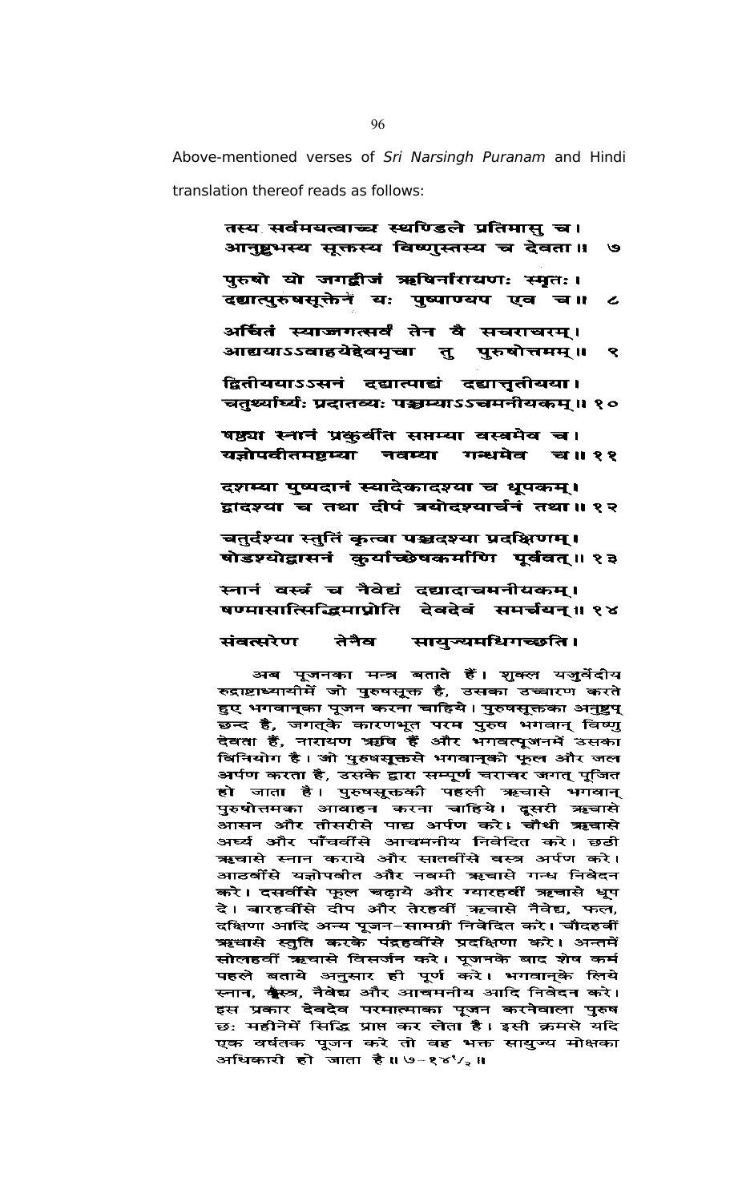Above-mentioned verses of *Sri Narsingh Puranam* and Hindi translation thereof reads as follows:

तस्य सर्वमयत्वाच्च स्थण्डिले प्रतिमासु च।
आनुष्टुभस्य सूक्तस्य विष्णुस्तस्य च देवता॥ ७

पुरुषो यो जगद्बीजं ऋषिर्नारायणः स्मृतः।
दद्यात्पुरुषसूक्तेन यः पुष्पाण्यप एव च॥ ८

अर्चितं स्याज्जगत्सर्वं तेन वै सचराचरम्।
आद्ययाऽऽवाहयेद्देवमृचा तु पुरुषोत्तमम्॥ ९

द्वितीययाऽऽसनं दद्यात्पाद्यं दद्यात्तृतीयया।
चतुर्थ्यार्घ्यः प्रदातव्यः पञ्चम्याऽऽचमनीयकम्॥ १०

षष्ठ्या स्नानं प्रकुर्वीत सप्तम्या वस्त्रमेव च।
यज्ञोपवीतमष्टम्या नवम्या गन्धमेव च॥ ११

दशम्या पुष्पदानं स्यादेकादश्या च धूपकम्।
द्वादश्या च तथा दीपं त्रयोदश्यार्चनं तथा॥ १२

चतुर्दश्या स्तुतिं कृत्वा पञ्चदश्या प्रदक्षिणम्।
षोडश्योद्वासनं कुर्याच्छेषकर्माणि पूर्ववत्॥ १३

स्नानं वस्त्रं च नैवेद्यं दद्यादाचमनीयकम्।
षण्मासात्सिद्धिमाप्नोति देवदेवं समर्चयन्॥ १४

संवत्सरेण तेनैव सायुज्यमधिगच्छति।

अब पूजनका मन्त्र बताते हैं। शुक्ल यजुर्वेदीय रुद्राष्टाध्यायीमें जो पुरुषसूक्त है, उसका उच्चारण करते हुए भगवान्‌का पूजन करना चाहिये। पुरुषसूक्तका अनुष्टुप् छन्द है, जगत्‌के कारणभूत परम पुरुष भगवान् विष्णु देवता हैं, नारायण ऋषि हैं और भगवत्पूजनमें उसका विनियोग है। जो पुरुषसूक्तसे भगवान्‌को फूल और जल अर्पण करता है, उसके द्वारा सम्पूर्ण चराचर जगत् पूजित हो जाता है। पुरुषसूक्तकी पहली ऋचासे भगवान् पुरुषोत्तमका आवाहन करना चाहिये। दूसरी ऋचासे आसन और तीसरीसे पाद्य अर्पण करे। चौथी ऋचासे अर्घ्य और पाँचवींसे आचमनीय निवेदित करे। छठी ऋचासे स्नान कराये और सातवींसे वस्त्र अर्पण करे। आठवींसे यज्ञोपवीत और नवमी ऋचासे गन्ध निवेदन करे। दसवींसे फूल चढ़ाये और ग्यारहवीं ऋचासे धूप दे। बारहवींसे दीप और तेरहवीं ऋचासे नैवेद्य, फल, दक्षिणा आदि अन्य पूजन-सामग्री निवेदित करे। चौदहवीं ऋचासे स्तुति करके पंद्रहवींसे प्रदक्षिणा करे। अन्तमें सोलहवीं ऋचासे विसर्जन करे। पूजनके बाद शेष कर्म पहले बताये अनुसार ही पूर्ण करे। भगवान्‌के लिये स्नान, वस्त्र, नैवेद्य और आचमनीय आदि निवेदन करे। इस प्रकार देवदेव परमात्माका पूजन करनेवाला पुरुष छः महीनेमें सिद्धि प्राप्त कर लेता है। इसी क्रमसे यदि एक वर्षतक पूजन करे तो वह भक्त सायुज्य मोक्षका अधिकारी हो जाता है॥ ७-१४½॥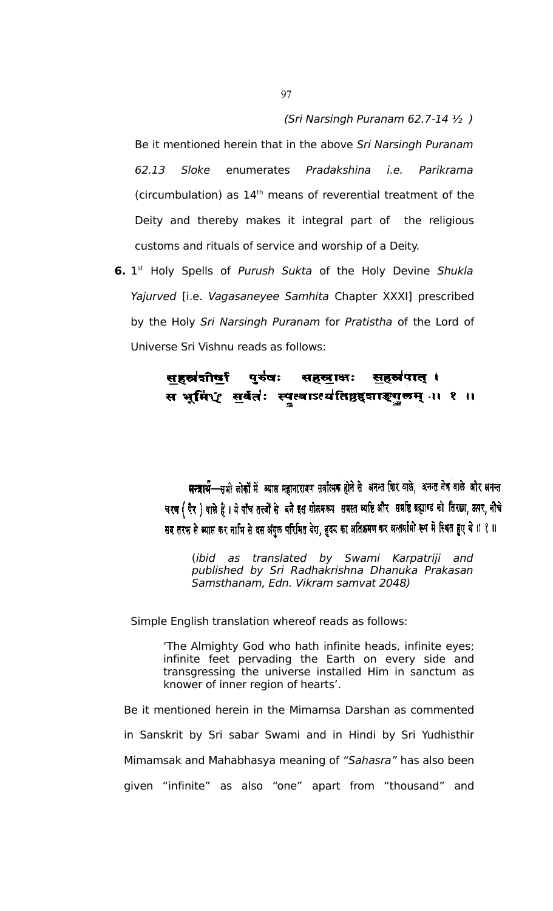(*Sri Narsingh Puranam 62.7-14 ½* )

Be it mentioned herein that in the above *Sri Narsingh Puranam 62.13 Sloke* enumerates *Pradakshina i.e. Parikrama* (circumbulation) as 14[th] means of reverential treatment of the Deity and thereby makes it integral part of the religious customs and rituals of service and worship of a Deity.

**6.** 1[st] Holy Spells of *Purush Sukta* of the Holy Devine *Shukla Yajurved* [i.e. *Vagasaneyee Samhita* Chapter XXXI] prescribed by the Holy *Sri Narsingh Puranam* for *Pratistha* of the Lord of Universe Sri Vishnu reads as follows:

> सहस्रशीर्षा पुरुषः सहस्राक्षः सहस्रपात् ।
> स भूमिꣳ सर्वतः स्पृत्वाऽत्यतिष्ठद्दशाङ्गुलम् ।। १ ।।

> **मन्त्रार्थ**—सभी लोकों में व्याप्त महानारायण सर्वात्मक होने से अनन्त सिर वाले, अनन्त नेत्र वाले और अनन्त चरण ( पैर ) वाले हैं । ये पाँच तत्त्वों से बने इस गोलकरूप समस्त व्यष्टि और समष्टि ब्रह्माण्ड को तिरछा, ऊपर, नीचे सब तरफ से व्याप्त कर नाभि से दस अंगुल परिमित देश, हृदय का अतिक्रमण कर अन्तर्यामी रूप में स्थित हुए थे ।। १ ।।

> (*ibid as translated by Swami Karpatriji and published by Sri Radhakrishna Dhanuka Prakasan Samsthanam, Edn. Vikram samvat 2048)*

Simple English translation whereof reads as follows:

> 'The Almighty God who hath infinite heads, infinite eyes; infinite feet pervading the Earth on every side and transgressing the universe installed Him in sanctum as knower of inner region of hearts'.

Be it mentioned herein in the Mimamsa Darshan as commented in Sanskrit by Sri sabar Swami and in Hindi by Sri Yudhisthir Mimamsak and Mahabhasya meaning of *"Sahasra"* has also been given "infinite" as also "one" apart from "thousand" and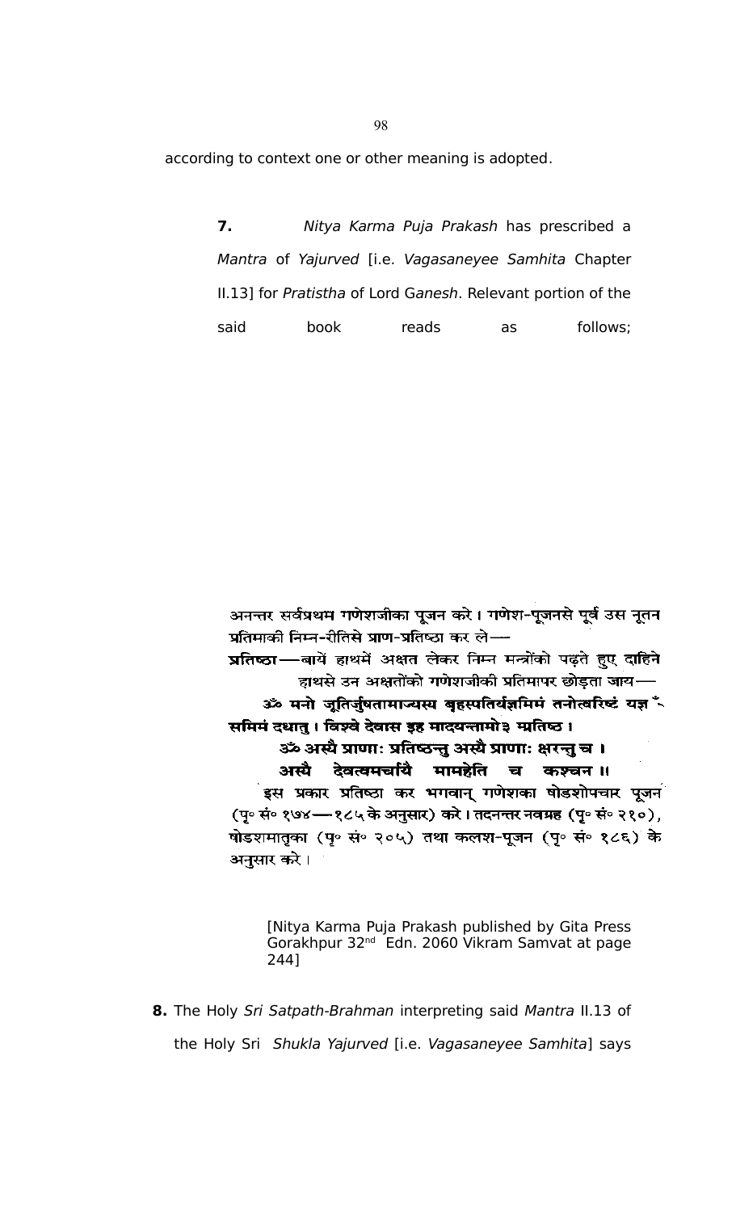according to context one or other meaning is adopted.

**7.** *Nitya Karma Puja Prakash* has prescribed a *Mantra* of *Yajurved* [i.e. *Vagasaneyee Samhita* Chapter II.13] for *Pratistha* of Lord G*anesh*. Relevant portion of the said book reads as follows;

अनन्तर सर्वप्रथम गणेशजीका पूजन करे। गणेश-पूजनसे पूर्व उस नूतन प्रतिमाकी निम्न-रीतिसे प्राण-प्रतिष्ठा कर ले—

**प्रतिष्ठा**—बायें हाथमें अक्षत लेकर निम्न मन्त्रोंको पढ़ते हुए दाहिने हाथसे उन अक्षतोंको गणेशजीकी प्रतिमापर छोड़ता जाय—

**ॐ मनो जूतिर्जुषतामाज्यस्य बृहस्पतिर्यज्ञमिमं तनोत्वरिष्टं यज्ञ समिमं दधातु। विश्वे देवास इह मादयन्तामो३ म्प्रतिष्ठ।**

**ॐ अस्यै प्राणाः प्रतिष्ठन्तु अस्यै प्राणाः क्षरन्तु च।**
**अस्यै देवत्वमर्चायै मामहेति च कश्चन॥**

इस प्रकार प्रतिष्ठा कर भगवान् गणेशका षोडशोपचार पूजन (पृ० सं० १७४—१८५ के अनुसार) करे। तदनन्तर नवग्रह (पृ० सं० २१०), षोडशमातृका (पृ० सं० २०५) तथा कलश-पूजन (पृ० सं० १८६) के अनुसार करे।

[Nitya Karma Puja Prakash published by Gita Press Gorakhpur 32nd Edn. 2060 Vikram Samvat at page 244]

**8.** The Holy *Sri Satpath-Brahman* interpreting said *Mantra* II.13 of the Holy Sri *Shukla Yajurved* [i.e. *Vagasaneyee Samhita*] says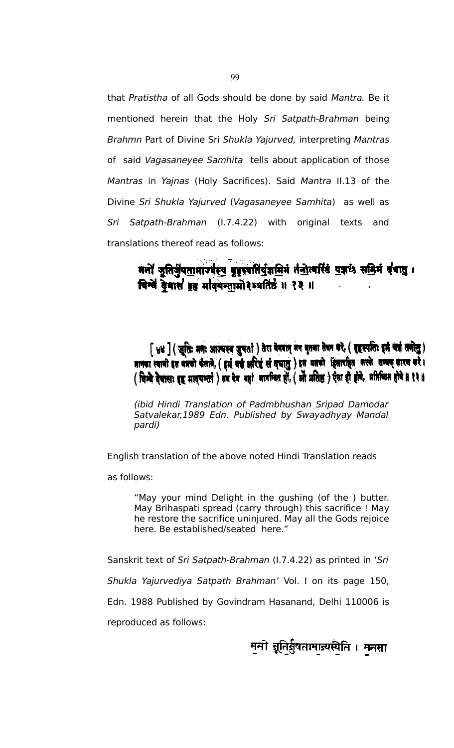that *Pratistha* of all Gods should be done by said *Mantra.* Be it mentioned herein that the Holy *Sri Satpath-Brahman* being *Brahmn* Part of Divine Sri *Shukla Yajurved,* interpreting *Mantras* of said *Vagasaneyee Samhita* tells about application of those *Mantras* in *Yajnas* (Holy Sacrifices). Said *Mantra* II.13 of the Divine *Sri Shukla Yajurved* (*Vagasaneyee Samhita*) as well as *Sri Satpath-Brahman* (I.7.4.22) with original texts and translations thereof read as follows:

> मनो जूतिर्जुषतामाज्यस्य बृहस्पतिर्यज्ञमिमं तनोत्वरिष्टं यज्ञꣳ समिमं दधातु ।
> विश्वे देवास इह मादयन्तामो३म्प्रतिष्ठ ॥ १३ ॥

> [४४] ( जूतिः मनः आज्यस्य जुषतां ) तेरा वेगवान् मन घृतका सेवन करे, ( बृहस्पतिः इमं यज्ञं तनोतु ) ज्ञानका स्वामी इस यज्ञको फैलावे, ( इमं यज्ञं अरिष्टं सं दधातु ) इस यज्ञको हिंसारहित करके सम्यक् धारण करे। ( विश्वे देवासः इह मादयन्तां ) सब देव यहां आनन्दित हों, ( ओं प्रतिष्ठ ) ऐसा ही होवे, प्रतिष्ठित होवे ॥ १३ ॥

*(ibid Hindi Translation of Padmbhushan Sripad Damodar Satvalekar,1989 Edn. Published by Swayadhyay Mandal pardi)*

English translation of the above noted Hindi Translation reads as follows:

> "May your mind Delight in the gushing (of the ) butter. May Brihaspati spread (carry through) this sacrifice ! May he restore the sacrifice uninjured. May all the Gods rejoice here. Be established/seated here."

Sanskrit text of *Sri Satpath-Brahman* (I.7.4.22) as printed in '*Sri Shukla Yajurvediya Satpath Brahman'* Vol. I on its page 150, Edn. 1988 Published by Govindram Hasanand, Delhi 110006 is reproduced as follows:

मनो जूतिर्जुषतामाज्यस्येति । मनसा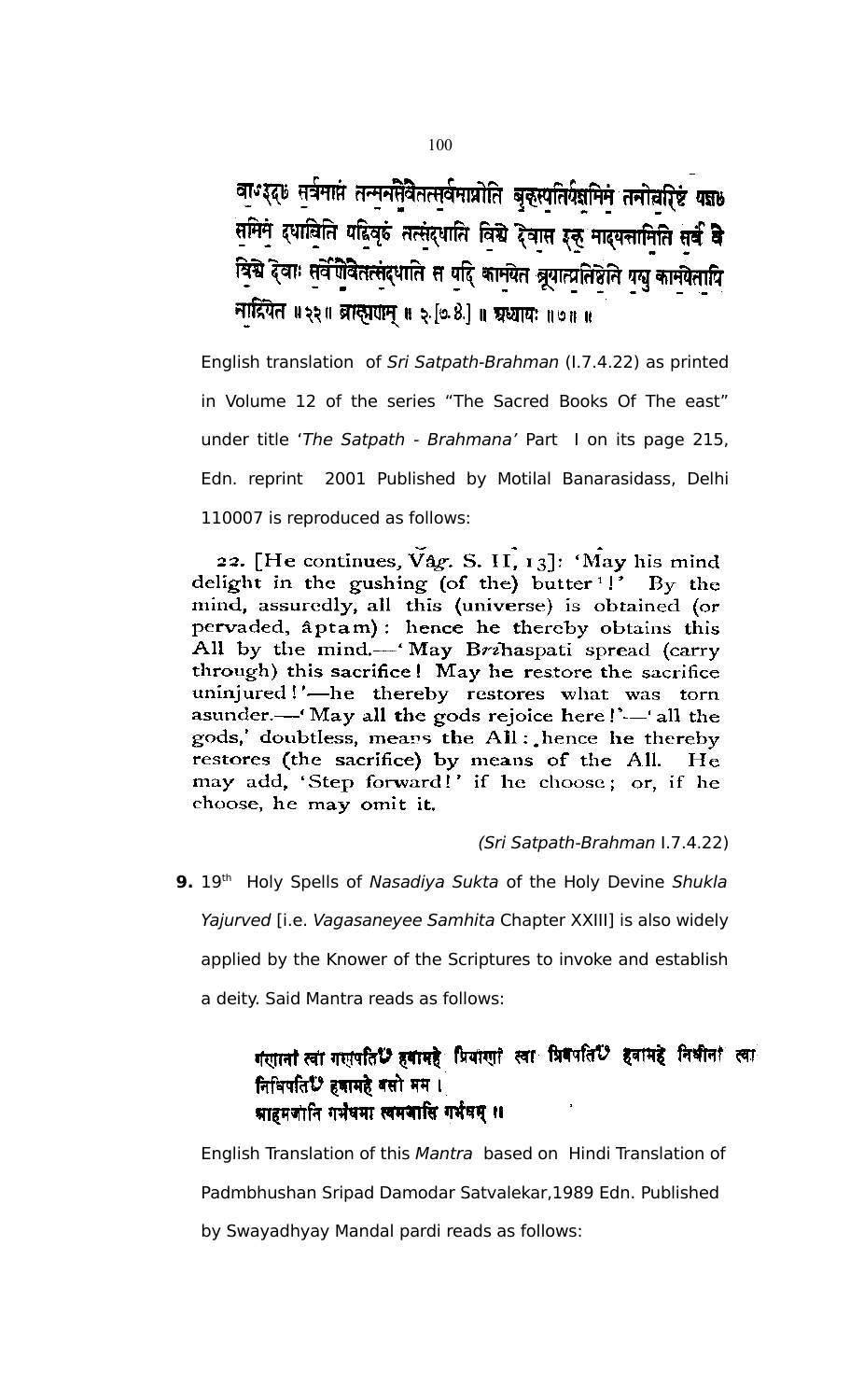वाग्ङ्ह्॰ सर्वमाप्तं तन्मनसैवैतत्सर्वमाप्नोति बृहस्पतिर्यज्ञमिमं तनोत्वरिष्टं यज्ञ॰ समिमं दधात्विति यद्विवृढं तत्संदधाति विश्वे देवास इह मादयन्तामिति सर्वं वै विश्वे देवाः सर्वेणैवैतत्संदधाति स यदि कामयेत ब्रूयात्प्रतिष्ठेति यद्यु कामयेतापि नाद्रियेत ॥२२॥ ब्राह्मणम् ॥ २.[७.४.] ॥ अध्यायः ॥७॥ ॥

English translation of *Sri Satpath-Brahman* (I.7.4.22) as printed in Volume 12 of the series "The Sacred Books Of The east" under title '*The Satpath - Brahmana*' Part I on its page 215, Edn. reprint 2001 Published by Motilal Banarasidass, Delhi 110007 is reproduced as follows:

22. [He continues, Vâg. S. II, 13]: 'May his mind delight in the gushing (of the) butter[1]!' By the mind, assuredly, all this (universe) is obtained (or pervaded, âptam): hence he thereby obtains this All by the mind.—'May Brihaspati spread (carry through) this sacrifice! May he restore the sacrifice uninjured!'—he thereby restores what was torn asunder.—'May all the gods rejoice here!'—'all the gods,' doubtless, means the All: hence he thereby restores (the sacrifice) by means of the All. He may add, 'Step forward!' if he choose; or, if he choose, he may omit it.

*(Sri Satpath-Brahman* I.7.4.22)

**9.** 19th Holy Spells of *Nasadiya Sukta* of the Holy Devine *Shukla Yajurved* [i.e. *Vagasaneyee Samhita* Chapter XXIII] is also widely applied by the Knower of the Scriptures to invoke and establish a deity. Said Mantra reads as follows:

गणानां त्वा गणपतिँ हवामहे प्रियाणां त्वा प्रियपतिँ हवामहे निधीनां त्वा निधिपतिँ हवामहे वसो मम ।
आहमजानि गर्भधमा त्वमजासि गर्भधम् ॥

English Translation of this *Mantra* based on Hindi Translation of Padmbhushan Sripad Damodar Satvalekar,1989 Edn. Published by Swayadhyay Mandal pardi reads as follows: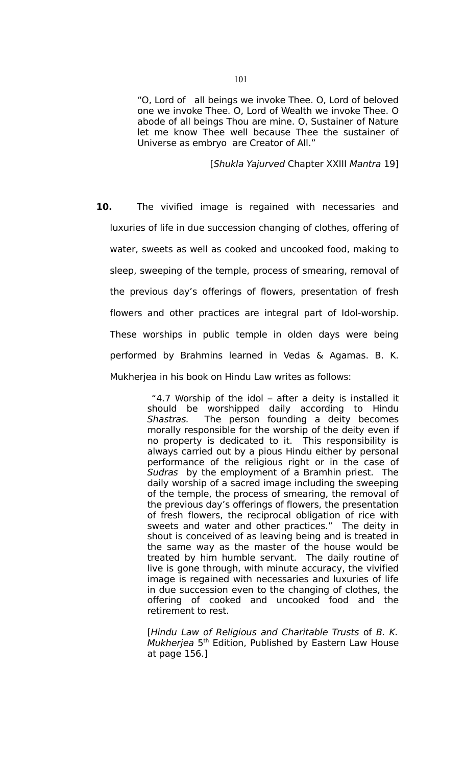> "O, Lord of all beings we invoke Thee. O, Lord of beloved one we invoke Thee. O, Lord of Wealth we invoke Thee. O abode of all beings Thou are mine. O, Sustainer of Nature let me know Thee well because Thee the sustainer of Universe as embryo are Creator of All."
>
> [*Shukla Yajurved* Chapter XXIII *Mantra* 19]

**10.** The vivified image is regained with necessaries and luxuries of life in due succession changing of clothes, offering of water, sweets as well as cooked and uncooked food, making to sleep, sweeping of the temple, process of smearing, removal of the previous day's offerings of flowers, presentation of fresh flowers and other practices are integral part of Idol-worship. These worships in public temple in olden days were being performed by Brahmins learned in Vedas & Agamas. B. K. Mukherjea in his book on Hindu Law writes as follows:

> "4.7 Worship of the idol – after a deity is installed it should be worshipped daily according to Hindu *Shastras.* The person founding a deity becomes morally responsible for the worship of the deity even if no property is dedicated to it. This responsibility is always carried out by a pious Hindu either by personal performance of the religious right or in the case of *Sudras* by the employment of a Bramhin priest. The daily worship of a sacred image including the sweeping of the temple, the process of smearing, the removal of the previous day's offerings of flowers, the presentation of fresh flowers, the reciprocal obligation of rice with sweets and water and other practices." The deity in shout is conceived of as leaving being and is treated in the same way as the master of the house would be treated by him humble servant. The daily routine of live is gone through, with minute accuracy, the vivified image is regained with necessaries and luxuries of life in due succession even to the changing of clothes, the offering of cooked and uncooked food and the retirement to rest.
>
> [*Hindu Law of Religious and Charitable Trusts* of *B. K. Mukherjea* 5th Edition, Published by Eastern Law House at page 156.]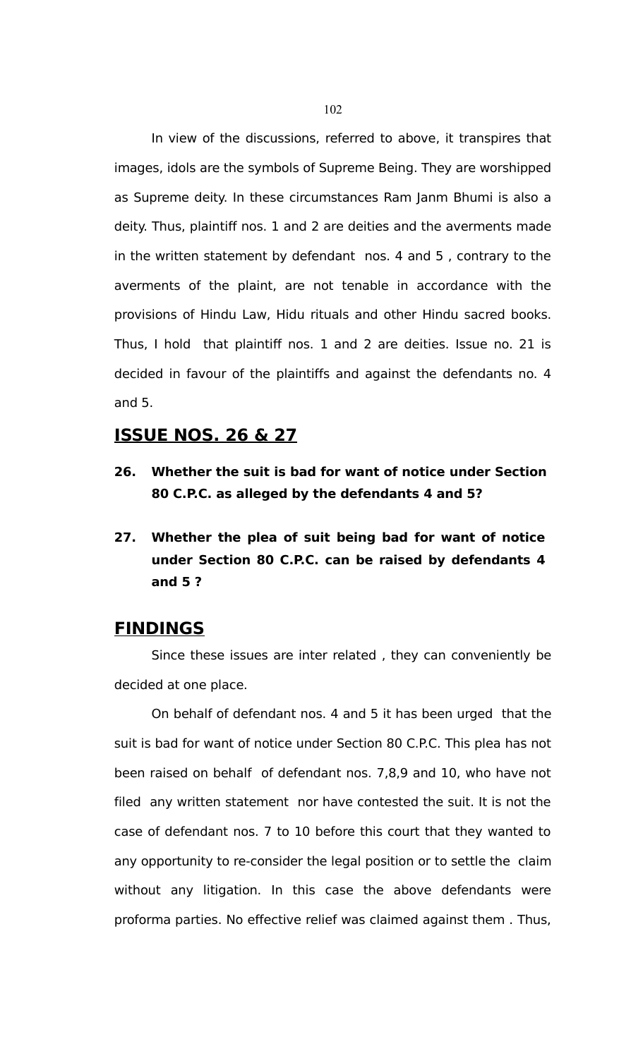In view of the discussions, referred to above, it transpires that images, idols are the symbols of Supreme Being. They are worshipped as Supreme deity. In these circumstances Ram Janm Bhumi is also a deity. Thus, plaintiff nos. 1 and 2 are deities and the averments made in the written statement by defendant nos. 4 and 5 , contrary to the averments of the plaint, are not tenable in accordance with the provisions of Hindu Law, Hidu rituals and other Hindu sacred books. Thus, I hold that plaintiff nos. 1 and 2 are deities. Issue no. 21 is decided in favour of the plaintiffs and against the defendants no. 4 and 5.

## ISSUE NOS. 26 & 27

**26. Whether the suit is bad for want of notice under Section 80 C.P.C. as alleged by the defendants 4 and 5?**

**27. Whether the plea of suit being bad for want of notice under Section 80 C.P.C. can be raised by defendants 4 and 5 ?**

## FINDINGS

Since these issues are inter related , they can conveniently be decided at one place.

On behalf of defendant nos. 4 and 5 it has been urged that the suit is bad for want of notice under Section 80 C.P.C. This plea has not been raised on behalf of defendant nos. 7,8,9 and 10, who have not filed any written statement nor have contested the suit. It is not the case of defendant nos. 7 to 10 before this court that they wanted to any opportunity to re-consider the legal position or to settle the claim without any litigation. In this case the above defendants were proforma parties. No effective relief was claimed against them . Thus,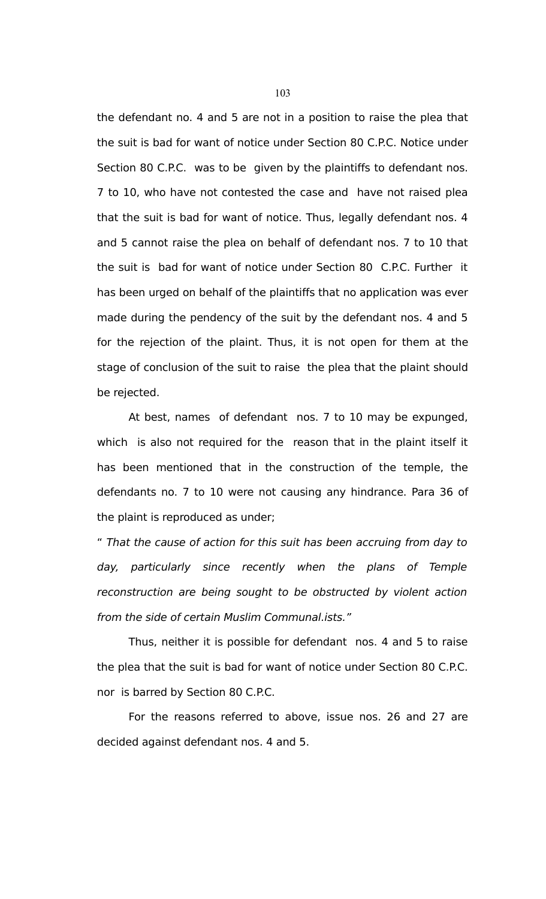the defendant no. 4 and 5 are not in a position to raise the plea that the suit is bad for want of notice under Section 80 C.P.C. Notice under Section 80 C.P.C. was to be given by the plaintiffs to defendant nos. 7 to 10, who have not contested the case and have not raised plea that the suit is bad for want of notice. Thus, legally defendant nos. 4 and 5 cannot raise the plea on behalf of defendant nos. 7 to 10 that the suit is bad for want of notice under Section 80 C.P.C. Further it has been urged on behalf of the plaintiffs that no application was ever made during the pendency of the suit by the defendant nos. 4 and 5 for the rejection of the plaint. Thus, it is not open for them at the stage of conclusion of the suit to raise the plea that the plaint should be rejected.

At best, names of defendant nos. 7 to 10 may be expunged, which is also not required for the reason that in the plaint itself it has been mentioned that in the construction of the temple, the defendants no. 7 to 10 were not causing any hindrance. Para 36 of the plaint is reproduced as under;

" *That the cause of action for this suit has been accruing from day to day, particularly since recently when the plans of Temple reconstruction are being sought to be obstructed by violent action from the side of certain Muslim Communal.ists."*

Thus, neither it is possible for defendant nos. 4 and 5 to raise the plea that the suit is bad for want of notice under Section 80 C.P.C. nor is barred by Section 80 C.P.C.

For the reasons referred to above, issue nos. 26 and 27 are decided against defendant nos. 4 and 5.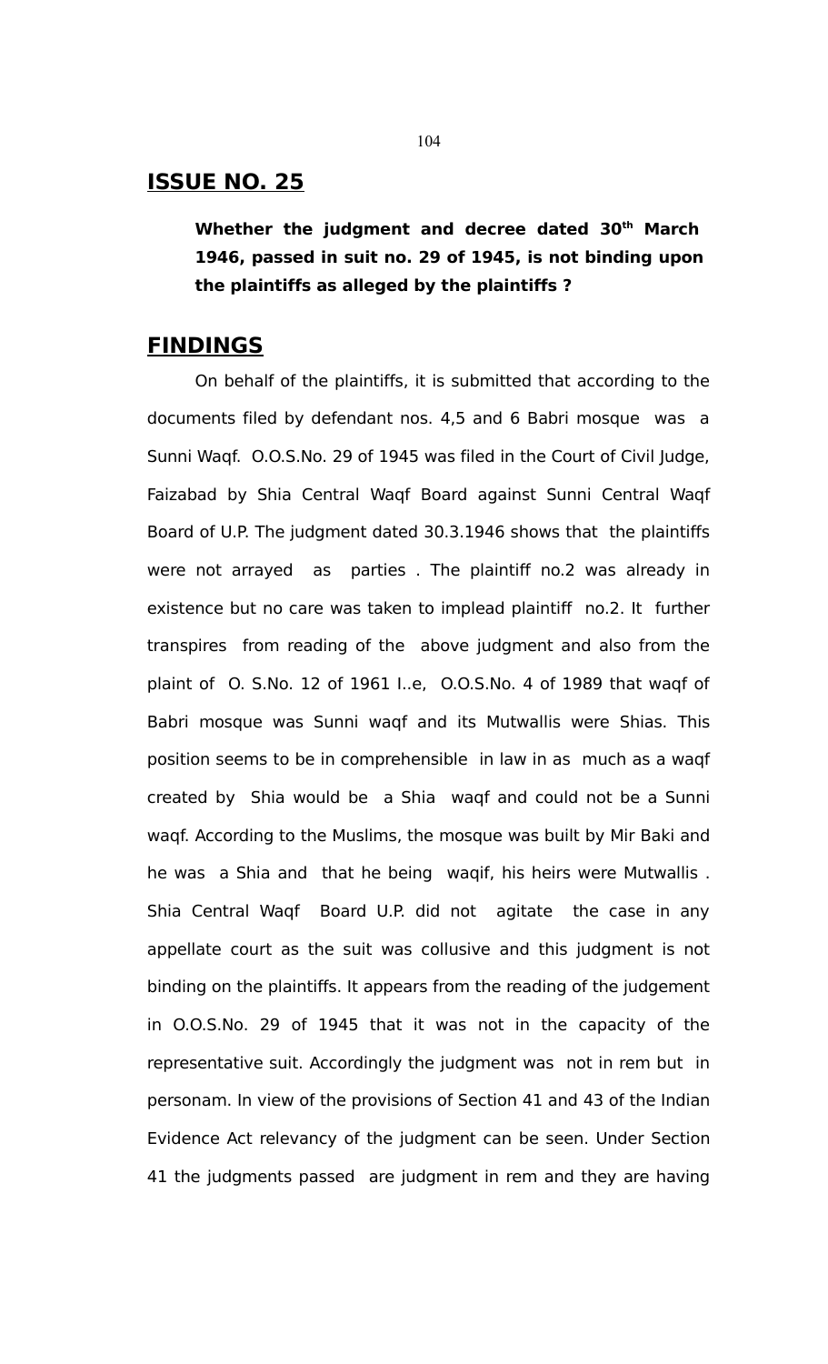## ISSUE NO. 25

**Whether the judgment and decree dated 30th March 1946, passed in suit no. 29 of 1945, is not binding upon the plaintiffs as alleged by the plaintiffs ?**

## FINDINGS

On behalf of the plaintiffs, it is submitted that according to the documents filed by defendant nos. 4,5 and 6 Babri mosque was a Sunni Waqf. O.O.S.No. 29 of 1945 was filed in the Court of Civil Judge, Faizabad by Shia Central Waqf Board against Sunni Central Waqf Board of U.P. The judgment dated 30.3.1946 shows that the plaintiffs were not arrayed as parties . The plaintiff no.2 was already in existence but no care was taken to implead plaintiff no.2. It further transpires from reading of the above judgment and also from the plaint of O. S.No. 12 of 1961 I..e, O.O.S.No. 4 of 1989 that waqf of Babri mosque was Sunni waqf and its Mutwallis were Shias. This position seems to be in comprehensible in law in as much as a waqf created by Shia would be a Shia waqf and could not be a Sunni waqf. According to the Muslims, the mosque was built by Mir Baki and he was a Shia and that he being waqif, his heirs were Mutwallis . Shia Central Waqf Board U.P. did not agitate the case in any appellate court as the suit was collusive and this judgment is not binding on the plaintiffs. It appears from the reading of the judgement in O.O.S.No. 29 of 1945 that it was not in the capacity of the representative suit. Accordingly the judgment was not in rem but in personam. In view of the provisions of Section 41 and 43 of the Indian Evidence Act relevancy of the judgment can be seen. Under Section 41 the judgments passed are judgment in rem and they are having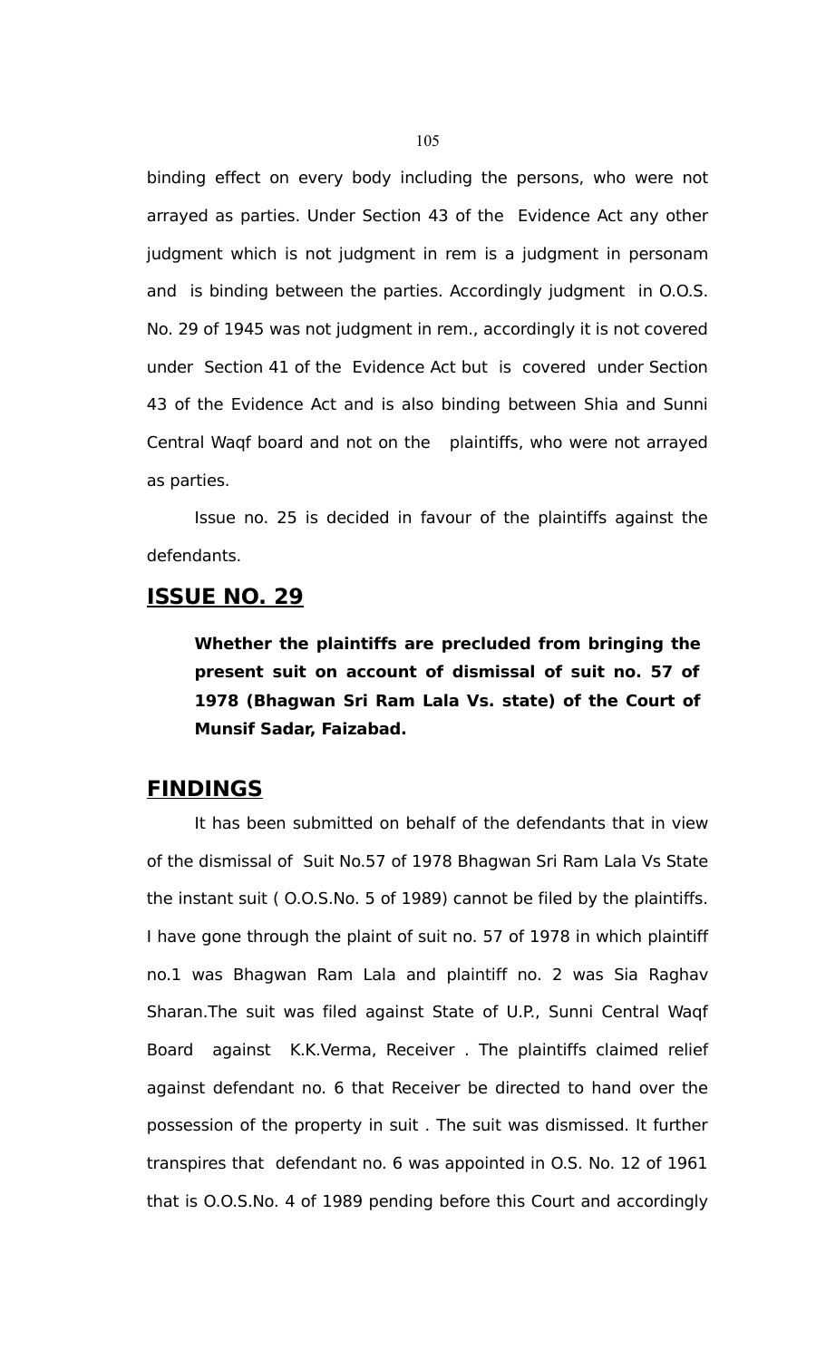binding effect on every body including the persons, who were not arrayed as parties. Under Section 43 of the Evidence Act any other judgment which is not judgment in rem is a judgment in personam and is binding between the parties. Accordingly judgment in O.O.S. No. 29 of 1945 was not judgment in rem., accordingly it is not covered under Section 41 of the Evidence Act but is covered under Section 43 of the Evidence Act and is also binding between Shia and Sunni Central Waqf board and not on the plaintiffs, who were not arrayed as parties.

Issue no. 25 is decided in favour of the plaintiffs against the defendants.

## ISSUE NO. 29

**Whether the plaintiffs are precluded from bringing the present suit on account of dismissal of suit no. 57 of 1978 (Bhagwan Sri Ram Lala Vs. state) of the Court of Munsif Sadar, Faizabad.**

## FINDINGS

It has been submitted on behalf of the defendants that in view of the dismissal of Suit No.57 of 1978 Bhagwan Sri Ram Lala Vs State the instant suit ( O.O.S.No. 5 of 1989) cannot be filed by the plaintiffs. I have gone through the plaint of suit no. 57 of 1978 in which plaintiff no.1 was Bhagwan Ram Lala and plaintiff no. 2 was Sia Raghav Sharan.The suit was filed against State of U.P., Sunni Central Waqf Board against K.K.Verma, Receiver . The plaintiffs claimed relief against defendant no. 6 that Receiver be directed to hand over the possession of the property in suit . The suit was dismissed. It further transpires that defendant no. 6 was appointed in O.S. No. 12 of 1961 that is O.O.S.No. 4 of 1989 pending before this Court and accordingly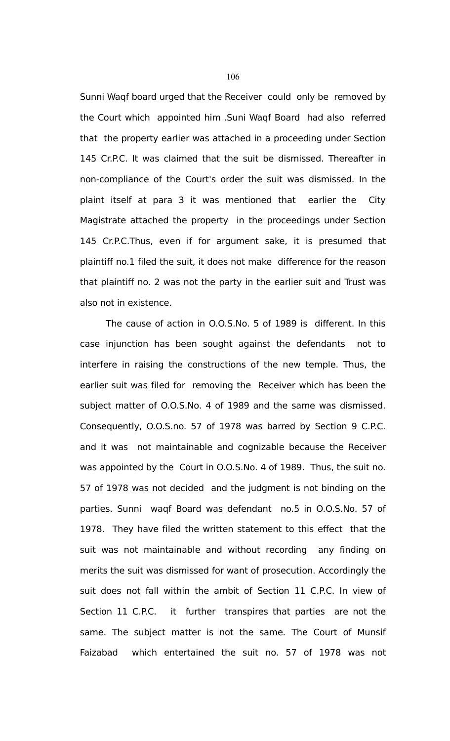Sunni Waqf board urged that the Receiver could only be removed by the Court which appointed him .Suni Waqf Board had also referred that the property earlier was attached in a proceeding under Section 145 Cr.P.C. It was claimed that the suit be dismissed. Thereafter in non-compliance of the Court's order the suit was dismissed. In the plaint itself at para 3 it was mentioned that earlier the City Magistrate attached the property in the proceedings under Section 145 Cr.P.C.Thus, even if for argument sake, it is presumed that plaintiff no.1 filed the suit, it does not make difference for the reason that plaintiff no. 2 was not the party in the earlier suit and Trust was also not in existence.

The cause of action in O.O.S.No. 5 of 1989 is different. In this case injunction has been sought against the defendants not to interfere in raising the constructions of the new temple. Thus, the earlier suit was filed for removing the Receiver which has been the subject matter of O.O.S.No. 4 of 1989 and the same was dismissed. Consequently, O.O.S.no. 57 of 1978 was barred by Section 9 C.P.C. and it was not maintainable and cognizable because the Receiver was appointed by the Court in O.O.S.No. 4 of 1989. Thus, the suit no. 57 of 1978 was not decided and the judgment is not binding on the parties. Sunni waqf Board was defendant no.5 in O.O.S.No. 57 of 1978. They have filed the written statement to this effect that the suit was not maintainable and without recording any finding on merits the suit was dismissed for want of prosecution. Accordingly the suit does not fall within the ambit of Section 11 C.P.C. In view of Section 11 C.P.C. it further transpires that parties are not the same. The subject matter is not the same. The Court of Munsif Faizabad which entertained the suit no. 57 of 1978 was not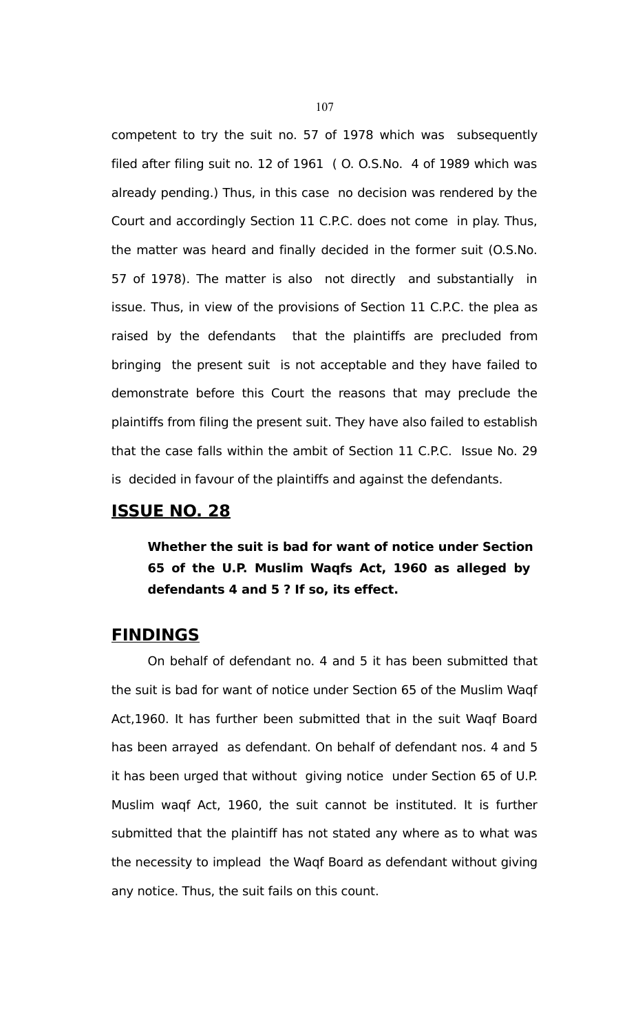competent to try the suit no. 57 of 1978 which was subsequently filed after filing suit no. 12 of 1961 ( O. O.S.No. 4 of 1989 which was already pending.) Thus, in this case no decision was rendered by the Court and accordingly Section 11 C.P.C. does not come in play. Thus, the matter was heard and finally decided in the former suit (O.S.No. 57 of 1978). The matter is also not directly and substantially in issue. Thus, in view of the provisions of Section 11 C.P.C. the plea as raised by the defendants that the plaintiffs are precluded from bringing the present suit is not acceptable and they have failed to demonstrate before this Court the reasons that may preclude the plaintiffs from filing the present suit. They have also failed to establish that the case falls within the ambit of Section 11 C.P.C. Issue No. 29 is decided in favour of the plaintiffs and against the defendants.

## ISSUE NO. 28

**Whether the suit is bad for want of notice under Section 65 of the U.P. Muslim Waqfs Act, 1960 as alleged by defendants 4 and 5 ? If so, its effect.**

## FINDINGS

On behalf of defendant no. 4 and 5 it has been submitted that the suit is bad for want of notice under Section 65 of the Muslim Waqf Act,1960. It has further been submitted that in the suit Waqf Board has been arrayed as defendant. On behalf of defendant nos. 4 and 5 it has been urged that without giving notice under Section 65 of U.P. Muslim waqf Act, 1960, the suit cannot be instituted. It is further submitted that the plaintiff has not stated any where as to what was the necessity to implead the Waqf Board as defendant without giving any notice. Thus, the suit fails on this count.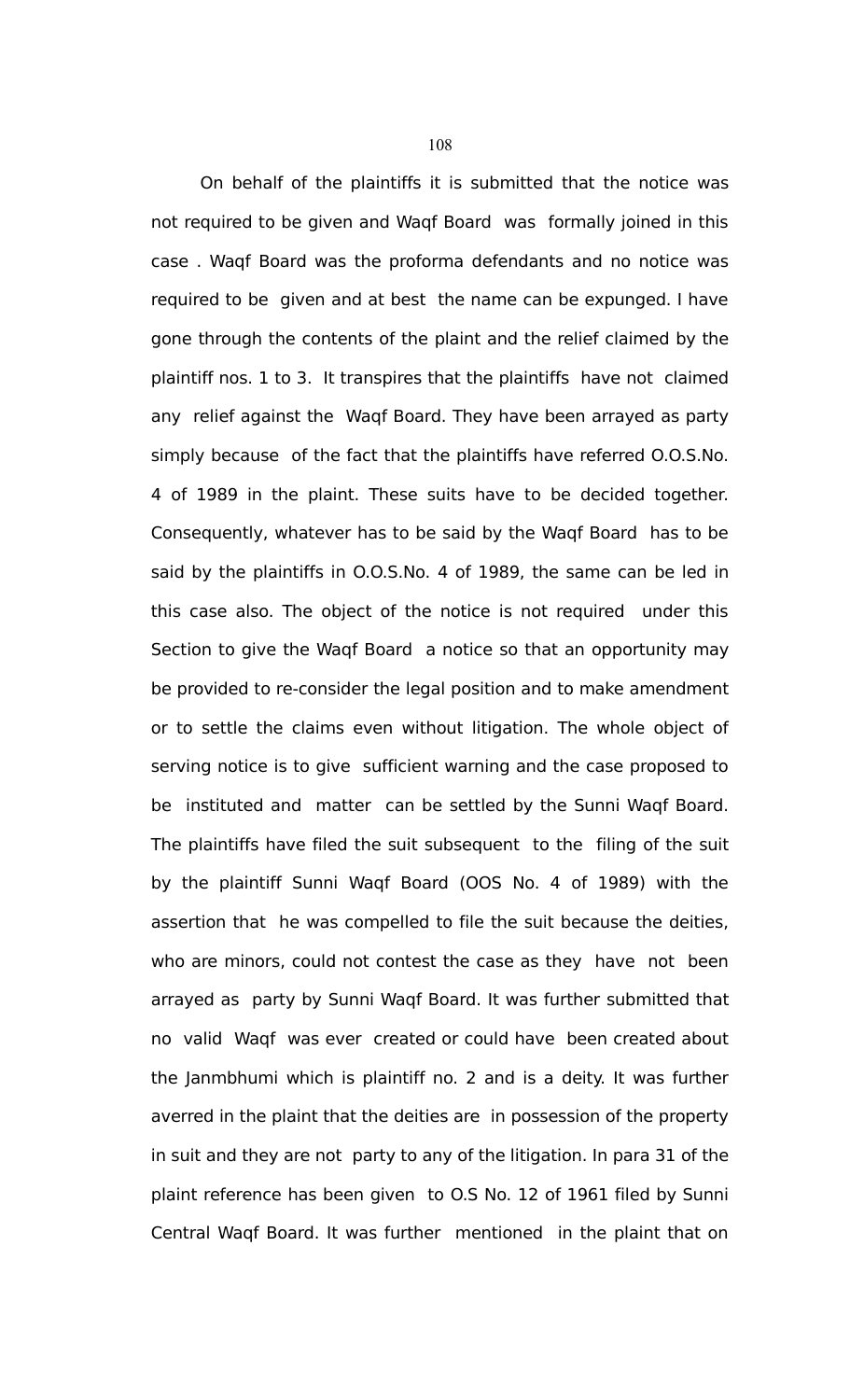On behalf of the plaintiffs it is submitted that the notice was not required to be given and Waqf Board was formally joined in this case . Waqf Board was the proforma defendants and no notice was required to be given and at best the name can be expunged. I have gone through the contents of the plaint and the relief claimed by the plaintiff nos. 1 to 3. It transpires that the plaintiffs have not claimed any relief against the Waqf Board. They have been arrayed as party simply because of the fact that the plaintiffs have referred O.O.S.No. 4 of 1989 in the plaint. These suits have to be decided together. Consequently, whatever has to be said by the Waqf Board has to be said by the plaintiffs in O.O.S.No. 4 of 1989, the same can be led in this case also. The object of the notice is not required under this Section to give the Waqf Board a notice so that an opportunity may be provided to re-consider the legal position and to make amendment or to settle the claims even without litigation. The whole object of serving notice is to give sufficient warning and the case proposed to be instituted and matter can be settled by the Sunni Waqf Board. The plaintiffs have filed the suit subsequent to the filing of the suit by the plaintiff Sunni Waqf Board (OOS No. 4 of 1989) with the assertion that he was compelled to file the suit because the deities, who are minors, could not contest the case as they have not been arrayed as party by Sunni Waqf Board. It was further submitted that no valid Waqf was ever created or could have been created about the Janmbhumi which is plaintiff no. 2 and is a deity. It was further averred in the plaint that the deities are in possession of the property in suit and they are not party to any of the litigation. In para 31 of the plaint reference has been given to O.S No. 12 of 1961 filed by Sunni Central Waqf Board. It was further mentioned in the plaint that on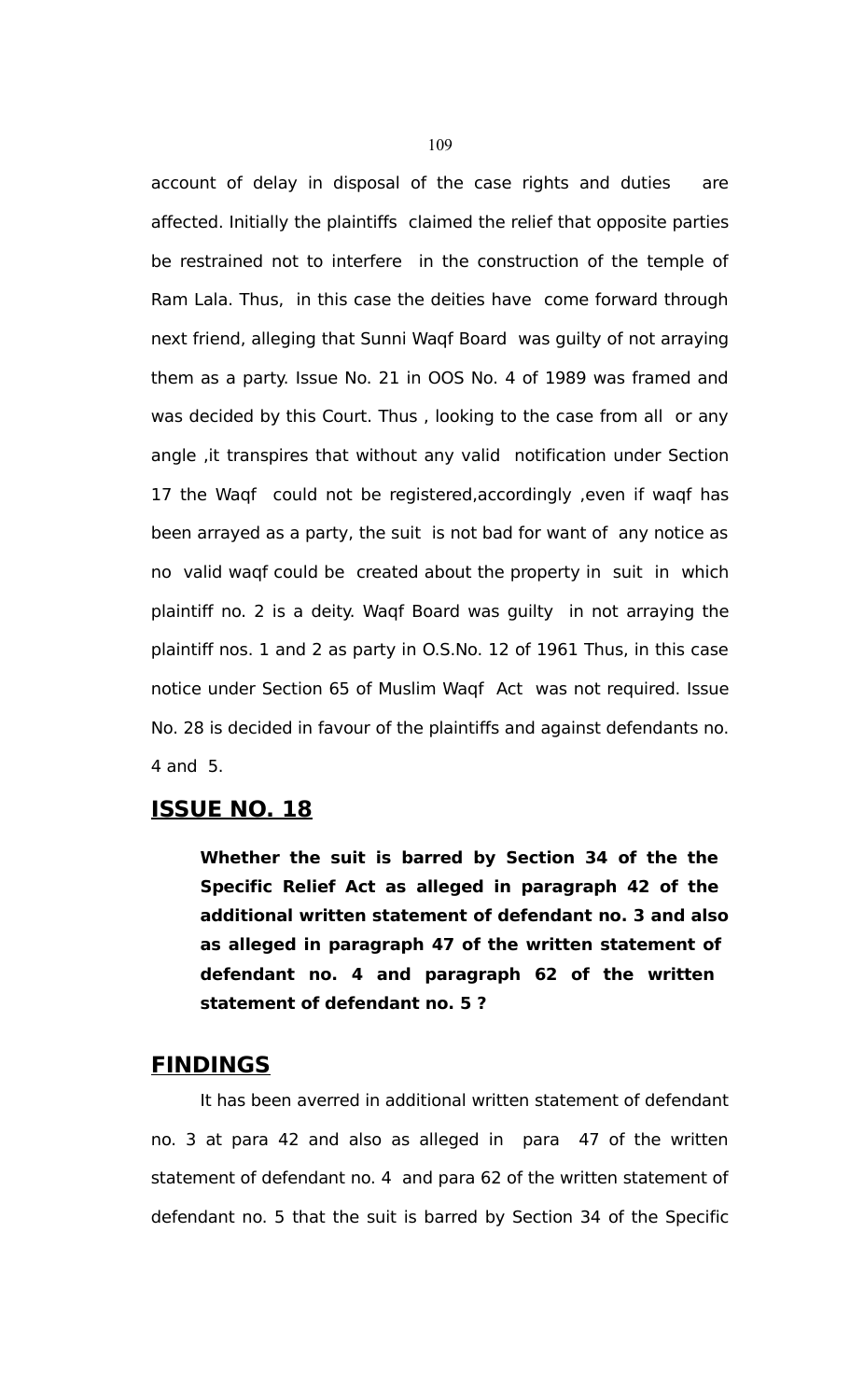account of delay in disposal of the case rights and duties are affected. Initially the plaintiffs claimed the relief that opposite parties be restrained not to interfere in the construction of the temple of Ram Lala. Thus, in this case the deities have come forward through next friend, alleging that Sunni Waqf Board was guilty of not arraying them as a party. Issue No. 21 in OOS No. 4 of 1989 was framed and was decided by this Court. Thus , looking to the case from all or any angle ,it transpires that without any valid notification under Section 17 the Waqf could not be registered,accordingly ,even if waqf has been arrayed as a party, the suit is not bad for want of any notice as no valid waqf could be created about the property in suit in which plaintiff no. 2 is a deity. Waqf Board was guilty in not arraying the plaintiff nos. 1 and 2 as party in O.S.No. 12 of 1961 Thus, in this case notice under Section 65 of Muslim Waqf Act was not required. Issue No. 28 is decided in favour of the plaintiffs and against defendants no. 4 and 5.

## ISSUE NO. 18

> **Whether the suit is barred by Section 34 of the the Specific Relief Act as alleged in paragraph 42 of the additional written statement of defendant no. 3 and also as alleged in paragraph 47 of the written statement of defendant no. 4 and paragraph 62 of the written statement of defendant no. 5 ?**

## FINDINGS

It has been averred in additional written statement of defendant no. 3 at para 42 and also as alleged in para 47 of the written statement of defendant no. 4 and para 62 of the written statement of defendant no. 5 that the suit is barred by Section 34 of the Specific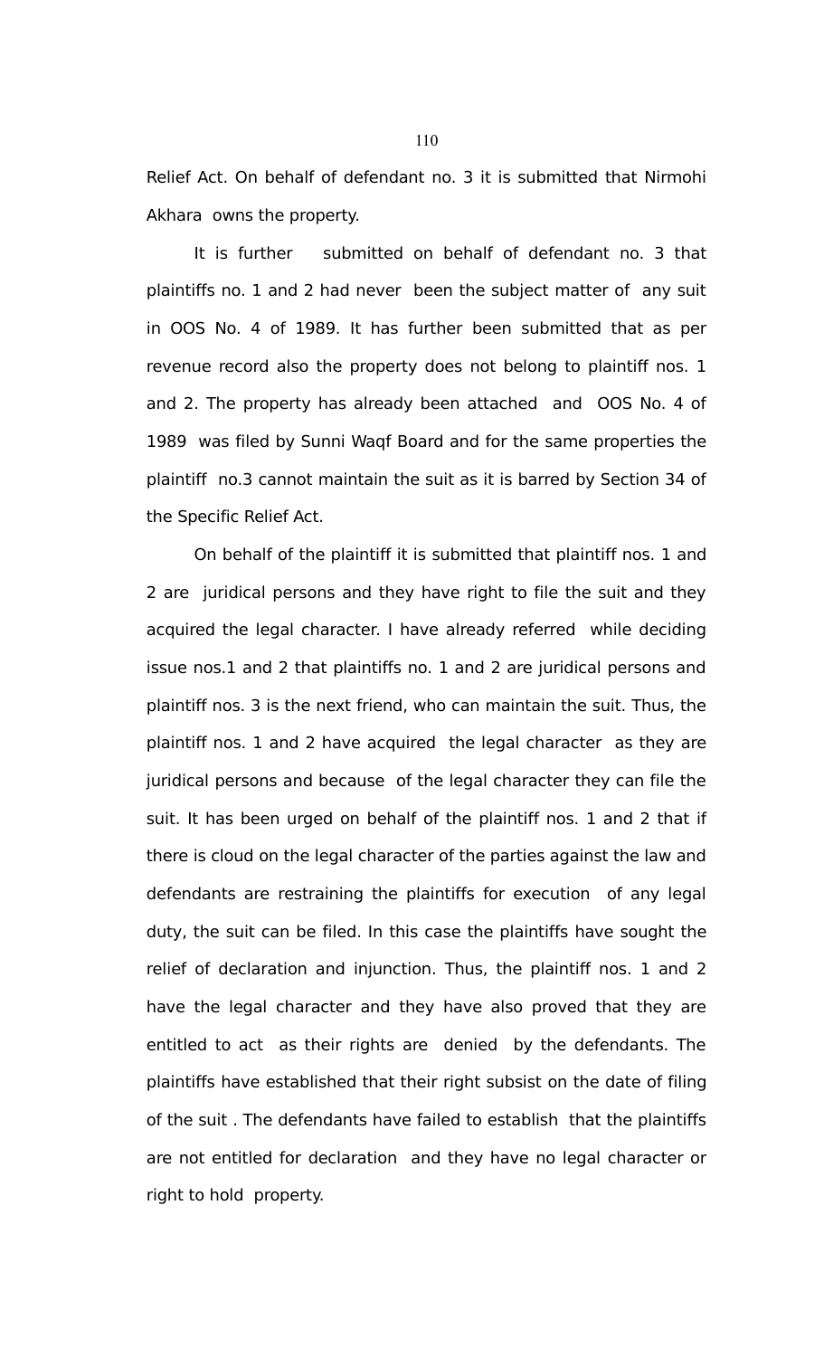Relief Act. On behalf of defendant no. 3 it is submitted that Nirmohi Akhara owns the property.

It is further submitted on behalf of defendant no. 3 that plaintiffs no. 1 and 2 had never been the subject matter of any suit in OOS No. 4 of 1989. It has further been submitted that as per revenue record also the property does not belong to plaintiff nos. 1 and 2. The property has already been attached and OOS No. 4 of 1989 was filed by Sunni Waqf Board and for the same properties the plaintiff no.3 cannot maintain the suit as it is barred by Section 34 of the Specific Relief Act.

On behalf of the plaintiff it is submitted that plaintiff nos. 1 and 2 are juridical persons and they have right to file the suit and they acquired the legal character. I have already referred while deciding issue nos.1 and 2 that plaintiffs no. 1 and 2 are juridical persons and plaintiff nos. 3 is the next friend, who can maintain the suit. Thus, the plaintiff nos. 1 and 2 have acquired the legal character as they are juridical persons and because of the legal character they can file the suit. It has been urged on behalf of the plaintiff nos. 1 and 2 that if there is cloud on the legal character of the parties against the law and defendants are restraining the plaintiffs for execution of any legal duty, the suit can be filed. In this case the plaintiffs have sought the relief of declaration and injunction. Thus, the plaintiff nos. 1 and 2 have the legal character and they have also proved that they are entitled to act as their rights are denied by the defendants. The plaintiffs have established that their right subsist on the date of filing of the suit . The defendants have failed to establish that the plaintiffs are not entitled for declaration and they have no legal character or right to hold property.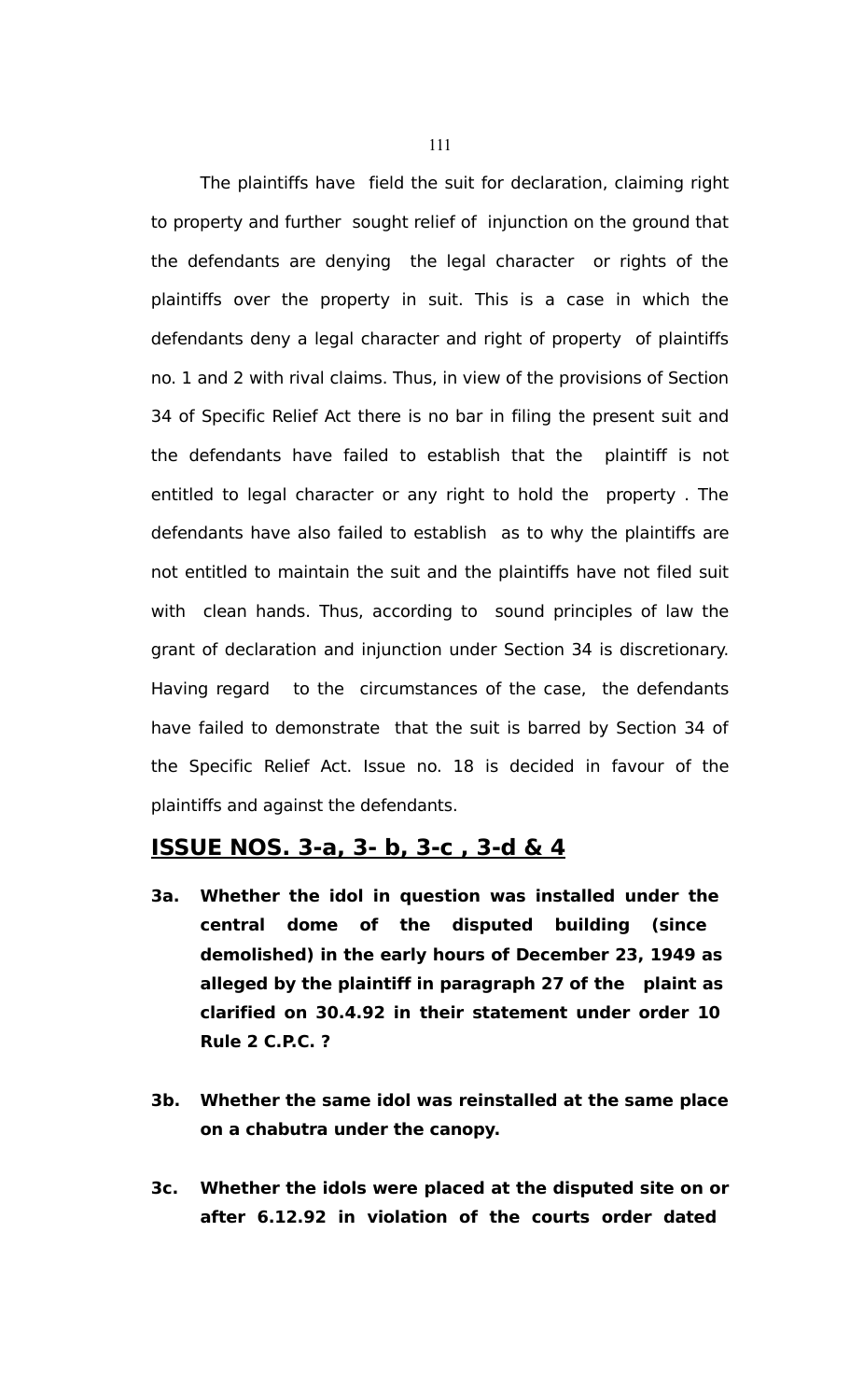The plaintiffs have field the suit for declaration, claiming right to property and further sought relief of injunction on the ground that the defendants are denying the legal character or rights of the plaintiffs over the property in suit. This is a case in which the defendants deny a legal character and right of property of plaintiffs no. 1 and 2 with rival claims. Thus, in view of the provisions of Section 34 of Specific Relief Act there is no bar in filing the present suit and the defendants have failed to establish that the plaintiff is not entitled to legal character or any right to hold the property . The defendants have also failed to establish as to why the plaintiffs are not entitled to maintain the suit and the plaintiffs have not filed suit with clean hands. Thus, according to sound principles of law the grant of declaration and injunction under Section 34 is discretionary. Having regard to the circumstances of the case, the defendants have failed to demonstrate that the suit is barred by Section 34 of the Specific Relief Act. Issue no. 18 is decided in favour of the plaintiffs and against the defendants.

## ISSUE NOS. 3-a, 3- b, 3-c , 3-d & 4

**3a. Whether the idol in question was installed under the central dome of the disputed building (since demolished) in the early hours of December 23, 1949 as alleged by the plaintiff in paragraph 27 of the plaint as clarified on 30.4.92 in their statement under order 10 Rule 2 C.P.C. ?**

**3b. Whether the same idol was reinstalled at the same place on a chabutra under the canopy.**

**3c. Whether the idols were placed at the disputed site on or after 6.12.92 in violation of the courts order dated**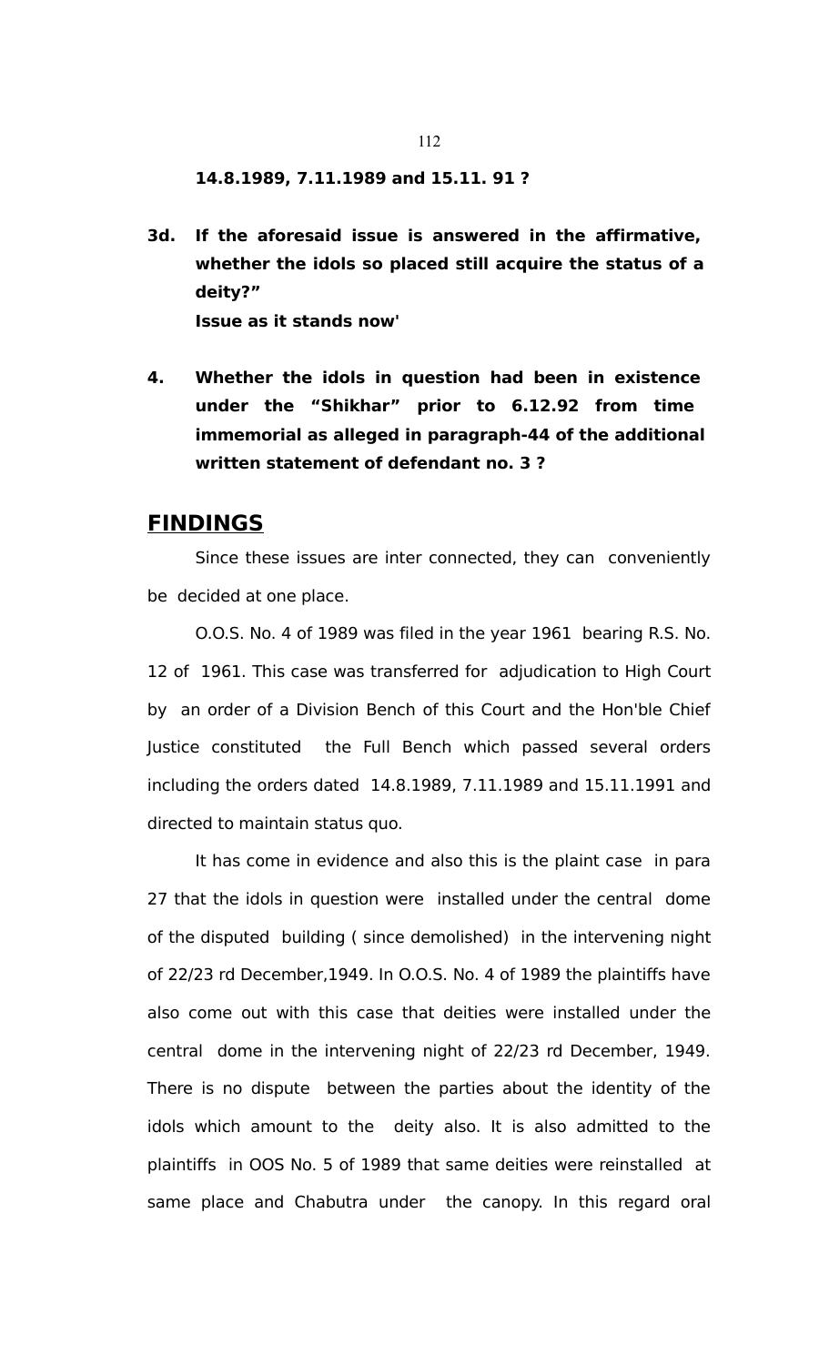**14.8.1989, 7.11.1989 and 15.11. 91 ?**

**3d. If the aforesaid issue is answered in the affirmative, whether the idols so placed still acquire the status of a deity?"**
**Issue as it stands now'**

**4. Whether the idols in question had been in existence under the "Shikhar" prior to 6.12.92 from time immemorial as alleged in paragraph-44 of the additional written statement of defendant no. 3 ?**

## FINDINGS

Since these issues are inter connected, they can conveniently be decided at one place.

O.O.S. No. 4 of 1989 was filed in the year 1961 bearing R.S. No. 12 of 1961. This case was transferred for adjudication to High Court by an order of a Division Bench of this Court and the Hon'ble Chief Justice constituted the Full Bench which passed several orders including the orders dated 14.8.1989, 7.11.1989 and 15.11.1991 and directed to maintain status quo.

It has come in evidence and also this is the plaint case in para 27 that the idols in question were installed under the central dome of the disputed building ( since demolished) in the intervening night of 22/23 rd December,1949. In O.O.S. No. 4 of 1989 the plaintiffs have also come out with this case that deities were installed under the central dome in the intervening night of 22/23 rd December, 1949. There is no dispute between the parties about the identity of the idols which amount to the deity also. It is also admitted to the plaintiffs in OOS No. 5 of 1989 that same deities were reinstalled at same place and Chabutra under the canopy. In this regard oral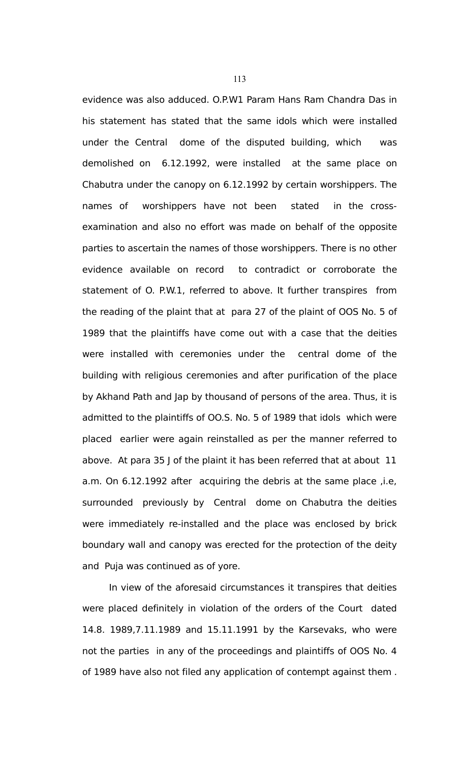evidence was also adduced. O.P.W1 Param Hans Ram Chandra Das in his statement has stated that the same idols which were installed under the Central dome of the disputed building, which was demolished on 6.12.1992, were installed at the same place on Chabutra under the canopy on 6.12.1992 by certain worshippers. The names of worshippers have not been stated in the cross-examination and also no effort was made on behalf of the opposite parties to ascertain the names of those worshippers. There is no other evidence available on record to contradict or corroborate the statement of O. P.W.1, referred to above. It further transpires from the reading of the plaint that at para 27 of the plaint of OOS No. 5 of 1989 that the plaintiffs have come out with a case that the deities were installed with ceremonies under the central dome of the building with religious ceremonies and after purification of the place by Akhand Path and Jap by thousand of persons of the area. Thus, it is admitted to the plaintiffs of OO.S. No. 5 of 1989 that idols which were placed earlier were again reinstalled as per the manner referred to above. At para 35 J of the plaint it has been referred that at about 11 a.m. On 6.12.1992 after acquiring the debris at the same place ,i.e, surrounded previously by Central dome on Chabutra the deities were immediately re-installed and the place was enclosed by brick boundary wall and canopy was erected for the protection of the deity and Puja was continued as of yore.

In view of the aforesaid circumstances it transpires that deities were placed definitely in violation of the orders of the Court dated 14.8. 1989,7.11.1989 and 15.11.1991 by the Karsevaks, who were not the parties in any of the proceedings and plaintiffs of OOS No. 4 of 1989 have also not filed any application of contempt against them .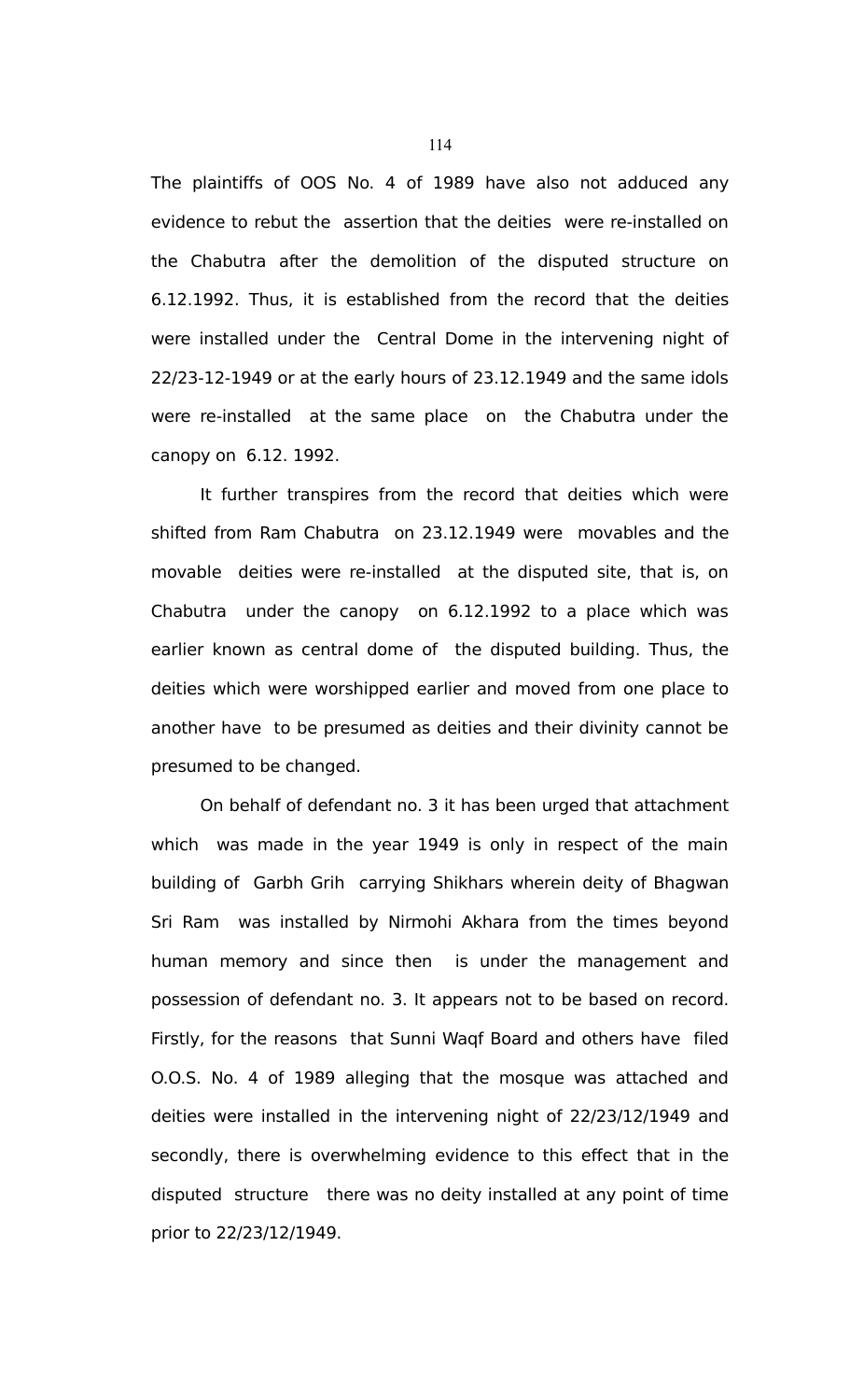The plaintiffs of OOS No. 4 of 1989 have also not adduced any evidence to rebut the assertion that the deities were re-installed on the Chabutra after the demolition of the disputed structure on 6.12.1992. Thus, it is established from the record that the deities were installed under the Central Dome in the intervening night of 22/23-12-1949 or at the early hours of 23.12.1949 and the same idols were re-installed at the same place on the Chabutra under the canopy on 6.12. 1992.

It further transpires from the record that deities which were shifted from Ram Chabutra on 23.12.1949 were movables and the movable deities were re-installed at the disputed site, that is, on Chabutra under the canopy on 6.12.1992 to a place which was earlier known as central dome of the disputed building. Thus, the deities which were worshipped earlier and moved from one place to another have to be presumed as deities and their divinity cannot be presumed to be changed.

On behalf of defendant no. 3 it has been urged that attachment which was made in the year 1949 is only in respect of the main building of Garbh Grih carrying Shikhars wherein deity of Bhagwan Sri Ram was installed by Nirmohi Akhara from the times beyond human memory and since then is under the management and possession of defendant no. 3. It appears not to be based on record. Firstly, for the reasons that Sunni Waqf Board and others have filed O.O.S. No. 4 of 1989 alleging that the mosque was attached and deities were installed in the intervening night of 22/23/12/1949 and secondly, there is overwhelming evidence to this effect that in the disputed structure there was no deity installed at any point of time prior to 22/23/12/1949.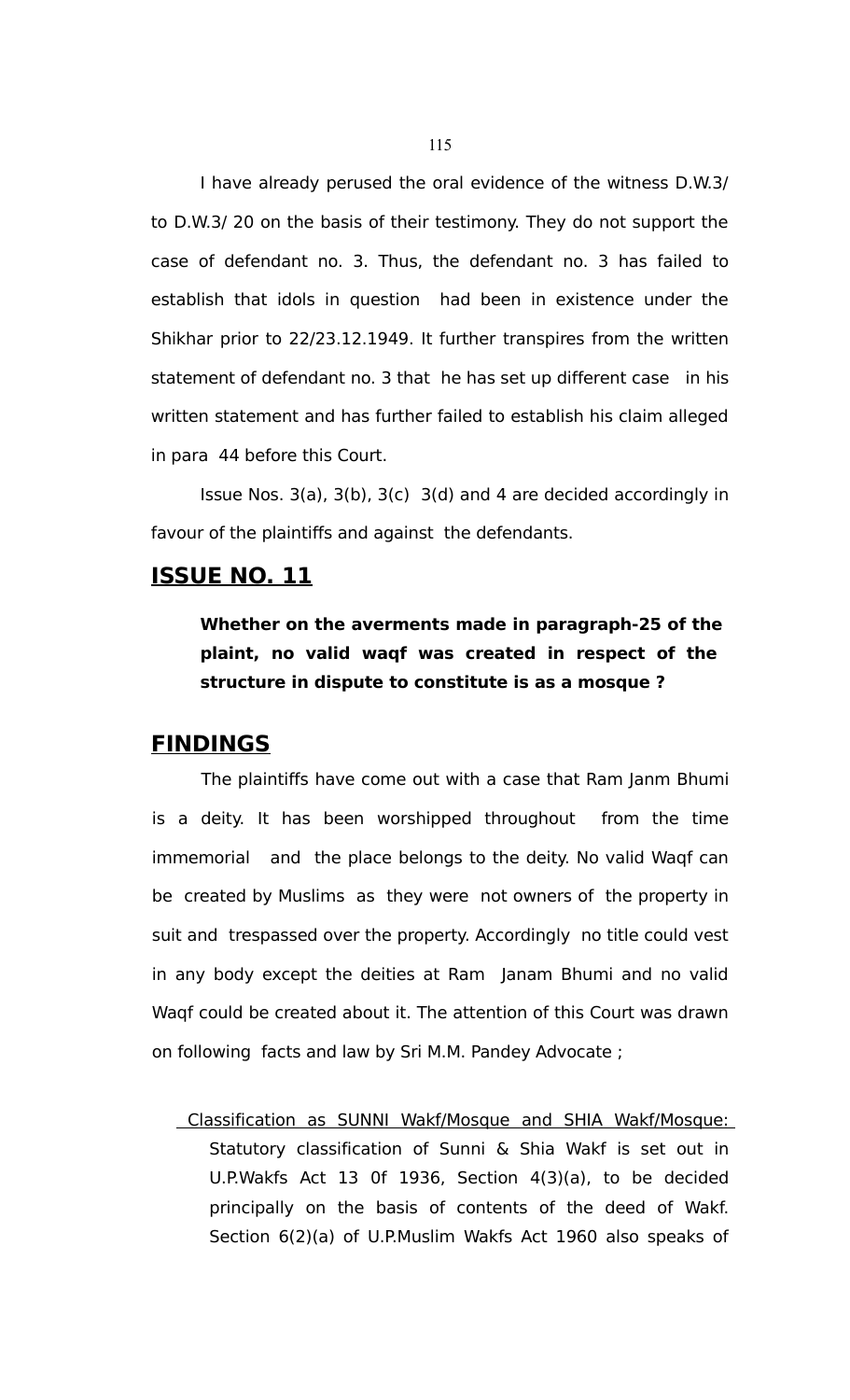I have already perused the oral evidence of the witness D.W.3/ to D.W.3/ 20 on the basis of their testimony. They do not support the case of defendant no. 3. Thus, the defendant no. 3 has failed to establish that idols in question had been in existence under the Shikhar prior to 22/23.12.1949. It further transpires from the written statement of defendant no. 3 that he has set up different case in his written statement and has further failed to establish his claim alleged in para 44 before this Court.

Issue Nos. 3(a), 3(b), 3(c) 3(d) and 4 are decided accordingly in favour of the plaintiffs and against the defendants.

## ISSUE NO. 11

**Whether on the averments made in paragraph-25 of the plaint, no valid waqf was created in respect of the structure in dispute to constitute is as a mosque ?**

## FINDINGS

The plaintiffs have come out with a case that Ram Janm Bhumi is a deity. It has been worshipped throughout from the time immemorial and the place belongs to the deity. No valid Waqf can be created by Muslims as they were not owners of the property in suit and trespassed over the property. Accordingly no title could vest in any body except the deities at Ram Janam Bhumi and no valid Waqf could be created about it. The attention of this Court was drawn on following facts and law by Sri M.M. Pandey Advocate ;

Classification as SUNNI Wakf/Mosque and SHIA Wakf/Mosque: Statutory classification of Sunni & Shia Wakf is set out in U.P.Wakfs Act 13 0f 1936, Section 4(3)(a), to be decided principally on the basis of contents of the deed of Wakf. Section 6(2)(a) of U.P.Muslim Wakfs Act 1960 also speaks of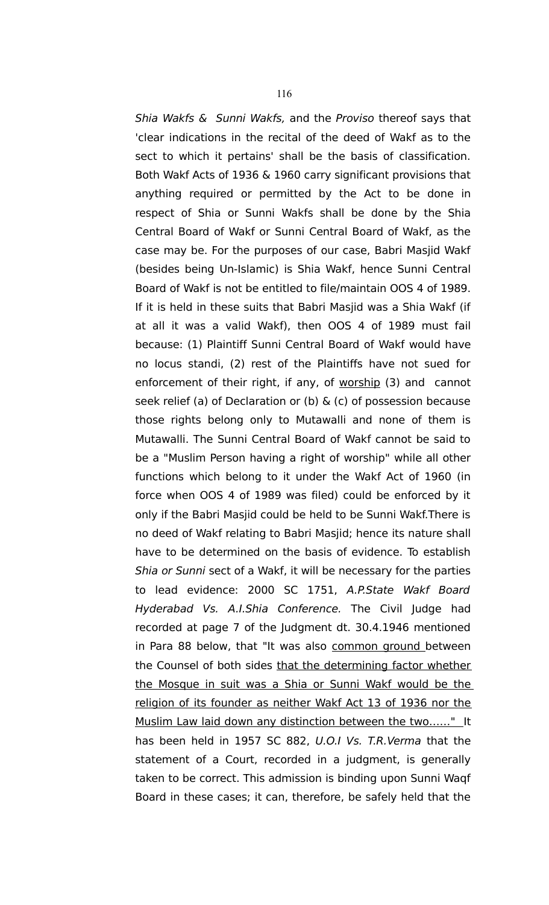*Shia Wakfs & Sunni Wakfs,* and the *Proviso* thereof says that 'clear indications in the recital of the deed of Wakf as to the sect to which it pertains' shall be the basis of classification. Both Wakf Acts of 1936 & 1960 carry significant provisions that anything required or permitted by the Act to be done in respect of Shia or Sunni Wakfs shall be done by the Shia Central Board of Wakf or Sunni Central Board of Wakf, as the case may be. For the purposes of our case, Babri Masjid Wakf (besides being Un-Islamic) is Shia Wakf, hence Sunni Central Board of Wakf is not be entitled to file/maintain OOS 4 of 1989. If it is held in these suits that Babri Masjid was a Shia Wakf (if at all it was a valid Wakf), then OOS 4 of 1989 must fail because: (1) Plaintiff Sunni Central Board of Wakf would have no locus standi, (2) rest of the Plaintiffs have not sued for enforcement of their right, if any, of <u>worship</u> (3) and cannot seek relief (a) of Declaration or (b) & (c) of possession because those rights belong only to Mutawalli and none of them is Mutawalli. The Sunni Central Board of Wakf cannot be said to be a "Muslim Person having a right of worship" while all other functions which belong to it under the Wakf Act of 1960 (in force when OOS 4 of 1989 was filed) could be enforced by it only if the Babri Masjid could be held to be Sunni Wakf.There is no deed of Wakf relating to Babri Masjid; hence its nature shall have to be determined on the basis of evidence. To establish *Shia or Sunni* sect of a Wakf, it will be necessary for the parties to lead evidence: 2000 SC 1751, *A.P.State Wakf Board Hyderabad Vs. A.I.Shia Conference.* The Civil Judge had recorded at page 7 of the Judgment dt. 30.4.1946 mentioned in Para 88 below, that "It was also <u>common ground</u> between the Counsel of both sides <u>that the determining factor whether the Mosque in suit was a Shia or Sunni Wakf would be the religion of its founder as neither Wakf Act 13 of 1936 nor the Muslim Law laid down any distinction between the two......"</u> It has been held in 1957 SC 882, *U.O.I Vs. T.R.Verma* that the statement of a Court, recorded in a judgment, is generally taken to be correct. This admission is binding upon Sunni Waqf Board in these cases; it can, therefore, be safely held that the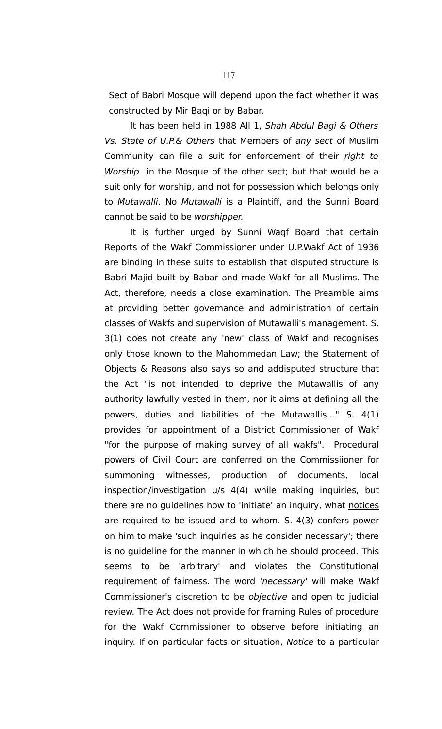Sect of Babri Mosque will depend upon the fact whether it was constructed by Mir Baqi or by Babar.

It has been held in 1988 All 1, *Shah Abdul Bagi & Others Vs. State of U.P.& Others* that Members of *any sect* of Muslim Community can file a suit for enforcement of their <u>*right to Worship*</u> in the Mosque of the other sect; but that would be a suit <u>only for worship</u>, and not for possession which belongs only to *Mutawalli*. No *Mutawalli* is a Plaintiff, and the Sunni Board cannot be said to be *worshipper.*

It is further urged by Sunni Waqf Board that certain Reports of the Wakf Commissioner under U.P.Wakf Act of 1936 are binding in these suits to establish that disputed structure is Babri Majid built by Babar and made Wakf for all Muslims. The Act, therefore, needs a close examination. The Preamble aims at providing better governance and administration of certain classes of Wakfs and supervision of Mutawalli's management. S. 3(1) does not create any 'new' class of Wakf and recognises only those known to the Mahommedan Law; the Statement of Objects & Reasons also says so and addisputed structure that the Act "is not intended to deprive the Mutawallis of any authority lawfully vested in them, nor it aims at defining all the powers, duties and liabilities of the Mutawallis..." S. 4(1) provides for appointment of a District Commissioner of Wakf "for the purpose of making <u>survey of all wakfs</u>". Procedural <u>powers</u> of Civil Court are conferred on the Commissiioner for summoning witnesses, production of documents, local inspection/investigation u/s 4(4) while making inquiries, but there are no guidelines how to 'initiate' an inquiry, what <u>notices</u> are required to be issued and to whom. S. 4(3) confers power on him to make 'such inquiries as he consider necessary'; there is <u>no guideline for the manner in which he should proceed.</u> This seems to be 'arbitrary' and violates the Constitutional requirement of fairness. The word '*necessary*' will make Wakf Commissioner's discretion to be *objective* and open to judicial review. The Act does not provide for framing Rules of procedure for the Wakf Commissioner to observe before initiating an inquiry. If on particular facts or situation, *Notice* to a particular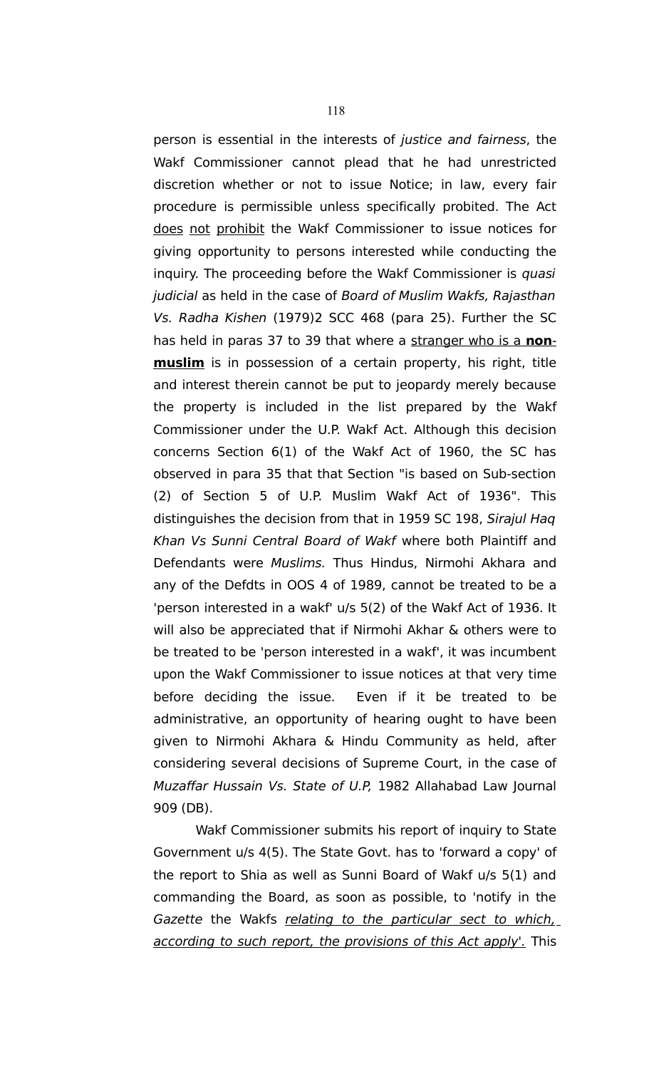person is essential in the interests of *justice and fairness*, the Wakf Commissioner cannot plead that he had unrestricted discretion whether or not to issue Notice; in law, every fair procedure is permissible unless specifically probited. The Act <u>does</u> <u>not</u> <u>prohibit</u> the Wakf Commissioner to issue notices for giving opportunity to persons interested while conducting the inquiry. The proceeding before the Wakf Commissioner is *quasi judicial* as held in the case of *Board of Muslim Wakfs, Rajasthan Vs. Radha Kishen* (1979)2 SCC 468 (para 25). Further the SC has held in paras 37 to 39 that where a <u>stranger who is a **non-muslim**</u> is in possession of a certain property, his right, title and interest therein cannot be put to jeopardy merely because the property is included in the list prepared by the Wakf Commissioner under the U.P. Wakf Act. Although this decision concerns Section 6(1) of the Wakf Act of 1960, the SC has observed in para 35 that that Section "is based on Sub-section (2) of Section 5 of U.P. Muslim Wakf Act of 1936". This distinguishes the decision from that in 1959 SC 198, *Sirajul Haq Khan Vs Sunni Central Board of Wakf* where both Plaintiff and Defendants were *Muslims.* Thus Hindus, Nirmohi Akhara and any of the Defdts in OOS 4 of 1989, cannot be treated to be a 'person interested in a wakf' u/s 5(2) of the Wakf Act of 1936. It will also be appreciated that if Nirmohi Akhar & others were to be treated to be 'person interested in a wakf', it was incumbent upon the Wakf Commissioner to issue notices at that very time before deciding the issue. Even if it be treated to be administrative, an opportunity of hearing ought to have been given to Nirmohi Akhara & Hindu Community as held, after considering several decisions of Supreme Court, in the case of *Muzaffar Hussain Vs. State of U.P,* 1982 Allahabad Law Journal 909 (DB).

Wakf Commissioner submits his report of inquiry to State Government u/s 4(5). The State Govt. has to 'forward a copy' of the report to Shia as well as Sunni Board of Wakf u/s 5(1) and commanding the Board, as soon as possible, to 'notify in the *Gazette* the Wakfs <u>*relating to the particular sect to which, according to such report, the provisions of this Act apply*'.</u> This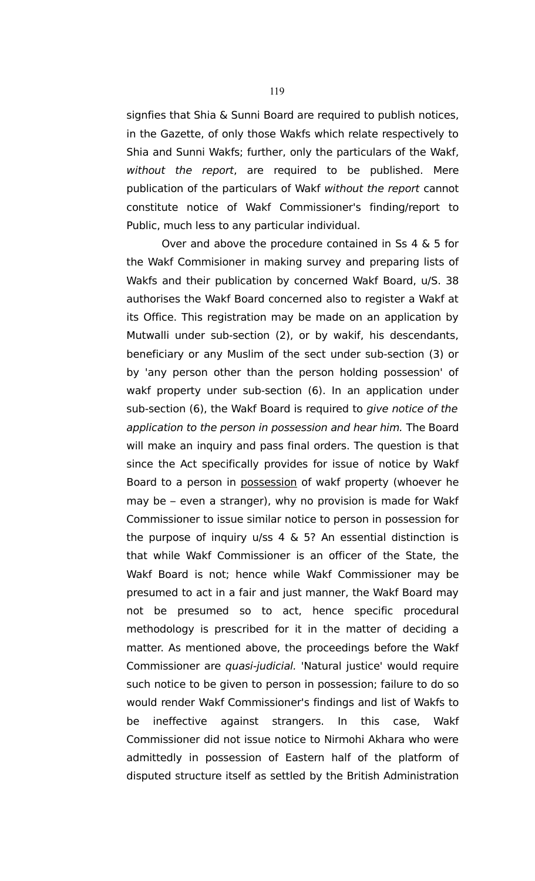signfies that Shia & Sunni Board are required to publish notices, in the Gazette, of only those Wakfs which relate respectively to Shia and Sunni Wakfs; further, only the particulars of the Wakf, *without the report*, are required to be published. Mere publication of the particulars of Wakf *without the report* cannot constitute notice of Wakf Commissioner's finding/report to Public, much less to any particular individual.

Over and above the procedure contained in Ss 4 & 5 for the Wakf Commisioner in making survey and preparing lists of Wakfs and their publication by concerned Wakf Board, u/S. 38 authorises the Wakf Board concerned also to register a Wakf at its Office. This registration may be made on an application by Mutwalli under sub-section (2), or by wakif, his descendants, beneficiary or any Muslim of the sect under sub-section (3) or by 'any person other than the person holding possession' of wakf property under sub-section (6). In an application under sub-section (6), the Wakf Board is required to *give notice of the application to the person in possession and hear him.* The Board will make an inquiry and pass final orders. The question is that since the Act specifically provides for issue of notice by Wakf Board to a person in <u>possession</u> of wakf property (whoever he may be – even a stranger), why no provision is made for Wakf Commissioner to issue similar notice to person in possession for the purpose of inquiry u/ss 4 & 5? An essential distinction is that while Wakf Commissioner is an officer of the State, the Wakf Board is not; hence while Wakf Commissioner may be presumed to act in a fair and just manner, the Wakf Board may not be presumed so to act, hence specific procedural methodology is prescribed for it in the matter of deciding a matter. As mentioned above, the proceedings before the Wakf Commissioner are *quasi-judicial.* 'Natural justice' would require such notice to be given to person in possession; failure to do so would render Wakf Commissioner's findings and list of Wakfs to be ineffective against strangers. In this case, Wakf Commissioner did not issue notice to Nirmohi Akhara who were admittedly in possession of Eastern half of the platform of disputed structure itself as settled by the British Administration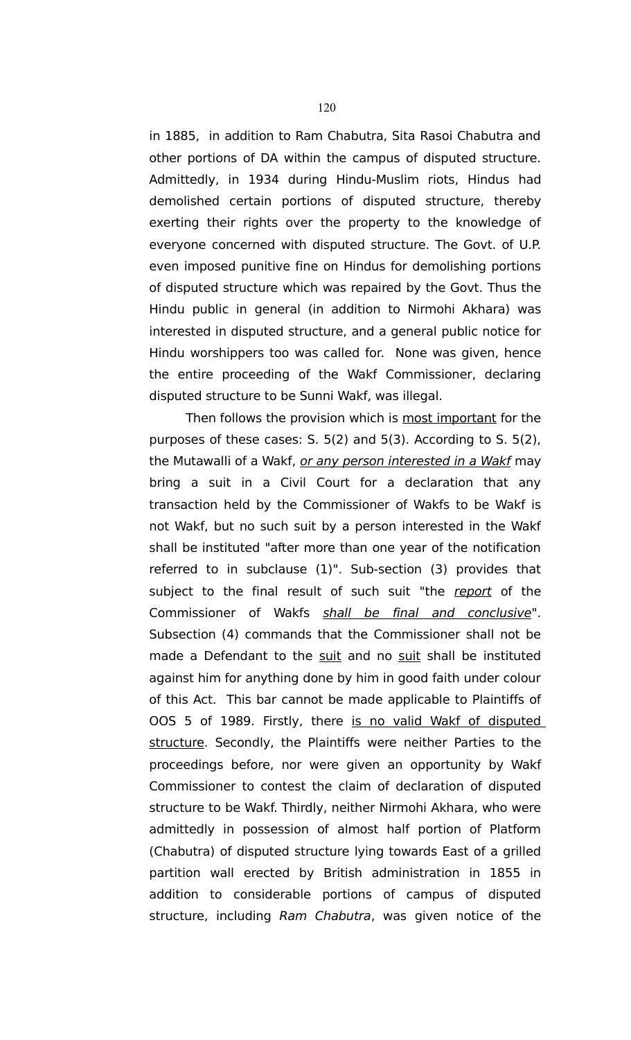in 1885, in addition to Ram Chabutra, Sita Rasoi Chabutra and other portions of DA within the campus of disputed structure. Admittedly, in 1934 during Hindu-Muslim riots, Hindus had demolished certain portions of disputed structure, thereby exerting their rights over the property to the knowledge of everyone concerned with disputed structure. The Govt. of U.P. even imposed punitive fine on Hindus for demolishing portions of disputed structure which was repaired by the Govt. Thus the Hindu public in general (in addition to Nirmohi Akhara) was interested in disputed structure, and a general public notice for Hindu worshippers too was called for. None was given, hence the entire proceeding of the Wakf Commissioner, declaring disputed structure to be Sunni Wakf, was illegal.

Then follows the provision which is <u>most important</u> for the purposes of these cases: S. 5(2) and 5(3). According to S. 5(2), the Mutawalli of a Wakf, *<u>or any person interested in a Wakf</u>* may bring a suit in a Civil Court for a declaration that any transaction held by the Commissioner of Wakfs to be Wakf is not Wakf, but no such suit by a person interested in the Wakf shall be instituted "after more than one year of the notification referred to in subclause (1)". Sub-section (3) provides that subject to the final result of such suit "the *<u>report</u>* of the Commissioner of Wakfs *<u>shall be final and conclusive</u>*". Subsection (4) commands that the Commissioner shall not be made a Defendant to the <u>suit</u> and no <u>suit</u> shall be instituted against him for anything done by him in good faith under colour of this Act. This bar cannot be made applicable to Plaintiffs of OOS 5 of 1989. Firstly, there <u>is no valid Wakf of disputed structure</u>. Secondly, the Plaintiffs were neither Parties to the proceedings before, nor were given an opportunity by Wakf Commissioner to contest the claim of declaration of disputed structure to be Wakf. Thirdly, neither Nirmohi Akhara, who were admittedly in possession of almost half portion of Platform (Chabutra) of disputed structure lying towards East of a grilled partition wall erected by British administration in 1855 in addition to considerable portions of campus of disputed structure, including *Ram Chabutra*, was given notice of the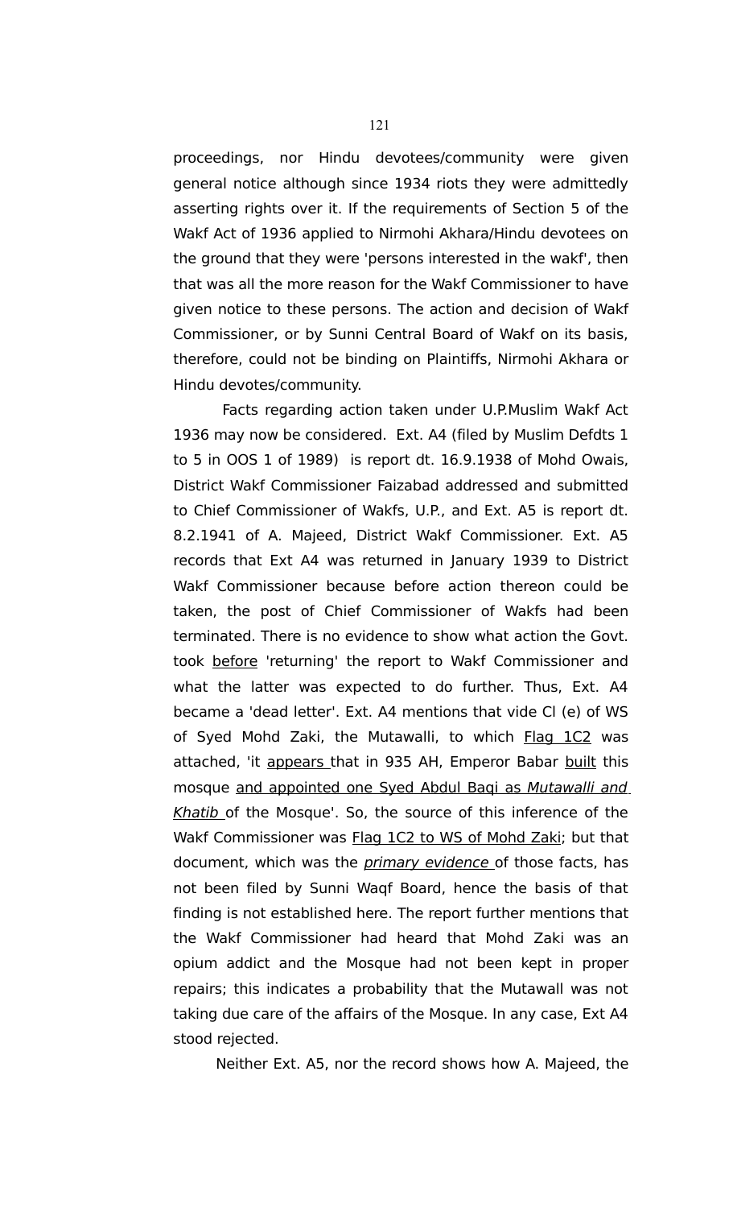proceedings, nor Hindu devotees/community were given general notice although since 1934 riots they were admittedly asserting rights over it. If the requirements of Section 5 of the Wakf Act of 1936 applied to Nirmohi Akhara/Hindu devotees on the ground that they were 'persons interested in the wakf', then that was all the more reason for the Wakf Commissioner to have given notice to these persons. The action and decision of Wakf Commissioner, or by Sunni Central Board of Wakf on its basis, therefore, could not be binding on Plaintiffs, Nirmohi Akhara or Hindu devotes/community.

Facts regarding action taken under U.P.Muslim Wakf Act 1936 may now be considered. Ext. A4 (filed by Muslim Defdts 1 to 5 in OOS 1 of 1989) is report dt. 16.9.1938 of Mohd Owais, District Wakf Commissioner Faizabad addressed and submitted to Chief Commissioner of Wakfs, U.P., and Ext. A5 is report dt. 8.2.1941 of A. Majeed, District Wakf Commissioner. Ext. A5 records that Ext A4 was returned in January 1939 to District Wakf Commissioner because before action thereon could be taken, the post of Chief Commissioner of Wakfs had been terminated. There is no evidence to show what action the Govt. took <u>before</u> 'returning' the report to Wakf Commissioner and what the latter was expected to do further. Thus, Ext. A4 became a 'dead letter'. Ext. A4 mentions that vide Cl (e) of WS of Syed Mohd Zaki, the Mutawalli, to which <u>Flag 1C2</u> was attached, 'it <u>appears</u> that in 935 AH, Emperor Babar <u>built</u> this mosque <u>and appointed one Syed Abdul Baqi as *Mutawalli and Khatib*</u> of the Mosque'. So, the source of this inference of the Wakf Commissioner was <u>Flag 1C2 to WS of Mohd Zaki</u>; but that document, which was the <u>*primary evidence*</u> of those facts, has not been filed by Sunni Waqf Board, hence the basis of that finding is not established here. The report further mentions that the Wakf Commissioner had heard that Mohd Zaki was an opium addict and the Mosque had not been kept in proper repairs; this indicates a probability that the Mutawall was not taking due care of the affairs of the Mosque. In any case, Ext A4 stood rejected.

Neither Ext. A5, nor the record shows how A. Majeed, the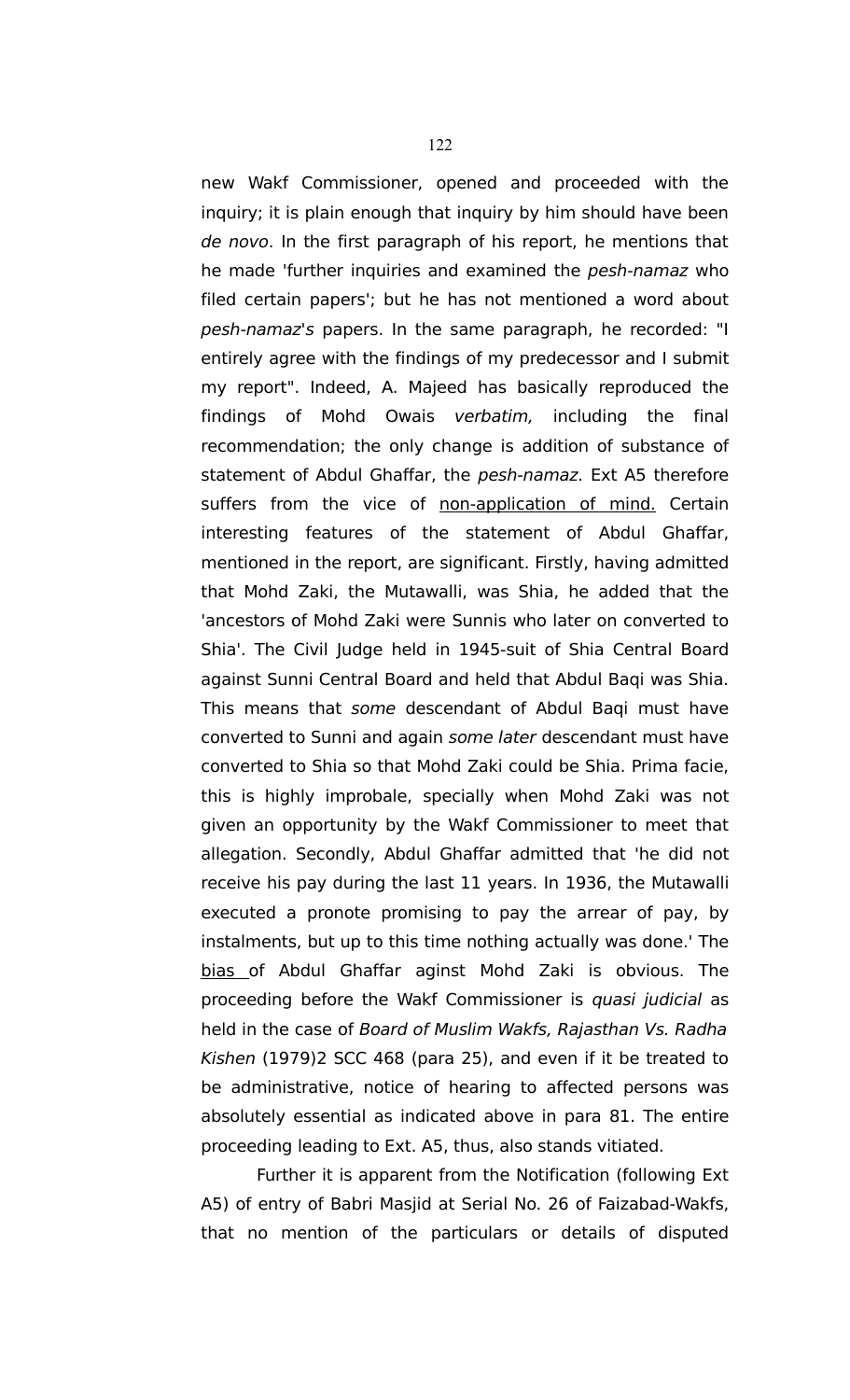new Wakf Commissioner, opened and proceeded with the inquiry; it is plain enough that inquiry by him should have been *de novo*. In the first paragraph of his report, he mentions that he made 'further inquiries and examined the *pesh-namaz* who filed certain papers'; but he has not mentioned a word about *pesh-namaz's* papers. In the same paragraph, he recorded: "I entirely agree with the findings of my predecessor and I submit my report". Indeed, A. Majeed has basically reproduced the findings of Mohd Owais *verbatim,* including the final recommendation; the only change is addition of substance of statement of Abdul Ghaffar, the *pesh-namaz*. Ext A5 therefore suffers from the vice of <u>non-application of mind.</u> Certain interesting features of the statement of Abdul Ghaffar, mentioned in the report, are significant. Firstly, having admitted that Mohd Zaki, the Mutawalli, was Shia, he added that the 'ancestors of Mohd Zaki were Sunnis who later on converted to Shia'. The Civil Judge held in 1945-suit of Shia Central Board against Sunni Central Board and held that Abdul Baqi was Shia. This means that *some* descendant of Abdul Baqi must have converted to Sunni and again *some later* descendant must have converted to Shia so that Mohd Zaki could be Shia. Prima facie, this is highly improbale, specially when Mohd Zaki was not given an opportunity by the Wakf Commissioner to meet that allegation. Secondly, Abdul Ghaffar admitted that 'he did not receive his pay during the last 11 years. In 1936, the Mutawalli executed a pronote promising to pay the arrear of pay, by instalments, but up to this time nothing actually was done.' The <u>bias</u> of Abdul Ghaffar aginst Mohd Zaki is obvious. The proceeding before the Wakf Commissioner is *quasi judicial* as held in the case of *Board of Muslim Wakfs, Rajasthan Vs. Radha Kishen* (1979)2 SCC 468 (para 25), and even if it be treated to be administrative, notice of hearing to affected persons was absolutely essential as indicated above in para 81. The entire proceeding leading to Ext. A5, thus, also stands vitiated.

Further it is apparent from the Notification (following Ext A5) of entry of Babri Masjid at Serial No. 26 of Faizabad-Wakfs, that no mention of the particulars or details of disputed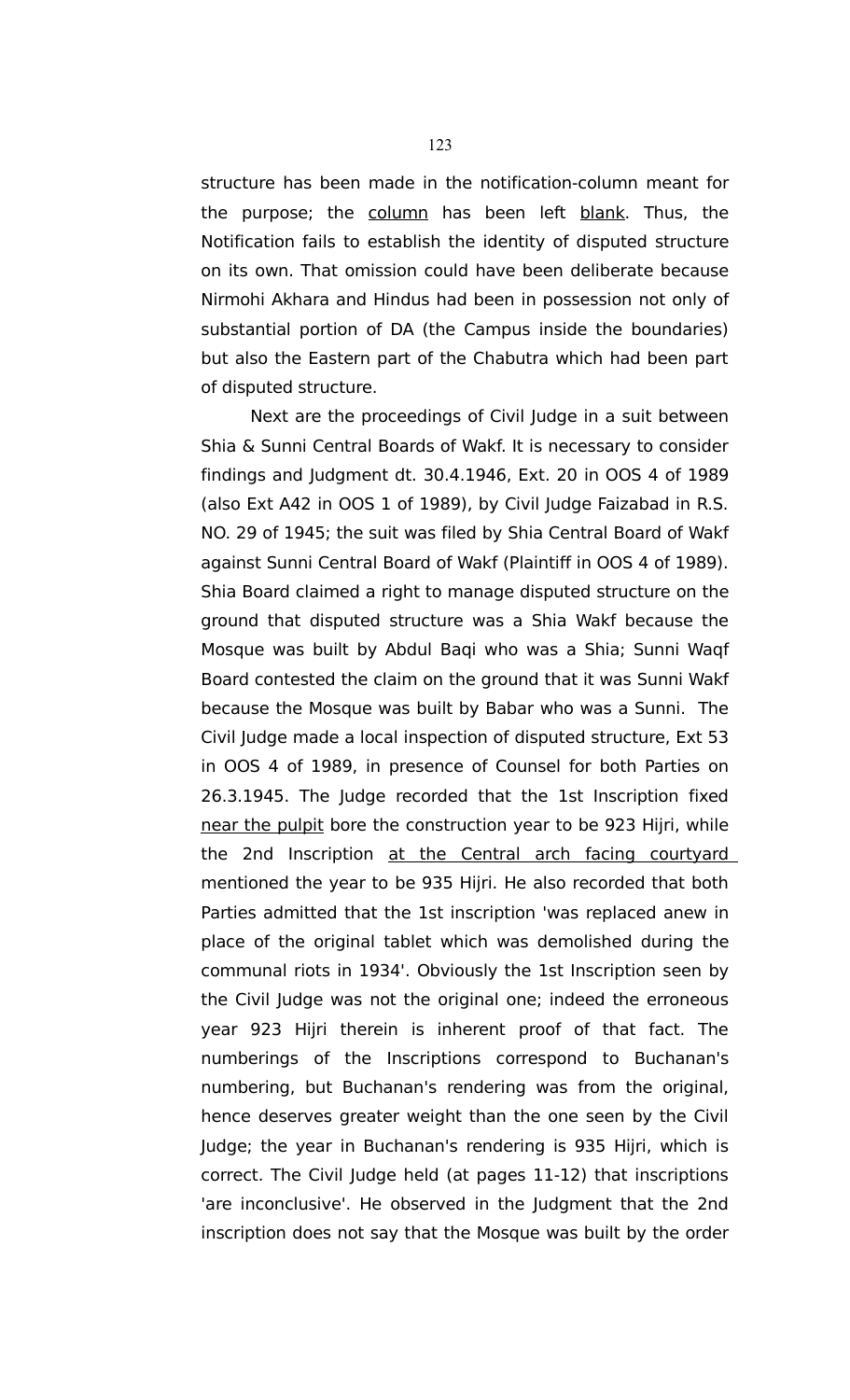structure has been made in the notification-column meant for the purpose; the <u>column</u> has been left <u>blank</u>. Thus, the Notification fails to establish the identity of disputed structure on its own. That omission could have been deliberate because Nirmohi Akhara and Hindus had been in possession not only of substantial portion of DA (the Campus inside the boundaries) but also the Eastern part of the Chabutra which had been part of disputed structure.

Next are the proceedings of Civil Judge in a suit between Shia & Sunni Central Boards of Wakf. It is necessary to consider findings and Judgment dt. 30.4.1946, Ext. 20 in OOS 4 of 1989 (also Ext A42 in OOS 1 of 1989), by Civil Judge Faizabad in R.S. NO. 29 of 1945; the suit was filed by Shia Central Board of Wakf against Sunni Central Board of Wakf (Plaintiff in OOS 4 of 1989). Shia Board claimed a right to manage disputed structure on the ground that disputed structure was a Shia Wakf because the Mosque was built by Abdul Baqi who was a Shia; Sunni Waqf Board contested the claim on the ground that it was Sunni Wakf because the Mosque was built by Babar who was a Sunni. The Civil Judge made a local inspection of disputed structure, Ext 53 in OOS 4 of 1989, in presence of Counsel for both Parties on 26.3.1945. The Judge recorded that the 1st Inscription fixed <u>near the pulpit</u> bore the construction year to be 923 Hijri, while the 2nd Inscription <u>at the Central arch facing courtyard</u> mentioned the year to be 935 Hijri. He also recorded that both Parties admitted that the 1st inscription 'was replaced anew in place of the original tablet which was demolished during the communal riots in 1934'. Obviously the 1st Inscription seen by the Civil Judge was not the original one; indeed the erroneous year 923 Hijri therein is inherent proof of that fact. The numberings of the Inscriptions correspond to Buchanan's numbering, but Buchanan's rendering was from the original, hence deserves greater weight than the one seen by the Civil Judge; the year in Buchanan's rendering is 935 Hijri, which is correct. The Civil Judge held (at pages 11-12) that inscriptions 'are inconclusive'. He observed in the Judgment that the 2nd inscription does not say that the Mosque was built by the order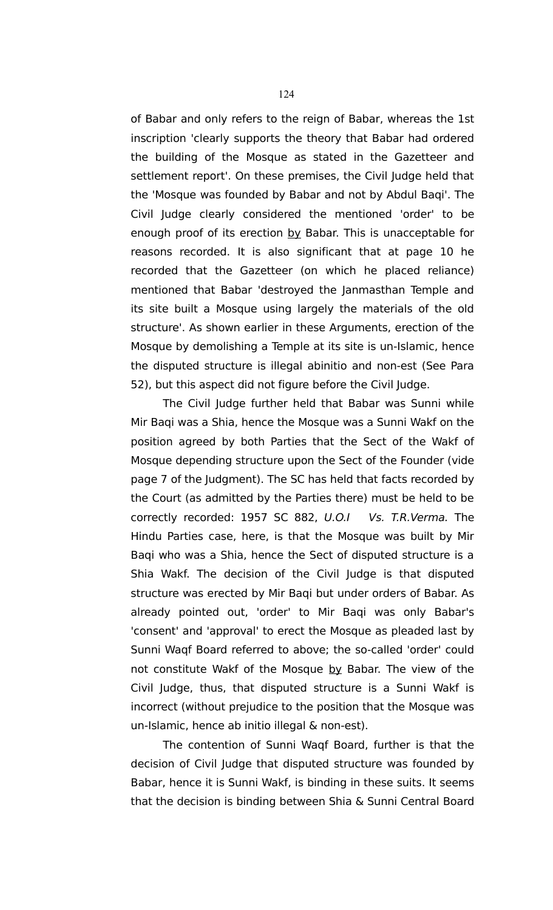of Babar and only refers to the reign of Babar, whereas the 1st inscription 'clearly supports the theory that Babar had ordered the building of the Mosque as stated in the Gazetteer and settlement report'. On these premises, the Civil Judge held that the 'Mosque was founded by Babar and not by Abdul Baqi'. The Civil Judge clearly considered the mentioned 'order' to be enough proof of its erection <u>by</u> Babar. This is unacceptable for reasons recorded. It is also significant that at page 10 he recorded that the Gazetteer (on which he placed reliance) mentioned that Babar 'destroyed the Janmasthan Temple and its site built a Mosque using largely the materials of the old structure'. As shown earlier in these Arguments, erection of the Mosque by demolishing a Temple at its site is un-Islamic, hence the disputed structure is illegal abinitio and non-est (See Para 52), but this aspect did not figure before the Civil Judge.

The Civil Judge further held that Babar was Sunni while Mir Baqi was a Shia, hence the Mosque was a Sunni Wakf on the position agreed by both Parties that the Sect of the Wakf of Mosque depending structure upon the Sect of the Founder (vide page 7 of the Judgment). The SC has held that facts recorded by the Court (as admitted by the Parties there) must be held to be correctly recorded: 1957 SC 882, *U.O.I Vs. T.R.Verma.* The Hindu Parties case, here, is that the Mosque was built by Mir Baqi who was a Shia, hence the Sect of disputed structure is a Shia Wakf. The decision of the Civil Judge is that disputed structure was erected by Mir Baqi but under orders of Babar. As already pointed out, 'order' to Mir Baqi was only Babar's 'consent' and 'approval' to erect the Mosque as pleaded last by Sunni Waqf Board referred to above; the so-called 'order' could not constitute Wakf of the Mosque <u>by</u> Babar. The view of the Civil Judge, thus, that disputed structure is a Sunni Wakf is incorrect (without prejudice to the position that the Mosque was un-Islamic, hence ab initio illegal & non-est).

The contention of Sunni Waqf Board, further is that the decision of Civil Judge that disputed structure was founded by Babar, hence it is Sunni Wakf, is binding in these suits. It seems that the decision is binding between Shia & Sunni Central Board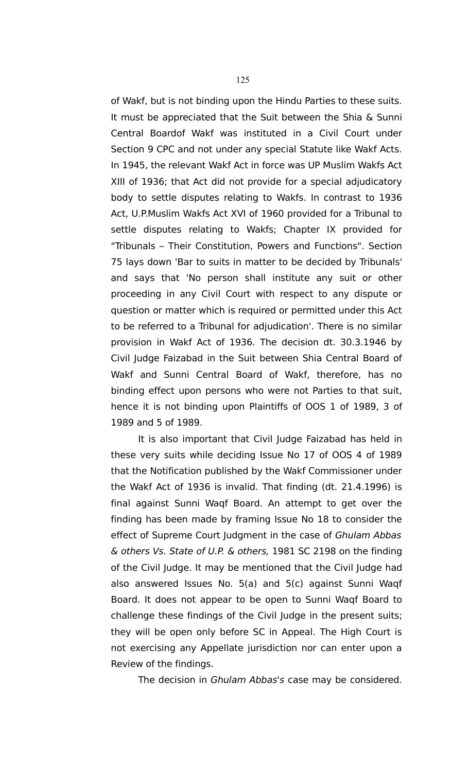of Wakf, but is not binding upon the Hindu Parties to these suits. It must be appreciated that the Suit between the Shia & Sunni Central Boardof Wakf was instituted in a Civil Court under Section 9 CPC and not under any special Statute like Wakf Acts. In 1945, the relevant Wakf Act in force was UP Muslim Wakfs Act XIII of 1936; that Act did not provide for a special adjudicatory body to settle disputes relating to Wakfs. In contrast to 1936 Act, U.P.Muslim Wakfs Act XVI of 1960 provided for a Tribunal to settle disputes relating to Wakfs; Chapter IX provided for "Tribunals – Their Constitution, Powers and Functions". Section 75 lays down 'Bar to suits in matter to be decided by Tribunals' and says that 'No person shall institute any suit or other proceeding in any Civil Court with respect to any dispute or question or matter which is required or permitted under this Act to be referred to a Tribunal for adjudication'. There is no similar provision in Wakf Act of 1936. The decision dt. 30.3.1946 by Civil Judge Faizabad in the Suit between Shia Central Board of Wakf and Sunni Central Board of Wakf, therefore, has no binding effect upon persons who were not Parties to that suit, hence it is not binding upon Plaintiffs of OOS 1 of 1989, 3 of 1989 and 5 of 1989.

It is also important that Civil Judge Faizabad has held in these very suits while deciding Issue No 17 of OOS 4 of 1989 that the Notification published by the Wakf Commissioner under the Wakf Act of 1936 is invalid. That finding (dt. 21.4.1996) is final against Sunni Waqf Board. An attempt to get over the finding has been made by framing Issue No 18 to consider the effect of Supreme Court Judgment in the case of *Ghulam Abbas & others Vs. State of U.P. & others,* 1981 SC 2198 on the finding of the Civil Judge. It may be mentioned that the Civil Judge had also answered Issues No. 5(a) and 5(c) against Sunni Waqf Board. It does not appear to be open to Sunni Waqf Board to challenge these findings of the Civil Judge in the present suits; they will be open only before SC in Appeal. The High Court is not exercising any Appellate jurisdiction nor can enter upon a Review of the findings.

The decision in *Ghulam Abbas's* case may be considered.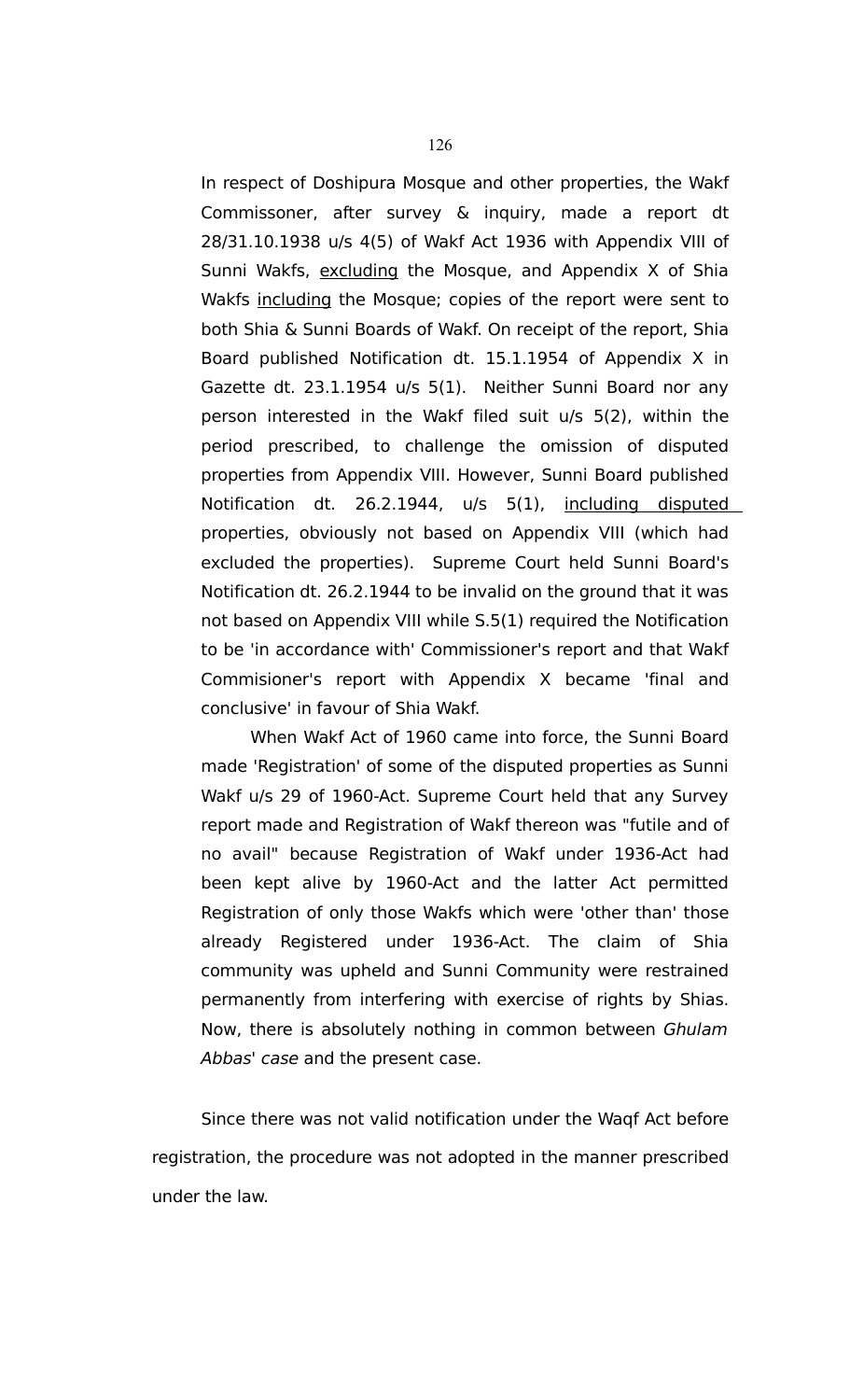In respect of Doshipura Mosque and other properties, the Wakf Commissoner, after survey & inquiry, made a report dt 28/31.10.1938 u/s 4(5) of Wakf Act 1936 with Appendix VIII of Sunni Wakfs, <u>excluding</u> the Mosque, and Appendix X of Shia Wakfs <u>including</u> the Mosque; copies of the report were sent to both Shia & Sunni Boards of Wakf. On receipt of the report, Shia Board published Notification dt. 15.1.1954 of Appendix X in Gazette dt. 23.1.1954 u/s 5(1). Neither Sunni Board nor any person interested in the Wakf filed suit u/s 5(2), within the period prescribed, to challenge the omission of disputed properties from Appendix VIII. However, Sunni Board published Notification dt. 26.2.1944, u/s 5(1), <u>including disputed</u> properties, obviously not based on Appendix VIII (which had excluded the properties). Supreme Court held Sunni Board's Notification dt. 26.2.1944 to be invalid on the ground that it was not based on Appendix VIII while S.5(1) required the Notification to be 'in accordance with' Commissioner's report and that Wakf Commisioner's report with Appendix X became 'final and conclusive' in favour of Shia Wakf.

When Wakf Act of 1960 came into force, the Sunni Board made 'Registration' of some of the disputed properties as Sunni Wakf u/s 29 of 1960-Act. Supreme Court held that any Survey report made and Registration of Wakf thereon was "futile and of no avail" because Registration of Wakf under 1936-Act had been kept alive by 1960-Act and the latter Act permitted Registration of only those Wakfs which were 'other than' those already Registered under 1936-Act. The claim of Shia community was upheld and Sunni Community were restrained permanently from interfering with exercise of rights by Shias. Now, there is absolutely nothing in common between *Ghulam Abbas' case* and the present case.

Since there was not valid notification under the Waqf Act before registration, the procedure was not adopted in the manner prescribed under the law.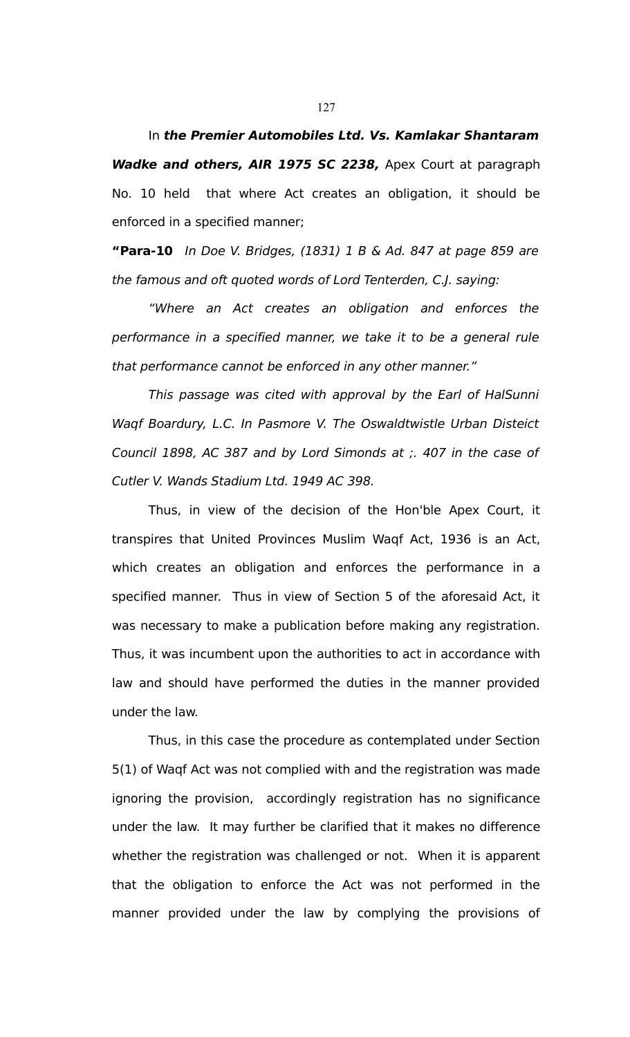In ***the Premier Automobiles Ltd. Vs. Kamlakar Shantaram Wadke and others, AIR 1975 SC 2238,*** Apex Court at paragraph No. 10 held that where Act creates an obligation, it should be enforced in a specified manner;

**"Para-10** *In Doe V. Bridges, (1831) 1 B & Ad. 847 at page 859 are the famous and oft quoted words of Lord Tenterden, C.J. saying:*

*"Where an Act creates an obligation and enforces the performance in a specified manner, we take it to be a general rule that performance cannot be enforced in any other manner."*

*This passage was cited with approval by the Earl of HalSunni Waqf Boardury, L.C. In Pasmore V. The Oswaldtwistle Urban Disteict Council 1898, AC 387 and by Lord Simonds at ;. 407 in the case of Cutler V. Wands Stadium Ltd. 1949 AC 398.*

Thus, in view of the decision of the Hon'ble Apex Court, it transpires that United Provinces Muslim Waqf Act, 1936 is an Act, which creates an obligation and enforces the performance in a specified manner. Thus in view of Section 5 of the aforesaid Act, it was necessary to make a publication before making any registration. Thus, it was incumbent upon the authorities to act in accordance with law and should have performed the duties in the manner provided under the law.

Thus, in this case the procedure as contemplated under Section 5(1) of Waqf Act was not complied with and the registration was made ignoring the provision, accordingly registration has no significance under the law. It may further be clarified that it makes no difference whether the registration was challenged or not. When it is apparent that the obligation to enforce the Act was not performed in the manner provided under the law by complying the provisions of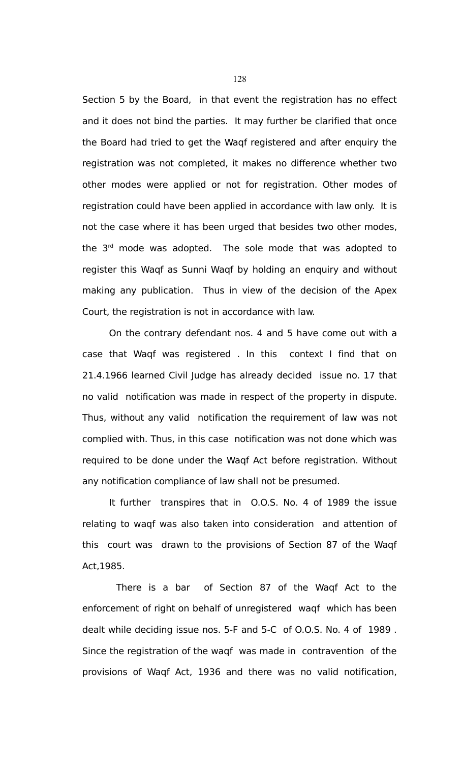Section 5 by the Board, in that event the registration has no effect and it does not bind the parties. It may further be clarified that once the Board had tried to get the Waqf registered and after enquiry the registration was not completed, it makes no difference whether two other modes were applied or not for registration. Other modes of registration could have been applied in accordance with law only. It is not the case where it has been urged that besides two other modes, the 3rd mode was adopted. The sole mode that was adopted to register this Waqf as Sunni Waqf by holding an enquiry and without making any publication. Thus in view of the decision of the Apex Court, the registration is not in accordance with law.

On the contrary defendant nos. 4 and 5 have come out with a case that Waqf was registered . In this context I find that on 21.4.1966 learned Civil Judge has already decided issue no. 17 that no valid notification was made in respect of the property in dispute. Thus, without any valid notification the requirement of law was not complied with. Thus, in this case notification was not done which was required to be done under the Waqf Act before registration. Without any notification compliance of law shall not be presumed.

It further transpires that in O.O.S. No. 4 of 1989 the issue relating to waqf was also taken into consideration and attention of this court was drawn to the provisions of Section 87 of the Waqf Act,1985.

There is a bar of Section 87 of the Waqf Act to the enforcement of right on behalf of unregistered waqf which has been dealt while deciding issue nos. 5-F and 5-C of O.O.S. No. 4 of 1989 . Since the registration of the waqf was made in contravention of the provisions of Waqf Act, 1936 and there was no valid notification,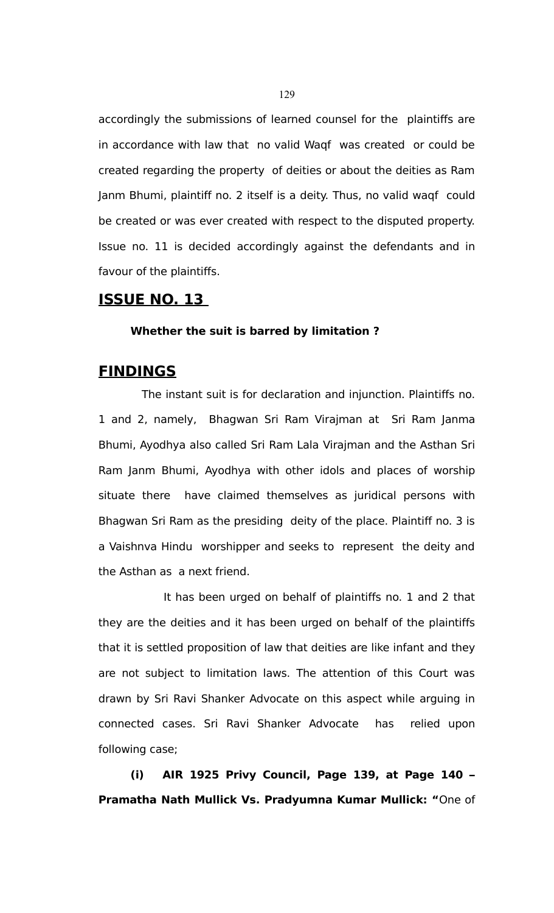accordingly the submissions of learned counsel for the plaintiffs are in accordance with law that no valid Waqf was created or could be created regarding the property of deities or about the deities as Ram Janm Bhumi, plaintiff no. 2 itself is a deity. Thus, no valid waqf could be created or was ever created with respect to the disputed property. Issue no. 11 is decided accordingly against the defendants and in favour of the plaintiffs.

## ISSUE NO. 13

**Whether the suit is barred by limitation ?**

## FINDINGS

The instant suit is for declaration and injunction. Plaintiffs no. 1 and 2, namely, Bhagwan Sri Ram Virajman at Sri Ram Janma Bhumi, Ayodhya also called Sri Ram Lala Virajman and the Asthan Sri Ram Janm Bhumi, Ayodhya with other idols and places of worship situate there have claimed themselves as juridical persons with Bhagwan Sri Ram as the presiding deity of the place. Plaintiff no. 3 is a Vaishnva Hindu worshipper and seeks to represent the deity and the Asthan as a next friend.

It has been urged on behalf of plaintiffs no. 1 and 2 that they are the deities and it has been urged on behalf of the plaintiffs that it is settled proposition of law that deities are like infant and they are not subject to limitation laws. The attention of this Court was drawn by Sri Ravi Shanker Advocate on this aspect while arguing in connected cases. Sri Ravi Shanker Advocate has relied upon following case;

**(i) AIR 1925 Privy Council, Page 139, at Page 140 – Pramatha Nath Mullick Vs. Pradyumna Kumar Mullick: "**One of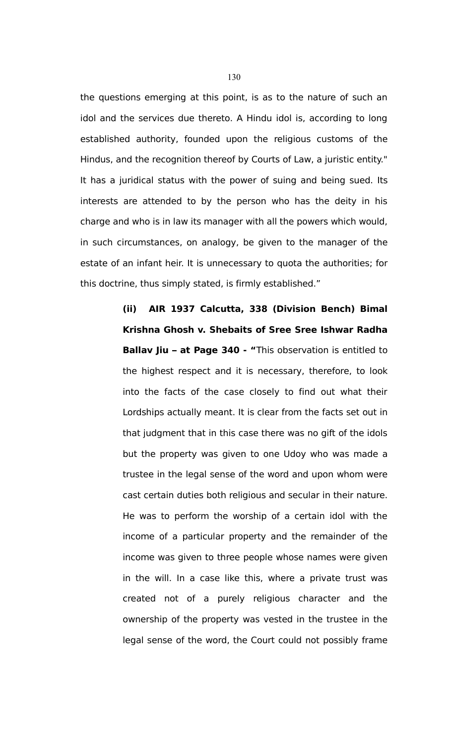the questions emerging at this point, is as to the nature of such an idol and the services due thereto. A Hindu idol is, according to long established authority, founded upon the religious customs of the Hindus, and the recognition thereof by Courts of Law, a juristic entity." It has a juridical status with the power of suing and being sued. Its interests are attended to by the person who has the deity in his charge and who is in law its manager with all the powers which would, in such circumstances, on analogy, be given to the manager of the estate of an infant heir. It is unnecessary to quota the authorities; for this doctrine, thus simply stated, is firmly established."

> **(ii) AIR 1937 Calcutta, 338 (Division Bench) Bimal Krishna Ghosh v. Shebaits of Sree Sree Ishwar Radha Ballav Jiu – at Page 340 - "**This observation is entitled to the highest respect and it is necessary, therefore, to look into the facts of the case closely to find out what their Lordships actually meant. It is clear from the facts set out in that judgment that in this case there was no gift of the idols but the property was given to one Udoy who was made a trustee in the legal sense of the word and upon whom were cast certain duties both religious and secular in their nature. He was to perform the worship of a certain idol with the income of a particular property and the remainder of the income was given to three people whose names were given in the will. In a case like this, where a private trust was created not of a purely religious character and the ownership of the property was vested in the trustee in the legal sense of the word, the Court could not possibly frame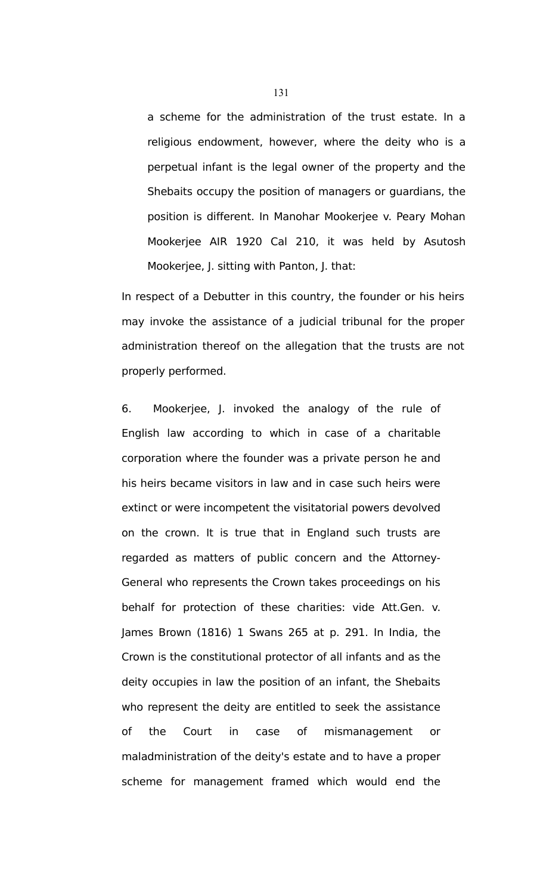a scheme for the administration of the trust estate. In a religious endowment, however, where the deity who is a perpetual infant is the legal owner of the property and the Shebaits occupy the position of managers or guardians, the position is different. In Manohar Mookerjee v. Peary Mohan Mookerjee AIR 1920 Cal 210, it was held by Asutosh Mookerjee, J. sitting with Panton, J. that:

In respect of a Debutter in this country, the founder or his heirs may invoke the assistance of a judicial tribunal for the proper administration thereof on the allegation that the trusts are not properly performed.

6. Mookerjee, J. invoked the analogy of the rule of English law according to which in case of a charitable corporation where the founder was a private person he and his heirs became visitors in law and in case such heirs were extinct or were incompetent the visitatorial powers devolved on the crown. It is true that in England such trusts are regarded as matters of public concern and the Attorney-General who represents the Crown takes proceedings on his behalf for protection of these charities: vide Att.Gen. v. James Brown (1816) 1 Swans 265 at p. 291. In India, the Crown is the constitutional protector of all infants and as the deity occupies in law the position of an infant, the Shebaits who represent the deity are entitled to seek the assistance of the Court in case of mismanagement or maladministration of the deity's estate and to have a proper scheme for management framed which would end the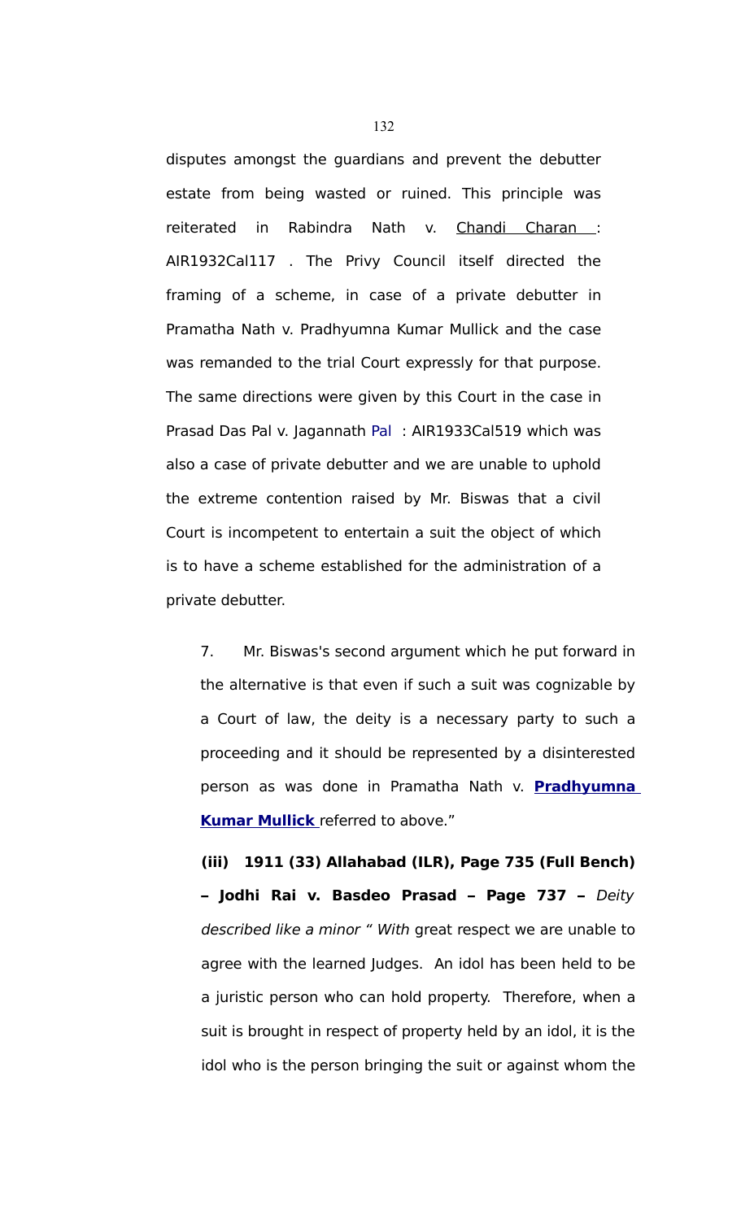disputes amongst the guardians and prevent the debutter estate from being wasted or ruined. This principle was reiterated in Rabindra Nath v. Chandi Charan : AIR1932Cal117 . The Privy Council itself directed the framing of a scheme, in case of a private debutter in Pramatha Nath v. Pradhyumna Kumar Mullick and the case was remanded to the trial Court expressly for that purpose. The same directions were given by this Court in the case in Prasad Das Pal v. Jagannath Pal : AIR1933Cal519 which was also a case of private debutter and we are unable to uphold the extreme contention raised by Mr. Biswas that a civil Court is incompetent to entertain a suit the object of which is to have a scheme established for the administration of a private debutter.

> 7. Mr. Biswas's second argument which he put forward in the alternative is that even if such a suit was cognizable by a Court of law, the deity is a necessary party to such a proceeding and it should be represented by a disinterested person as was done in Pramatha Nath v. **Pradhyumna Kumar Mullick** referred to above."

**(iii) 1911 (33) Allahabad (ILR), Page 735 (Full Bench) – Jodhi Rai v. Basdeo Prasad – Page 737 –** *Deity described like a minor " With* great respect we are unable to agree with the learned Judges. An idol has been held to be a juristic person who can hold property. Therefore, when a suit is brought in respect of property held by an idol, it is the idol who is the person bringing the suit or against whom the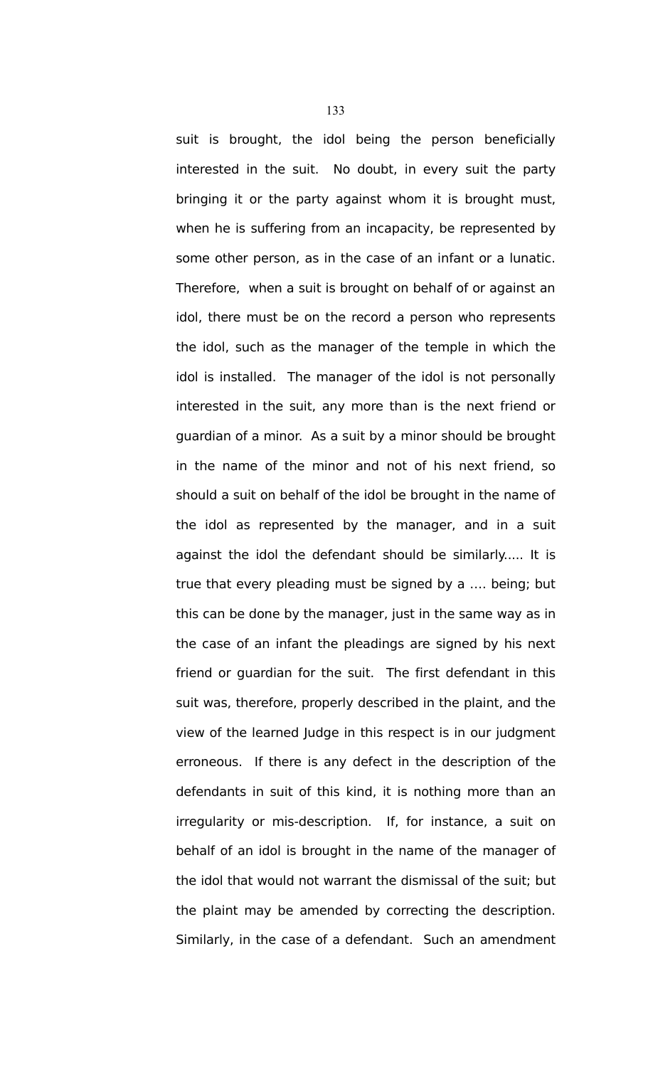suit is brought, the idol being the person beneficially interested in the suit. No doubt, in every suit the party bringing it or the party against whom it is brought must, when he is suffering from an incapacity, be represented by some other person, as in the case of an infant or a lunatic. Therefore, when a suit is brought on behalf of or against an idol, there must be on the record a person who represents the idol, such as the manager of the temple in which the idol is installed. The manager of the idol is not personally interested in the suit, any more than is the next friend or guardian of a minor. As a suit by a minor should be brought in the name of the minor and not of his next friend, so should a suit on behalf of the idol be brought in the name of the idol as represented by the manager, and in a suit against the idol the defendant should be similarly..... It is true that every pleading must be signed by a .... being; but this can be done by the manager, just in the same way as in the case of an infant the pleadings are signed by his next friend or guardian for the suit. The first defendant in this suit was, therefore, properly described in the plaint, and the view of the learned Judge in this respect is in our judgment erroneous. If there is any defect in the description of the defendants in suit of this kind, it is nothing more than an irregularity or mis-description. If, for instance, a suit on behalf of an idol is brought in the name of the manager of the idol that would not warrant the dismissal of the suit; but the plaint may be amended by correcting the description. Similarly, in the case of a defendant. Such an amendment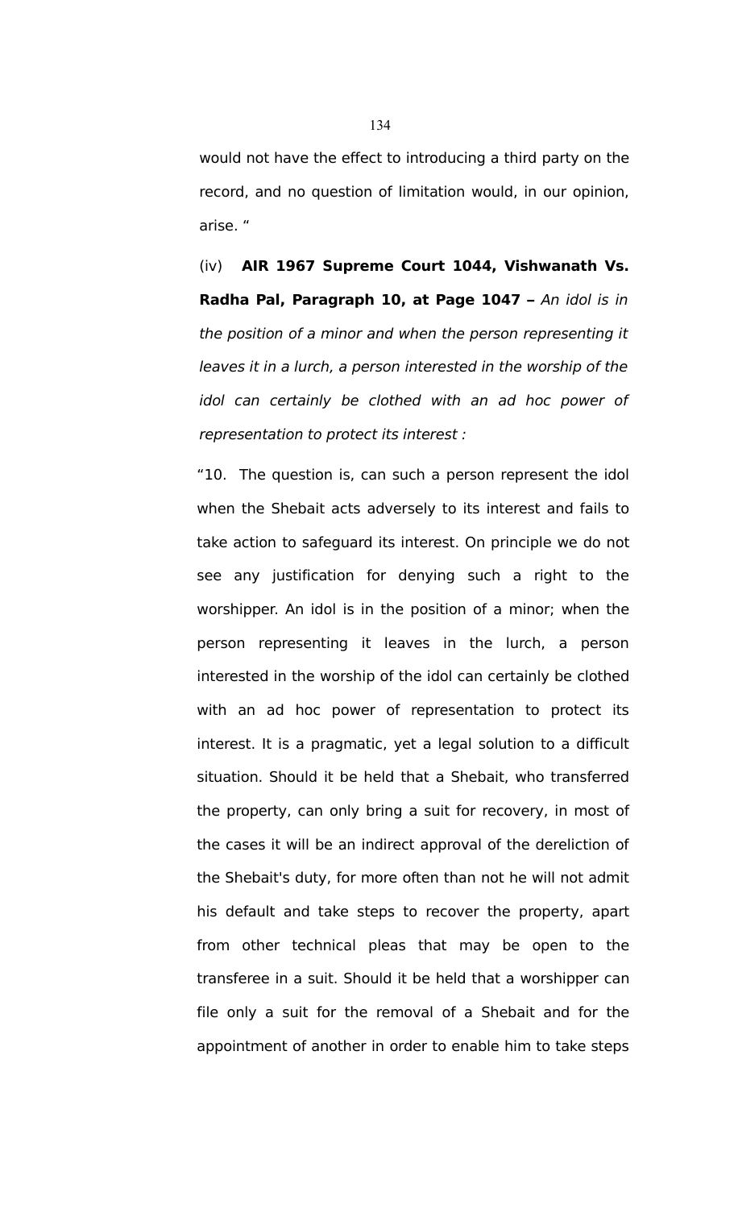would not have the effect to introducing a third party on the record, and no question of limitation would, in our opinion, arise. "

(iv) **AIR 1967 Supreme Court 1044, Vishwanath Vs. Radha Pal, Paragraph 10, at Page 1047 –** *An idol is in the position of a minor and when the person representing it leaves it in a lurch, a person interested in the worship of the idol can certainly be clothed with an ad hoc power of representation to protect its interest :*

"10. The question is, can such a person represent the idol when the Shebait acts adversely to its interest and fails to take action to safeguard its interest. On principle we do not see any justification for denying such a right to the worshipper. An idol is in the position of a minor; when the person representing it leaves in the lurch, a person interested in the worship of the idol can certainly be clothed with an ad hoc power of representation to protect its interest. It is a pragmatic, yet a legal solution to a difficult situation. Should it be held that a Shebait, who transferred the property, can only bring a suit for recovery, in most of the cases it will be an indirect approval of the dereliction of the Shebait's duty, for more often than not he will not admit his default and take steps to recover the property, apart from other technical pleas that may be open to the transferee in a suit. Should it be held that a worshipper can file only a suit for the removal of a Shebait and for the appointment of another in order to enable him to take steps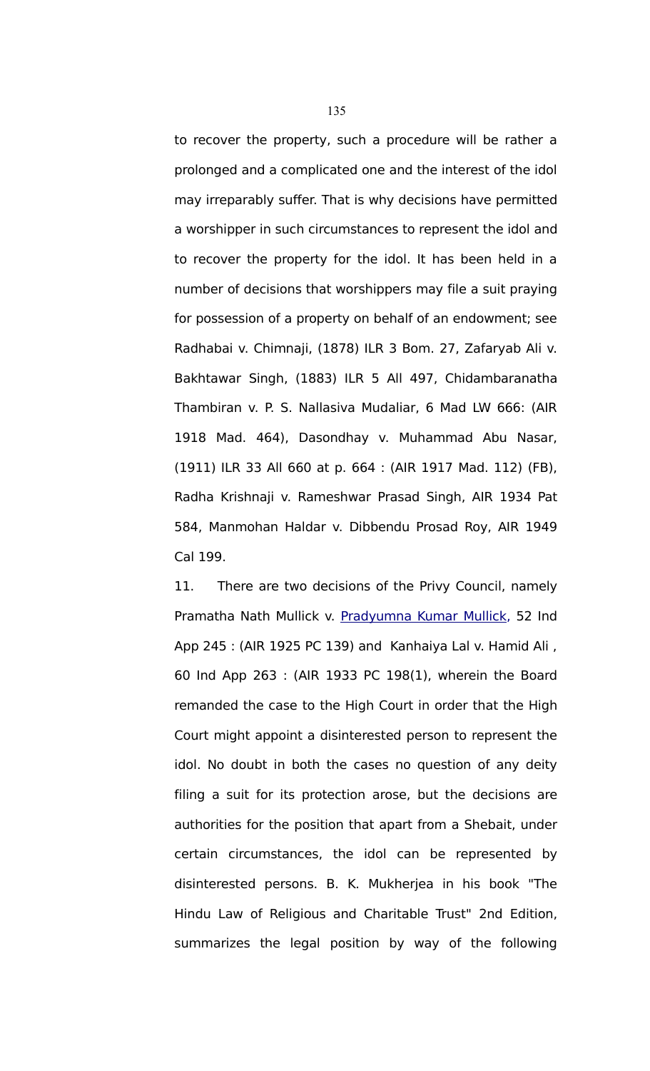to recover the property, such a procedure will be rather a prolonged and a complicated one and the interest of the idol may irreparably suffer. That is why decisions have permitted a worshipper in such circumstances to represent the idol and to recover the property for the idol. It has been held in a number of decisions that worshippers may file a suit praying for possession of a property on behalf of an endowment; see Radhabai v. Chimnaji, (1878) ILR 3 Bom. 27, Zafaryab Ali v. Bakhtawar Singh, (1883) ILR 5 All 497, Chidambaranatha Thambiran v. P. S. Nallasiva Mudaliar, 6 Mad LW 666: (AIR 1918 Mad. 464), Dasondhay v. Muhammad Abu Nasar, (1911) ILR 33 All 660 at p. 664 : (AIR 1917 Mad. 112) (FB), Radha Krishnaji v. Rameshwar Prasad Singh, AIR 1934 Pat 584, Manmohan Haldar v. Dibbendu Prosad Roy, AIR 1949 Cal 199.

11. There are two decisions of the Privy Council, namely Pramatha Nath Mullick v. Pradyumna Kumar Mullick, 52 Ind App 245 : (AIR 1925 PC 139) and Kanhaiya Lal v. Hamid Ali , 60 Ind App 263 : (AIR 1933 PC 198(1), wherein the Board remanded the case to the High Court in order that the High Court might appoint a disinterested person to represent the idol. No doubt in both the cases no question of any deity filing a suit for its protection arose, but the decisions are authorities for the position that apart from a Shebait, under certain circumstances, the idol can be represented by disinterested persons. B. K. Mukherjea in his book "The Hindu Law of Religious and Charitable Trust" 2nd Edition, summarizes the legal position by way of the following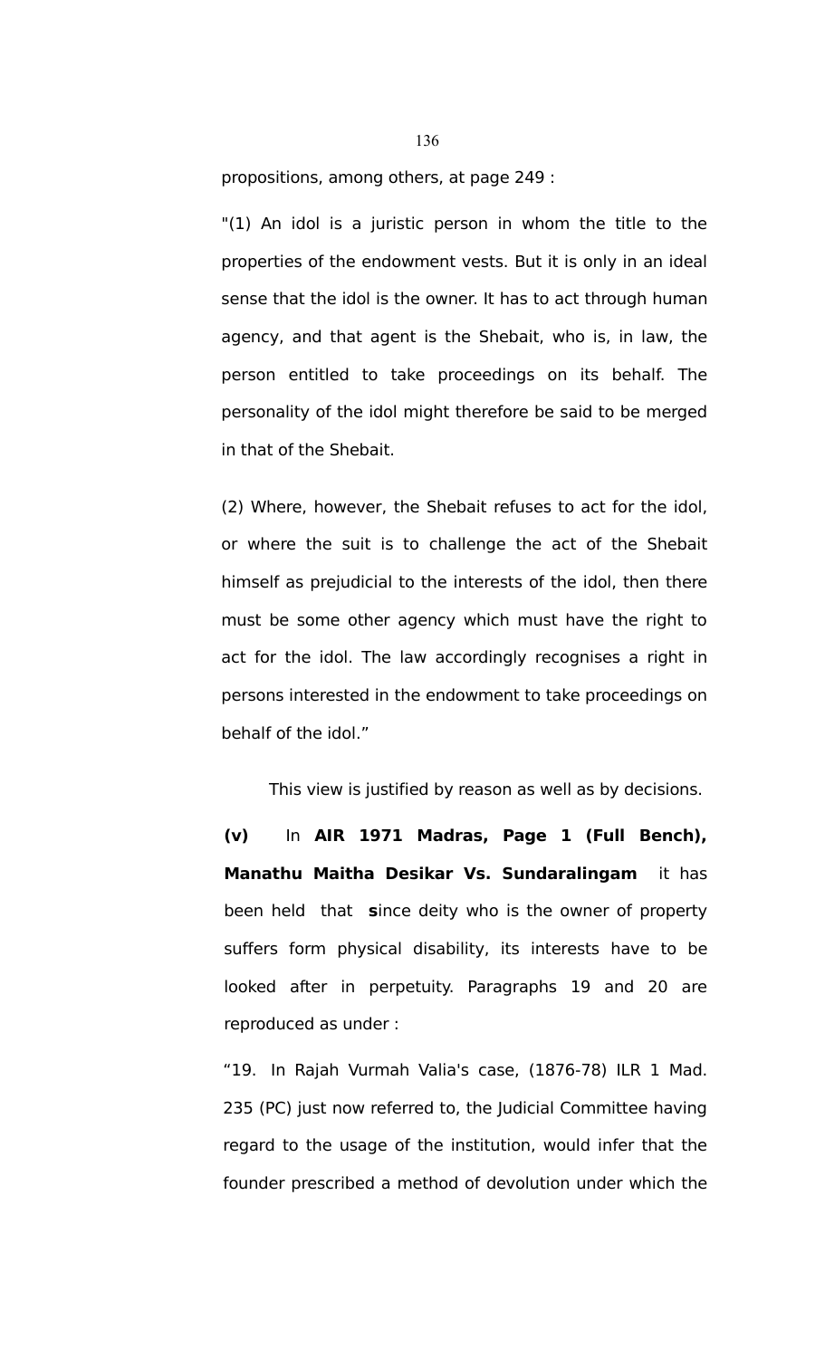propositions, among others, at page 249 :

"(1) An idol is a juristic person in whom the title to the properties of the endowment vests. But it is only in an ideal sense that the idol is the owner. It has to act through human agency, and that agent is the Shebait, who is, in law, the person entitled to take proceedings on its behalf. The personality of the idol might therefore be said to be merged in that of the Shebait.

(2) Where, however, the Shebait refuses to act for the idol, or where the suit is to challenge the act of the Shebait himself as prejudicial to the interests of the idol, then there must be some other agency which must have the right to act for the idol. The law accordingly recognises a right in persons interested in the endowment to take proceedings on behalf of the idol."

This view is justified by reason as well as by decisions.

**(v)** In **AIR 1971 Madras, Page 1 (Full Bench), Manathu Maitha Desikar Vs. Sundaralingam** it has been held that **s**ince deity who is the owner of property suffers form physical disability, its interests have to be looked after in perpetuity. Paragraphs 19 and 20 are reproduced as under :

"19. In Rajah Vurmah Valia's case, (1876-78) ILR 1 Mad. 235 (PC) just now referred to, the Judicial Committee having regard to the usage of the institution, would infer that the founder prescribed a method of devolution under which the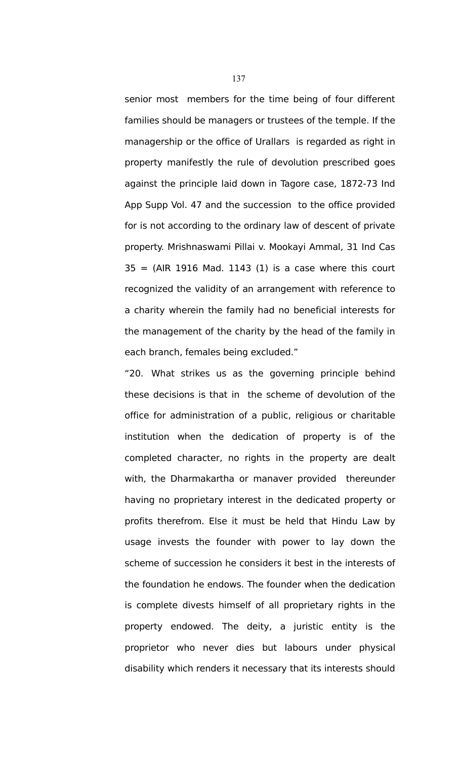senior most members for the time being of four different families should be managers or trustees of the temple. If the managership or the office of Urallars is regarded as right in property manifestly the rule of devolution prescribed goes against the principle laid down in Tagore case, 1872-73 Ind App Supp Vol. 47 and the succession to the office provided for is not according to the ordinary law of descent of private property. Mrishnaswami Pillai v. Mookayi Ammal, 31 Ind Cas 35 = (AIR 1916 Mad. 1143 (1) is a case where this court recognized the validity of an arrangement with reference to a charity wherein the family had no beneficial interests for the management of the charity by the head of the family in each branch, females being excluded."

"20. What strikes us as the governing principle behind these decisions is that in the scheme of devolution of the office for administration of a public, religious or charitable institution when the dedication of property is of the completed character, no rights in the property are dealt with, the Dharmakartha or manaver provided thereunder having no proprietary interest in the dedicated property or profits therefrom. Else it must be held that Hindu Law by usage invests the founder with power to lay down the scheme of succession he considers it best in the interests of the foundation he endows. The founder when the dedication is complete divests himself of all proprietary rights in the property endowed. The deity, a juristic entity is the proprietor who never dies but labours under physical disability which renders it necessary that its interests should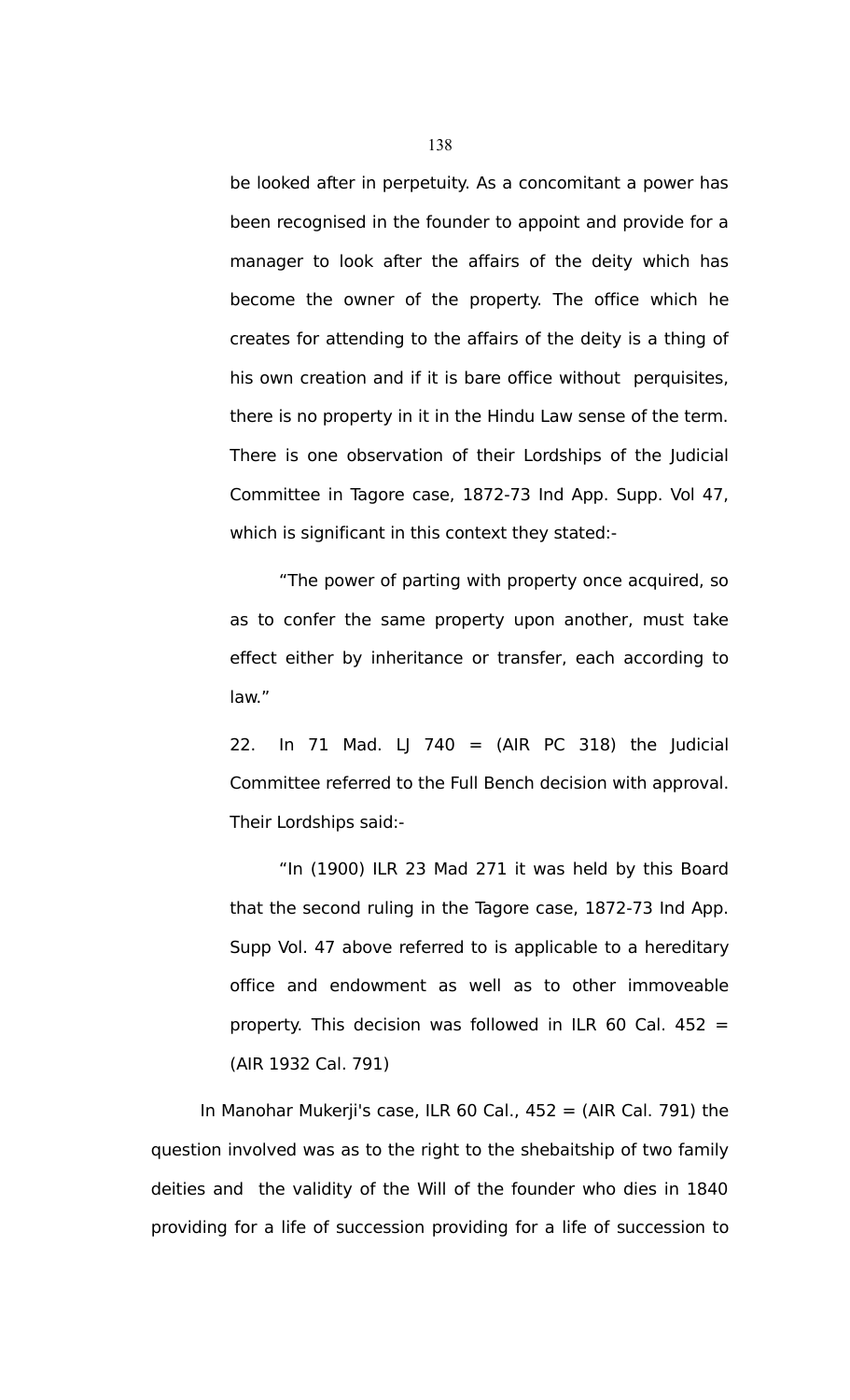be looked after in perpetuity. As a concomitant a power has been recognised in the founder to appoint and provide for a manager to look after the affairs of the deity which has become the owner of the property. The office which he creates for attending to the affairs of the deity is a thing of his own creation and if it is bare office without perquisites, there is no property in it in the Hindu Law sense of the term. There is one observation of their Lordships of the Judicial Committee in Tagore case, 1872-73 Ind App. Supp. Vol 47, which is significant in this context they stated:-

> "The power of parting with property once acquired, so as to confer the same property upon another, must take effect either by inheritance or transfer, each according to law."

22. In 71 Mad. LJ 740 = (AIR PC 318) the Judicial Committee referred to the Full Bench decision with approval. Their Lordships said:-

> "In (1900) ILR 23 Mad 271 it was held by this Board that the second ruling in the Tagore case, 1872-73 Ind App. Supp Vol. 47 above referred to is applicable to a hereditary office and endowment as well as to other immoveable property. This decision was followed in ILR 60 Cal. 452 = (AIR 1932 Cal. 791)

In Manohar Mukerji's case, ILR 60 Cal., 452 = (AIR Cal. 791) the question involved was as to the right to the shebaitship of two family deities and the validity of the Will of the founder who dies in 1840 providing for a life of succession providing for a life of succession to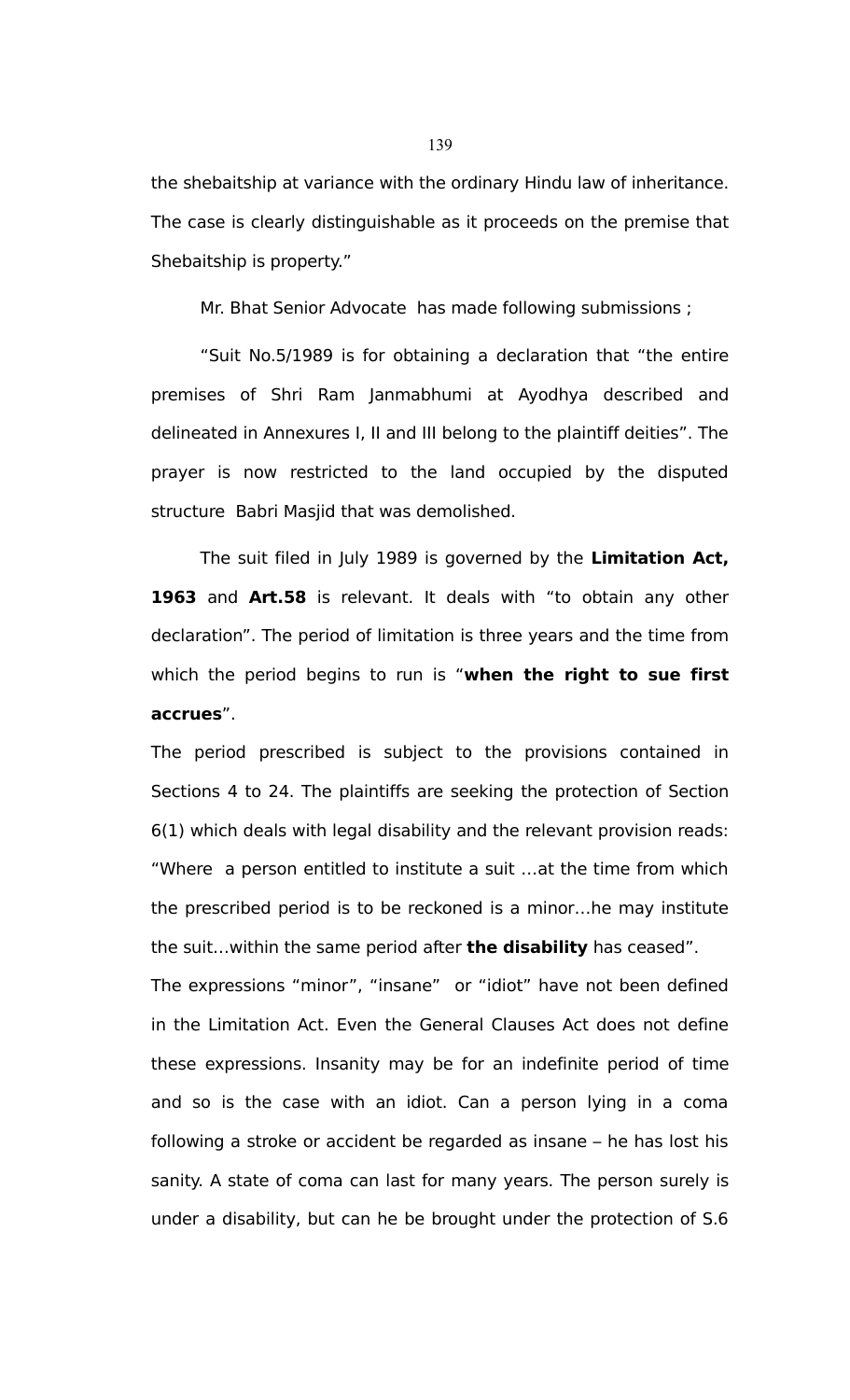the shebaitship at variance with the ordinary Hindu law of inheritance. The case is clearly distinguishable as it proceeds on the premise that Shebaitship is property."

Mr. Bhat Senior Advocate has made following submissions ;

"Suit No.5/1989 is for obtaining a declaration that "the entire premises of Shri Ram Janmabhumi at Ayodhya described and delineated in Annexures I, II and III belong to the plaintiff deities". The prayer is now restricted to the land occupied by the disputed structure Babri Masjid that was demolished.

The suit filed in July 1989 is governed by the **Limitation Act, 1963** and **Art.58** is relevant. It deals with "to obtain any other declaration". The period of limitation is three years and the time from which the period begins to run is "**when the right to sue first accrues**".

The period prescribed is subject to the provisions contained in Sections 4 to 24. The plaintiffs are seeking the protection of Section 6(1) which deals with legal disability and the relevant provision reads: "Where a person entitled to institute a suit …at the time from which the prescribed period is to be reckoned is a minor…he may institute the suit…within the same period after **the disability** has ceased".

The expressions "minor", "insane" or "idiot" have not been defined in the Limitation Act. Even the General Clauses Act does not define these expressions. Insanity may be for an indefinite period of time and so is the case with an idiot. Can a person lying in a coma following a stroke or accident be regarded as insane – he has lost his sanity. A state of coma can last for many years. The person surely is under a disability, but can he be brought under the protection of S.6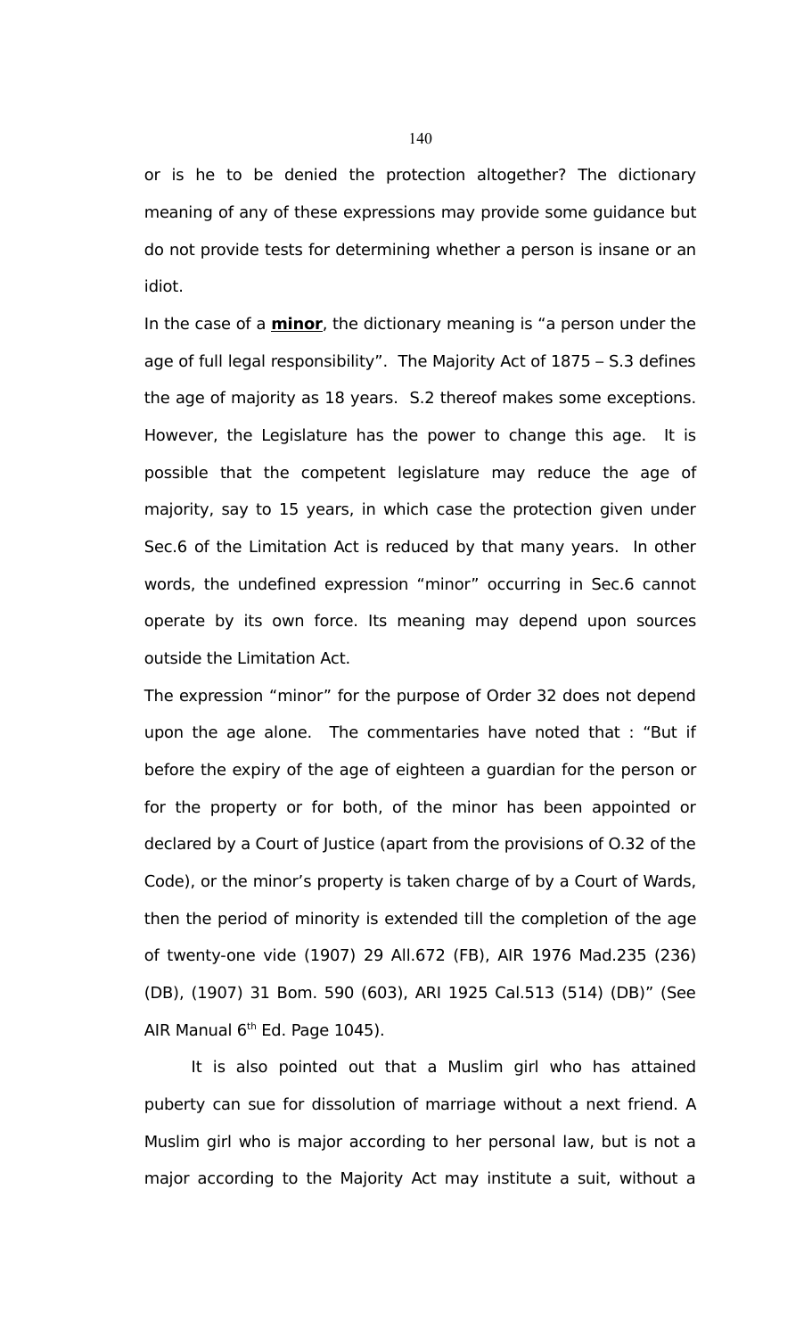or is he to be denied the protection altogether? The dictionary meaning of any of these expressions may provide some guidance but do not provide tests for determining whether a person is insane or an idiot.

In the case of a **minor**, the dictionary meaning is "a person under the age of full legal responsibility". The Majority Act of 1875 – S.3 defines the age of majority as 18 years. S.2 thereof makes some exceptions. However, the Legislature has the power to change this age. It is possible that the competent legislature may reduce the age of majority, say to 15 years, in which case the protection given under Sec.6 of the Limitation Act is reduced by that many years. In other words, the undefined expression "minor" occurring in Sec.6 cannot operate by its own force. Its meaning may depend upon sources outside the Limitation Act.

The expression "minor" for the purpose of Order 32 does not depend upon the age alone. The commentaries have noted that : "But if before the expiry of the age of eighteen a guardian for the person or for the property or for both, of the minor has been appointed or declared by a Court of Justice (apart from the provisions of O.32 of the Code), or the minor's property is taken charge of by a Court of Wards, then the period of minority is extended till the completion of the age of twenty-one vide (1907) 29 All.672 (FB), AIR 1976 Mad.235 (236) (DB), (1907) 31 Bom. 590 (603), ARI 1925 Cal.513 (514) (DB)" (See AIR Manual 6th Ed. Page 1045).

It is also pointed out that a Muslim girl who has attained puberty can sue for dissolution of marriage without a next friend. A Muslim girl who is major according to her personal law, but is not a major according to the Majority Act may institute a suit, without a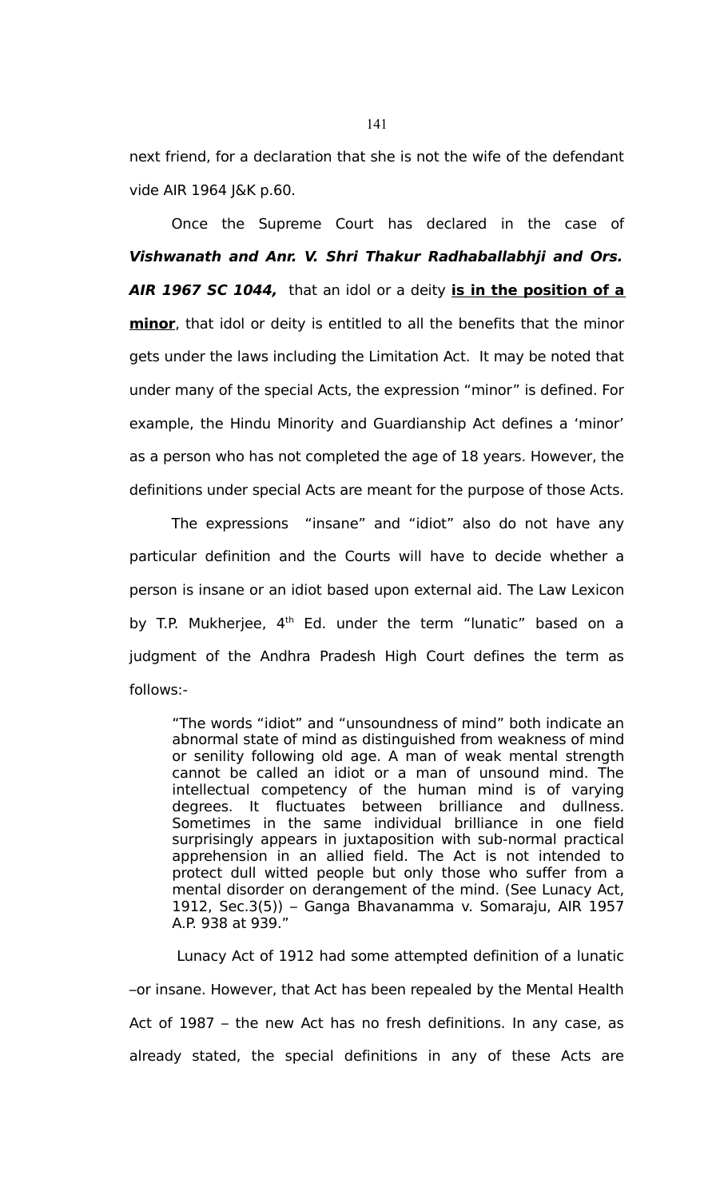next friend, for a declaration that she is not the wife of the defendant vide AIR 1964 J&K p.60.

Once the Supreme Court has declared in the case of ***Vishwanath and Anr. V. Shri Thakur Radhaballabhji and Ors. AIR 1967 SC 1044,*** that an idol or a deity **<u>is in the position of a minor</u>**, that idol or deity is entitled to all the benefits that the minor gets under the laws including the Limitation Act. It may be noted that under many of the special Acts, the expression "minor" is defined. For example, the Hindu Minority and Guardianship Act defines a 'minor' as a person who has not completed the age of 18 years. However, the definitions under special Acts are meant for the purpose of those Acts.

The expressions "insane" and "idiot" also do not have any particular definition and the Courts will have to decide whether a person is insane or an idiot based upon external aid. The Law Lexicon by T.P. Mukherjee, 4th Ed. under the term "lunatic" based on a judgment of the Andhra Pradesh High Court defines the term as follows:-

> "The words "idiot" and "unsoundness of mind" both indicate an abnormal state of mind as distinguished from weakness of mind or senility following old age. A man of weak mental strength cannot be called an idiot or a man of unsound mind. The intellectual competency of the human mind is of varying degrees. It fluctuates between brilliance and dullness. Sometimes in the same individual brilliance in one field surprisingly appears in juxtaposition with sub-normal practical apprehension in an allied field. The Act is not intended to protect dull witted people but only those who suffer from a mental disorder on derangement of the mind. (See Lunacy Act, 1912, Sec.3(5)) – Ganga Bhavanamma v. Somaraju, AIR 1957 A.P. 938 at 939."

Lunacy Act of 1912 had some attempted definition of a lunatic –or insane. However, that Act has been repealed by the Mental Health Act of 1987 – the new Act has no fresh definitions. In any case, as already stated, the special definitions in any of these Acts are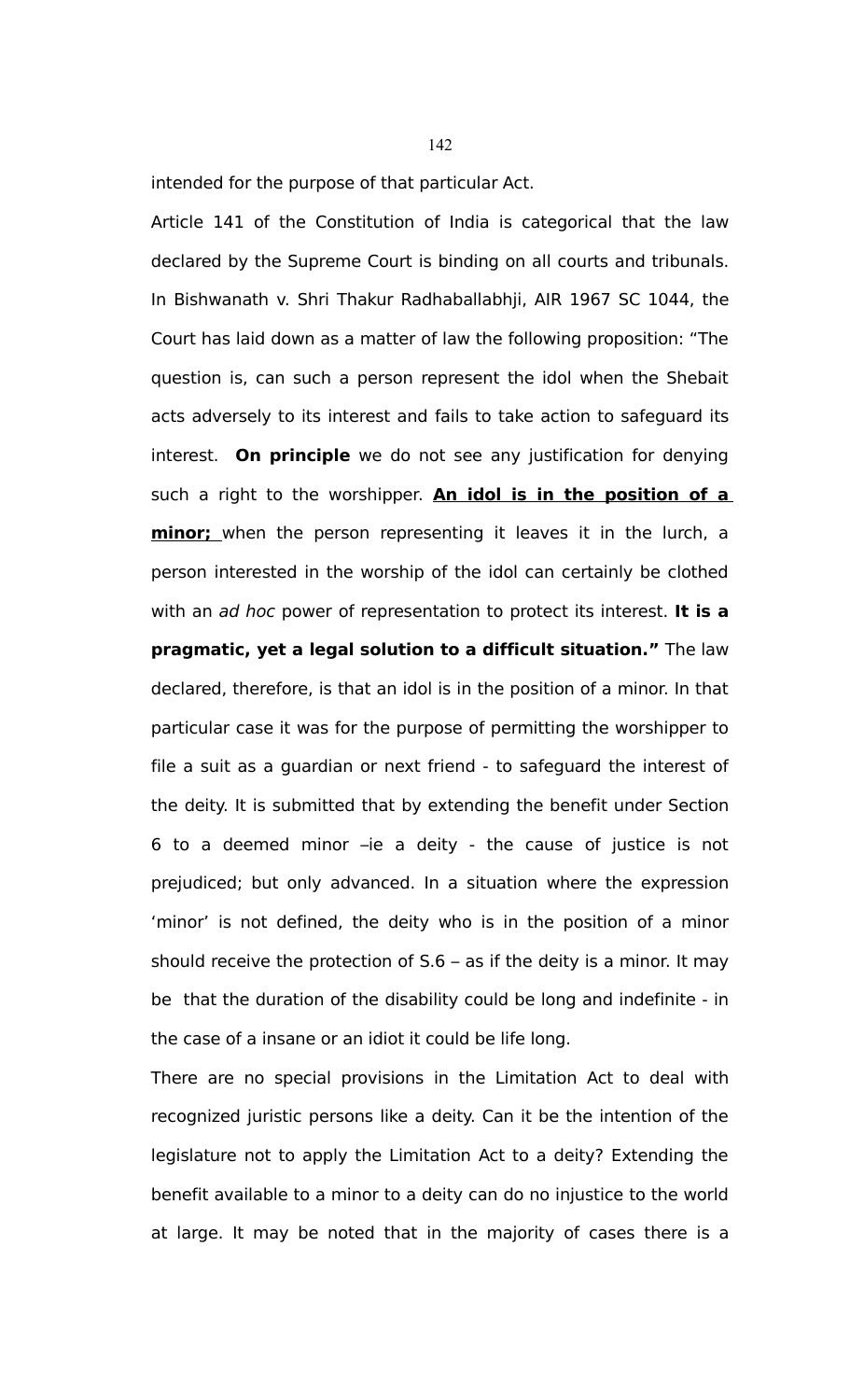intended for the purpose of that particular Act.

Article 141 of the Constitution of India is categorical that the law declared by the Supreme Court is binding on all courts and tribunals. In Bishwanath v. Shri Thakur Radhaballabhji, AIR 1967 SC 1044, the Court has laid down as a matter of law the following proposition: "The question is, can such a person represent the idol when the Shebait acts adversely to its interest and fails to take action to safeguard its interest. **On principle** we do not see any justification for denying such a right to the worshipper. <u>**An idol is in the position of a minor;**</u> when the person representing it leaves it in the lurch, a person interested in the worship of the idol can certainly be clothed with an *ad hoc* power of representation to protect its interest. **It is a pragmatic, yet a legal solution to a difficult situation."** The law declared, therefore, is that an idol is in the position of a minor. In that particular case it was for the purpose of permitting the worshipper to file a suit as a guardian or next friend - to safeguard the interest of the deity. It is submitted that by extending the benefit under Section 6 to a deemed minor –ie a deity - the cause of justice is not prejudiced; but only advanced. In a situation where the expression 'minor' is not defined, the deity who is in the position of a minor should receive the protection of S.6 – as if the deity is a minor. It may be that the duration of the disability could be long and indefinite - in the case of a insane or an idiot it could be life long.

There are no special provisions in the Limitation Act to deal with recognized juristic persons like a deity. Can it be the intention of the legislature not to apply the Limitation Act to a deity? Extending the benefit available to a minor to a deity can do no injustice to the world at large. It may be noted that in the majority of cases there is a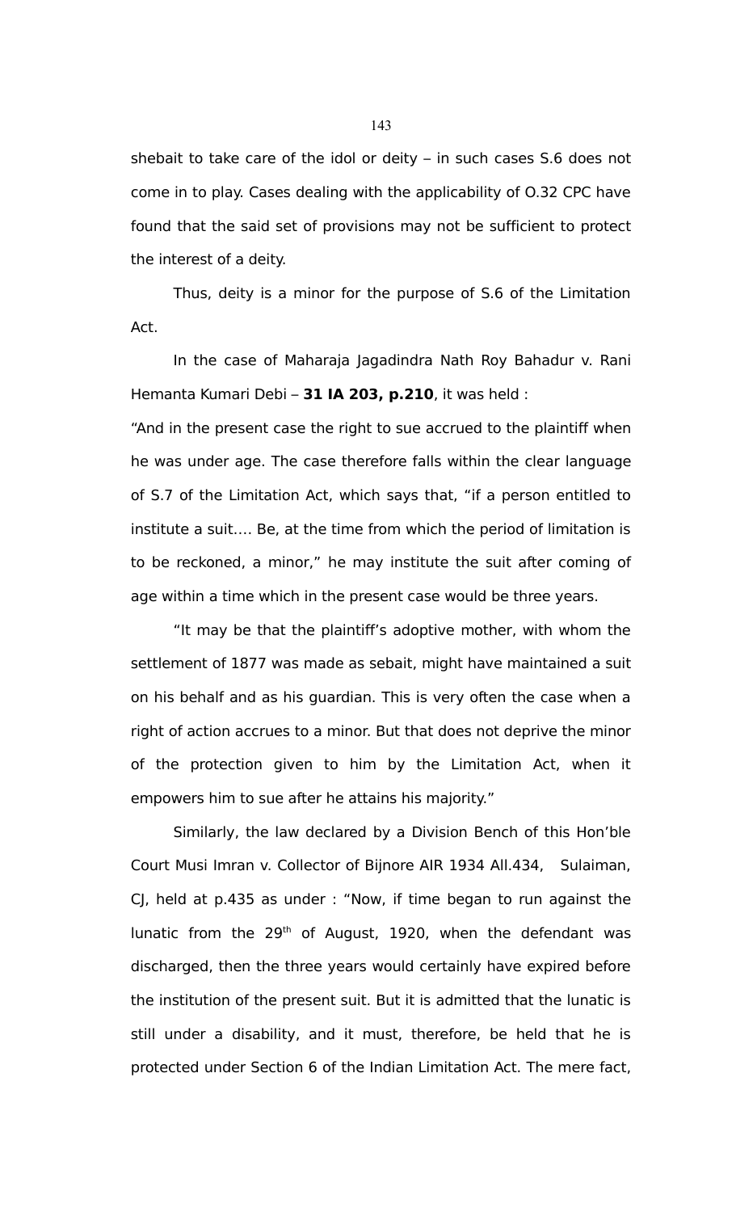shebait to take care of the idol or deity – in such cases S.6 does not come in to play. Cases dealing with the applicability of O.32 CPC have found that the said set of provisions may not be sufficient to protect the interest of a deity.

Thus, deity is a minor for the purpose of S.6 of the Limitation Act.

In the case of Maharaja Jagadindra Nath Roy Bahadur v. Rani Hemanta Kumari Debi – **31 IA 203, p.210**, it was held :

"And in the present case the right to sue accrued to the plaintiff when he was under age. The case therefore falls within the clear language of S.7 of the Limitation Act, which says that, "if a person entitled to institute a suit.... Be, at the time from which the period of limitation is to be reckoned, a minor," he may institute the suit after coming of age within a time which in the present case would be three years.

"It may be that the plaintiff's adoptive mother, with whom the settlement of 1877 was made as sebait, might have maintained a suit on his behalf and as his guardian. This is very often the case when a right of action accrues to a minor. But that does not deprive the minor of the protection given to him by the Limitation Act, when it empowers him to sue after he attains his majority."

Similarly, the law declared by a Division Bench of this Hon'ble Court Musi Imran v. Collector of Bijnore AIR 1934 All.434, Sulaiman, CJ, held at p.435 as under : "Now, if time began to run against the lunatic from the 29th of August, 1920, when the defendant was discharged, then the three years would certainly have expired before the institution of the present suit. But it is admitted that the lunatic is still under a disability, and it must, therefore, be held that he is protected under Section 6 of the Indian Limitation Act. The mere fact,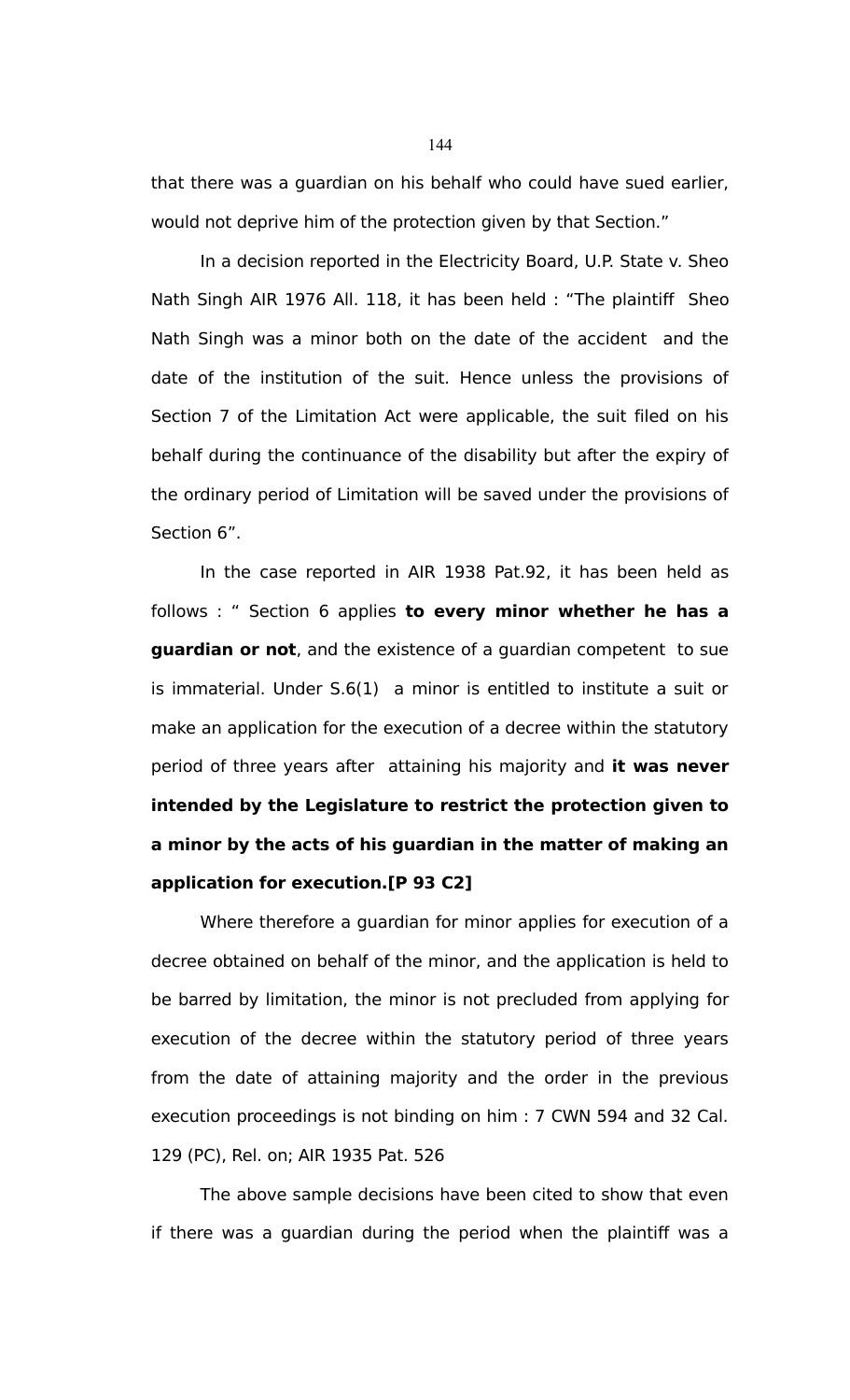that there was a guardian on his behalf who could have sued earlier, would not deprive him of the protection given by that Section."

In a decision reported in the Electricity Board, U.P. State v. Sheo Nath Singh AIR 1976 All. 118, it has been held : "The plaintiff Sheo Nath Singh was a minor both on the date of the accident and the date of the institution of the suit. Hence unless the provisions of Section 7 of the Limitation Act were applicable, the suit filed on his behalf during the continuance of the disability but after the expiry of the ordinary period of Limitation will be saved under the provisions of Section 6".

In the case reported in AIR 1938 Pat.92, it has been held as follows : " Section 6 applies **to every minor whether he has a guardian or not**, and the existence of a guardian competent to sue is immaterial. Under S.6(1) a minor is entitled to institute a suit or make an application for the execution of a decree within the statutory period of three years after attaining his majority and **it was never intended by the Legislature to restrict the protection given to a minor by the acts of his guardian in the matter of making an application for execution.[P 93 C2]**

Where therefore a guardian for minor applies for execution of a decree obtained on behalf of the minor, and the application is held to be barred by limitation, the minor is not precluded from applying for execution of the decree within the statutory period of three years from the date of attaining majority and the order in the previous execution proceedings is not binding on him : 7 CWN 594 and 32 Cal. 129 (PC), Rel. on; AIR 1935 Pat. 526

The above sample decisions have been cited to show that even if there was a guardian during the period when the plaintiff was a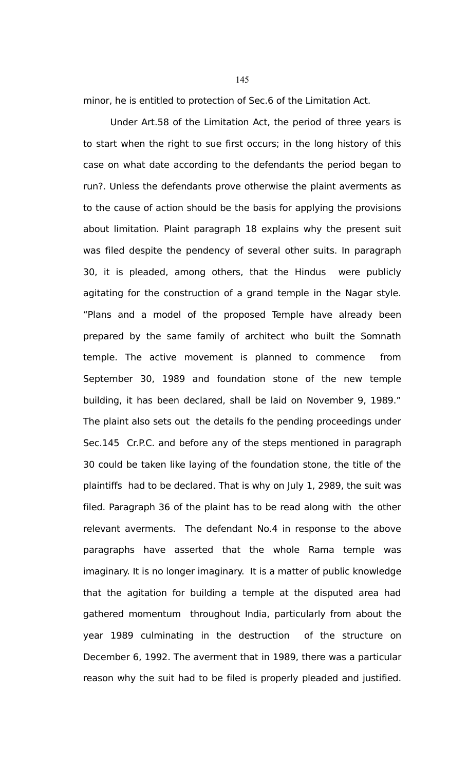minor, he is entitled to protection of Sec.6 of the Limitation Act.

Under Art.58 of the Limitation Act, the period of three years is to start when the right to sue first occurs; in the long history of this case on what date according to the defendants the period began to run?. Unless the defendants prove otherwise the plaint averments as to the cause of action should be the basis for applying the provisions about limitation. Plaint paragraph 18 explains why the present suit was filed despite the pendency of several other suits. In paragraph 30, it is pleaded, among others, that the Hindus were publicly agitating for the construction of a grand temple in the Nagar style. "Plans and a model of the proposed Temple have already been prepared by the same family of architect who built the Somnath temple. The active movement is planned to commence from September 30, 1989 and foundation stone of the new temple building, it has been declared, shall be laid on November 9, 1989." The plaint also sets out the details fo the pending proceedings under Sec.145 Cr.P.C. and before any of the steps mentioned in paragraph 30 could be taken like laying of the foundation stone, the title of the plaintiffs had to be declared. That is why on July 1, 2989, the suit was filed. Paragraph 36 of the plaint has to be read along with the other relevant averments. The defendant No.4 in response to the above paragraphs have asserted that the whole Rama temple was imaginary. It is no longer imaginary. It is a matter of public knowledge that the agitation for building a temple at the disputed area had gathered momentum throughout India, particularly from about the year 1989 culminating in the destruction of the structure on December 6, 1992. The averment that in 1989, there was a particular reason why the suit had to be filed is properly pleaded and justified.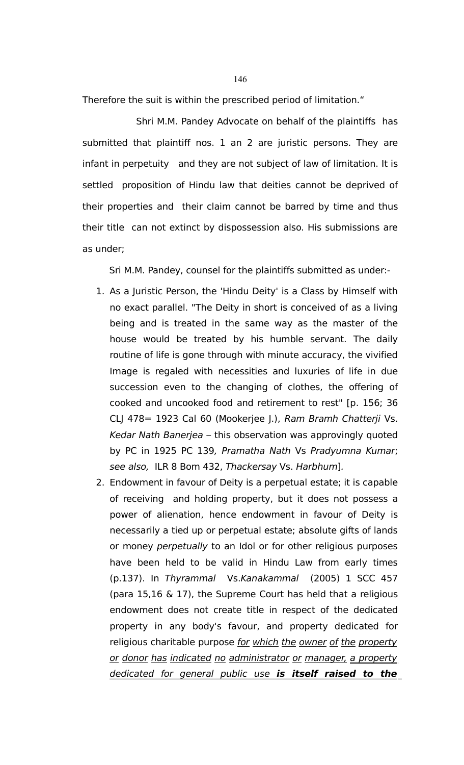Therefore the suit is within the prescribed period of limitation."

Shri M.M. Pandey Advocate on behalf of the plaintiffs has submitted that plaintiff nos. 1 an 2 are juristic persons. They are infant in perpetuity and they are not subject of law of limitation. It is settled proposition of Hindu law that deities cannot be deprived of their properties and their claim cannot be barred by time and thus their title can not extinct by dispossession also. His submissions are as under;

Sri M.M. Pandey, counsel for the plaintiffs submitted as under:-

1. As a Juristic Person, the 'Hindu Deity' is a Class by Himself with no exact parallel. "The Deity in short is conceived of as a living being and is treated in the same way as the master of the house would be treated by his humble servant. The daily routine of life is gone through with minute accuracy, the vivified Image is regaled with necessities and luxuries of life in due succession even to the changing of clothes, the offering of cooked and uncooked food and retirement to rest" [p. 156; 36 CLJ 478= 1923 Cal 60 (Mookerjee J.), *Ram Bramh Chatterji* Vs. *Kedar Nath Banerjea* – this observation was approvingly quoted by PC in 1925 PC 139*, Pramatha Nath* Vs *Pradyumna Kumar*; *see also,* ILR 8 Bom 432, *Thackersay* Vs. *Harbhum*].
2. Endowment in favour of Deity is a perpetual estate; it is capable of receiving and holding property, but it does not possess a power of alienation, hence endowment in favour of Deity is necessarily a tied up or perpetual estate; absolute gifts of lands or money *perpetually* to an Idol or for other religious purposes have been held to be valid in Hindu Law from early times (p.137). In *Thyrammal* Vs.*Kanakammal* (2005) 1 SCC 457 (para 15,16 & 17), the Supreme Court has held that a religious endowment does not create title in respect of the dedicated property in any body's favour, and property dedicated for religious charitable purpose <u>for which the owner of the property or donor has indicated no administrator or manager, a property dedicated for general public use **is itself raised to the**</u>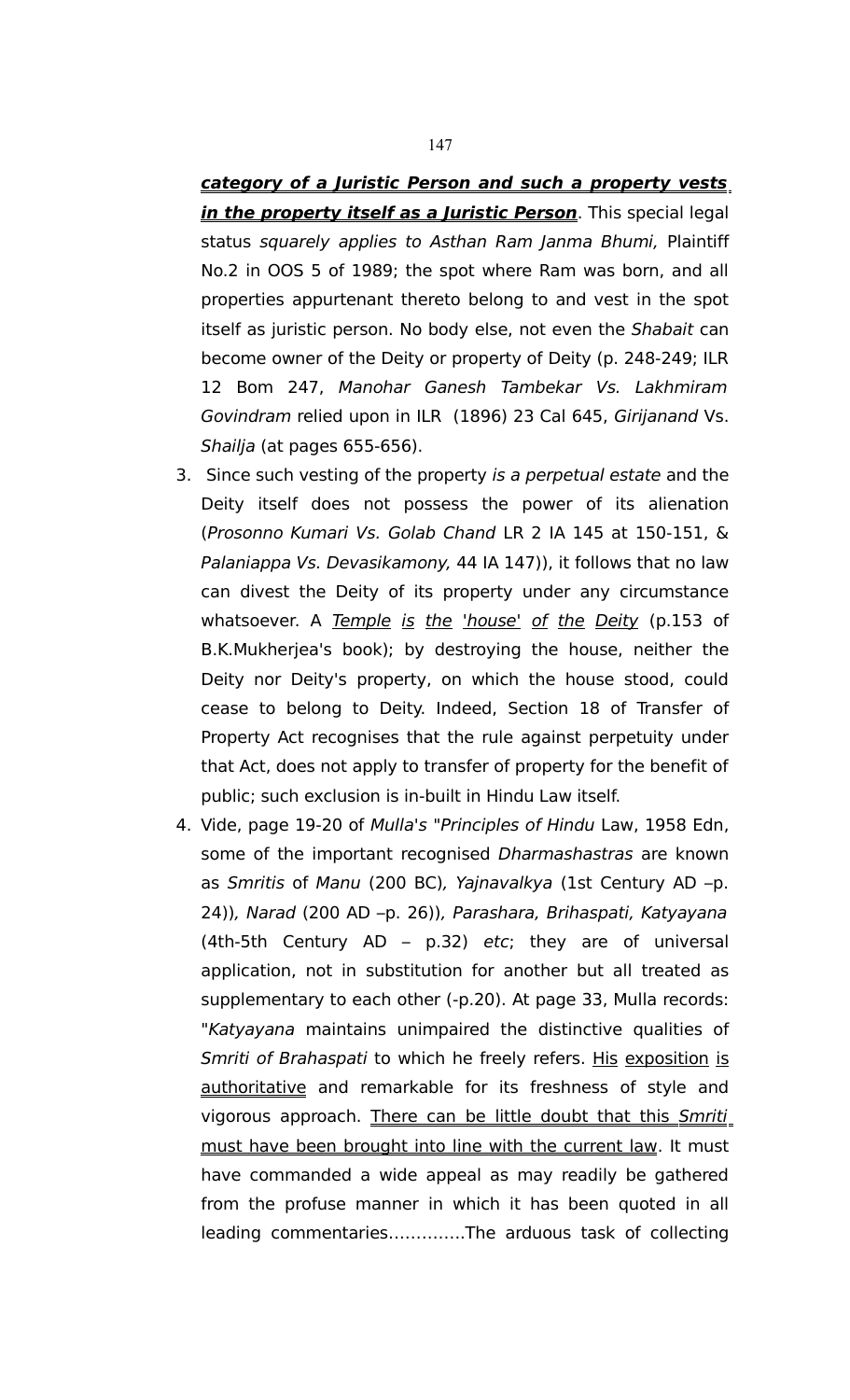***category of a Juristic Person and such a property vests in the property itself as a Juristic Person***. This special legal status *squarely applies to Asthan Ram Janma Bhumi,* Plaintiff No.2 in OOS 5 of 1989; the spot where Ram was born, and all properties appurtenant thereto belong to and vest in the spot itself as juristic person. No body else, not even the *Shabait* can become owner of the Deity or property of Deity (p. 248-249; ILR 12 Bom 247, *Manohar Ganesh Tambekar Vs. Lakhmiram Govindram* relied upon in ILR (1896) 23 Cal 645, *Girijanand* Vs. *Shailja* (at pages 655-656).

3. Since such vesting of the property *is a perpetual estate* and the Deity itself does not possess the power of its alienation (*Prosonno Kumari Vs. Golab Chand* LR 2 IA 145 at 150-151, & *Palaniappa Vs. Devasikamony,* 44 IA 147)), it follows that no law can divest the Deity of its property under any circumstance whatsoever. A *Temple is the 'house' of the Deity* (p.153 of B.K.Mukherjea's book); by destroying the house, neither the Deity nor Deity's property, on which the house stood, could cease to belong to Deity. Indeed, Section 18 of Transfer of Property Act recognises that the rule against perpetuity under that Act, does not apply to transfer of property for the benefit of public; such exclusion is in-built in Hindu Law itself.

4. Vide, page 19-20 of *Mulla's "Principles of Hindu* Law, 1958 Edn, some of the important recognised *Dharmashastras* are known as *Smritis* of *Manu* (200 BC)*, Yajnavalkya* (1st Century AD –p. 24))*, Narad* (200 AD –p. 26))*, Parashara, Brihaspati, Katyayana* (4th-5th Century AD – p.32) *etc*; they are of universal application, not in substitution for another but all treated as supplementary to each other (-p.20). At page 33, Mulla records: "*Katyayana* maintains unimpaired the distinctive qualities of *Smriti of Brahaspati* to which he freely refers. His exposition is authoritative and remarkable for its freshness of style and vigorous approach. There can be little doubt that this *Smriti* must have been brought into line with the current law. It must have commanded a wide appeal as may readily be gathered from the profuse manner in which it has been quoted in all leading commentaries………….The arduous task of collecting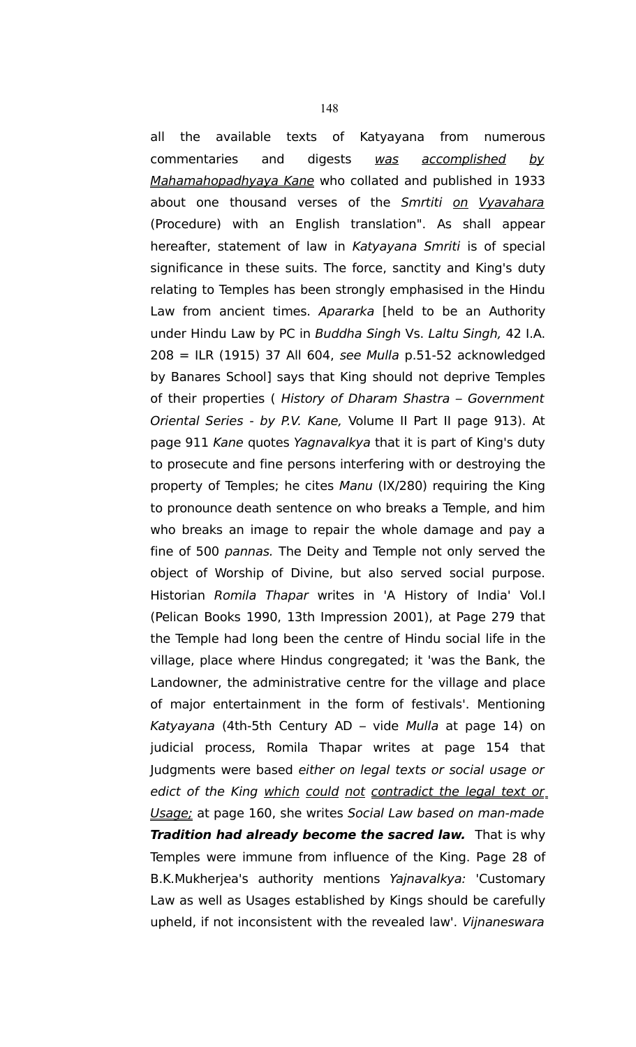all the available texts of Katyayana from numerous commentaries and digests <u>was</u> <u>accomplished</u> <u>by</u> <u>Mahamahopadhyaya Kane</u> who collated and published in 1933 about one thousand verses of the *Smrtiti* <u>*on*</u> <u>*Vyavahara*</u> (Procedure) with an English translation". As shall appear hereafter, statement of law in *Katyayana Smriti* is of special significance in these suits. The force, sanctity and King's duty relating to Temples has been strongly emphasised in the Hindu Law from ancient times. *Apararka* [held to be an Authority under Hindu Law by PC in *Buddha Singh* Vs. *Laltu Singh,* 42 I.A. 208 = ILR (1915) 37 All 604, *see Mulla* p.51-52 acknowledged by Banares School] says that King should not deprive Temples of their properties ( *History of Dharam Shastra – Government Oriental Series - by P.V. Kane,* Volume II Part II page 913). At page 911 *Kane* quotes *Yagnavalkya* that it is part of King's duty to prosecute and fine persons interfering with or destroying the property of Temples; he cites *Manu* (IX/280) requiring the King to pronounce death sentence on who breaks a Temple, and him who breaks an image to repair the whole damage and pay a fine of 500 *pannas.* The Deity and Temple not only served the object of Worship of Divine, but also served social purpose. Historian *Romila Thapar* writes in 'A History of India' Vol.I (Pelican Books 1990, 13th Impression 2001), at Page 279 that the Temple had long been the centre of Hindu social life in the village, place where Hindus congregated; it 'was the Bank, the Landowner, the administrative centre for the village and place of major entertainment in the form of festivals'. Mentioning *Katyayana* (4th-5th Century AD – vide *Mulla* at page 14) on judicial process, Romila Thapar writes at page 154 that Judgments were based *either on legal texts or social usage or edict of the King* <u>*which*</u> <u>*could*</u> <u>*not*</u> <u>*contradict the legal text or Usage;*</u> at page 160, she writes *Social Law based on man-made* ***Tradition had already become the sacred law.*** That is why Temples were immune from influence of the King. Page 28 of B.K.Mukherjea's authority mentions *Yajnavalkya:* 'Customary Law as well as Usages established by Kings should be carefully upheld, if not inconsistent with the revealed law'. *Vijnaneswara*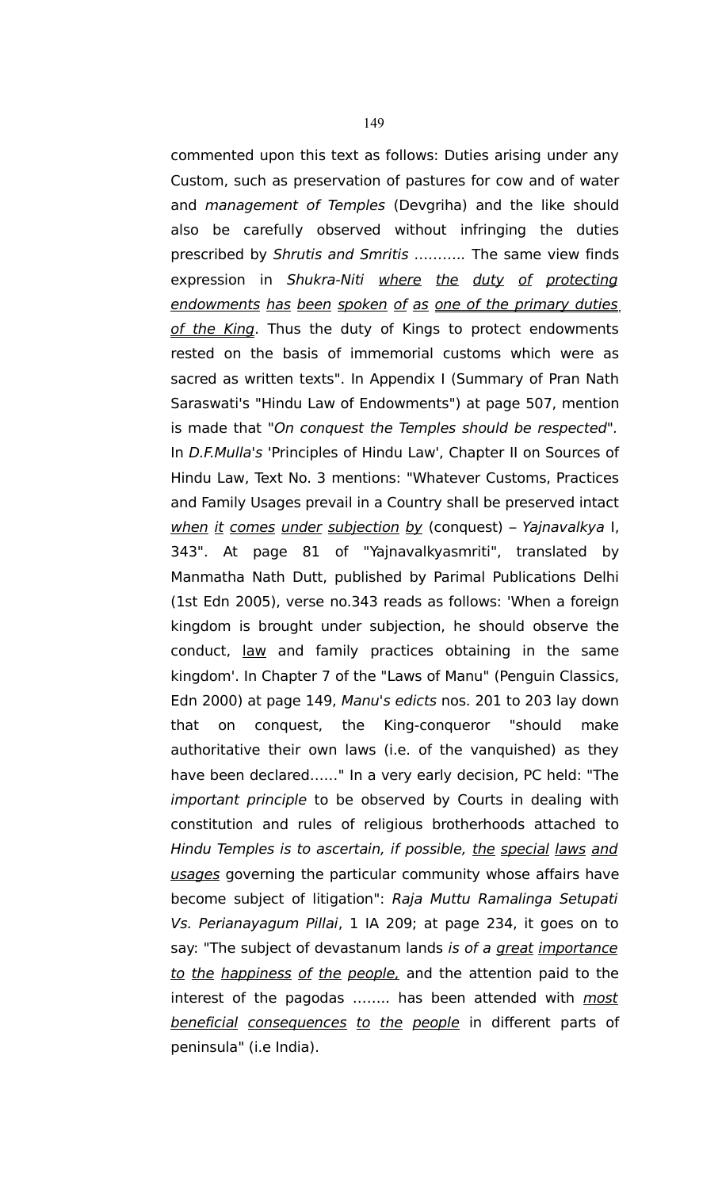commented upon this text as follows: Duties arising under any Custom, such as preservation of pastures for cow and of water and *management of Temples* (Devgriha) and the like should also be carefully observed without infringing the duties prescribed by *Shrutis and Smritis* ……….. The same view finds expression in *Shukra-Niti* <u>where the duty of protecting endowments has been spoken of as one of the primary duties of the King</u>. Thus the duty of Kings to protect endowments rested on the basis of immemorial customs which were as sacred as written texts". In Appendix I (Summary of Pran Nath Saraswati's "Hindu Law of Endowments") at page 507, mention is made that "*On conquest the Temples should be respected*". In *D.F.Mulla's* 'Principles of Hindu Law', Chapter II on Sources of Hindu Law, Text No. 3 mentions: "Whatever Customs, Practices and Family Usages prevail in a Country shall be preserved intact <u>when it comes under subjection by</u> (conquest) – *Yajnavalkya* I, 343". At page 81 of "Yajnavalkyasmriti", translated by Manmatha Nath Dutt, published by Parimal Publications Delhi (1st Edn 2005), verse no.343 reads as follows: 'When a foreign kingdom is brought under subjection, he should observe the conduct, <u>law</u> and family practices obtaining in the same kingdom'. In Chapter 7 of the "Laws of Manu" (Penguin Classics, Edn 2000) at page 149, *Manu's edicts* nos. 201 to 203 lay down that on conquest, the King-conqueror "should make authoritative their own laws (i.e. of the vanquished) as they have been declared……" In a very early decision, PC held: "The *important principle* to be observed by Courts in dealing with constitution and rules of religious brotherhoods attached to *Hindu Temples is to ascertain, if possible,* <u>the special laws and usages</u> governing the particular community whose affairs have become subject of litigation": *Raja Muttu Ramalinga Setupati Vs. Perianayagum Pillai*, 1 IA 209; at page 234, it goes on to say: "The subject of devastanum lands *is of a* <u>*great* *importance* to the happiness of the people,</u> and the attention paid to the interest of the pagodas …….. has been attended with <u>*most* beneficial consequences to the people</u> in different parts of peninsula" (i.e India).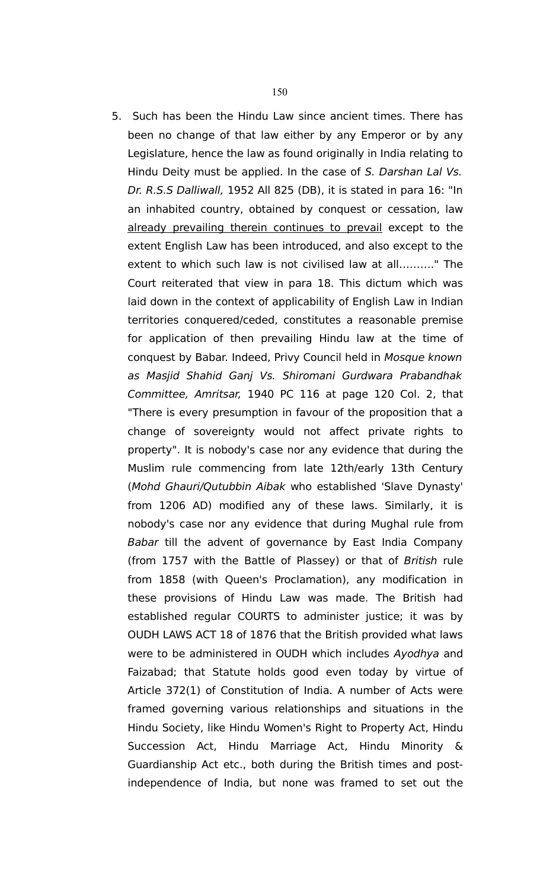5. Such has been the Hindu Law since ancient times. There has been no change of that law either by any Emperor or by any Legislature, hence the law as found originally in India relating to Hindu Deity must be applied. In the case of *S. Darshan Lal Vs. Dr. R.S.S Dalliwall,* 1952 All 825 (DB), it is stated in para 16: "In an inhabited country, obtained by conquest or cessation, law <u>already prevailing therein continues to prevail</u> except to the extent English Law has been introduced, and also except to the extent to which such law is not civilised law at all.........." The Court reiterated that view in para 18. This dictum which was laid down in the context of applicability of English Law in Indian territories conquered/ceded, constitutes a reasonable premise for application of then prevailing Hindu law at the time of conquest by Babar. Indeed, Privy Council held in *Mosque known as Masjid Shahid Ganj Vs. Shiromani Gurdwara Prabandhak Committee, Amritsar,* 1940 PC 116 at page 120 Col. 2, that "There is every presumption in favour of the proposition that a change of sovereignty would not affect private rights to property". It is nobody's case nor any evidence that during the Muslim rule commencing from late 12th/early 13th Century (*Mohd Ghauri/Qutubbin Aibak* who established 'Slave Dynasty' from 1206 AD) modified any of these laws. Similarly, it is nobody's case nor any evidence that during Mughal rule from *Babar* till the advent of governance by East India Company (from 1757 with the Battle of Plassey) or that of *British* rule from 1858 (with Queen's Proclamation), any modification in these provisions of Hindu Law was made. The British had established regular COURTS to administer justice; it was by OUDH LAWS ACT 18 of 1876 that the British provided what laws were to be administered in OUDH which includes *Ayodhya* and Faizabad; that Statute holds good even today by virtue of Article 372(1) of Constitution of India. A number of Acts were framed governing various relationships and situations in the Hindu Society, like Hindu Women's Right to Property Act, Hindu Succession Act, Hindu Marriage Act, Hindu Minority & Guardianship Act etc., both during the British times and post-independence of India, but none was framed to set out the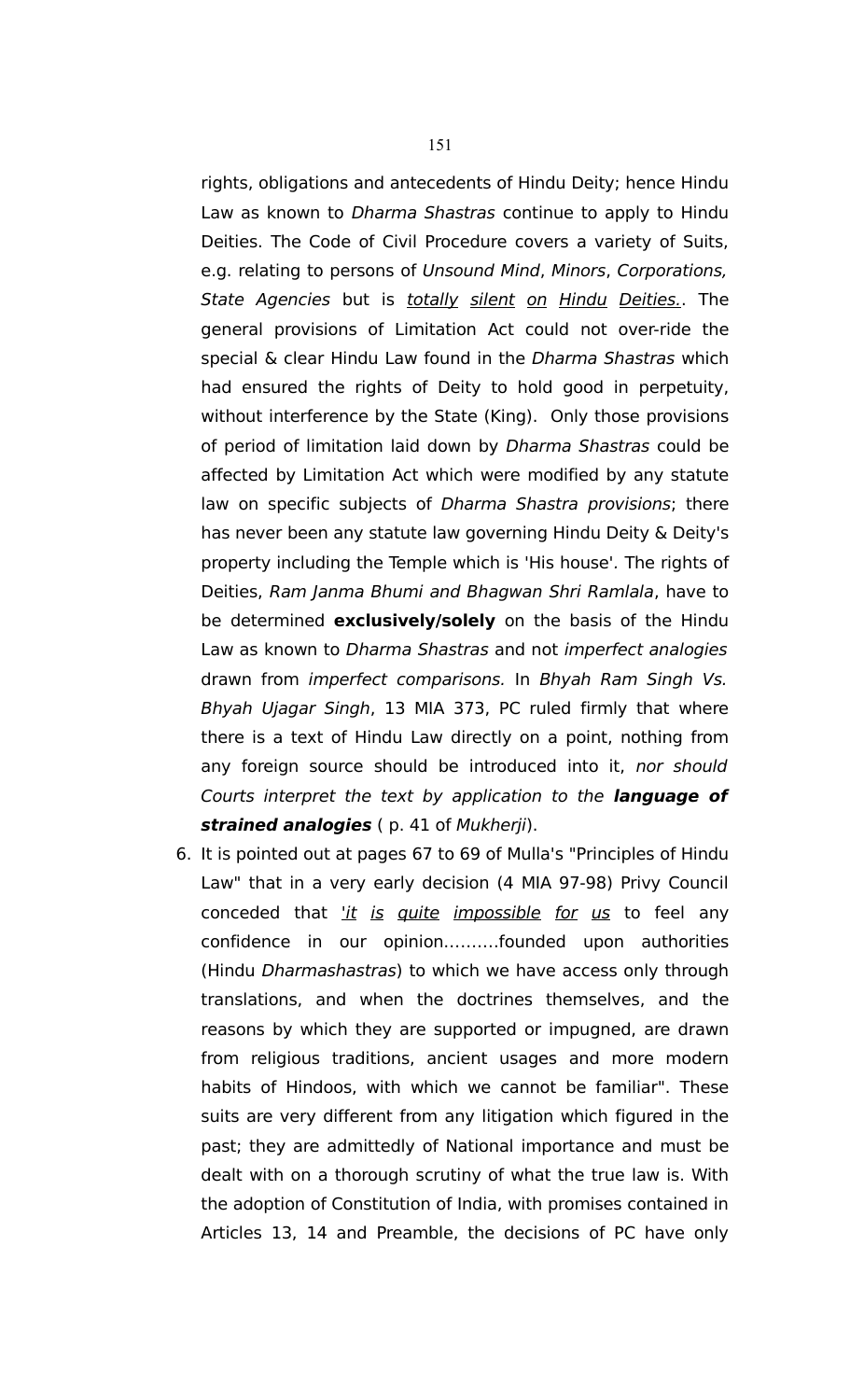rights, obligations and antecedents of Hindu Deity; hence Hindu Law as known to *Dharma Shastras* continue to apply to Hindu Deities. The Code of Civil Procedure covers a variety of Suits, e.g. relating to persons of *Unsound Mind*, *Minors*, *Corporations, State Agencies* but is <u>totally</u> <u>silent</u> <u>on</u> <u>Hindu</u> <u>Deities.</u>. The general provisions of Limitation Act could not over-ride the special & clear Hindu Law found in the *Dharma Shastras* which had ensured the rights of Deity to hold good in perpetuity, without interference by the State (King). Only those provisions of period of limitation laid down by *Dharma Shastras* could be affected by Limitation Act which were modified by any statute law on specific subjects of *Dharma Shastra provisions*; there has never been any statute law governing Hindu Deity & Deity's property including the Temple which is 'His house'. The rights of Deities, *Ram Janma Bhumi and Bhagwan Shri Ramlala*, have to be determined **exclusively/solely** on the basis of the Hindu Law as known to *Dharma Shastras* and not *imperfect analogies* drawn from *imperfect comparisons.* In *Bhyah Ram Singh Vs. Bhyah Ujagar Singh*, 13 MIA 373, PC ruled firmly that where there is a text of Hindu Law directly on a point, nothing from any foreign source should be introduced into it, *nor should Courts interpret the text by application to the* ***language of strained analogies*** ( p. 41 of *Mukherji*).

6. It is pointed out at pages 67 to 69 of Mulla's "Principles of Hindu Law" that in a very early decision (4 MIA 97-98) Privy Council conceded that <u>'*it* *is* *quite* *impossible* *for* *us*</u> to feel any confidence in our opinion..........founded upon authorities (Hindu *Dharmashastras*) to which we have access only through translations, and when the doctrines themselves, and the reasons by which they are supported or impugned, are drawn from religious traditions, ancient usages and more modern habits of Hindoos, with which we cannot be familiar". These suits are very different from any litigation which figured in the past; they are admittedly of National importance and must be dealt with on a thorough scrutiny of what the true law is. With the adoption of Constitution of India, with promises contained in Articles 13, 14 and Preamble, the decisions of PC have only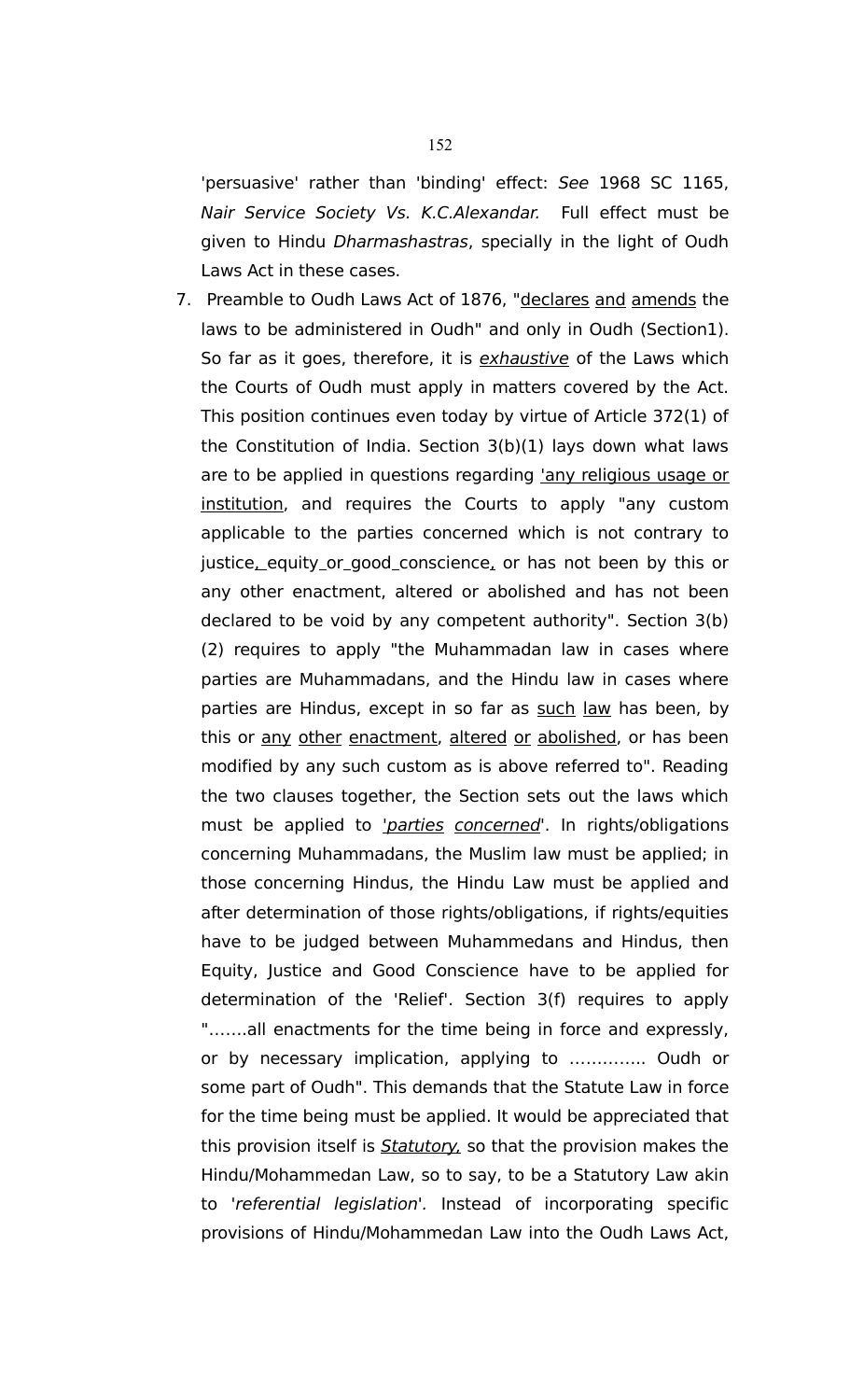'persuasive' rather than 'binding' effect: *See* 1968 SC 1165, *Nair Service Society Vs. K.C.Alexandar.* Full effect must be given to Hindu *Dharmashastras*, specially in the light of Oudh Laws Act in these cases.

7. Preamble to Oudh Laws Act of 1876, "declares and amends the laws to be administered in Oudh" and only in Oudh (Section1). So far as it goes, therefore, it is ***exhaustive*** of the Laws which the Courts of Oudh must apply in matters covered by the Act. This position continues even today by virtue of Article 372(1) of the Constitution of India. Section 3(b)(1) lays down what laws are to be applied in questions regarding 'any religious usage or institution, and requires the Courts to apply "any custom applicable to the parties concerned which is not contrary to justice, equity or good conscience, or has not been by this or any other enactment, altered or abolished and has not been declared to be void by any competent authority". Section 3(b)(2) requires to apply "the Muhammadan law in cases where parties are Muhammadans, and the Hindu law in cases where parties are Hindus, except in so far as such law has been, by this or any other enactment, altered or abolished, or has been modified by any such custom as is above referred to". Reading the two clauses together, the Section sets out the laws which must be applied to '*parties concerned*'. In rights/obligations concerning Muhammadans, the Muslim law must be applied; in those concerning Hindus, the Hindu Law must be applied and after determination of those rights/obligations, if rights/equities have to be judged between Muhammedans and Hindus, then Equity, Justice and Good Conscience have to be applied for determination of the 'Relief'. Section 3(f) requires to apply ".......all enactments for the time being in force and expressly, or by necessary implication, applying to ............. Oudh or some part of Oudh". This demands that the Statute Law in force for the time being must be applied. It would be appreciated that this provision itself is *Statutory,* so that the provision makes the Hindu/Mohammedan Law, so to say, to be a Statutory Law akin to '*referential legislation*'. Instead of incorporating specific provisions of Hindu/Mohammedan Law into the Oudh Laws Act,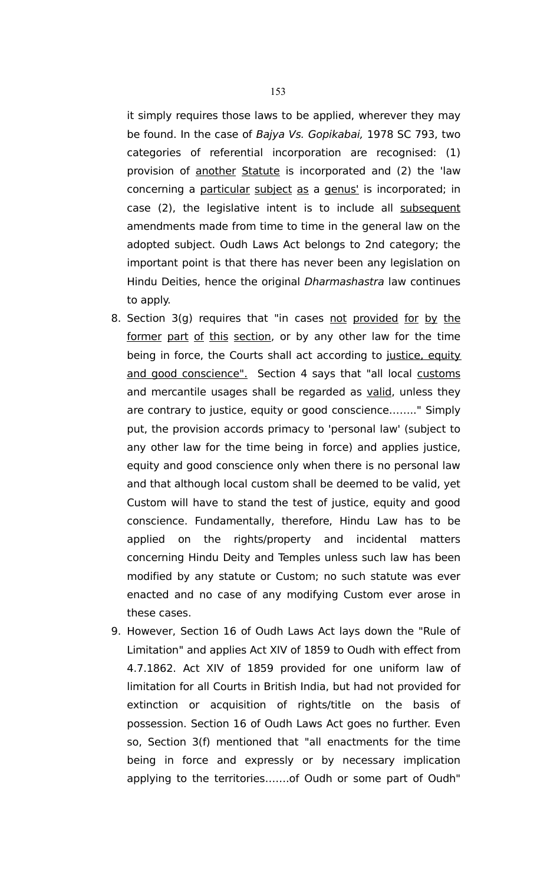it simply requires those laws to be applied, wherever they may be found. In the case of *Bajya Vs. Gopikabai,* 1978 SC 793, two categories of referential incorporation are recognised: (1) provision of another Statute is incorporated and (2) the 'law concerning a particular subject as a genus' is incorporated; in case (2), the legislative intent is to include all subsequent amendments made from time to time in the general law on the adopted subject. Oudh Laws Act belongs to 2nd category; the important point is that there has never been any legislation on Hindu Deities, hence the original *Dharmashastra* law continues to apply.

8. Section 3(g) requires that "in cases not provided for by the former part of this section, or by any other law for the time being in force, the Courts shall act according to justice, equity and good conscience". Section 4 says that "all local customs and mercantile usages shall be regarded as valid, unless they are contrary to justice, equity or good conscience........" Simply put, the provision accords primacy to 'personal law' (subject to any other law for the time being in force) and applies justice, equity and good conscience only when there is no personal law and that although local custom shall be deemed to be valid, yet Custom will have to stand the test of justice, equity and good conscience. Fundamentally, therefore, Hindu Law has to be applied on the rights/property and incidental matters concerning Hindu Deity and Temples unless such law has been modified by any statute or Custom; no such statute was ever enacted and no case of any modifying Custom ever arose in these cases.

9. However, Section 16 of Oudh Laws Act lays down the "Rule of Limitation" and applies Act XIV of 1859 to Oudh with effect from 4.7.1862. Act XIV of 1859 provided for one uniform law of limitation for all Courts in British India, but had not provided for extinction or acquisition of rights/title on the basis of possession. Section 16 of Oudh Laws Act goes no further. Even so, Section 3(f) mentioned that "all enactments for the time being in force and expressly or by necessary implication applying to the territories.......of Oudh or some part of Oudh"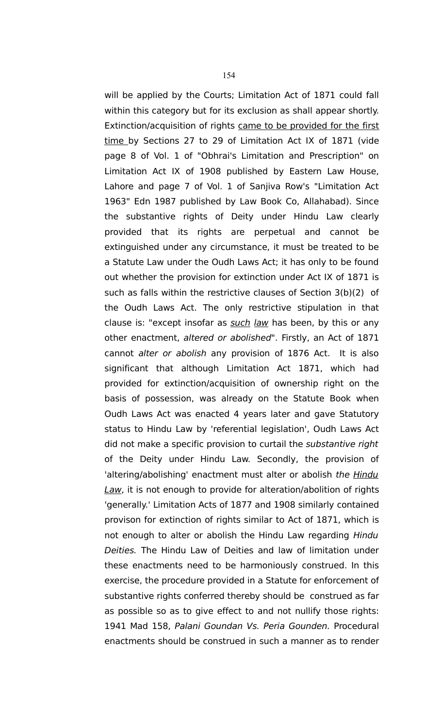will be applied by the Courts; Limitation Act of 1871 could fall within this category but for its exclusion as shall appear shortly. Extinction/acquisition of rights <u>came to be provided for the first time</u> by Sections 27 to 29 of Limitation Act IX of 1871 (vide page 8 of Vol. 1 of "Obhrai's Limitation and Prescription" on Limitation Act IX of 1908 published by Eastern Law House, Lahore and page 7 of Vol. 1 of Sanjiva Row's "Limitation Act 1963" Edn 1987 published by Law Book Co, Allahabad). Since the substantive rights of Deity under Hindu Law clearly provided that its rights are perpetual and cannot be extinguished under any circumstance, it must be treated to be a Statute Law under the Oudh Laws Act; it has only to be found out whether the provision for extinction under Act IX of 1871 is such as falls within the restrictive clauses of Section 3(b)(2) of the Oudh Laws Act. The only restrictive stipulation in that clause is: "except insofar as <u>*such*</u> <u>*law*</u> has been, by this or any other enactment, *altered or abolished*". Firstly, an Act of 1871 cannot *alter or abolish* any provision of 1876 Act. It is also significant that although Limitation Act 1871, which had provided for extinction/acquisition of ownership right on the basis of possession, was already on the Statute Book when Oudh Laws Act was enacted 4 years later and gave Statutory status to Hindu Law by 'referential legislation', Oudh Laws Act did not make a specific provision to curtail the *substantive right* of the Deity under Hindu Law. Secondly, the provision of 'altering/abolishing' enactment must alter or abolish *the <u>Hindu Law</u>*, it is not enough to provide for alteration/abolition of rights 'generally.' Limitation Acts of 1877 and 1908 similarly contained provison for extinction of rights similar to Act of 1871, which is not enough to alter or abolish the Hindu Law regarding *Hindu Deities.* The Hindu Law of Deities and law of limitation under these enactments need to be harmoniously construed. In this exercise, the procedure provided in a Statute for enforcement of substantive rights conferred thereby should be construed as far as possible so as to give effect to and not nullify those rights: 1941 Mad 158, *Palani Goundan Vs. Peria Gounden.* Procedural enactments should be construed in such a manner as to render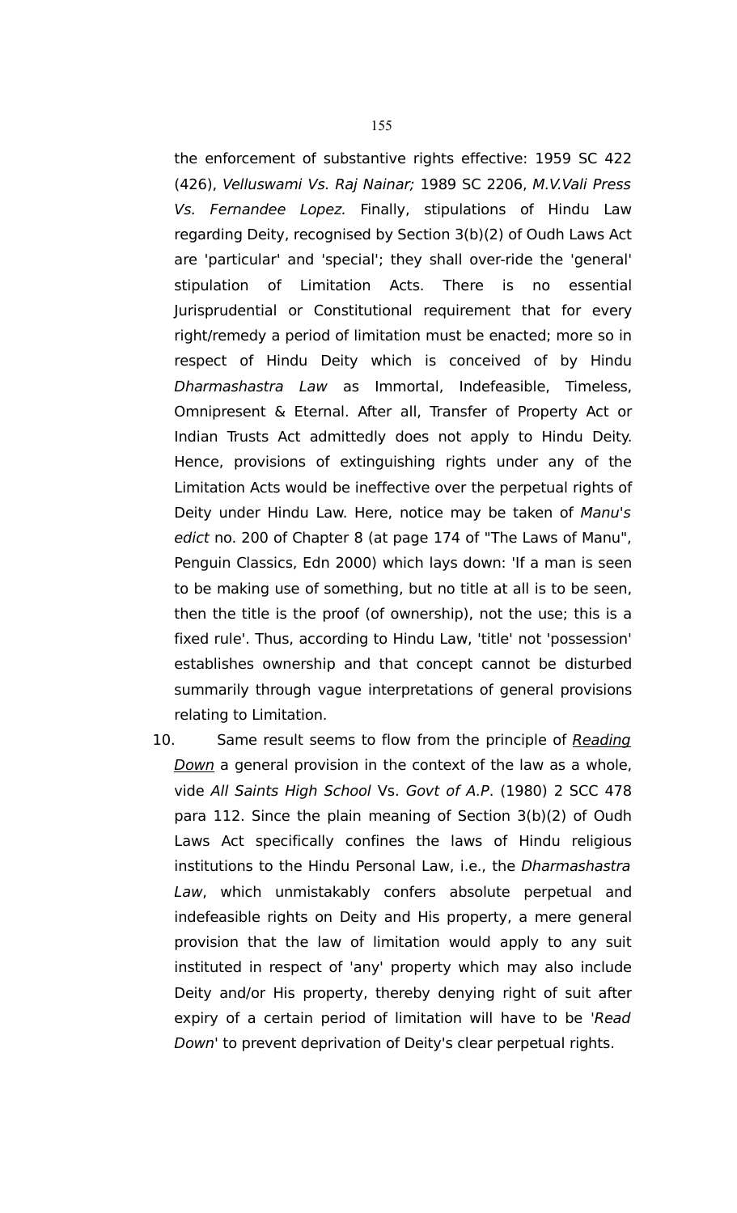the enforcement of substantive rights effective: 1959 SC 422 (426), *Velluswami Vs. Raj Nainar;* 1989 SC 2206, *M.V.Vali Press Vs. Fernandee Lopez.* Finally, stipulations of Hindu Law regarding Deity, recognised by Section 3(b)(2) of Oudh Laws Act are 'particular' and 'special'; they shall over-ride the 'general' stipulation of Limitation Acts. There is no essential Jurisprudential or Constitutional requirement that for every right/remedy a period of limitation must be enacted; more so in respect of Hindu Deity which is conceived of by Hindu *Dharmashastra Law* as Immortal, Indefeasible, Timeless, Omnipresent & Eternal. After all, Transfer of Property Act or Indian Trusts Act admittedly does not apply to Hindu Deity. Hence, provisions of extinguishing rights under any of the Limitation Acts would be ineffective over the perpetual rights of Deity under Hindu Law. Here, notice may be taken of *Manu's edict* no. 200 of Chapter 8 (at page 174 of "The Laws of Manu", Penguin Classics, Edn 2000) which lays down: 'If a man is seen to be making use of something, but no title at all is to be seen, then the title is the proof (of ownership), not the use; this is a fixed rule'. Thus, according to Hindu Law, 'title' not 'possession' establishes ownership and that concept cannot be disturbed summarily through vague interpretations of general provisions relating to Limitation.

10. Same result seems to flow from the principle of <u>Reading Down</u> a general provision in the context of the law as a whole, vide *All Saints High School* Vs. *Govt of A.P*. (1980) 2 SCC 478 para 112. Since the plain meaning of Section 3(b)(2) of Oudh Laws Act specifically confines the laws of Hindu religious institutions to the Hindu Personal Law, i.e., the *Dharmashastra Law*, which unmistakably confers absolute perpetual and indefeasible rights on Deity and His property, a mere general provision that the law of limitation would apply to any suit instituted in respect of 'any' property which may also include Deity and/or His property, thereby denying right of suit after expiry of a certain period of limitation will have to be '*Read Down*' to prevent deprivation of Deity's clear perpetual rights.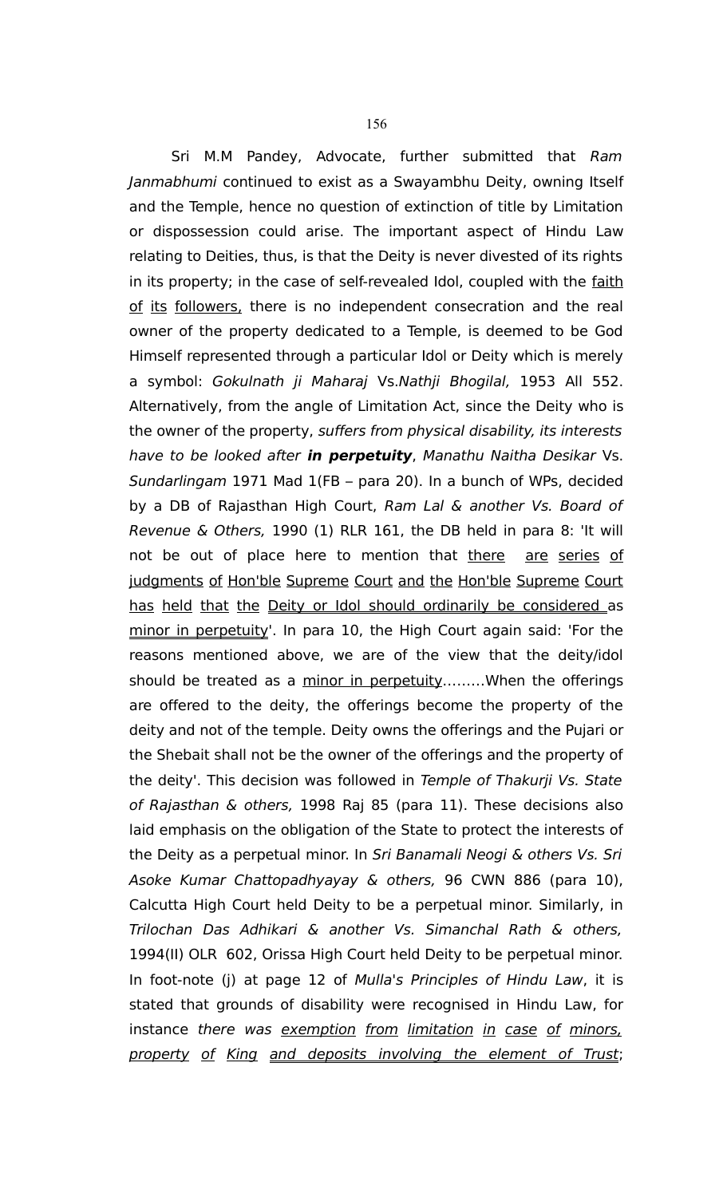Sri M.M Pandey, Advocate, further submitted that *Ram Janmabhumi* continued to exist as a Swayambhu Deity, owning Itself and the Temple, hence no question of extinction of title by Limitation or dispossession could arise. The important aspect of Hindu Law relating to Deities, thus, is that the Deity is never divested of its rights in its property; in the case of self-revealed Idol, coupled with the <u>faith of its followers,</u> there is no independent consecration and the real owner of the property dedicated to a Temple, is deemed to be God Himself represented through a particular Idol or Deity which is merely a symbol: *Gokulnath ji Maharaj* Vs.*Nathji Bhogilal,* 1953 All 552. Alternatively, from the angle of Limitation Act, since the Deity who is the owner of the property, *suffers from physical disability, its interests have to be looked after* ***in perpetuity***, *Manathu Naitha Desikar* Vs. *Sundarlingam* 1971 Mad 1(FB – para 20). In a bunch of WPs, decided by a DB of Rajasthan High Court, *Ram Lal & another Vs. Board of Revenue & Others,* 1990 (1) RLR 161, the DB held in para 8: 'It will not be out of place here to mention that <u>there are series of judgments of Hon'ble Supreme Court and the Hon'ble Supreme Court has held that the Deity or Idol should ordinarily be considered</u> as <u>minor in perpetuity</u>'. In para 10, the High Court again said: 'For the reasons mentioned above, we are of the view that the deity/idol should be treated as a <u>minor in perpetuity</u>.........When the offerings are offered to the deity, the offerings become the property of the deity and not of the temple. Deity owns the offerings and the Pujari or the Shebait shall not be the owner of the offerings and the property of the deity'. This decision was followed in *Temple of Thakurji Vs. State of Rajasthan & others,* 1998 Raj 85 (para 11). These decisions also laid emphasis on the obligation of the State to protect the interests of the Deity as a perpetual minor. In *Sri Banamali Neogi & others Vs. Sri Asoke Kumar Chattopadhyayay & others,* 96 CWN 886 (para 10), Calcutta High Court held Deity to be a perpetual minor. Similarly, in *Trilochan Das Adhikari & another Vs. Simanchal Rath & others,* 1994(II) OLR 602, Orissa High Court held Deity to be perpetual minor. In foot-note (j) at page 12 of *Mulla's Principles of Hindu Law*, it is stated that grounds of disability were recognised in Hindu Law, for instance *there was <u>exemption from limitation in case of minors, property of King and deposits involving the element of Trust</u>*;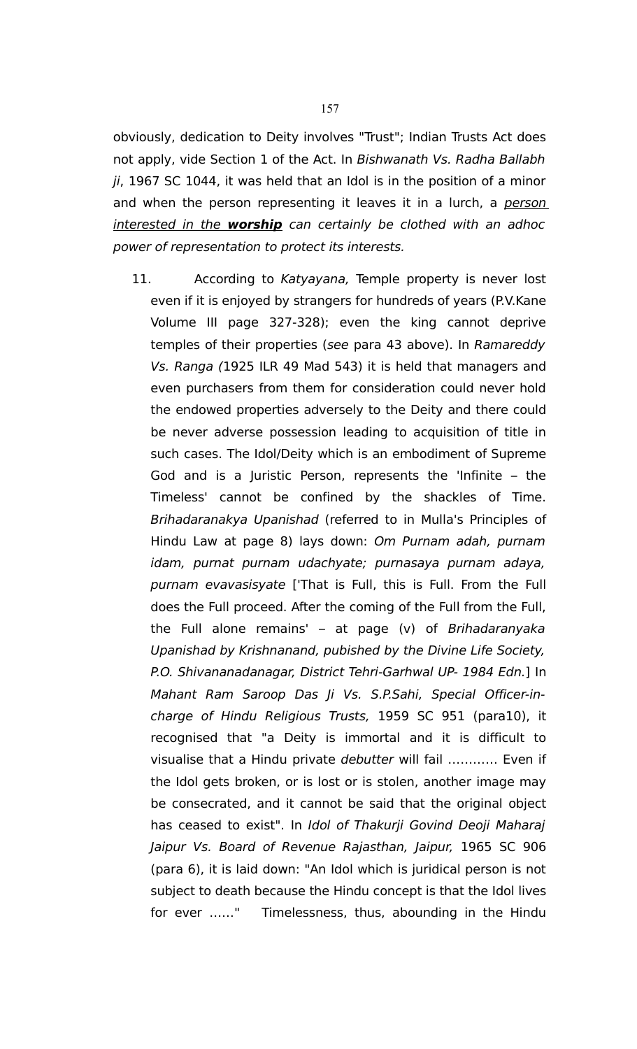obviously, dedication to Deity involves "Trust"; Indian Trusts Act does not apply, vide Section 1 of the Act. In *Bishwanath Vs. Radha Ballabh ji*, 1967 SC 1044, it was held that an Idol is in the position of a minor and when the person representing it leaves it in a lurch, a <u>person interested in the **worship**</u> *can certainly be clothed with an adhoc power of representation to protect its interests.*

11. According to *Katyayana,* Temple property is never lost even if it is enjoyed by strangers for hundreds of years (P.V.Kane Volume III page 327-328); even the king cannot deprive temples of their properties (*see* para 43 above). In *Ramareddy Vs. Ranga (*1925 ILR 49 Mad 543) it is held that managers and even purchasers from them for consideration could never hold the endowed properties adversely to the Deity and there could be never adverse possession leading to acquisition of title in such cases. The Idol/Deity which is an embodiment of Supreme God and is a Juristic Person, represents the 'Infinite – the Timeless' cannot be confined by the shackles of Time. *Brihadaranakya Upanishad* (referred to in Mulla's Principles of Hindu Law at page 8) lays down: *Om Purnam adah, purnam idam, purnat purnam udachyate; purnasaya purnam adaya, purnam evavasisyate* ['That is Full, this is Full. From the Full does the Full proceed. After the coming of the Full from the Full, the Full alone remains' – at page (v) of *Brihadaranyaka Upanishad by Krishnanand, pubished by the Divine Life Society, P.O. Shivananadanagar, District Tehri-Garhwal UP- 1984 Edn.*] In *Mahant Ram Saroop Das Ji Vs. S.P.Sahi, Special Officer-in-charge of Hindu Religious Trusts,* 1959 SC 951 (para10), it recognised that "a Deity is immortal and it is difficult to visualise that a Hindu private *debutter* will fail ………… Even if the Idol gets broken, or is lost or is stolen, another image may be consecrated, and it cannot be said that the original object has ceased to exist". In *Idol of Thakurji Govind Deoji Maharaj Jaipur Vs. Board of Revenue Rajasthan, Jaipur,* 1965 SC 906 (para 6), it is laid down: "An Idol which is juridical person is not subject to death because the Hindu concept is that the Idol lives for ever ……" Timelessness, thus, abounding in the Hindu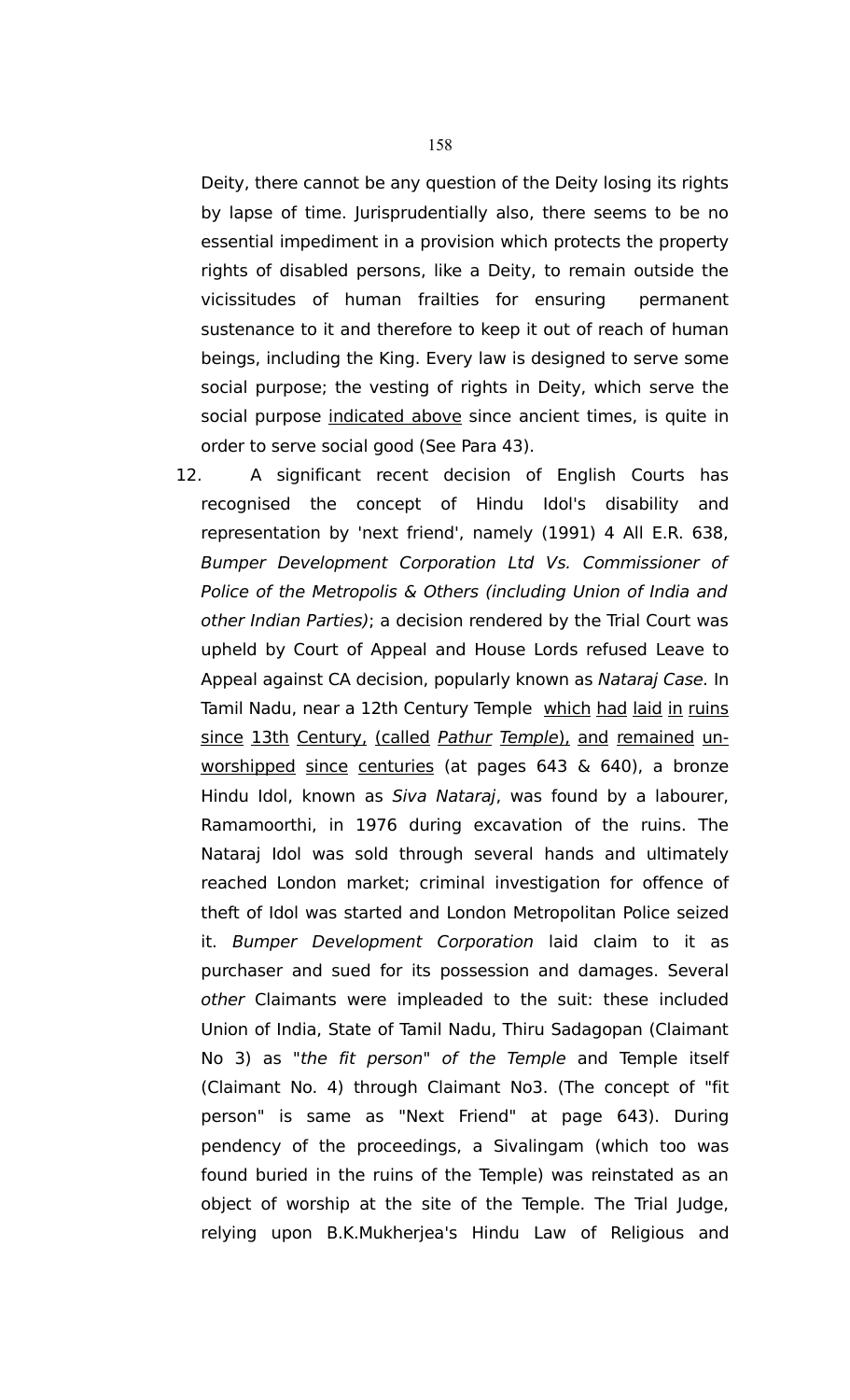Deity, there cannot be any question of the Deity losing its rights by lapse of time. Jurisprudentially also, there seems to be no essential impediment in a provision which protects the property rights of disabled persons, like a Deity, to remain outside the vicissitudes of human frailties for ensuring permanent sustenance to it and therefore to keep it out of reach of human beings, including the King. Every law is designed to serve some social purpose; the vesting of rights in Deity, which serve the social purpose <u>indicated above</u> since ancient times, is quite in order to serve social good (See Para 43).

12. A significant recent decision of English Courts has recognised the concept of Hindu Idol's disability and representation by 'next friend', namely (1991) 4 All E.R. 638, *Bumper Development Corporation Ltd Vs. Commissioner of Police of the Metropolis & Others (including Union of India and other Indian Parties)*; a decision rendered by the Trial Court was upheld by Court of Appeal and House Lords refused Leave to Appeal against CA decision, popularly known as *Nataraj Case*. In Tamil Nadu, near a 12th Century Temple <u>which had laid in ruins since 13th Century, (called *Pathur Temple*), and remained un-worshipped since centuries</u> (at pages 643 & 640), a bronze Hindu Idol, known as *Siva Nataraj*, was found by a labourer, Ramamoorthi, in 1976 during excavation of the ruins. The Nataraj Idol was sold through several hands and ultimately reached London market; criminal investigation for offence of theft of Idol was started and London Metropolitan Police seized it. *Bumper Development Corporation* laid claim to it as purchaser and sued for its possession and damages. Several *other* Claimants were impleaded to the suit: these included Union of India, State of Tamil Nadu, Thiru Sadagopan (Claimant No 3) as "*the fit person*" *of the Temple* and Temple itself (Claimant No. 4) through Claimant No3. (The concept of "fit person" is same as "Next Friend" at page 643). During pendency of the proceedings, a Sivalingam (which too was found buried in the ruins of the Temple) was reinstated as an object of worship at the site of the Temple. The Trial Judge, relying upon B.K.Mukherjea's Hindu Law of Religious and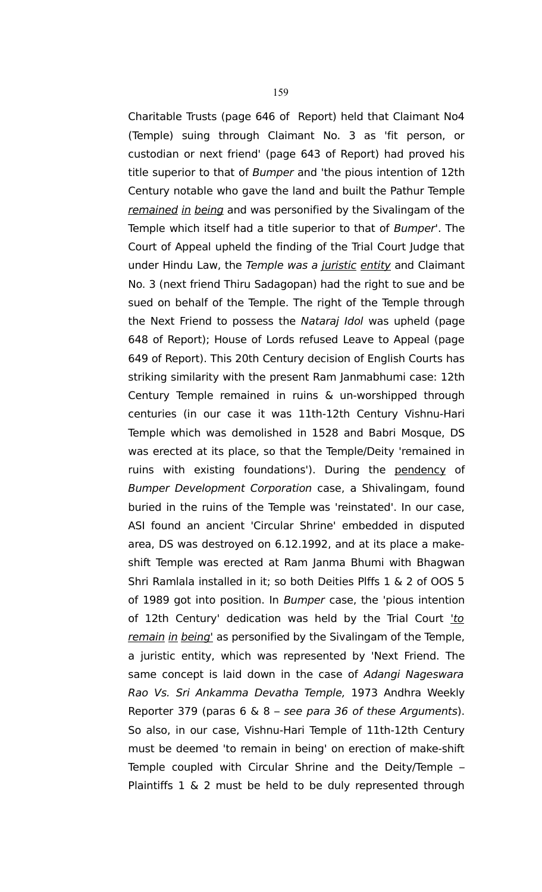Charitable Trusts (page 646 of Report) held that Claimant No4 (Temple) suing through Claimant No. 3 as 'fit person, or custodian or next friend' (page 643 of Report) had proved his title superior to that of *Bumper* and 'the pious intention of 12th Century notable who gave the land and built the Pathur Temple <u>remained</u> <u>in</u> <u>being</u> and was personified by the Sivalingam of the Temple which itself had a title superior to that of *Bumper*'. The Court of Appeal upheld the finding of the Trial Court Judge that under Hindu Law, the *Temple was a <u>juristic</u> <u>entity</u>* and Claimant No. 3 (next friend Thiru Sadagopan) had the right to sue and be sued on behalf of the Temple. The right of the Temple through the Next Friend to possess the *Nataraj Idol* was upheld (page 648 of Report); House of Lords refused Leave to Appeal (page 649 of Report). This 20th Century decision of English Courts has striking similarity with the present Ram Janmabhumi case: 12th Century Temple remained in ruins & un-worshipped through centuries (in our case it was 11th-12th Century Vishnu-Hari Temple which was demolished in 1528 and Babri Mosque, DS was erected at its place, so that the Temple/Deity 'remained in ruins with existing foundations'). During the <u>pendency</u> of *Bumper Development Corporation* case, a Shivalingam, found buried in the ruins of the Temple was 'reinstated'. In our case, ASI found an ancient 'Circular Shrine' embedded in disputed area, DS was destroyed on 6.12.1992, and at its place a make-shift Temple was erected at Ram Janma Bhumi with Bhagwan Shri Ramlala installed in it; so both Deities Plffs 1 & 2 of OOS 5 of 1989 got into position. In *Bumper* case, the 'pious intention of 12th Century' dedication was held by the Trial Court *<u>'to</u> <u>remain</u> <u>in</u> <u>being'</u>* as personified by the Sivalingam of the Temple, a juristic entity, which was represented by 'Next Friend. The same concept is laid down in the case of *Adangi Nageswara Rao Vs. Sri Ankamma Devatha Temple,* 1973 Andhra Weekly Reporter 379 (paras 6 & 8 – *see para 36 of these Arguments*). So also, in our case, Vishnu-Hari Temple of 11th-12th Century must be deemed 'to remain in being' on erection of make-shift Temple coupled with Circular Shrine and the Deity/Temple – Plaintiffs 1 & 2 must be held to be duly represented through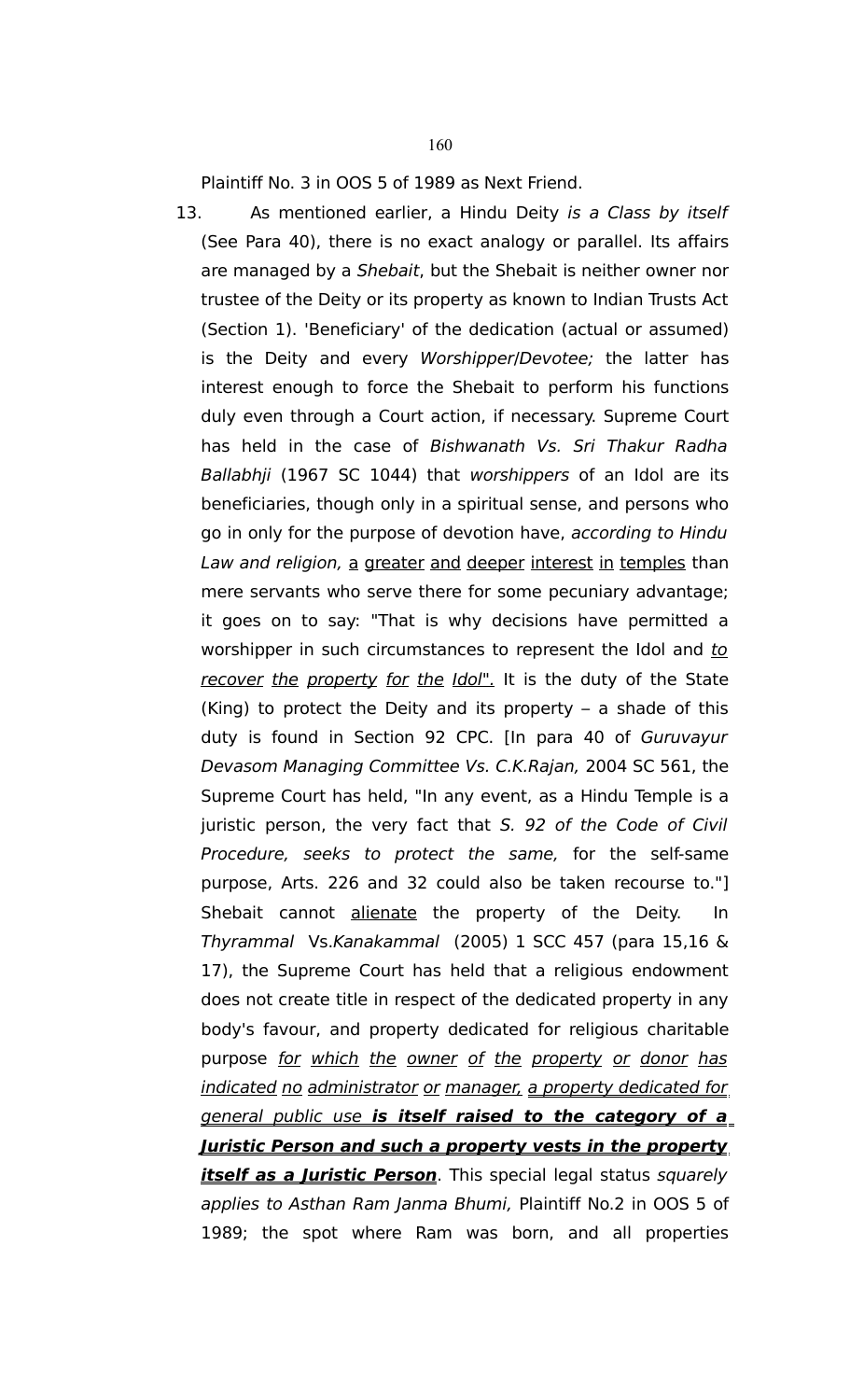Plaintiff No. 3 in OOS 5 of 1989 as Next Friend.

13. As mentioned earlier, a Hindu Deity *is a Class by itself* (See Para 40), there is no exact analogy or parallel. Its affairs are managed by a *Shebait*, but the Shebait is neither owner nor trustee of the Deity or its property as known to Indian Trusts Act (Section 1). 'Beneficiary' of the dedication (actual or assumed) is the Deity and every *Worshipper/Devotee;* the latter has interest enough to force the Shebait to perform his functions duly even through a Court action, if necessary. Supreme Court has held in the case of *Bishwanath Vs. Sri Thakur Radha Ballabhji* (1967 SC 1044) that *worshippers* of an Idol are its beneficiaries, though only in a spiritual sense, and persons who go in only for the purpose of devotion have, *according to Hindu Law and religion,* <u>a greater and deeper interest in temples</u> than mere servants who serve there for some pecuniary advantage; it goes on to say: "That is why decisions have permitted a worshipper in such circumstances to represent the Idol and *<u>to recover the property for the Idol</u>*". It is the duty of the State (King) to protect the Deity and its property – a shade of this duty is found in Section 92 CPC. [In para 40 of *Guruvayur Devasom Managing Committee Vs. C.K.Rajan,* 2004 SC 561, the Supreme Court has held, "In any event, as a Hindu Temple is a juristic person, the very fact that *S. 92 of the Code of Civil Procedure, seeks to protect the same,* for the self-same purpose, Arts. 226 and 32 could also be taken recourse to."] Shebait cannot <u>alienate</u> the property of the Deity. In *Thyrammal* Vs.*Kanakammal* (2005) 1 SCC 457 (para 15,16 & 17), the Supreme Court has held that a religious endowment does not create title in respect of the dedicated property in any body's favour, and property dedicated for religious charitable purpose *<u>for which the owner of the property or donor has indicated no administrator or manager,</u>* <u>a property dedicated for general public use</u> ***<u>is itself raised to the category of a Juristic Person and such a property vests in the property itself as a Juristic Person</u>***. This special legal status *squarely applies to Asthan Ram Janma Bhumi,* Plaintiff No.2 in OOS 5 of 1989; the spot where Ram was born, and all properties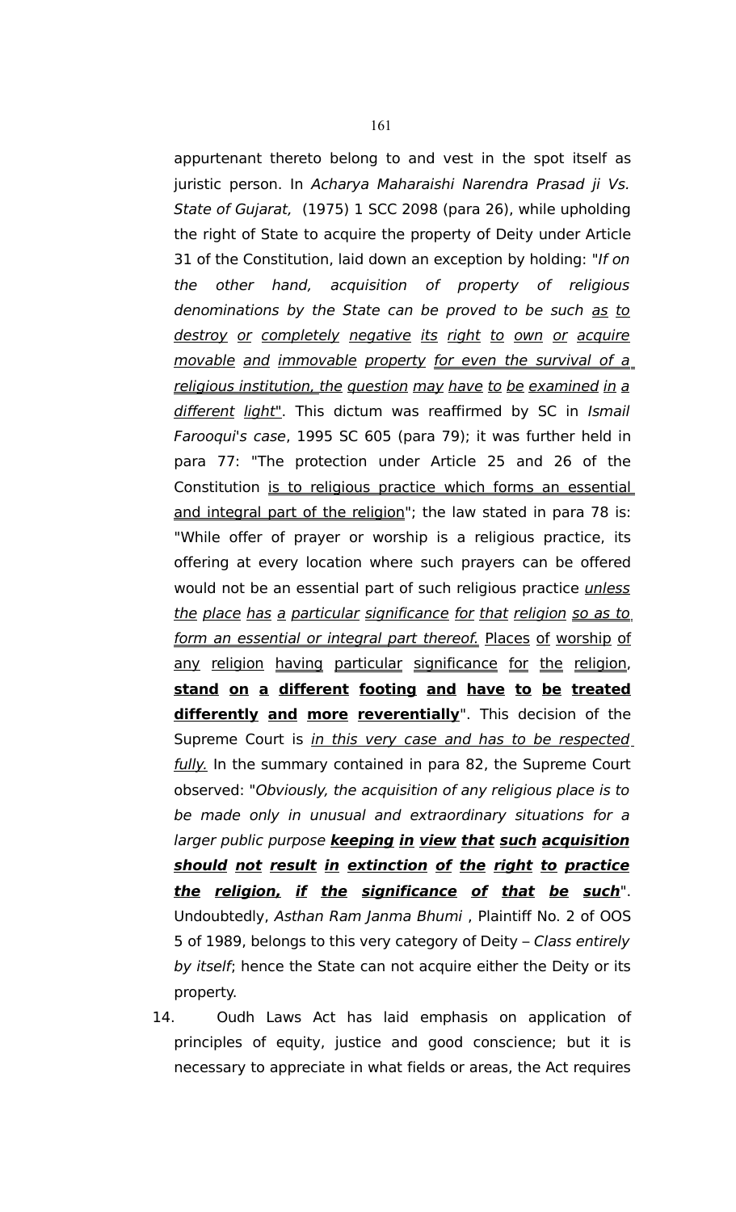appurtenant thereto belong to and vest in the spot itself as juristic person. In *Acharya Maharaishi Narendra Prasad ji Vs. State of Gujarat,* (1975) 1 SCC 2098 (para 26), while upholding the right of State to acquire the property of Deity under Article 31 of the Constitution, laid down an exception by holding: "*If on the other hand, acquisition of property of religious denominations by the State can be proved to be such <u>as to destroy or completely negative its right to own or acquire movable and immovable property for even the survival of a religious institution, the question may have to be examined in a different light</u>*". This dictum was reaffirmed by SC in *Ismail Farooqui's case*, 1995 SC 605 (para 79); it was further held in para 77: "The protection under Article 25 and 26 of the Constitution <u>is to religious practice which forms an essential and integral part of the religion</u>"; the law stated in para 78 is: "While offer of prayer or worship is a religious practice, its offering at every location where such prayers can be offered would not be an essential part of such religious practice *<u>unless the place has a particular significance for that religion so as to form an essential or integral part thereof.</u>* <u>Places of worship of any religion having particular significance for the religion,</u> <u>**stand on a different footing and have to be treated differently and more reverentially**</u>". This decision of the Supreme Court is *<u>in this very case and has to be respected fully.</u>* In the summary contained in para 82, the Supreme Court observed: "*Obviously, the acquisition of any religious place is to be made only in unusual and extraordinary situations for a larger public purpose <u>**keeping in view that such acquisition should not result in extinction of the right to practice the religion, if the significance of that be such**</u>*". Undoubtedly, *Asthan Ram Janma Bhumi* , Plaintiff No. 2 of OOS 5 of 1989, belongs to this very category of Deity – *Class entirely by itself*; hence the State can not acquire either the Deity or its property.

14. Oudh Laws Act has laid emphasis on application of principles of equity, justice and good conscience; but it is necessary to appreciate in what fields or areas, the Act requires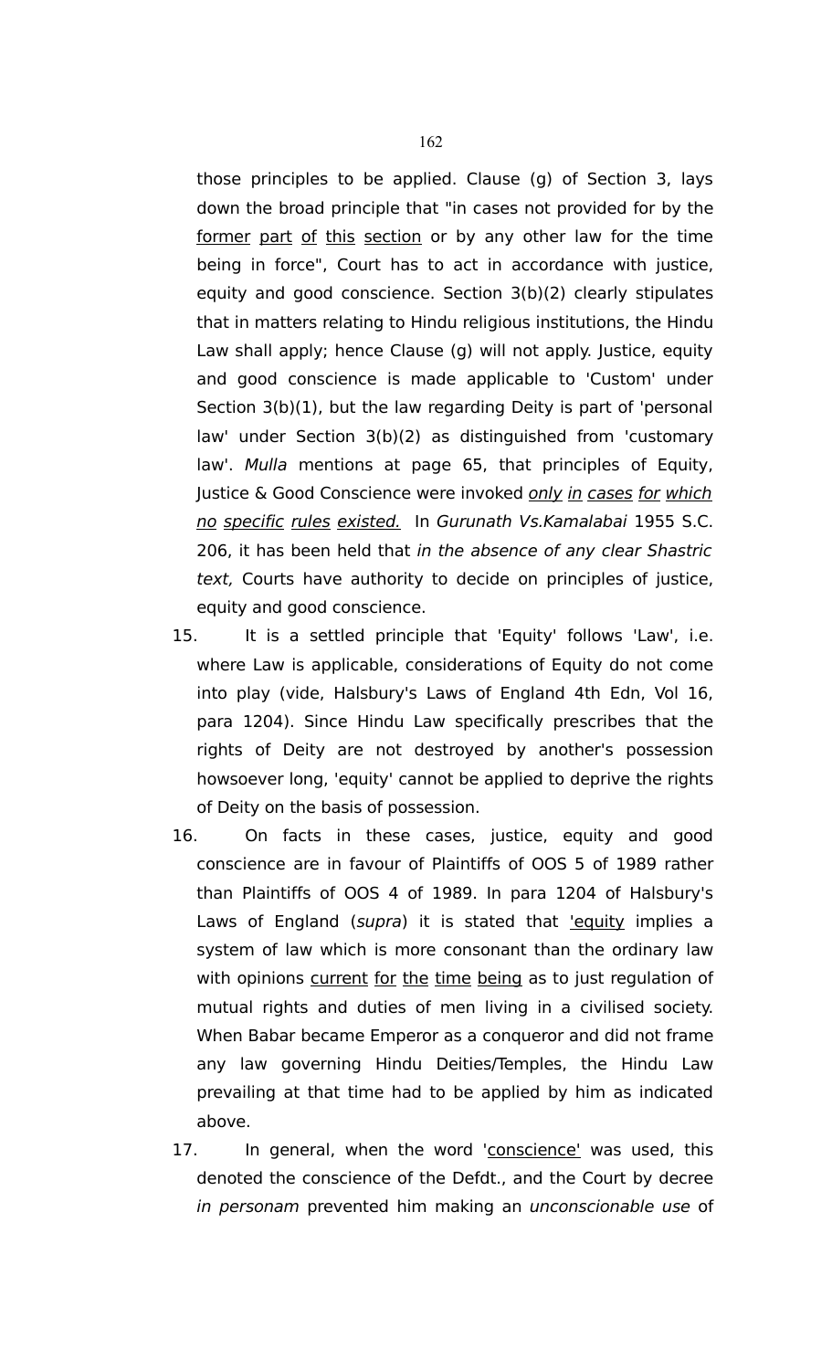those principles to be applied. Clause (g) of Section 3, lays down the broad principle that "in cases not provided for by the former part of this section or by any other law for the time being in force", Court has to act in accordance with justice, equity and good conscience. Section 3(b)(2) clearly stipulates that in matters relating to Hindu religious institutions, the Hindu Law shall apply; hence Clause (g) will not apply. Justice, equity and good conscience is made applicable to 'Custom' under Section 3(b)(1), but the law regarding Deity is part of 'personal law' under Section 3(b)(2) as distinguished from 'customary law'. *Mulla* mentions at page 65, that principles of Equity, Justice & Good Conscience were invoked *only in cases for which no specific rules existed.* In *Gurunath Vs.Kamalabai* 1955 S.C. 206, it has been held that *in the absence of any clear Shastric text,* Courts have authority to decide on principles of justice, equity and good conscience.

15. It is a settled principle that 'Equity' follows 'Law', i.e. where Law is applicable, considerations of Equity do not come into play (vide, Halsbury's Laws of England 4th Edn, Vol 16, para 1204). Since Hindu Law specifically prescribes that the rights of Deity are not destroyed by another's possession howsoever long, 'equity' cannot be applied to deprive the rights of Deity on the basis of possession.

16. On facts in these cases, justice, equity and good conscience are in favour of Plaintiffs of OOS 5 of 1989 rather than Plaintiffs of OOS 4 of 1989. In para 1204 of Halsbury's Laws of England (*supra*) it is stated that 'equity implies a system of law which is more consonant than the ordinary law with opinions current for the time being as to just regulation of mutual rights and duties of men living in a civilised society. When Babar became Emperor as a conqueror and did not frame any law governing Hindu Deities/Temples, the Hindu Law prevailing at that time had to be applied by him as indicated above.

17. In general, when the word 'conscience' was used, this denoted the conscience of the Defdt., and the Court by decree *in personam* prevented him making an *unconscionable use* of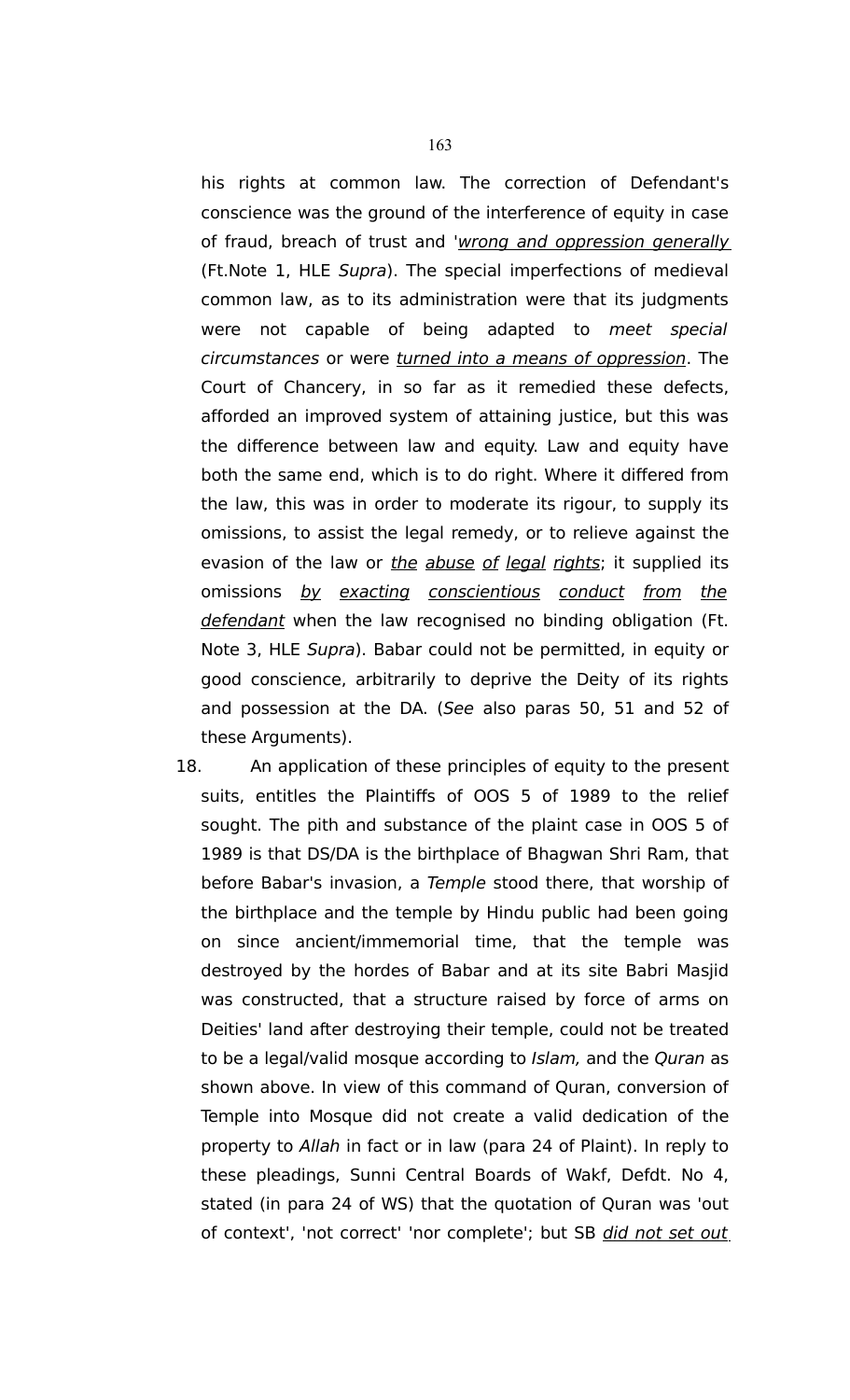his rights at common law. The correction of Defendant's conscience was the ground of the interference of equity in case of fraud, breach of trust and '<u>wrong and oppression generally</u> (Ft.Note 1, HLE *Supra*). The special imperfections of medieval common law, as to its administration were that its judgments were not capable of being adapted to *meet special circumstances* or were <u>turned into a means of oppression</u>. The Court of Chancery, in so far as it remedied these defects, afforded an improved system of attaining justice, but this was the difference between law and equity. Law and equity have both the same end, which is to do right. Where it differed from the law, this was in order to moderate its rigour, to supply its omissions, to assist the legal remedy, or to relieve against the evasion of the law or <u>the abuse of legal rights</u>; it supplied its omissions <u>by exacting conscientious conduct from the defendant</u> when the law recognised no binding obligation (Ft. Note 3, HLE *Supra*). Babar could not be permitted, in equity or good conscience, arbitrarily to deprive the Deity of its rights and possession at the DA. (*See* also paras 50, 51 and 52 of these Arguments).

18. An application of these principles of equity to the present suits, entitles the Plaintiffs of OOS 5 of 1989 to the relief sought. The pith and substance of the plaint case in OOS 5 of 1989 is that DS/DA is the birthplace of Bhagwan Shri Ram, that before Babar's invasion, a *Temple* stood there, that worship of the birthplace and the temple by Hindu public had been going on since ancient/immemorial time, that the temple was destroyed by the hordes of Babar and at its site Babri Masjid was constructed, that a structure raised by force of arms on Deities' land after destroying their temple, could not be treated to be a legal/valid mosque according to *Islam,* and the *Quran* as shown above. In view of this command of Quran, conversion of Temple into Mosque did not create a valid dedication of the property to *Allah* in fact or in law (para 24 of Plaint). In reply to these pleadings, Sunni Central Boards of Wakf, Defdt. No 4, stated (in para 24 of WS) that the quotation of Quran was 'out of context', 'not correct' 'nor complete'; but SB <u>did not set out</u>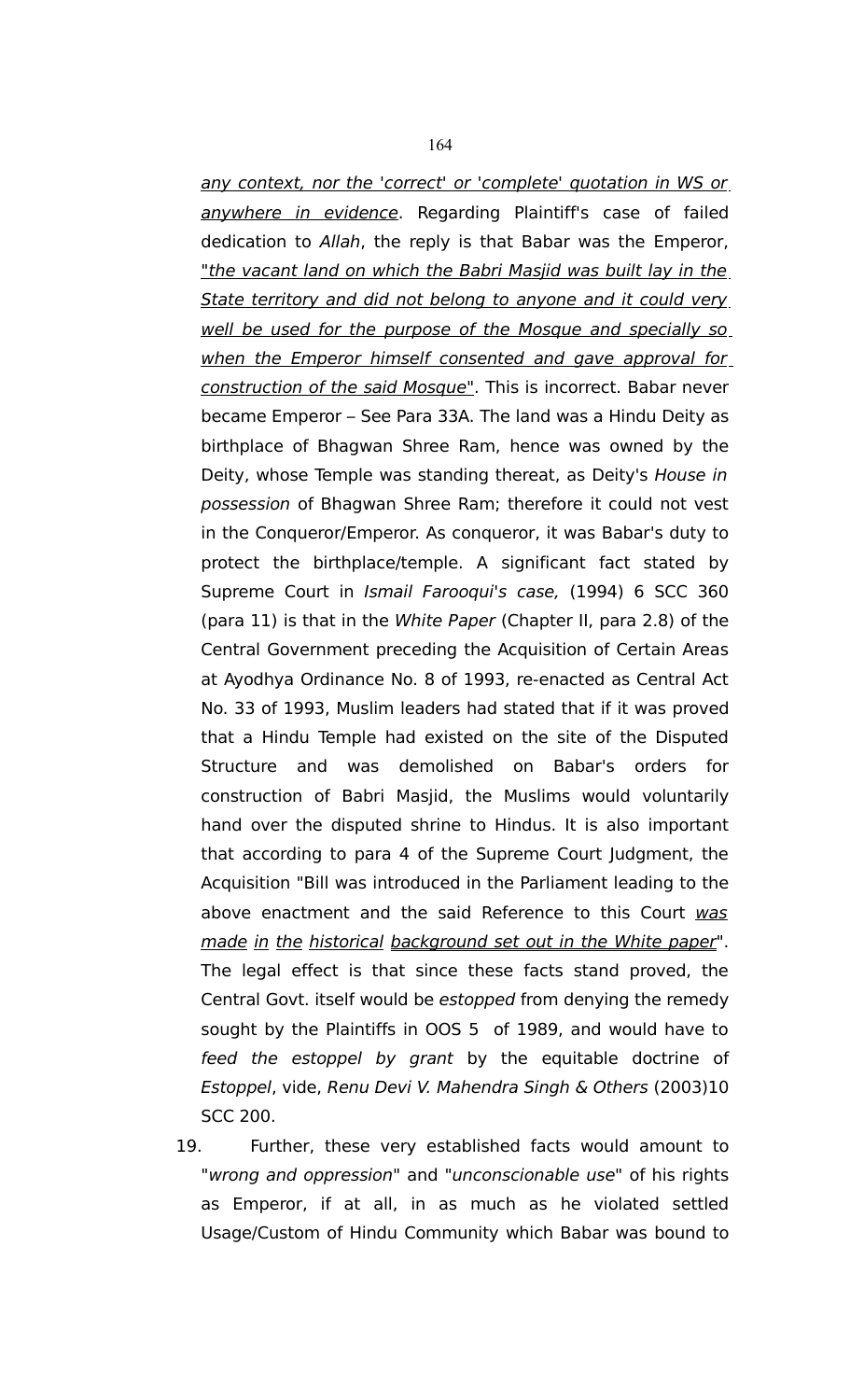*any context, nor the 'correct' or 'complete' quotation in WS or anywhere in evidence*. Regarding Plaintiff's case of failed dedication to *Allah*, the reply is that Babar was the Emperor, "*the vacant land on which the Babri Masjid was built lay in the State territory and did not belong to anyone and it could very well be used for the purpose of the Mosque and specially so when the Emperor himself consented and gave approval for construction of the said Mosque*". This is incorrect. Babar never became Emperor – See Para 33A. The land was a Hindu Deity as birthplace of Bhagwan Shree Ram, hence was owned by the Deity, whose Temple was standing thereat, as Deity's *House in possession* of Bhagwan Shree Ram; therefore it could not vest in the Conqueror/Emperor. As conqueror, it was Babar's duty to protect the birthplace/temple. A significant fact stated by Supreme Court in *Ismail Farooqui's case,* (1994) 6 SCC 360 (para 11) is that in the *White Paper* (Chapter II, para 2.8) of the Central Government preceding the Acquisition of Certain Areas at Ayodhya Ordinance No. 8 of 1993, re-enacted as Central Act No. 33 of 1993, Muslim leaders had stated that if it was proved that a Hindu Temple had existed on the site of the Disputed Structure and was demolished on Babar's orders for construction of Babri Masjid, the Muslims would voluntarily hand over the disputed shrine to Hindus. It is also important that according to para 4 of the Supreme Court Judgment, the Acquisition "Bill was introduced in the Parliament leading to the above enactment and the said Reference to this Court *was made in the historical background set out in the White paper*". The legal effect is that since these facts stand proved, the Central Govt. itself would be *estopped* from denying the remedy sought by the Plaintiffs in OOS 5 of 1989, and would have to *feed the estoppel by grant* by the equitable doctrine of *Estoppel*, vide, *Renu Devi V. Mahendra Singh & Others* (2003)10 SCC 200.

19. Further, these very established facts would amount to "*wrong and oppression*" and "*unconscionable use*" of his rights as Emperor, if at all, in as much as he violated settled Usage/Custom of Hindu Community which Babar was bound to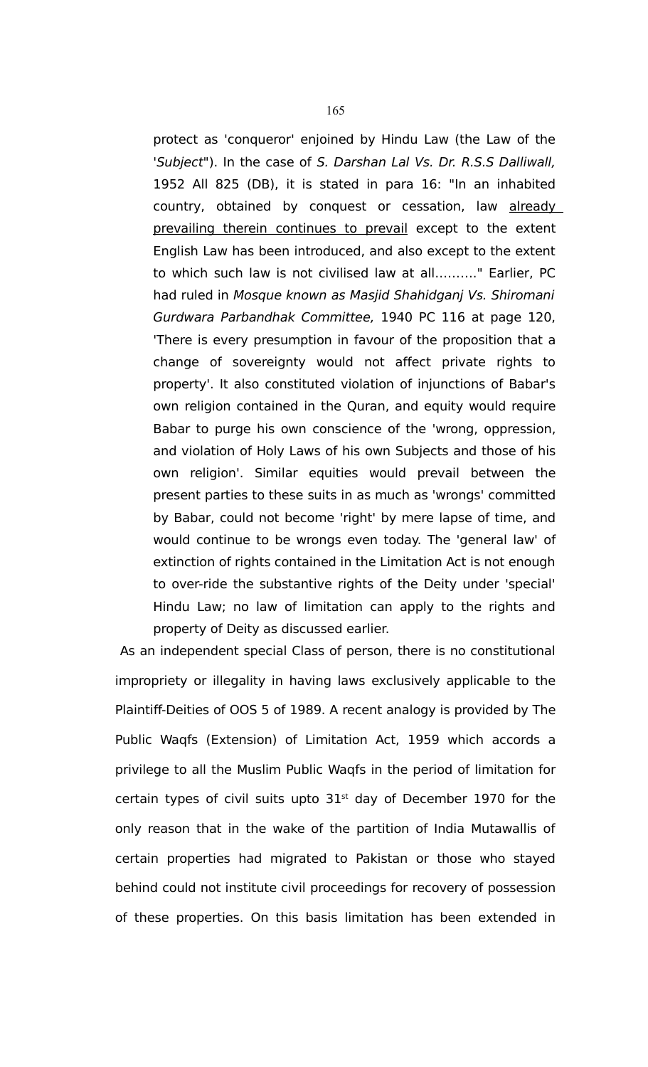protect as 'conqueror' enjoined by Hindu Law (the Law of the '*Subject*"). In the case of *S. Darshan Lal Vs. Dr. R.S.S Dalliwall,* 1952 All 825 (DB), it is stated in para 16: "In an inhabited country, obtained by conquest or cessation, law <u>already prevailing therein continues to prevail</u> except to the extent English Law has been introduced, and also except to the extent to which such law is not civilised law at all.........." Earlier, PC had ruled in *Mosque known as Masjid Shahidganj Vs. Shiromani Gurdwara Parbandhak Committee,* 1940 PC 116 at page 120, 'There is every presumption in favour of the proposition that a change of sovereignty would not affect private rights to property'. It also constituted violation of injunctions of Babar's own religion contained in the Quran, and equity would require Babar to purge his own conscience of the 'wrong, oppression, and violation of Holy Laws of his own Subjects and those of his own religion'. Similar equities would prevail between the present parties to these suits in as much as 'wrongs' committed by Babar, could not become 'right' by mere lapse of time, and would continue to be wrongs even today. The 'general law' of extinction of rights contained in the Limitation Act is not enough to over-ride the substantive rights of the Deity under 'special' Hindu Law; no law of limitation can apply to the rights and property of Deity as discussed earlier.

As an independent special Class of person, there is no constitutional impropriety or illegality in having laws exclusively applicable to the Plaintiff-Deities of OOS 5 of 1989. A recent analogy is provided by The Public Waqfs (Extension) of Limitation Act, 1959 which accords a privilege to all the Muslim Public Waqfs in the period of limitation for certain types of civil suits upto 31st day of December 1970 for the only reason that in the wake of the partition of India Mutawallis of certain properties had migrated to Pakistan or those who stayed behind could not institute civil proceedings for recovery of possession of these properties. On this basis limitation has been extended in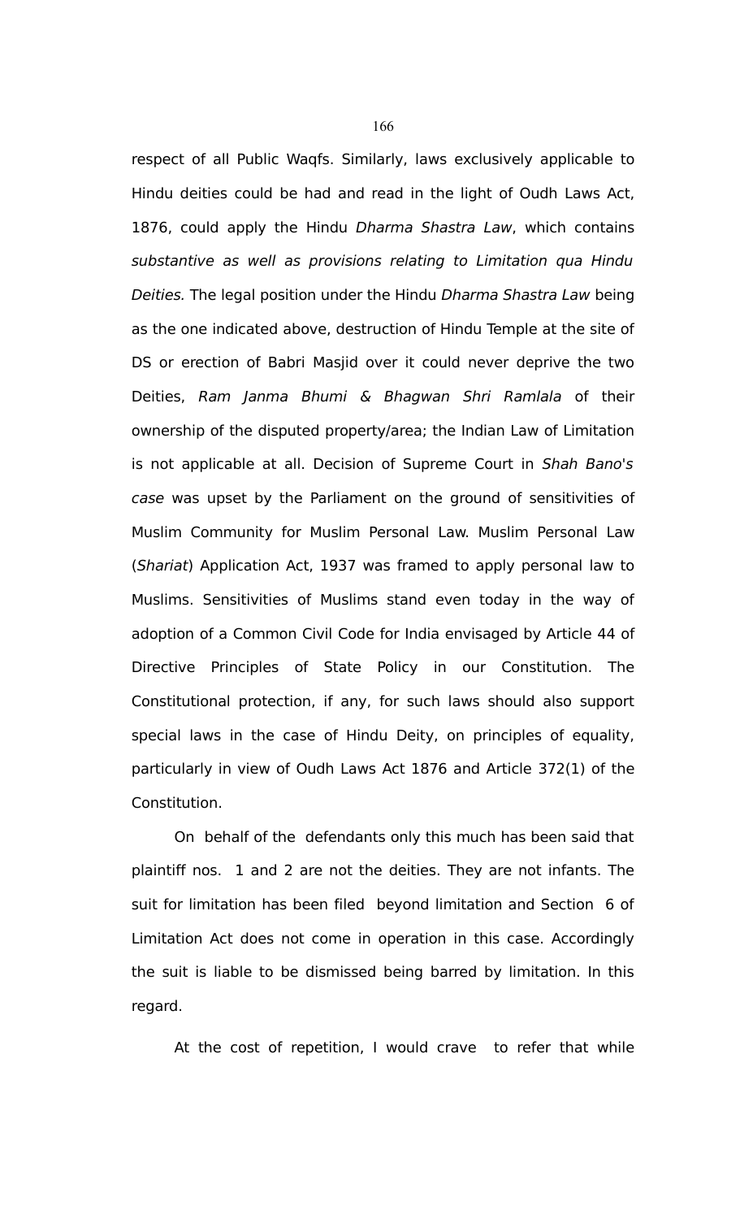respect of all Public Waqfs. Similarly, laws exclusively applicable to Hindu deities could be had and read in the light of Oudh Laws Act, 1876, could apply the Hindu *Dharma Shastra Law*, which contains *substantive as well as provisions relating to Limitation qua Hindu Deities.* The legal position under the Hindu *Dharma Shastra Law* being as the one indicated above, destruction of Hindu Temple at the site of DS or erection of Babri Masjid over it could never deprive the two Deities, *Ram Janma Bhumi & Bhagwan Shri Ramlala* of their ownership of the disputed property/area; the Indian Law of Limitation is not applicable at all. Decision of Supreme Court in *Shah Bano's case* was upset by the Parliament on the ground of sensitivities of Muslim Community for Muslim Personal Law. Muslim Personal Law (*Shariat*) Application Act, 1937 was framed to apply personal law to Muslims. Sensitivities of Muslims stand even today in the way of adoption of a Common Civil Code for India envisaged by Article 44 of Directive Principles of State Policy in our Constitution. The Constitutional protection, if any, for such laws should also support special laws in the case of Hindu Deity, on principles of equality, particularly in view of Oudh Laws Act 1876 and Article 372(1) of the Constitution.

On behalf of the defendants only this much has been said that plaintiff nos. 1 and 2 are not the deities. They are not infants. The suit for limitation has been filed beyond limitation and Section 6 of Limitation Act does not come in operation in this case. Accordingly the suit is liable to be dismissed being barred by limitation. In this regard.

At the cost of repetition, I would crave to refer that while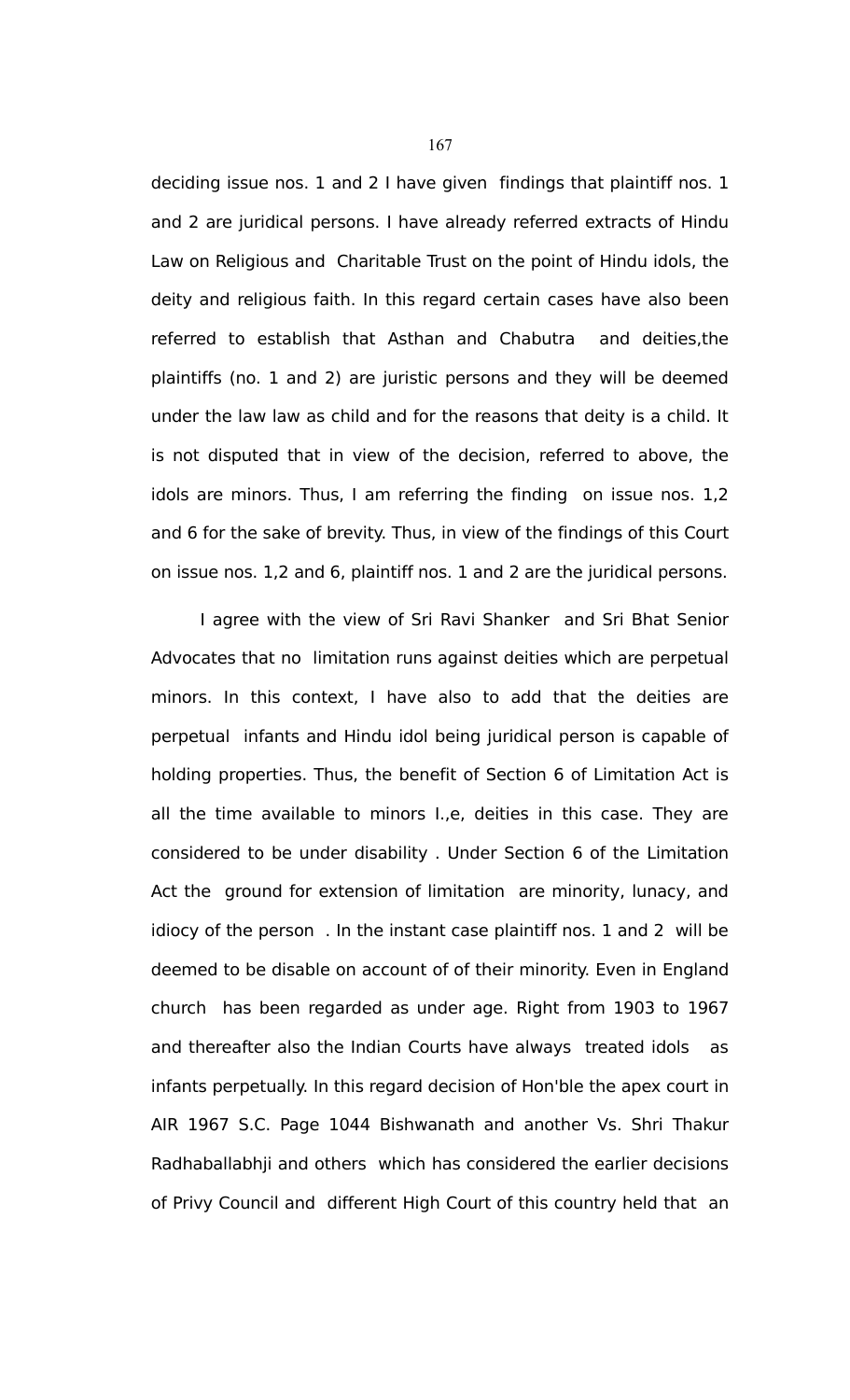deciding issue nos. 1 and 2 I have given findings that plaintiff nos. 1 and 2 are juridical persons. I have already referred extracts of Hindu Law on Religious and Charitable Trust on the point of Hindu idols, the deity and religious faith. In this regard certain cases have also been referred to establish that Asthan and Chabutra and deities,the plaintiffs (no. 1 and 2) are juristic persons and they will be deemed under the law law as child and for the reasons that deity is a child. It is not disputed that in view of the decision, referred to above, the idols are minors. Thus, I am referring the finding on issue nos. 1,2 and 6 for the sake of brevity. Thus, in view of the findings of this Court on issue nos. 1,2 and 6, plaintiff nos. 1 and 2 are the juridical persons.

I agree with the view of Sri Ravi Shanker and Sri Bhat Senior Advocates that no limitation runs against deities which are perpetual minors. In this context, I have also to add that the deities are perpetual infants and Hindu idol being juridical person is capable of holding properties. Thus, the benefit of Section 6 of Limitation Act is all the time available to minors I.,e, deities in this case. They are considered to be under disability . Under Section 6 of the Limitation Act the ground for extension of limitation are minority, lunacy, and idiocy of the person . In the instant case plaintiff nos. 1 and 2 will be deemed to be disable on account of of their minority. Even in England church has been regarded as under age. Right from 1903 to 1967 and thereafter also the Indian Courts have always treated idols as infants perpetually. In this regard decision of Hon'ble the apex court in AIR 1967 S.C. Page 1044 Bishwanath and another Vs. Shri Thakur Radhaballabhji and others which has considered the earlier decisions of Privy Council and different High Court of this country held that an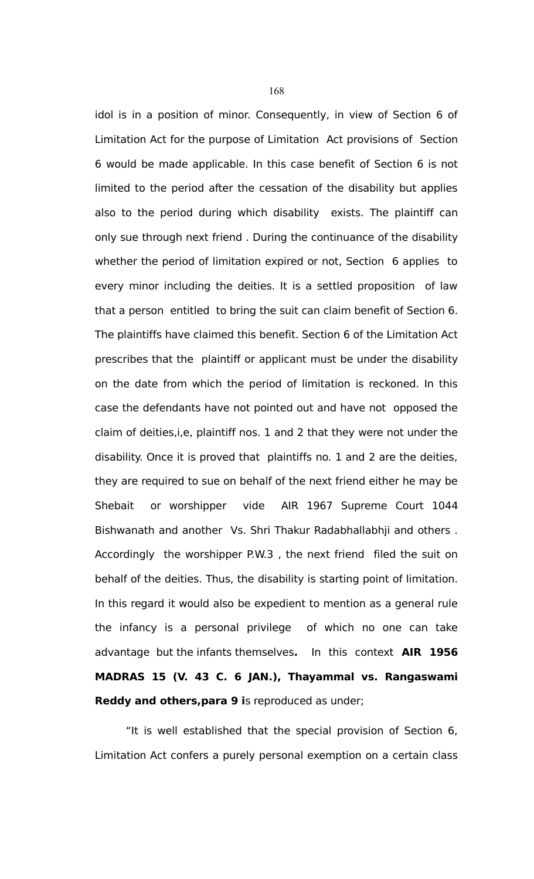idol is in a position of minor. Consequently, in view of Section 6 of Limitation Act for the purpose of Limitation Act provisions of Section 6 would be made applicable. In this case benefit of Section 6 is not limited to the period after the cessation of the disability but applies also to the period during which disability exists. The plaintiff can only sue through next friend . During the continuance of the disability whether the period of limitation expired or not, Section 6 applies to every minor including the deities. It is a settled proposition of law that a person entitled to bring the suit can claim benefit of Section 6. The plaintiffs have claimed this benefit. Section 6 of the Limitation Act prescribes that the plaintiff or applicant must be under the disability on the date from which the period of limitation is reckoned. In this case the defendants have not pointed out and have not opposed the claim of deities,i,e, plaintiff nos. 1 and 2 that they were not under the disability. Once it is proved that plaintiffs no. 1 and 2 are the deities, they are required to sue on behalf of the next friend either he may be Shebait or worshipper vide AIR 1967 Supreme Court 1044 Bishwanath and another Vs. Shri Thakur Radabhallabhji and others . Accordingly the worshipper P.W.3 , the next friend filed the suit on behalf of the deities. Thus, the disability is starting point of limitation. In this regard it would also be expedient to mention as a general rule the infancy is a personal privilege of which no one can take advantage but the infants themselves**.** In this context **AIR 1956 MADRAS 15 (V. 43 C. 6 JAN.), Thayammal vs. Rangaswami Reddy and others,para 9 i**s reproduced as under;

"It is well established that the special provision of Section 6, Limitation Act confers a purely personal exemption on a certain class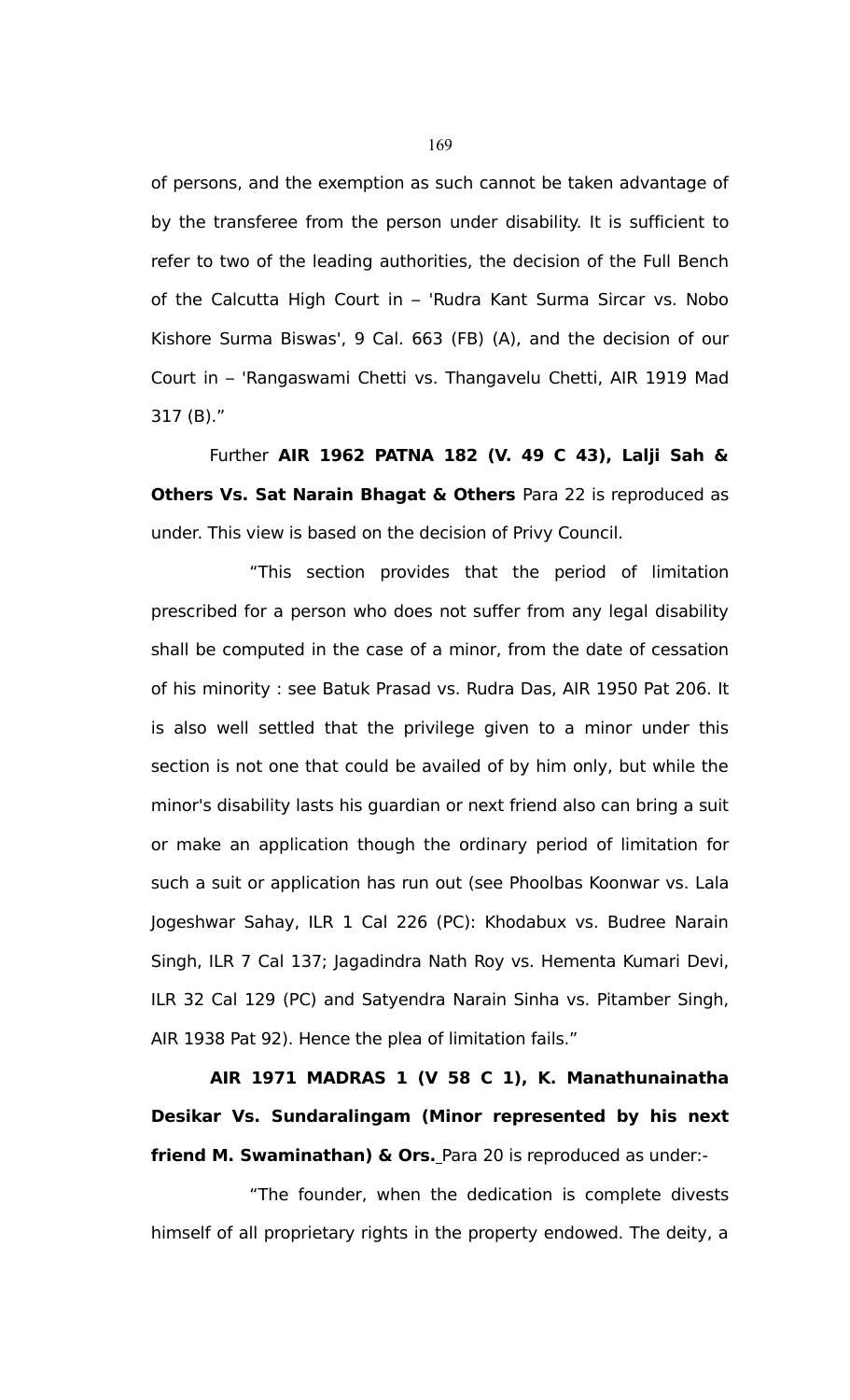of persons, and the exemption as such cannot be taken advantage of by the transferee from the person under disability. It is sufficient to refer to two of the leading authorities, the decision of the Full Bench of the Calcutta High Court in – 'Rudra Kant Surma Sircar vs. Nobo Kishore Surma Biswas', 9 Cal. 663 (FB) (A), and the decision of our Court in – 'Rangaswami Chetti vs. Thangavelu Chetti, AIR 1919 Mad 317 (B)."

Further **AIR 1962 PATNA 182 (V. 49 C 43), Lalji Sah & Others Vs. Sat Narain Bhagat & Others** Para 22 is reproduced as under. This view is based on the decision of Privy Council.

"This section provides that the period of limitation prescribed for a person who does not suffer from any legal disability shall be computed in the case of a minor, from the date of cessation of his minority : see Batuk Prasad vs. Rudra Das, AIR 1950 Pat 206. It is also well settled that the privilege given to a minor under this section is not one that could be availed of by him only, but while the minor's disability lasts his guardian or next friend also can bring a suit or make an application though the ordinary period of limitation for such a suit or application has run out (see Phoolbas Koonwar vs. Lala Jogeshwar Sahay, ILR 1 Cal 226 (PC): Khodabux vs. Budree Narain Singh, ILR 7 Cal 137; Jagadindra Nath Roy vs. Hementa Kumari Devi, ILR 32 Cal 129 (PC) and Satyendra Narain Sinha vs. Pitamber Singh, AIR 1938 Pat 92). Hence the plea of limitation fails."

**AIR 1971 MADRAS 1 (V 58 C 1), K. Manathunainatha Desikar Vs. Sundaralingam (Minor represented by his next friend M. Swaminathan) & Ors.** Para 20 is reproduced as under:-

"The founder, when the dedication is complete divests himself of all proprietary rights in the property endowed. The deity, a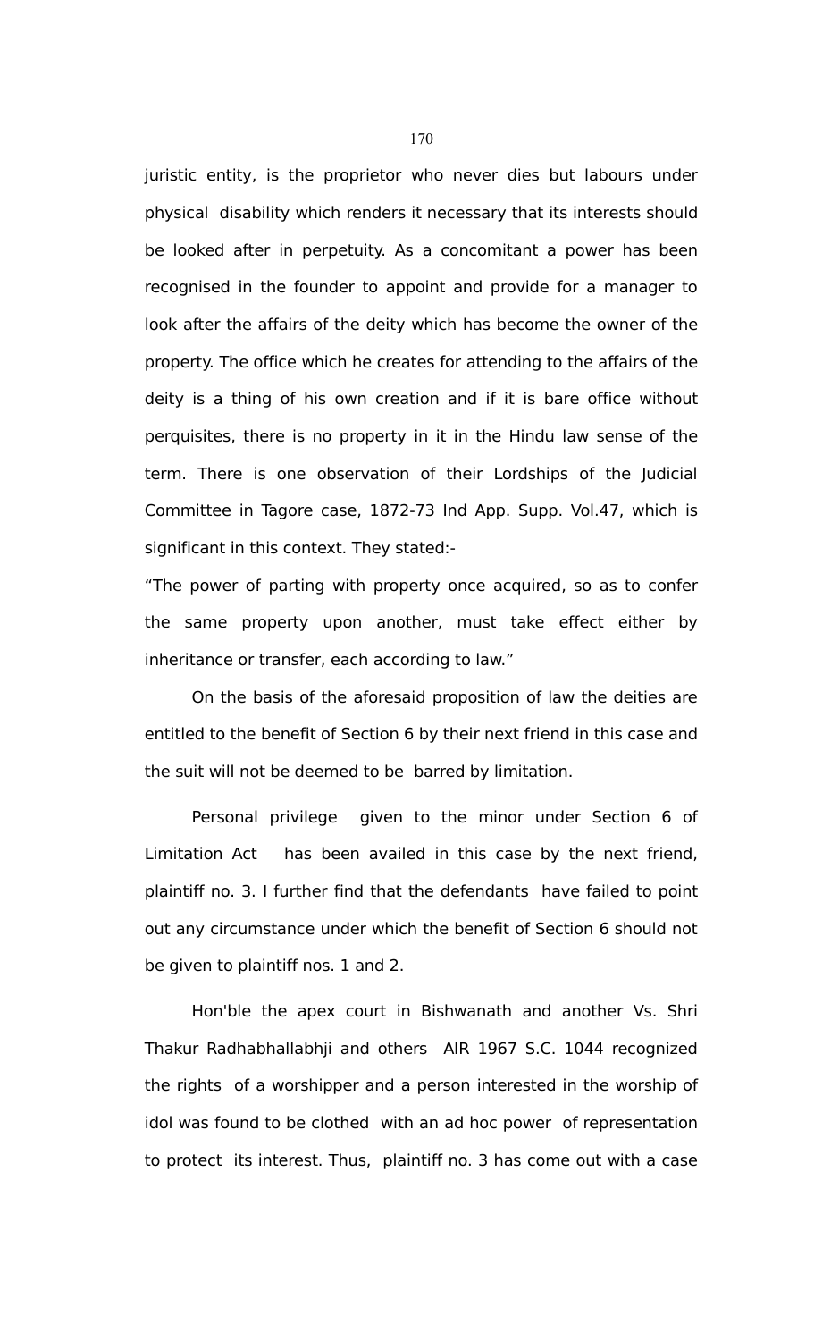juristic entity, is the proprietor who never dies but labours under physical disability which renders it necessary that its interests should be looked after in perpetuity. As a concomitant a power has been recognised in the founder to appoint and provide for a manager to look after the affairs of the deity which has become the owner of the property. The office which he creates for attending to the affairs of the deity is a thing of his own creation and if it is bare office without perquisites, there is no property in it in the Hindu law sense of the term. There is one observation of their Lordships of the Judicial Committee in Tagore case, 1872-73 Ind App. Supp. Vol.47, which is significant in this context. They stated:-

"The power of parting with property once acquired, so as to confer the same property upon another, must take effect either by inheritance or transfer, each according to law."

On the basis of the aforesaid proposition of law the deities are entitled to the benefit of Section 6 by their next friend in this case and the suit will not be deemed to be barred by limitation.

Personal privilege given to the minor under Section 6 of Limitation Act has been availed in this case by the next friend, plaintiff no. 3. I further find that the defendants have failed to point out any circumstance under which the benefit of Section 6 should not be given to plaintiff nos. 1 and 2.

Hon'ble the apex court in Bishwanath and another Vs. Shri Thakur Radhabhallabhji and others AIR 1967 S.C. 1044 recognized the rights of a worshipper and a person interested in the worship of idol was found to be clothed with an ad hoc power of representation to protect its interest. Thus, plaintiff no. 3 has come out with a case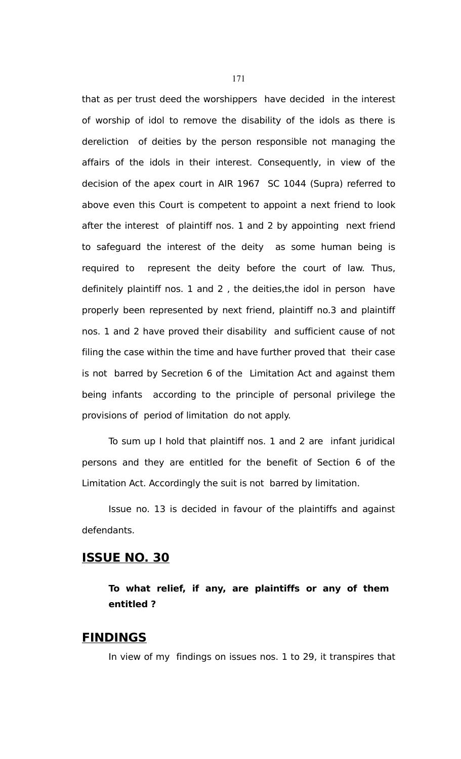that as per trust deed the worshippers have decided in the interest of worship of idol to remove the disability of the idols as there is dereliction of deities by the person responsible not managing the affairs of the idols in their interest. Consequently, in view of the decision of the apex court in AIR 1967 SC 1044 (Supra) referred to above even this Court is competent to appoint a next friend to look after the interest of plaintiff nos. 1 and 2 by appointing next friend to safeguard the interest of the deity as some human being is required to represent the deity before the court of law. Thus, definitely plaintiff nos. 1 and 2 , the deities,the idol in person have properly been represented by next friend, plaintiff no.3 and plaintiff nos. 1 and 2 have proved their disability and sufficient cause of not filing the case within the time and have further proved that their case is not barred by Secretion 6 of the Limitation Act and against them being infants according to the principle of personal privilege the provisions of period of limitation do not apply.

To sum up I hold that plaintiff nos. 1 and 2 are infant juridical persons and they are entitled for the benefit of Section 6 of the Limitation Act. Accordingly the suit is not barred by limitation.

Issue no. 13 is decided in favour of the plaintiffs and against defendants.

## **ISSUE NO. 30**

**To what relief, if any, are plaintiffs or any of them entitled ?**

## **FINDINGS**

In view of my findings on issues nos. 1 to 29, it transpires that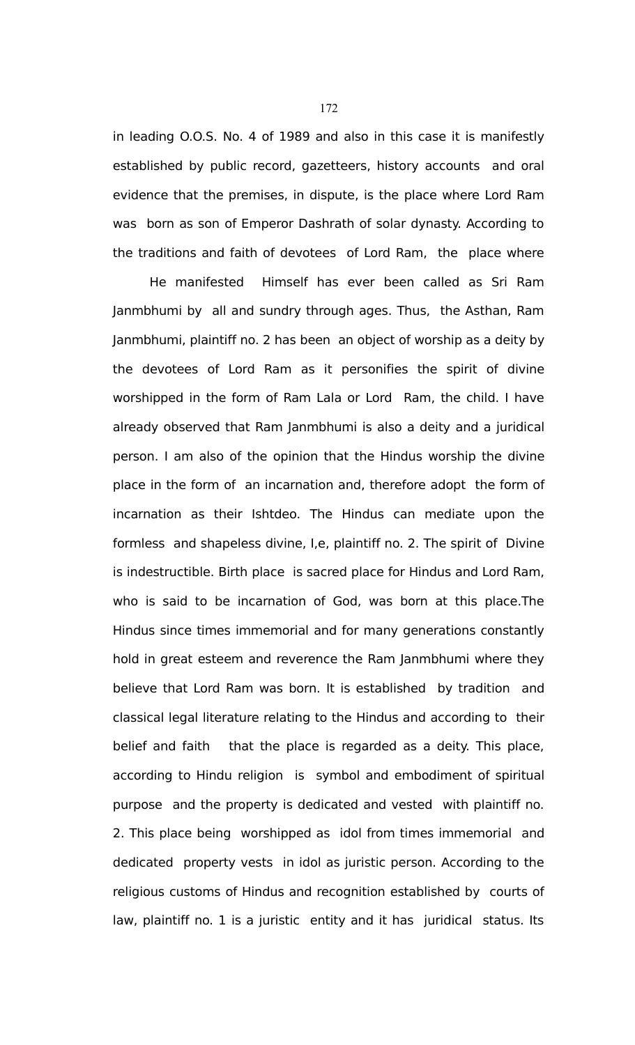in leading O.O.S. No. 4 of 1989 and also in this case it is manifestly established by public record, gazetteers, history accounts and oral evidence that the premises, in dispute, is the place where Lord Ram was born as son of Emperor Dashrath of solar dynasty. According to the traditions and faith of devotees of Lord Ram, the place where

He manifested Himself has ever been called as Sri Ram Janmbhumi by all and sundry through ages. Thus, the Asthan, Ram Janmbhumi, plaintiff no. 2 has been an object of worship as a deity by the devotees of Lord Ram as it personifies the spirit of divine worshipped in the form of Ram Lala or Lord Ram, the child. I have already observed that Ram Janmbhumi is also a deity and a juridical person. I am also of the opinion that the Hindus worship the divine place in the form of an incarnation and, therefore adopt the form of incarnation as their Ishtdeo. The Hindus can mediate upon the formless and shapeless divine, I,e, plaintiff no. 2. The spirit of Divine is indestructible. Birth place is sacred place for Hindus and Lord Ram, who is said to be incarnation of God, was born at this place.The Hindus since times immemorial and for many generations constantly hold in great esteem and reverence the Ram Janmbhumi where they believe that Lord Ram was born. It is established by tradition and classical legal literature relating to the Hindus and according to their belief and faith that the place is regarded as a deity. This place, according to Hindu religion is symbol and embodiment of spiritual purpose and the property is dedicated and vested with plaintiff no. 2. This place being worshipped as idol from times immemorial and dedicated property vests in idol as juristic person. According to the religious customs of Hindus and recognition established by courts of law, plaintiff no. 1 is a juristic entity and it has juridical status. Its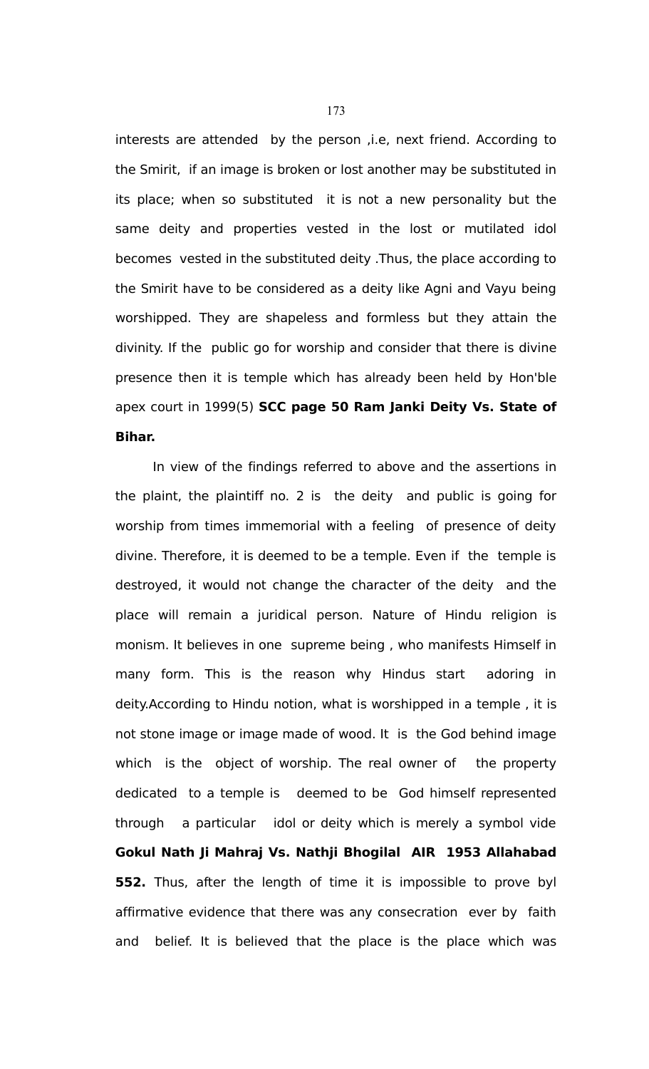interests are attended by the person ,i.e, next friend. According to the Smirit, if an image is broken or lost another may be substituted in its place; when so substituted it is not a new personality but the same deity and properties vested in the lost or mutilated idol becomes vested in the substituted deity .Thus, the place according to the Smirit have to be considered as a deity like Agni and Vayu being worshipped. They are shapeless and formless but they attain the divinity. If the public go for worship and consider that there is divine presence then it is temple which has already been held by Hon'ble apex court in 1999(5) **SCC page 50 Ram Janki Deity Vs. State of Bihar.**

In view of the findings referred to above and the assertions in the plaint, the plaintiff no. 2 is the deity and public is going for worship from times immemorial with a feeling of presence of deity divine. Therefore, it is deemed to be a temple. Even if the temple is destroyed, it would not change the character of the deity and the place will remain a juridical person. Nature of Hindu religion is monism. It believes in one supreme being , who manifests Himself in many form. This is the reason why Hindus start adoring in deity.According to Hindu notion, what is worshipped in a temple , it is not stone image or image made of wood. It is the God behind image which is the object of worship. The real owner of the property dedicated to a temple is deemed to be God himself represented through a particular idol or deity which is merely a symbol vide **Gokul Nath Ji Mahraj Vs. Nathji Bhogilal AIR 1953 Allahabad 552.** Thus, after the length of time it is impossible to prove byl affirmative evidence that there was any consecration ever by faith and belief. It is believed that the place is the place which was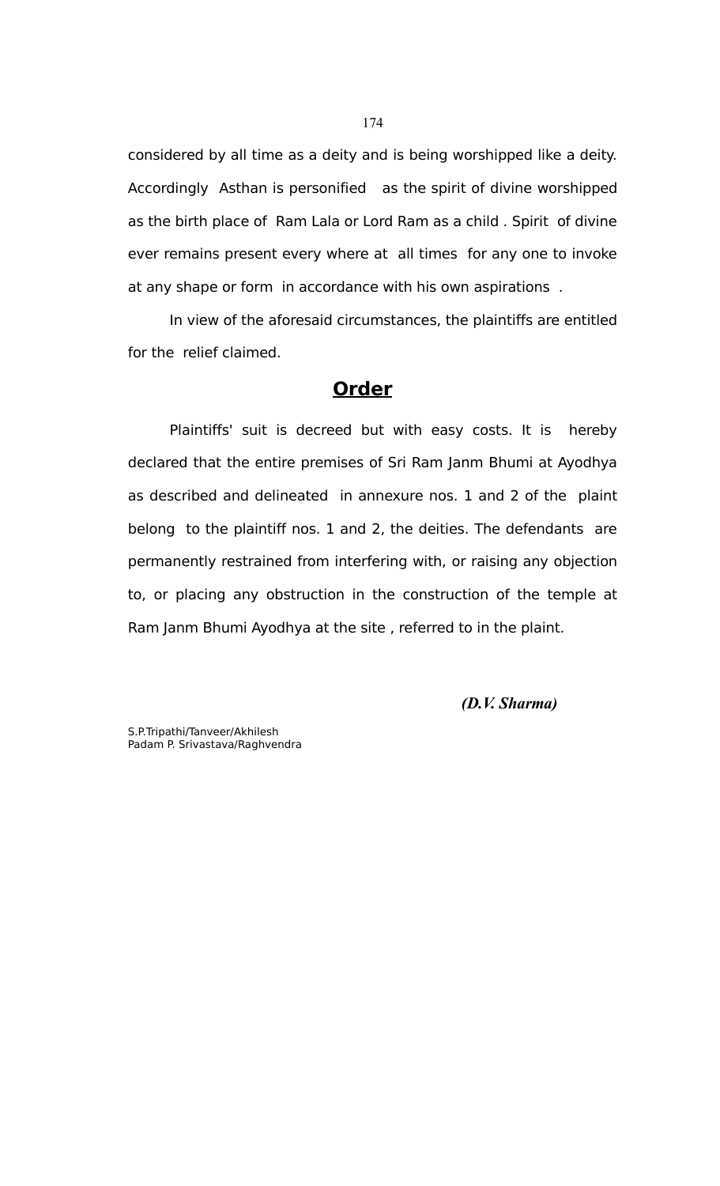considered by all time as a deity and is being worshipped like a deity. Accordingly Asthan is personified as the spirit of divine worshipped as the birth place of Ram Lala or Lord Ram as a child . Spirit of divine ever remains present every where at all times for any one to invoke at any shape or form in accordance with his own aspirations .

In view of the aforesaid circumstances, the plaintiffs are entitled for the relief claimed.

## Order

Plaintiffs' suit is decreed but with easy costs. It is hereby declared that the entire premises of Sri Ram Janm Bhumi at Ayodhya as described and delineated in annexure nos. 1 and 2 of the plaint belong to the plaintiff nos. 1 and 2, the deities. The defendants are permanently restrained from interfering with, or raising any objection to, or placing any obstruction in the construction of the temple at Ram Janm Bhumi Ayodhya at the site , referred to in the plaint.

***(D.V. Sharma)***

S.P.Tripathi/Tanveer/Akhilesh
Padam P. Srivastava/Raghvendra